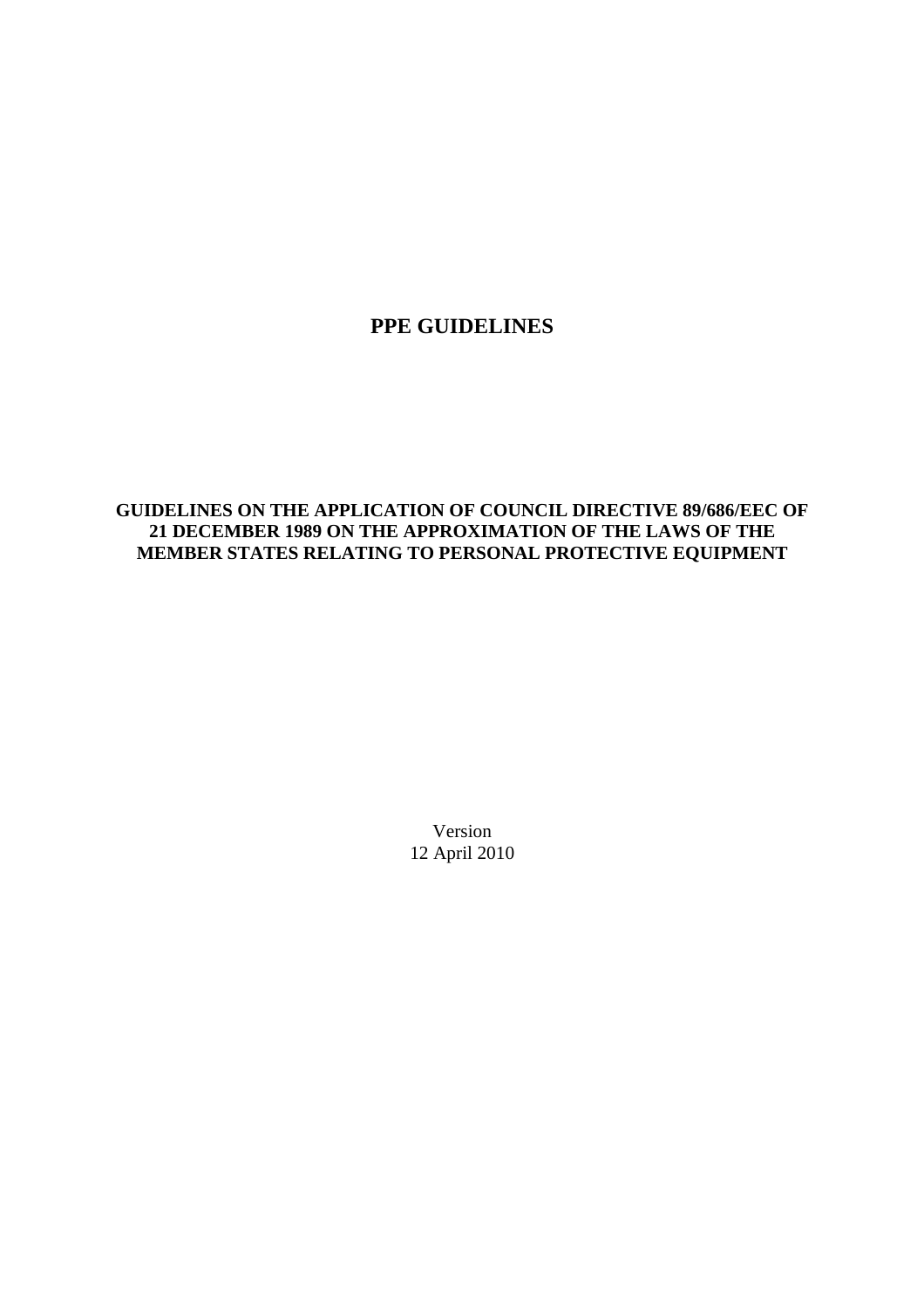# PPE GUIDELINES

## GUIDELINES ON THE APPLICATION OF COUNCIL DIRECTIVE 89/686/EEC OF 21 DECEMBER 1989 ON THE APPROXIMATION OF THE LAWS OF THE MEMBER STATES RELATING TO PERSONAL PROTECTIVE EQUIPMENT

Version
12 April 2010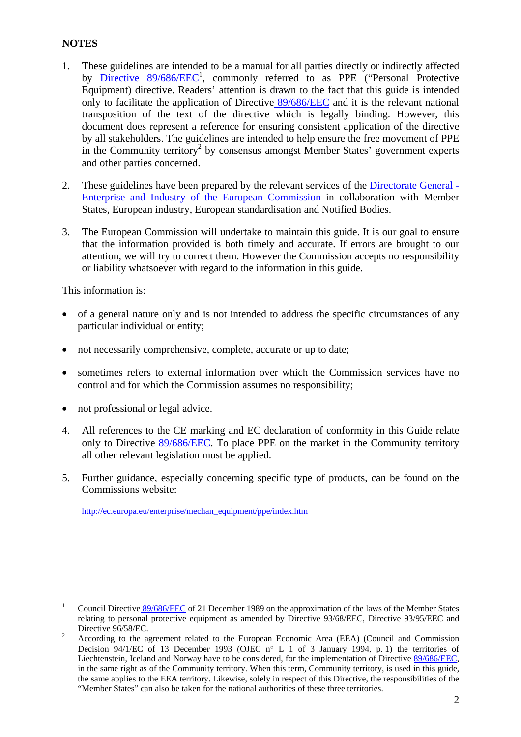**NOTES**

1. These guidelines are intended to be a manual for all parties directly or indirectly affected by Directive 89/686/EEC[1], commonly referred to as PPE ("Personal Protective Equipment) directive. Readers' attention is drawn to the fact that this guide is intended only to facilitate the application of Directive 89/686/EEC and it is the relevant national transposition of the text of the directive which is legally binding. However, this document does represent a reference for ensuring consistent application of the directive by all stakeholders. The guidelines are intended to help ensure the free movement of PPE in the Community territory[2] by consensus amongst Member States' government experts and other parties concerned.

2. These guidelines have been prepared by the relevant services of the Directorate General - Enterprise and Industry of the European Commission in collaboration with Member States, European industry, European standardisation and Notified Bodies.

3. The European Commission will undertake to maintain this guide. It is our goal to ensure that the information provided is both timely and accurate. If errors are brought to our attention, we will try to correct them. However the Commission accepts no responsibility or liability whatsoever with regard to the information in this guide.

This information is:

- of a general nature only and is not intended to address the specific circumstances of any particular individual or entity;
- not necessarily comprehensive, complete, accurate or up to date;
- sometimes refers to external information over which the Commission services have no control and for which the Commission assumes no responsibility;
- not professional or legal advice.

4. All references to the CE marking and EC declaration of conformity in this Guide relate only to Directive 89/686/EEC. To place PPE on the market in the Community territory all other relevant legislation must be applied.

5. Further guidance, especially concerning specific type of products, can be found on the Commissions website:

   http://ec.europa.eu/enterprise/mechan_equipment/ppe/index.htm

---

[1] Council Directive 89/686/EEC of 21 December 1989 on the approximation of the laws of the Member States relating to personal protective equipment as amended by Directive 93/68/EEC, Directive 93/95/EEC and Directive 96/58/EC.

[2] According to the agreement related to the European Economic Area (EEA) (Council and Commission Decision 94/1/EC of 13 December 1993 (OJEC n° L 1 of 3 January 1994, p. 1) the territories of Liechtenstein, Iceland and Norway have to be considered, for the implementation of Directive 89/686/EEC, in the same right as of the Community territory. When this term, Community territory, is used in this guide, the same applies to the EEA territory. Likewise, solely in respect of this Directive, the responsibilities of the "Member States" can also be taken for the national authorities of these three territories.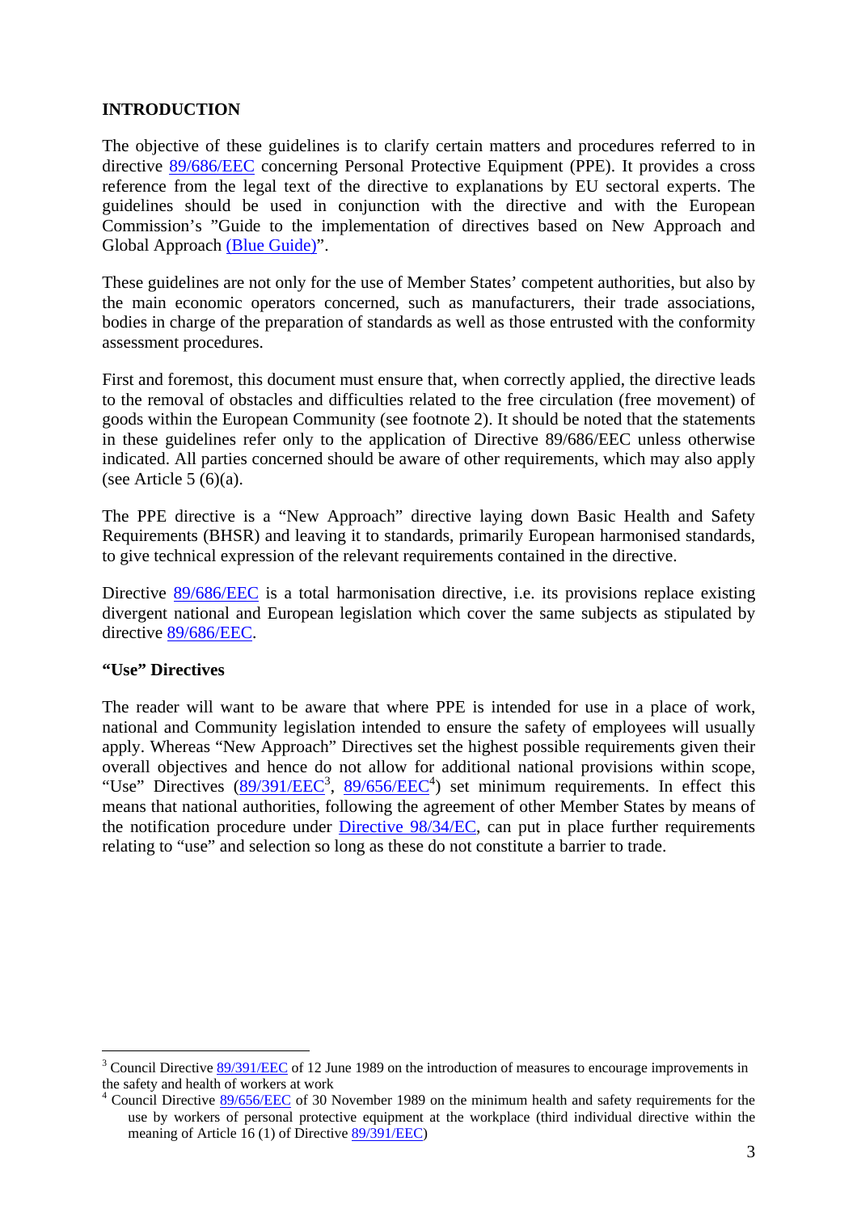## INTRODUCTION

The objective of these guidelines is to clarify certain matters and procedures referred to in directive 89/686/EEC concerning Personal Protective Equipment (PPE). It provides a cross reference from the legal text of the directive to explanations by EU sectoral experts. The guidelines should be used in conjunction with the directive and with the European Commission's "Guide to the implementation of directives based on New Approach and Global Approach (Blue Guide)".

These guidelines are not only for the use of Member States' competent authorities, but also by the main economic operators concerned, such as manufacturers, their trade associations, bodies in charge of the preparation of standards as well as those entrusted with the conformity assessment procedures.

First and foremost, this document must ensure that, when correctly applied, the directive leads to the removal of obstacles and difficulties related to the free circulation (free movement) of goods within the European Community (see footnote 2). It should be noted that the statements in these guidelines refer only to the application of Directive 89/686/EEC unless otherwise indicated. All parties concerned should be aware of other requirements, which may also apply (see Article 5 (6)(a).

The PPE directive is a "New Approach" directive laying down Basic Health and Safety Requirements (BHSR) and leaving it to standards, primarily European harmonised standards, to give technical expression of the relevant requirements contained in the directive.

Directive 89/686/EEC is a total harmonisation directive, i.e. its provisions replace existing divergent national and European legislation which cover the same subjects as stipulated by directive 89/686/EEC.

### "Use" Directives

The reader will want to be aware that where PPE is intended for use in a place of work, national and Community legislation intended to ensure the safety of employees will usually apply. Whereas "New Approach" Directives set the highest possible requirements given their overall objectives and hence do not allow for additional national provisions within scope, "Use" Directives (89/391/EEC[3], 89/656/EEC[4]) set minimum requirements. In effect this means that national authorities, following the agreement of other Member States by means of the notification procedure under Directive 98/34/EC, can put in place further requirements relating to "use" and selection so long as these do not constitute a barrier to trade.

---

[3] Council Directive 89/391/EEC of 12 June 1989 on the introduction of measures to encourage improvements in the safety and health of workers at work

[4] Council Directive 89/656/EEC of 30 November 1989 on the minimum health and safety requirements for the use by workers of personal protective equipment at the workplace (third individual directive within the meaning of Article 16 (1) of Directive 89/391/EEC)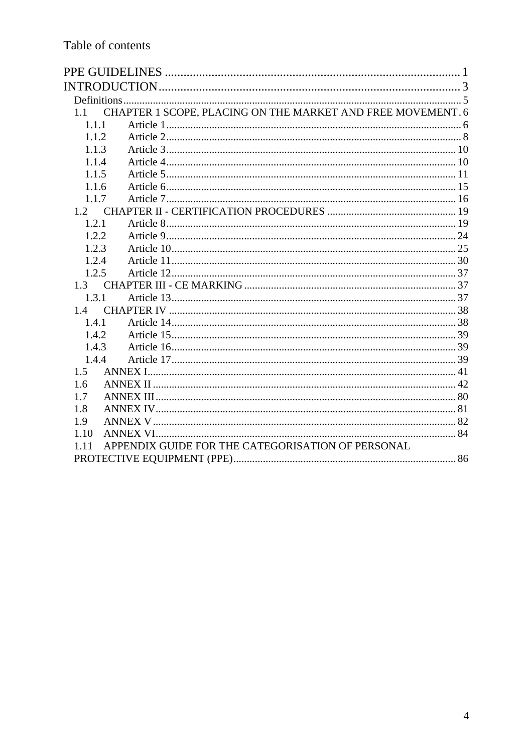Table of contents

PPE GUIDELINES .......... 1
INTRODUCTION .......... 3
- Definitions .......... 5
- 1.1 CHAPTER 1 SCOPE, PLACING ON THE MARKET AND FREE MOVEMENT . 6
  - 1.1.1 Article 1 .......... 6
  - 1.1.2 Article 2 .......... 8
  - 1.1.3 Article 3 .......... 10
  - 1.1.4 Article 4 .......... 10
  - 1.1.5 Article 5 .......... 11
  - 1.1.6 Article 6 .......... 15
  - 1.1.7 Article 7 .......... 16
- 1.2 CHAPTER II - CERTIFICATION PROCEDURES .......... 19
  - 1.2.1 Article 8 .......... 19
  - 1.2.2 Article 9 .......... 24
  - 1.2.3 Article 10 .......... 25
  - 1.2.4 Article 11 .......... 30
  - 1.2.5 Article 12 .......... 37
- 1.3 CHAPTER III - CE MARKING .......... 37
  - 1.3.1 Article 13 .......... 37
- 1.4 CHAPTER IV .......... 38
  - 1.4.1 Article 14 .......... 38
  - 1.4.2 Article 15 .......... 39
  - 1.4.3 Article 16 .......... 39
  - 1.4.4 Article 17 .......... 39
- 1.5 ANNEX I .......... 41
- 1.6 ANNEX II .......... 42
- 1.7 ANNEX III .......... 80
- 1.8 ANNEX IV .......... 81
- 1.9 ANNEX V .......... 82
- 1.10 ANNEX VI .......... 84
- 1.11 APPENDIX GUIDE FOR THE CATEGORISATION OF PERSONAL PROTECTIVE EQUIPMENT (PPE) .......... 86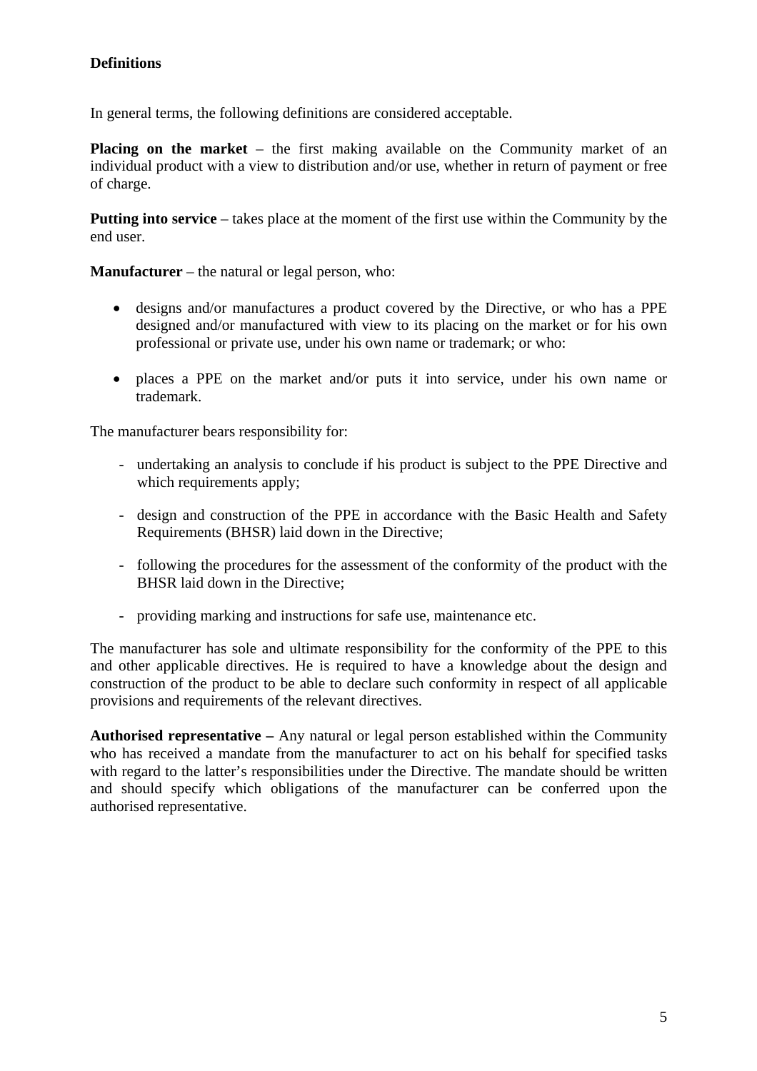**Definitions**

In general terms, the following definitions are considered acceptable.

**Placing on the market** – the first making available on the Community market of an individual product with a view to distribution and/or use, whether in return of payment or free of charge.

**Putting into service** – takes place at the moment of the first use within the Community by the end user.

**Manufacturer** – the natural or legal person, who:

- designs and/or manufactures a product covered by the Directive, or who has a PPE designed and/or manufactured with view to its placing on the market or for his own professional or private use, under his own name or trademark; or who:

- places a PPE on the market and/or puts it into service, under his own name or trademark.

The manufacturer bears responsibility for:

- undertaking an analysis to conclude if his product is subject to the PPE Directive and which requirements apply;

- design and construction of the PPE in accordance with the Basic Health and Safety Requirements (BHSR) laid down in the Directive;

- following the procedures for the assessment of the conformity of the product with the BHSR laid down in the Directive;

- providing marking and instructions for safe use, maintenance etc.

The manufacturer has sole and ultimate responsibility for the conformity of the PPE to this and other applicable directives. He is required to have a knowledge about the design and construction of the product to be able to declare such conformity in respect of all applicable provisions and requirements of the relevant directives.

**Authorised representative –** Any natural or legal person established within the Community who has received a mandate from the manufacturer to act on his behalf for specified tasks with regard to the latter's responsibilities under the Directive. The mandate should be written and should specify which obligations of the manufacturer can be conferred upon the authorised representative.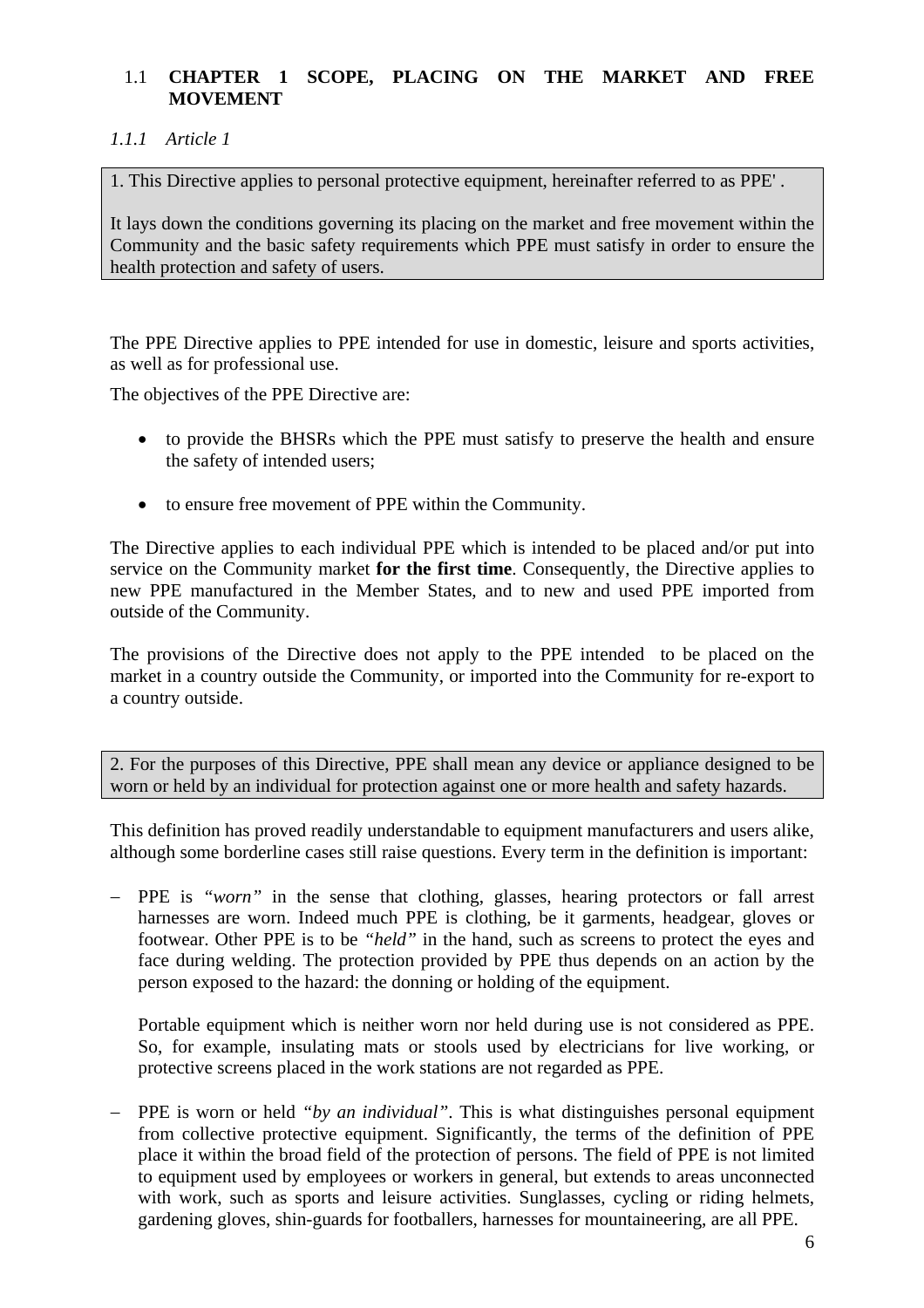## 1.1 CHAPTER 1 SCOPE, PLACING ON THE MARKET AND FREE MOVEMENT

### *1.1.1 Article 1*

> 1. This Directive applies to personal protective equipment, hereinafter referred to as PPE' .
>
> It lays down the conditions governing its placing on the market and free movement within the Community and the basic safety requirements which PPE must satisfy in order to ensure the health protection and safety of users.

The PPE Directive applies to PPE intended for use in domestic, leisure and sports activities, as well as for professional use.

The objectives of the PPE Directive are:

- to provide the BHSRs which the PPE must satisfy to preserve the health and ensure the safety of intended users;
- to ensure free movement of PPE within the Community.

The Directive applies to each individual PPE which is intended to be placed and/or put into service on the Community market **for the first time**. Consequently, the Directive applies to new PPE manufactured in the Member States, and to new and used PPE imported from outside of the Community.

The provisions of the Directive does not apply to the PPE intended to be placed on the market in a country outside the Community, or imported into the Community for re-export to a country outside.

> 2. For the purposes of this Directive, PPE shall mean any device or appliance designed to be worn or held by an individual for protection against one or more health and safety hazards.

This definition has proved readily understandable to equipment manufacturers and users alike, although some borderline cases still raise questions. Every term in the definition is important:

- PPE is *"worn"* in the sense that clothing, glasses, hearing protectors or fall arrest harnesses are worn. Indeed much PPE is clothing, be it garments, headgear, gloves or footwear. Other PPE is to be *"held"* in the hand, such as screens to protect the eyes and face during welding. The protection provided by PPE thus depends on an action by the person exposed to the hazard: the donning or holding of the equipment.

  Portable equipment which is neither worn nor held during use is not considered as PPE. So, for example, insulating mats or stools used by electricians for live working, or protective screens placed in the work stations are not regarded as PPE.

- PPE is worn or held *"by an individual"*. This is what distinguishes personal equipment from collective protective equipment. Significantly, the terms of the definition of PPE place it within the broad field of the protection of persons. The field of PPE is not limited to equipment used by employees or workers in general, but extends to areas unconnected with work, such as sports and leisure activities. Sunglasses, cycling or riding helmets, gardening gloves, shin-guards for footballers, harnesses for mountaineering, are all PPE.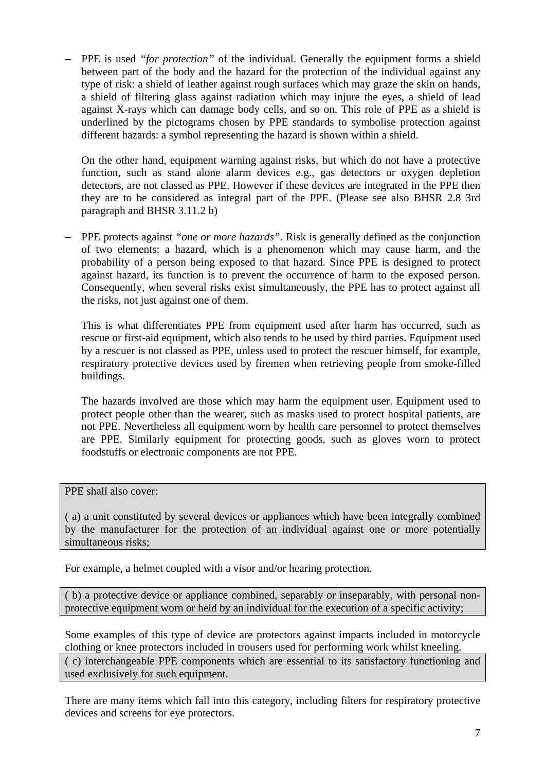- PPE is used *"for protection"* of the individual. Generally the equipment forms a shield between part of the body and the hazard for the protection of the individual against any type of risk: a shield of leather against rough surfaces which may graze the skin on hands, a shield of filtering glass against radiation which may injure the eyes, a shield of lead against X-rays which can damage body cells, and so on. This role of PPE as a shield is underlined by the pictograms chosen by PPE standards to symbolise protection against different hazards: a symbol representing the hazard is shown within a shield.

  On the other hand, equipment warning against risks, but which do not have a protective function, such as stand alone alarm devices e.g., gas detectors or oxygen depletion detectors, are not classed as PPE. However if these devices are integrated in the PPE then they are to be considered as integral part of the PPE. (Please see also BHSR 2.8 3rd paragraph and BHSR 3.11.2 b)

- PPE protects against *"one or more hazards"*. Risk is generally defined as the conjunction of two elements: a hazard, which is a phenomenon which may cause harm, and the probability of a person being exposed to that hazard. Since PPE is designed to protect against hazard, its function is to prevent the occurrence of harm to the exposed person. Consequently, when several risks exist simultaneously, the PPE has to protect against all the risks, not just against one of them.

  This is what differentiates PPE from equipment used after harm has occurred, such as rescue or first-aid equipment, which also tends to be used by third parties. Equipment used by a rescuer is not classed as PPE, unless used to protect the rescuer himself, for example, respiratory protective devices used by firemen when retrieving people from smoke-filled buildings.

  The hazards involved are those which may harm the equipment user. Equipment used to protect people other than the wearer, such as masks used to protect hospital patients, are not PPE. Nevertheless all equipment worn by health care personnel to protect themselves are PPE. Similarly equipment for protecting goods, such as gloves worn to protect foodstuffs or electronic components are not PPE.

> PPE shall also cover:
>
> ( a) a unit constituted by several devices or appliances which have been integrally combined by the manufacturer for the protection of an individual against one or more potentially simultaneous risks;

For example, a helmet coupled with a visor and/or hearing protection.

> ( b) a protective device or appliance combined, separably or inseparably, with personal non-protective equipment worn or held by an individual for the execution of a specific activity;

Some examples of this type of device are protectors against impacts included in motorcycle clothing or knee protectors included in trousers used for performing work whilst kneeling.

> ( c) interchangeable PPE components which are essential to its satisfactory functioning and used exclusively for such equipment.

There are many items which fall into this category, including filters for respiratory protective devices and screens for eye protectors.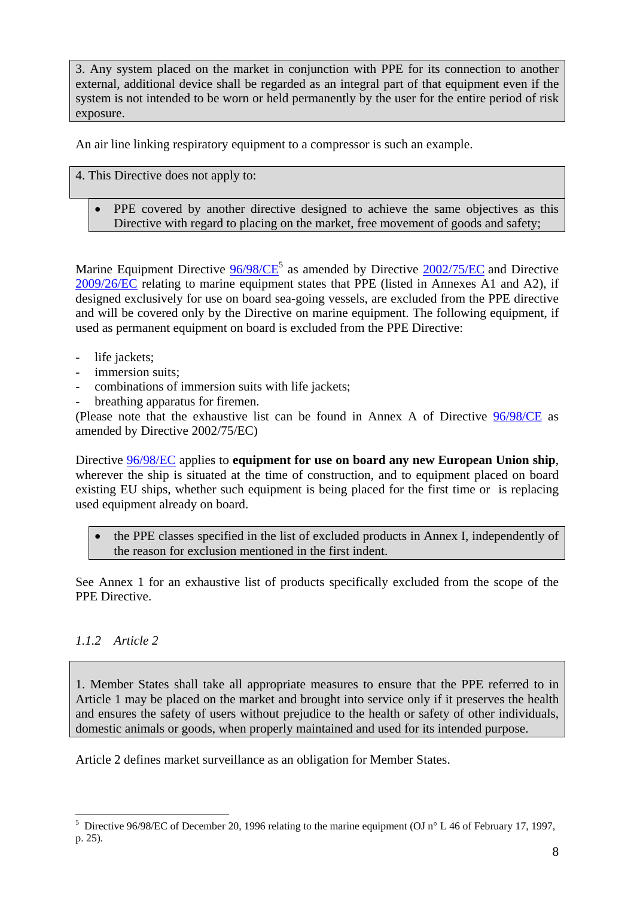> 3. Any system placed on the market in conjunction with PPE for its connection to another external, additional device shall be regarded as an integral part of that equipment even if the system is not intended to be worn or held permanently by the user for the entire period of risk exposure.

An air line linking respiratory equipment to a compressor is such an example.

> 4. This Directive does not apply to:
>
> - PPE covered by another directive designed to achieve the same objectives as this Directive with regard to placing on the market, free movement of goods and safety;

Marine Equipment Directive 96/98/CE[5] as amended by Directive 2002/75/EC and Directive 2009/26/EC relating to marine equipment states that PPE (listed in Annexes A1 and A2), if designed exclusively for use on board sea-going vessels, are excluded from the PPE directive and will be covered only by the Directive on marine equipment. The following equipment, if used as permanent equipment on board is excluded from the PPE Directive:

- life jackets;
- immersion suits;
- combinations of immersion suits with life jackets;
- breathing apparatus for firemen.

(Please note that the exhaustive list can be found in Annex A of Directive 96/98/CE as amended by Directive 2002/75/EC)

Directive 96/98/EC applies to **equipment for use on board any new European Union ship**, wherever the ship is situated at the time of construction, and to equipment placed on board existing EU ships, whether such equipment is being placed for the first time or is replacing used equipment already on board.

> - the PPE classes specified in the list of excluded products in Annex I, independently of the reason for exclusion mentioned in the first indent.

See Annex 1 for an exhaustive list of products specifically excluded from the scope of the PPE Directive.

### *1.1.2 Article 2*

> 1. Member States shall take all appropriate measures to ensure that the PPE referred to in Article 1 may be placed on the market and brought into service only if it preserves the health and ensures the safety of users without prejudice to the health or safety of other individuals, domestic animals or goods, when properly maintained and used for its intended purpose.

Article 2 defines market surveillance as an obligation for Member States.

---

[5] Directive 96/98/EC of December 20, 1996 relating to the marine equipment (OJ n° L 46 of February 17, 1997, p. 25).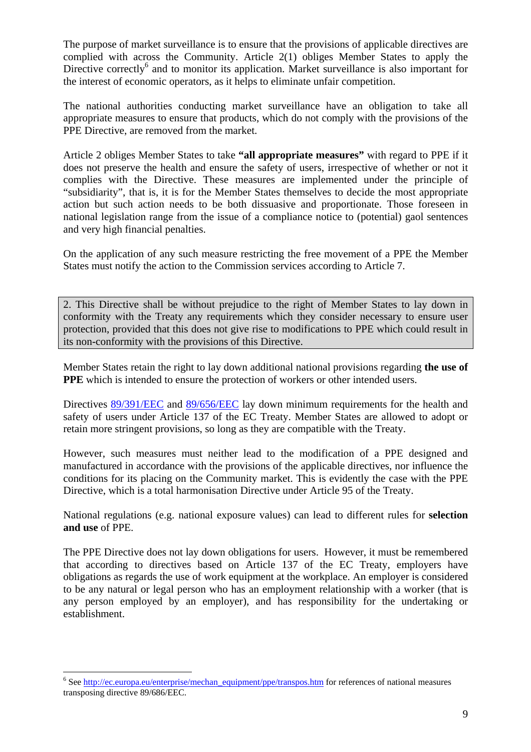The purpose of market surveillance is to ensure that the provisions of applicable directives are complied with across the Community. Article 2(1) obliges Member States to apply the Directive correctly[6] and to monitor its application. Market surveillance is also important for the interest of economic operators, as it helps to eliminate unfair competition.

The national authorities conducting market surveillance have an obligation to take all appropriate measures to ensure that products, which do not comply with the provisions of the PPE Directive, are removed from the market.

Article 2 obliges Member States to take **"all appropriate measures"** with regard to PPE if it does not preserve the health and ensure the safety of users, irrespective of whether or not it complies with the Directive. These measures are implemented under the principle of "subsidiarity", that is, it is for the Member States themselves to decide the most appropriate action but such action needs to be both dissuasive and proportionate. Those foreseen in national legislation range from the issue of a compliance notice to (potential) gaol sentences and very high financial penalties.

On the application of any such measure restricting the free movement of a PPE the Member States must notify the action to the Commission services according to Article 7.

> 2. This Directive shall be without prejudice to the right of Member States to lay down in conformity with the Treaty any requirements which they consider necessary to ensure user protection, provided that this does not give rise to modifications to PPE which could result in its non-conformity with the provisions of this Directive.

Member States retain the right to lay down additional national provisions regarding **the use of PPE** which is intended to ensure the protection of workers or other intended users.

Directives 89/391/EEC and 89/656/EEC lay down minimum requirements for the health and safety of users under Article 137 of the EC Treaty. Member States are allowed to adopt or retain more stringent provisions, so long as they are compatible with the Treaty.

However, such measures must neither lead to the modification of a PPE designed and manufactured in accordance with the provisions of the applicable directives, nor influence the conditions for its placing on the Community market. This is evidently the case with the PPE Directive, which is a total harmonisation Directive under Article 95 of the Treaty.

National regulations (e.g. national exposure values) can lead to different rules for **selection and use** of PPE.

The PPE Directive does not lay down obligations for users. However, it must be remembered that according to directives based on Article 137 of the EC Treaty, employers have obligations as regards the use of work equipment at the workplace. An employer is considered to be any natural or legal person who has an employment relationship with a worker (that is any person employed by an employer), and has responsibility for the undertaking or establishment.

[6] See http://ec.europa.eu/enterprise/mechan_equipment/ppe/transpos.htm for references of national measures transposing directive 89/686/EEC.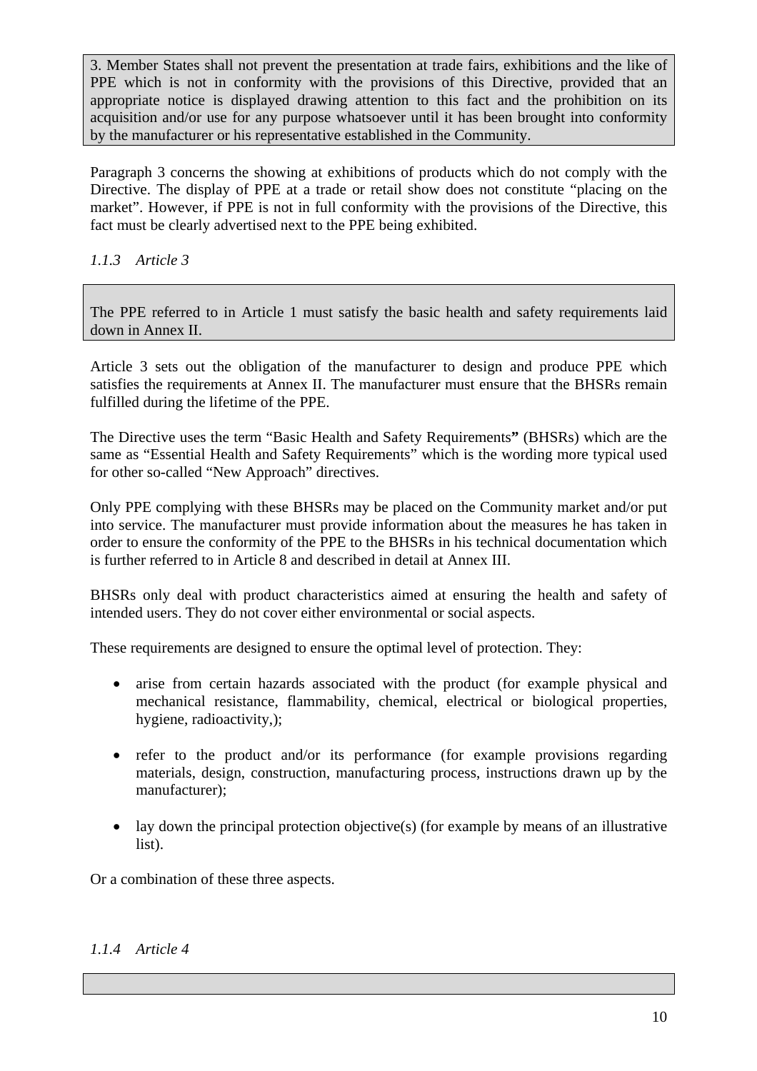> 3. Member States shall not prevent the presentation at trade fairs, exhibitions and the like of PPE which is not in conformity with the provisions of this Directive, provided that an appropriate notice is displayed drawing attention to this fact and the prohibition on its acquisition and/or use for any purpose whatsoever until it has been brought into conformity by the manufacturer or his representative established in the Community.

Paragraph 3 concerns the showing at exhibitions of products which do not comply with the Directive. The display of PPE at a trade or retail show does not constitute "placing on the market". However, if PPE is not in full conformity with the provisions of the Directive, this fact must be clearly advertised next to the PPE being exhibited.

### *1.1.3 Article 3*

> The PPE referred to in Article 1 must satisfy the basic health and safety requirements laid down in Annex II.

Article 3 sets out the obligation of the manufacturer to design and produce PPE which satisfies the requirements at Annex II. The manufacturer must ensure that the BHSRs remain fulfilled during the lifetime of the PPE.

The Directive uses the term "Basic Health and Safety Requirements**"** (BHSRs) which are the same as "Essential Health and Safety Requirements" which is the wording more typical used for other so-called "New Approach" directives.

Only PPE complying with these BHSRs may be placed on the Community market and/or put into service. The manufacturer must provide information about the measures he has taken in order to ensure the conformity of the PPE to the BHSRs in his technical documentation which is further referred to in Article 8 and described in detail at Annex III.

BHSRs only deal with product characteristics aimed at ensuring the health and safety of intended users. They do not cover either environmental or social aspects.

These requirements are designed to ensure the optimal level of protection. They:

- arise from certain hazards associated with the product (for example physical and mechanical resistance, flammability, chemical, electrical or biological properties, hygiene, radioactivity,);
- refer to the product and/or its performance (for example provisions regarding materials, design, construction, manufacturing process, instructions drawn up by the manufacturer);
- lay down the principal protection objective(s) (for example by means of an illustrative list).

Or a combination of these three aspects.

### *1.1.4 Article 4*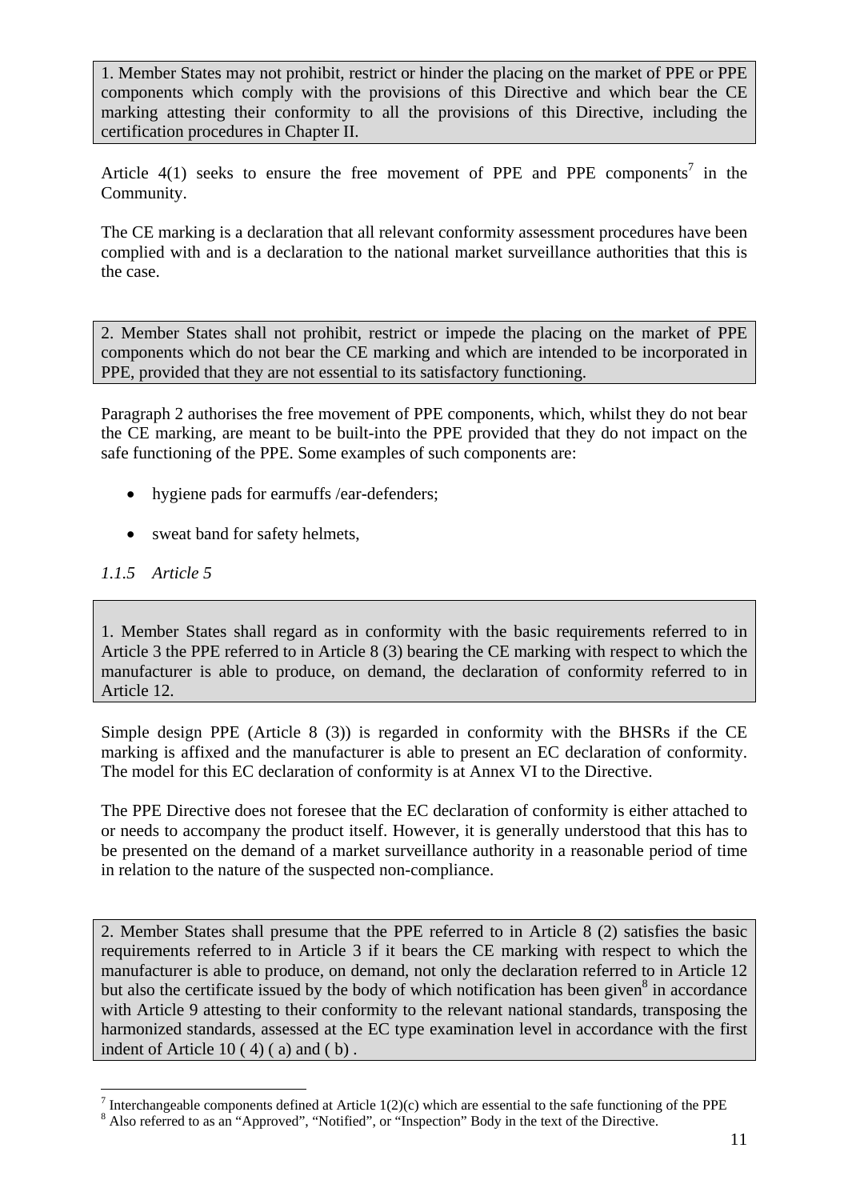> 1. Member States may not prohibit, restrict or hinder the placing on the market of PPE or PPE components which comply with the provisions of this Directive and which bear the CE marking attesting their conformity to all the provisions of this Directive, including the certification procedures in Chapter II.

Article 4(1) seeks to ensure the free movement of PPE and PPE components[7] in the Community.

The CE marking is a declaration that all relevant conformity assessment procedures have been complied with and is a declaration to the national market surveillance authorities that this is the case.

> 2. Member States shall not prohibit, restrict or impede the placing on the market of PPE components which do not bear the CE marking and which are intended to be incorporated in PPE, provided that they are not essential to its satisfactory functioning.

Paragraph 2 authorises the free movement of PPE components, which, whilst they do not bear the CE marking, are meant to be built-into the PPE provided that they do not impact on the safe functioning of the PPE. Some examples of such components are:

- hygiene pads for earmuffs /ear-defenders;
- sweat band for safety helmets,

*1.1.5 Article 5*

> 1. Member States shall regard as in conformity with the basic requirements referred to in Article 3 the PPE referred to in Article 8 (3) bearing the CE marking with respect to which the manufacturer is able to produce, on demand, the declaration of conformity referred to in Article 12.

Simple design PPE (Article 8 (3)) is regarded in conformity with the BHSRs if the CE marking is affixed and the manufacturer is able to present an EC declaration of conformity. The model for this EC declaration of conformity is at Annex VI to the Directive.

The PPE Directive does not foresee that the EC declaration of conformity is either attached to or needs to accompany the product itself. However, it is generally understood that this has to be presented on the demand of a market surveillance authority in a reasonable period of time in relation to the nature of the suspected non-compliance.

> 2. Member States shall presume that the PPE referred to in Article 8 (2) satisfies the basic requirements referred to in Article 3 if it bears the CE marking with respect to which the manufacturer is able to produce, on demand, not only the declaration referred to in Article 12 but also the certificate issued by the body of which notification has been given[8] in accordance with Article 9 attesting to their conformity to the relevant national standards, transposing the harmonized standards, assessed at the EC type examination level in accordance with the first indent of Article 10 ( 4) ( a) and ( b) .

---

[7] Interchangeable components defined at Article 1(2)(c) which are essential to the safe functioning of the PPE

[8] Also referred to as an "Approved", "Notified", or "Inspection" Body in the text of the Directive.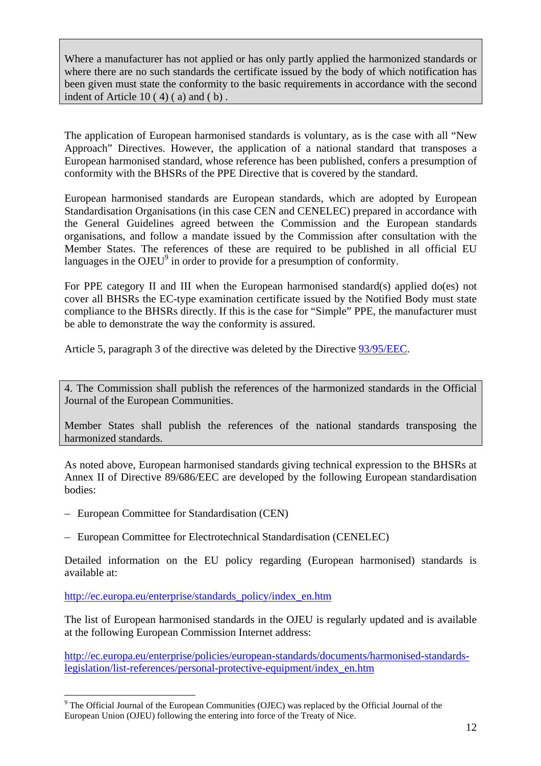> Where a manufacturer has not applied or has only partly applied the harmonized standards or where there are no such standards the certificate issued by the body of which notification has been given must state the conformity to the basic requirements in accordance with the second indent of Article 10 ( 4) ( a) and ( b) .

The application of European harmonised standards is voluntary, as is the case with all "New Approach" Directives. However, the application of a national standard that transposes a European harmonised standard, whose reference has been published, confers a presumption of conformity with the BHSRs of the PPE Directive that is covered by the standard.

European harmonised standards are European standards, which are adopted by European Standardisation Organisations (in this case CEN and CENELEC) prepared in accordance with the General Guidelines agreed between the Commission and the European standards organisations, and follow a mandate issued by the Commission after consultation with the Member States. The references of these are required to be published in all official EU languages in the OJEU[9] in order to provide for a presumption of conformity.

For PPE category II and III when the European harmonised standard(s) applied do(es) not cover all BHSRs the EC-type examination certificate issued by the Notified Body must state compliance to the BHSRs directly. If this is the case for "Simple" PPE, the manufacturer must be able to demonstrate the way the conformity is assured.

Article 5, paragraph 3 of the directive was deleted by the Directive 93/95/EEC.

> 4. The Commission shall publish the references of the harmonized standards in the Official Journal of the European Communities.
>
> Member States shall publish the references of the national standards transposing the harmonized standards.

As noted above, European harmonised standards giving technical expression to the BHSRs at Annex II of Directive 89/686/EEC are developed by the following European standardisation bodies:

– European Committee for Standardisation (CEN)

– European Committee for Electrotechnical Standardisation (CENELEC)

Detailed information on the EU policy regarding (European harmonised) standards is available at:

http://ec.europa.eu/enterprise/standards_policy/index_en.htm

The list of European harmonised standards in the OJEU is regularly updated and is available at the following European Commission Internet address:

http://ec.europa.eu/enterprise/policies/european-standards/documents/harmonised-standards-legislation/list-references/personal-protective-equipment/index_en.htm

---

[9] The Official Journal of the European Communities (OJEC) was replaced by the Official Journal of the European Union (OJEU) following the entering into force of the Treaty of Nice.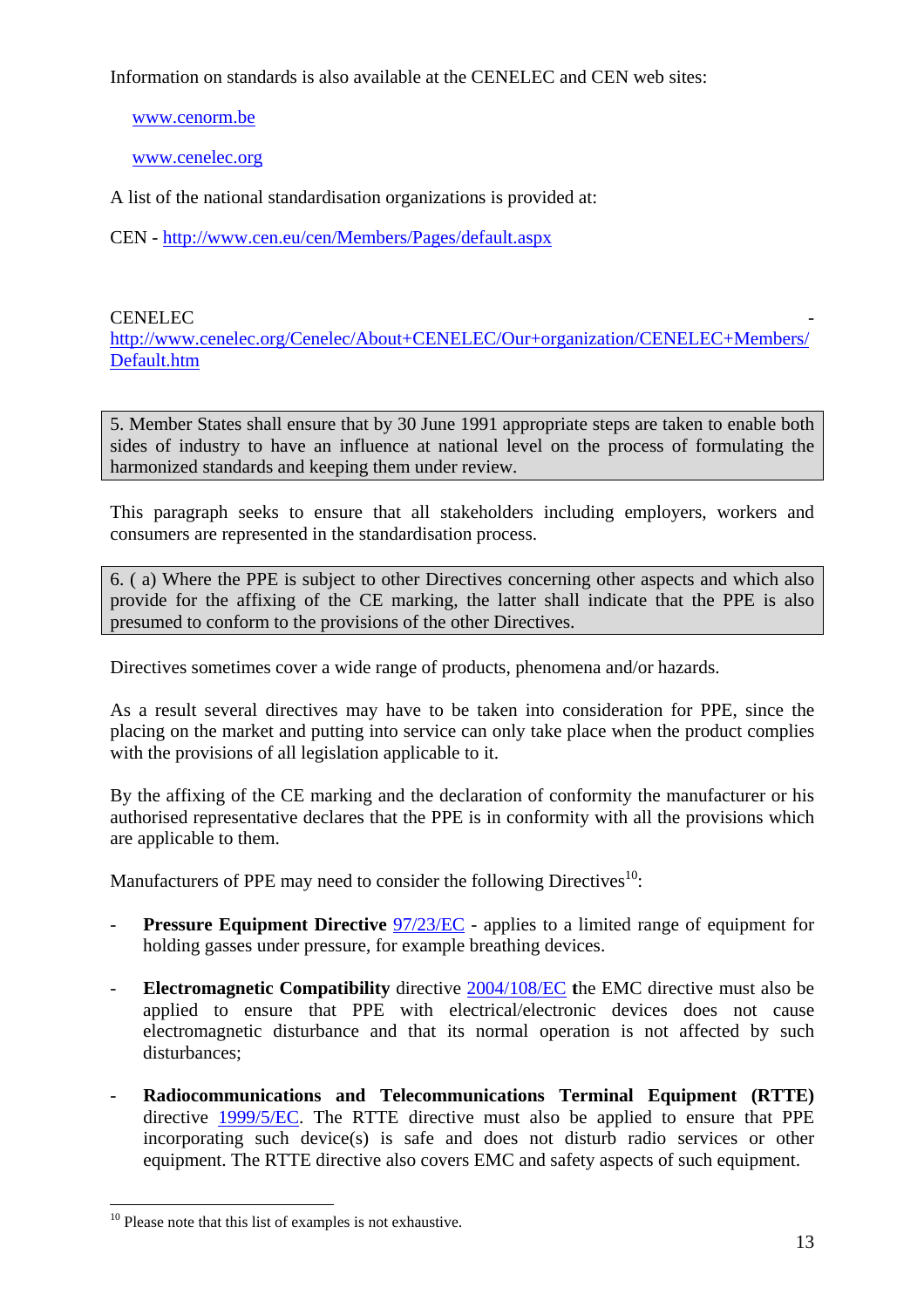Information on standards is also available at the CENELEC and CEN web sites:

www.cenorm.be

www.cenelec.org

A list of the national standardisation organizations is provided at:

CEN - http://www.cen.eu/cen/Members/Pages/default.aspx

CENELEC - http://www.cenelec.org/Cenelec/About+CENELEC/Our+organization/CENELEC+Members/Default.htm

> 5. Member States shall ensure that by 30 June 1991 appropriate steps are taken to enable both sides of industry to have an influence at national level on the process of formulating the harmonized standards and keeping them under review.

This paragraph seeks to ensure that all stakeholders including employers, workers and consumers are represented in the standardisation process.

> 6. ( a) Where the PPE is subject to other Directives concerning other aspects and which also provide for the affixing of the CE marking, the latter shall indicate that the PPE is also presumed to conform to the provisions of the other Directives.

Directives sometimes cover a wide range of products, phenomena and/or hazards.

As a result several directives may have to be taken into consideration for PPE, since the placing on the market and putting into service can only take place when the product complies with the provisions of all legislation applicable to it.

By the affixing of the CE marking and the declaration of conformity the manufacturer or his authorised representative declares that the PPE is in conformity with all the provisions which are applicable to them.

Manufacturers of PPE may need to consider the following Directives[10]:

- **Pressure Equipment Directive** 97/23/EC - applies to a limited range of equipment for holding gasses under pressure, for example breathing devices.

- **Electromagnetic Compatibility** directive 2004/108/EC the EMC directive must also be applied to ensure that PPE with electrical/electronic devices does not cause electromagnetic disturbance and that its normal operation is not affected by such disturbances;

- **Radiocommunications and Telecommunications Terminal Equipment (RTTE)** directive 1999/5/EC. The RTTE directive must also be applied to ensure that PPE incorporating such device(s) is safe and does not disturb radio services or other equipment. The RTTE directive also covers EMC and safety aspects of such equipment.

---

[10] Please note that this list of examples is not exhaustive.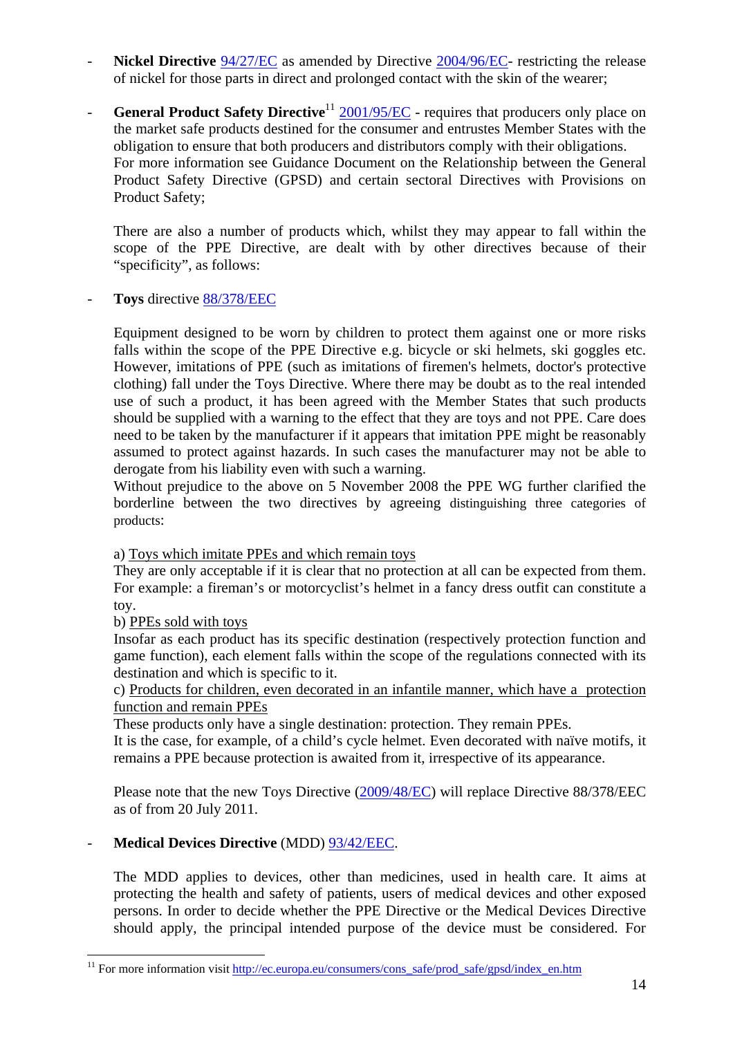- **Nickel Directive** 94/27/EC as amended by Directive 2004/96/EC- restricting the release of nickel for those parts in direct and prolonged contact with the skin of the wearer;

- **General Product Safety Directive**[11] 2001/95/EC - requires that producers only place on the market safe products destined for the consumer and entrustes Member States with the obligation to ensure that both producers and distributors comply with their obligations. For more information see Guidance Document on the Relationship between the General Product Safety Directive (GPSD) and certain sectoral Directives with Provisions on Product Safety;

  There are also a number of products which, whilst they may appear to fall within the scope of the PPE Directive, are dealt with by other directives because of their "specificity", as follows:

- **Toys** directive 88/378/EEC

  Equipment designed to be worn by children to protect them against one or more risks falls within the scope of the PPE Directive e.g. bicycle or ski helmets, ski goggles etc. However, imitations of PPE (such as imitations of firemen's helmets, doctor's protective clothing) fall under the Toys Directive. Where there may be doubt as to the real intended use of such a product, it has been agreed with the Member States that such products should be supplied with a warning to the effect that they are toys and not PPE. Care does need to be taken by the manufacturer if it appears that imitation PPE might be reasonably assumed to protect against hazards. In such cases the manufacturer may not be able to derogate from his liability even with such a warning.
  Without prejudice to the above on 5 November 2008 the PPE WG further clarified the borderline between the two directives by agreeing distinguishing three categories of products:

  a) Toys which imitate PPEs and which remain toys
  They are only acceptable if it is clear that no protection at all can be expected from them. For example: a fireman's or motorcyclist's helmet in a fancy dress outfit can constitute a toy.
  b) PPEs sold with toys
  Insofar as each product has its specific destination (respectively protection function and game function), each element falls within the scope of the regulations connected with its destination and which is specific to it.
  c) Products for children, even decorated in an infantile manner, which have a protection function and remain PPEs
  These products only have a single destination: protection. They remain PPEs.
  It is the case, for example, of a child's cycle helmet. Even decorated with naïve motifs, it remains a PPE because protection is awaited from it, irrespective of its appearance.

  Please note that the new Toys Directive (2009/48/EC) will replace Directive 88/378/EEC as of from 20 July 2011.

- **Medical Devices Directive** (MDD) 93/42/EEC.

  The MDD applies to devices, other than medicines, used in health care. It aims at protecting the health and safety of patients, users of medical devices and other exposed persons. In order to decide whether the PPE Directive or the Medical Devices Directive should apply, the principal intended purpose of the device must be considered. For

[11] For more information visit http://ec.europa.eu/consumers/cons_safe/prod_safe/gpsd/index_en.htm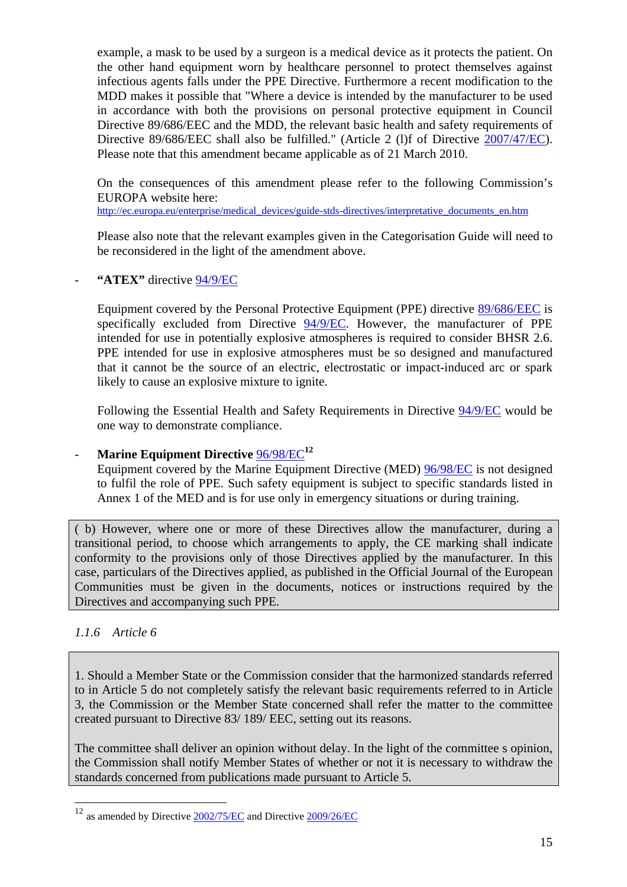example, a mask to be used by a surgeon is a medical device as it protects the patient. On the other hand equipment worn by healthcare personnel to protect themselves against infectious agents falls under the PPE Directive. Furthermore a recent modification to the MDD makes it possible that "Where a device is intended by the manufacturer to be used in accordance with both the provisions on personal protective equipment in Council Directive 89/686/EEC and the MDD, the relevant basic health and safety requirements of Directive 89/686/EEC shall also be fulfilled." (Article 2 (l)f of Directive 2007/47/EC). Please note that this amendment became applicable as of 21 March 2010.

On the consequences of this amendment please refer to the following Commission's EUROPA website here:
http://ec.europa.eu/enterprise/medical_devices/guide-stds-directives/interpretative_documents_en.htm

Please also note that the relevant examples given in the Categorisation Guide will need to be reconsidered in the light of the amendment above.

- **"ATEX"** directive 94/9/EC

  Equipment covered by the Personal Protective Equipment (PPE) directive 89/686/EEC is specifically excluded from Directive 94/9/EC. However, the manufacturer of PPE intended for use in potentially explosive atmospheres is required to consider BHSR 2.6. PPE intended for use in explosive atmospheres must be so designed and manufactured that it cannot be the source of an electric, electrostatic or impact-induced arc or spark likely to cause an explosive mixture to ignite.

  Following the Essential Health and Safety Requirements in Directive 94/9/EC would be one way to demonstrate compliance.

- **Marine Equipment Directive** 96/98/EC[12]
  Equipment covered by the Marine Equipment Directive (MED) 96/98/EC is not designed to fulfil the role of PPE. Such safety equipment is subject to specific standards listed in Annex 1 of the MED and is for use only in emergency situations or during training.

> ( b) However, where one or more of these Directives allow the manufacturer, during a transitional period, to choose which arrangements to apply, the CE marking shall indicate conformity to the provisions only of those Directives applied by the manufacturer. In this case, particulars of the Directives applied, as published in the Official Journal of the European Communities must be given in the documents, notices or instructions required by the Directives and accompanying such PPE.

### *1.1.6 Article 6*

> 1. Should a Member State or the Commission consider that the harmonized standards referred to in Article 5 do not completely satisfy the relevant basic requirements referred to in Article 3, the Commission or the Member State concerned shall refer the matter to the committee created pursuant to Directive 83/ 189/ EEC, setting out its reasons.
>
> The committee shall deliver an opinion without delay. In the light of the committee s opinion, the Commission shall notify Member States of whether or not it is necessary to withdraw the standards concerned from publications made pursuant to Article 5.

---

[12] as amended by Directive 2002/75/EC and Directive 2009/26/EC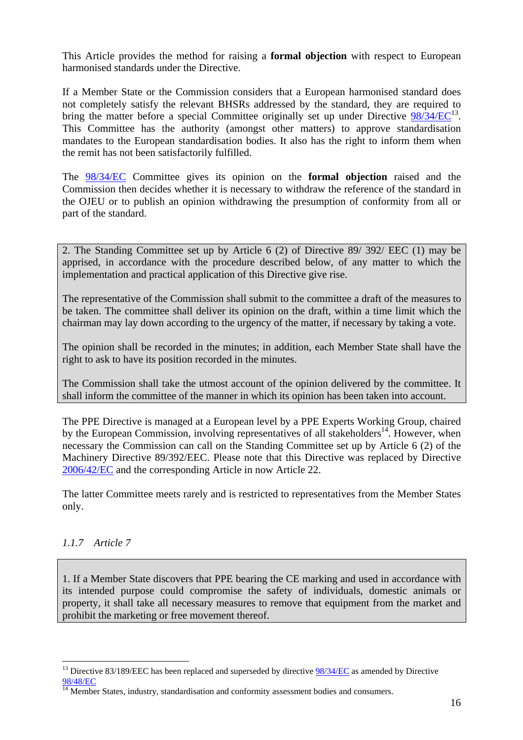This Article provides the method for raising a **formal objection** with respect to European harmonised standards under the Directive.

If a Member State or the Commission considers that a European harmonised standard does not completely satisfy the relevant BHSRs addressed by the standard, they are required to bring the matter before a special Committee originally set up under Directive 98/34/EC[13]. This Committee has the authority (amongst other matters) to approve standardisation mandates to the European standardisation bodies. It also has the right to inform them when the remit has not been satisfactorily fulfilled.

The 98/34/EC Committee gives its opinion on the **formal objection** raised and the Commission then decides whether it is necessary to withdraw the reference of the standard in the OJEU or to publish an opinion withdrawing the presumption of conformity from all or part of the standard.

> 2. The Standing Committee set up by Article 6 (2) of Directive 89/ 392/ EEC (1) may be apprised, in accordance with the procedure described below, of any matter to which the implementation and practical application of this Directive give rise.
>
> The representative of the Commission shall submit to the committee a draft of the measures to be taken. The committee shall deliver its opinion on the draft, within a time limit which the chairman may lay down according to the urgency of the matter, if necessary by taking a vote.
>
> The opinion shall be recorded in the minutes; in addition, each Member State shall have the right to ask to have its position recorded in the minutes.
>
> The Commission shall take the utmost account of the opinion delivered by the committee. It shall inform the committee of the manner in which its opinion has been taken into account.

The PPE Directive is managed at a European level by a PPE Experts Working Group, chaired by the European Commission, involving representatives of all stakeholders[14]. However, when necessary the Commission can call on the Standing Committee set up by Article 6 (2) of the Machinery Directive 89/392/EEC. Please note that this Directive was replaced by Directive 2006/42/EC and the corresponding Article in now Article 22.

The latter Committee meets rarely and is restricted to representatives from the Member States only.

### *1.1.7 Article 7*

> 1. If a Member State discovers that PPE bearing the CE marking and used in accordance with its intended purpose could compromise the safety of individuals, domestic animals or property, it shall take all necessary measures to remove that equipment from the market and prohibit the marketing or free movement thereof.

---

[13] Directive 83/189/EEC has been replaced and superseded by directive 98/34/EC as amended by Directive 98/48/EC

[14] Member States, industry, standardisation and conformity assessment bodies and consumers.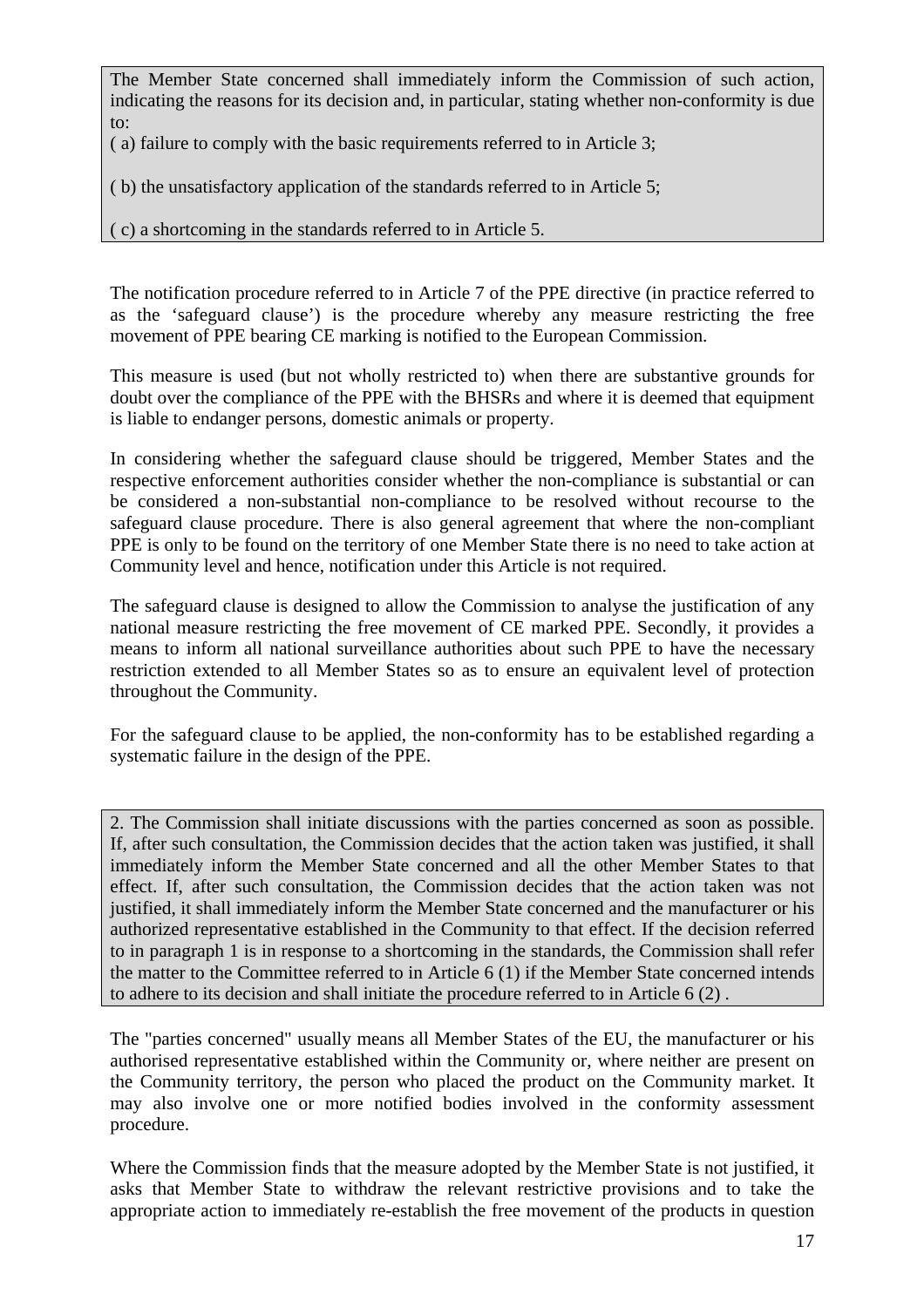> The Member State concerned shall immediately inform the Commission of such action, indicating the reasons for its decision and, in particular, stating whether non-conformity is due to:
>
> ( a) failure to comply with the basic requirements referred to in Article 3;
>
> ( b) the unsatisfactory application of the standards referred to in Article 5;
>
> ( c) a shortcoming in the standards referred to in Article 5.

The notification procedure referred to in Article 7 of the PPE directive (in practice referred to as the 'safeguard clause') is the procedure whereby any measure restricting the free movement of PPE bearing CE marking is notified to the European Commission.

This measure is used (but not wholly restricted to) when there are substantive grounds for doubt over the compliance of the PPE with the BHSRs and where it is deemed that equipment is liable to endanger persons, domestic animals or property.

In considering whether the safeguard clause should be triggered, Member States and the respective enforcement authorities consider whether the non-compliance is substantial or can be considered a non-substantial non-compliance to be resolved without recourse to the safeguard clause procedure. There is also general agreement that where the non-compliant PPE is only to be found on the territory of one Member State there is no need to take action at Community level and hence, notification under this Article is not required.

The safeguard clause is designed to allow the Commission to analyse the justification of any national measure restricting the free movement of CE marked PPE. Secondly, it provides a means to inform all national surveillance authorities about such PPE to have the necessary restriction extended to all Member States so as to ensure an equivalent level of protection throughout the Community.

For the safeguard clause to be applied, the non-conformity has to be established regarding a systematic failure in the design of the PPE.

> 2. The Commission shall initiate discussions with the parties concerned as soon as possible. If, after such consultation, the Commission decides that the action taken was justified, it shall immediately inform the Member State concerned and all the other Member States to that effect. If, after such consultation, the Commission decides that the action taken was not justified, it shall immediately inform the Member State concerned and the manufacturer or his authorized representative established in the Community to that effect. If the decision referred to in paragraph 1 is in response to a shortcoming in the standards, the Commission shall refer the matter to the Committee referred to in Article 6 (1) if the Member State concerned intends to adhere to its decision and shall initiate the procedure referred to in Article 6 (2) .

The "parties concerned" usually means all Member States of the EU, the manufacturer or his authorised representative established within the Community or, where neither are present on the Community territory, the person who placed the product on the Community market. It may also involve one or more notified bodies involved in the conformity assessment procedure.

Where the Commission finds that the measure adopted by the Member State is not justified, it asks that Member State to withdraw the relevant restrictive provisions and to take the appropriate action to immediately re-establish the free movement of the products in question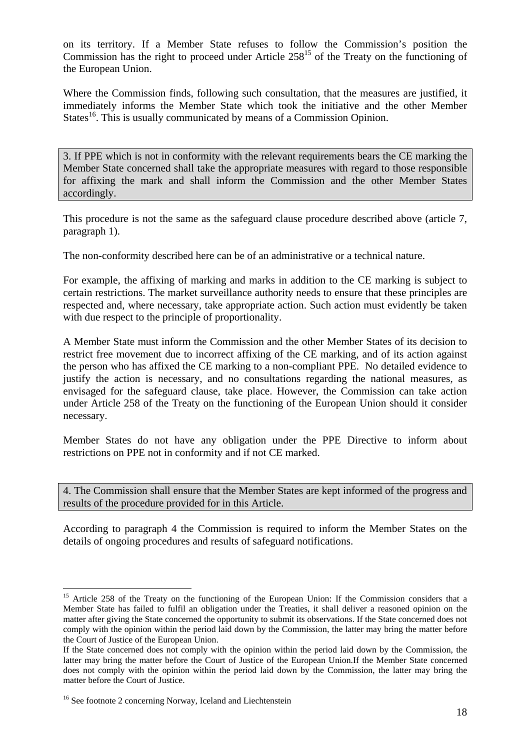on its territory. If a Member State refuses to follow the Commission's position the Commission has the right to proceed under Article 258[15] of the Treaty on the functioning of the European Union.

Where the Commission finds, following such consultation, that the measures are justified, it immediately informs the Member State which took the initiative and the other Member States[16]. This is usually communicated by means of a Commission Opinion.

> 3. If PPE which is not in conformity with the relevant requirements bears the CE marking the Member State concerned shall take the appropriate measures with regard to those responsible for affixing the mark and shall inform the Commission and the other Member States accordingly.

This procedure is not the same as the safeguard clause procedure described above (article 7, paragraph 1).

The non-conformity described here can be of an administrative or a technical nature.

For example, the affixing of marking and marks in addition to the CE marking is subject to certain restrictions. The market surveillance authority needs to ensure that these principles are respected and, where necessary, take appropriate action. Such action must evidently be taken with due respect to the principle of proportionality.

A Member State must inform the Commission and the other Member States of its decision to restrict free movement due to incorrect affixing of the CE marking, and of its action against the person who has affixed the CE marking to a non-compliant PPE. No detailed evidence to justify the action is necessary, and no consultations regarding the national measures, as envisaged for the safeguard clause, take place. However, the Commission can take action under Article 258 of the Treaty on the functioning of the European Union should it consider necessary.

Member States do not have any obligation under the PPE Directive to inform about restrictions on PPE not in conformity and if not CE marked.

> 4. The Commission shall ensure that the Member States are kept informed of the progress and results of the procedure provided for in this Article.

According to paragraph 4 the Commission is required to inform the Member States on the details of ongoing procedures and results of safeguard notifications.

---

[15] Article 258 of the Treaty on the functioning of the European Union: If the Commission considers that a Member State has failed to fulfil an obligation under the Treaties, it shall deliver a reasoned opinion on the matter after giving the State concerned the opportunity to submit its observations. If the State concerned does not comply with the opinion within the period laid down by the Commission, the latter may bring the matter before the Court of Justice of the European Union.
If the State concerned does not comply with the opinion within the period laid down by the Commission, the latter may bring the matter before the Court of Justice of the European Union.If the Member State concerned does not comply with the opinion within the period laid down by the Commission, the latter may bring the matter before the Court of Justice.

[16] See footnote 2 concerning Norway, Iceland and Liechtenstein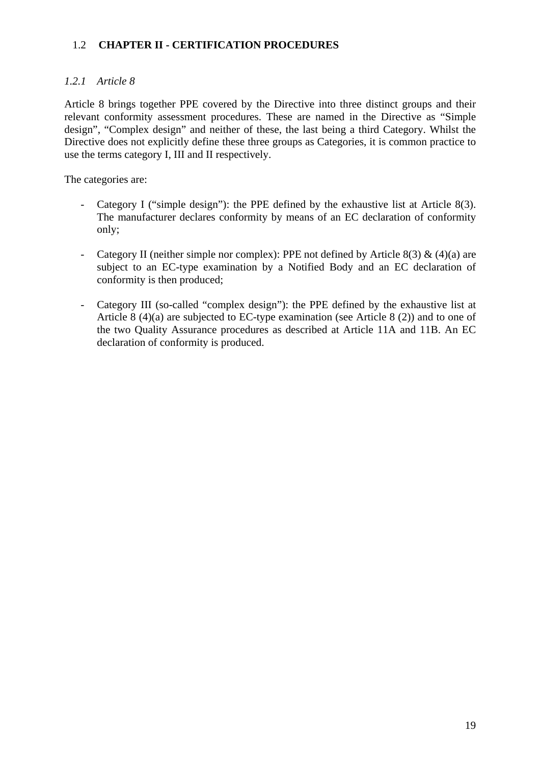## 1.2 CHAPTER II - CERTIFICATION PROCEDURES

### *1.2.1 Article 8*

Article 8 brings together PPE covered by the Directive into three distinct groups and their relevant conformity assessment procedures. These are named in the Directive as “Simple design”, “Complex design” and neither of these, the last being a third Category. Whilst the Directive does not explicitly define these three groups as Categories, it is common practice to use the terms category I, III and II respectively.

The categories are:

- Category I (“simple design”): the PPE defined by the exhaustive list at Article 8(3). The manufacturer declares conformity by means of an EC declaration of conformity only;

- Category II (neither simple nor complex): PPE not defined by Article 8(3) & (4)(a) are subject to an EC-type examination by a Notified Body and an EC declaration of conformity is then produced;

- Category III (so-called “complex design”): the PPE defined by the exhaustive list at Article 8 (4)(a) are subjected to EC-type examination (see Article 8 (2)) and to one of the two Quality Assurance procedures as described at Article 11A and 11B. An EC declaration of conformity is produced.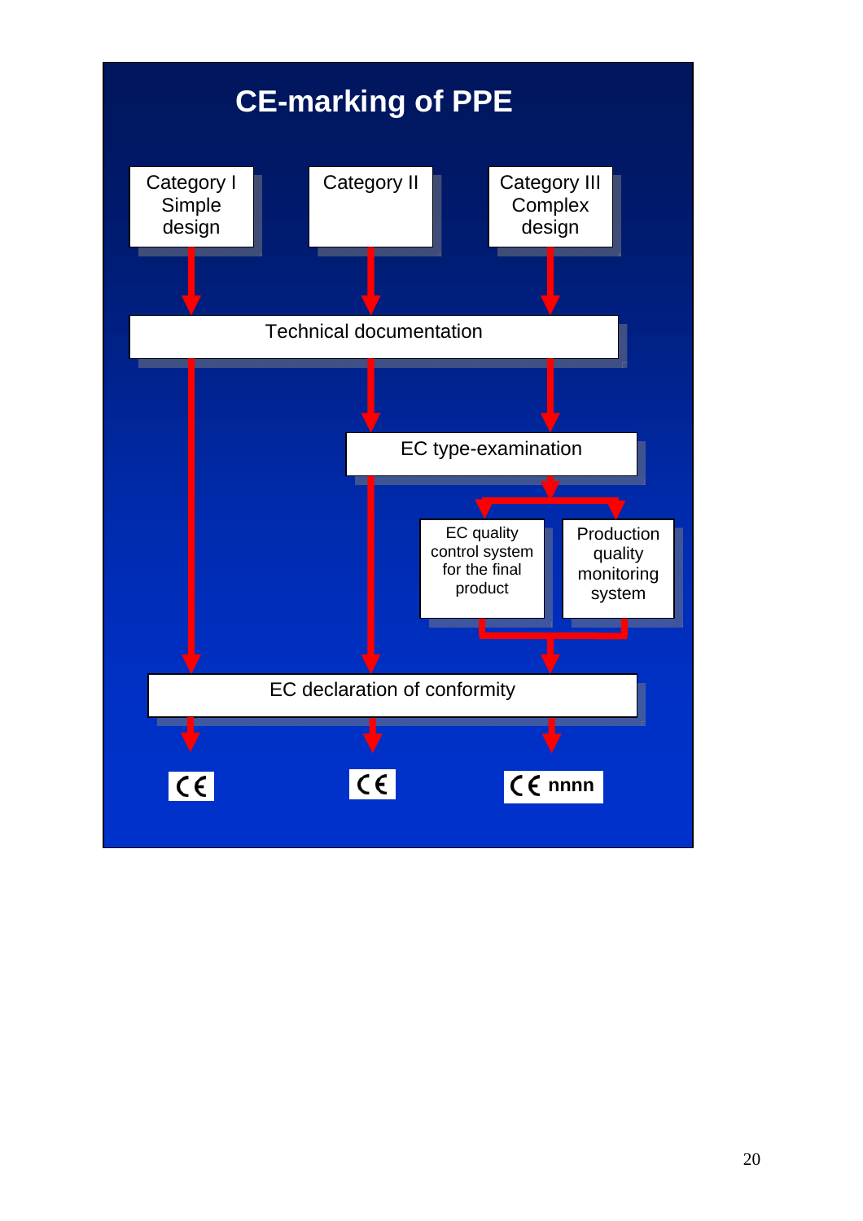# CE-marking of PPE

Category I Simple design

Category II

Category III Complex design

Technical documentation

EC type-examination

EC quality control system for the final product

Production quality monitoring system

EC declaration of conformity

CE

CE

CE nnnn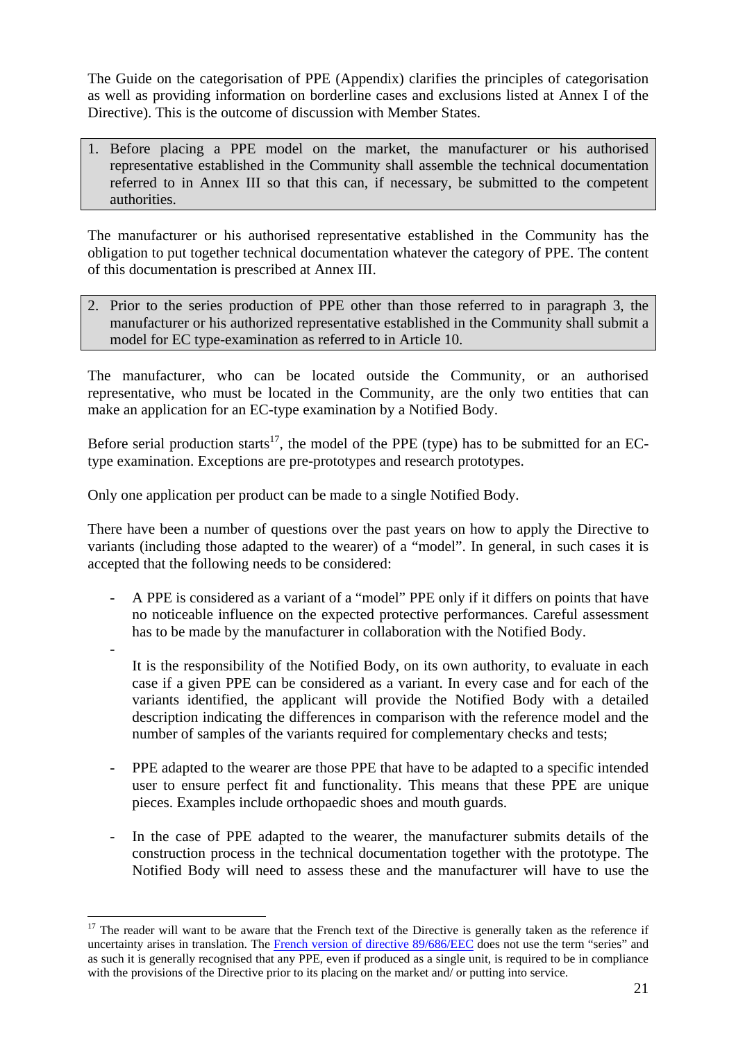The Guide on the categorisation of PPE (Appendix) clarifies the principles of categorisation as well as providing information on borderline cases and exclusions listed at Annex I of the Directive). This is the outcome of discussion with Member States.

> 1. Before placing a PPE model on the market, the manufacturer or his authorised representative established in the Community shall assemble the technical documentation referred to in Annex III so that this can, if necessary, be submitted to the competent authorities.

The manufacturer or his authorised representative established in the Community has the obligation to put together technical documentation whatever the category of PPE. The content of this documentation is prescribed at Annex III.

> 2. Prior to the series production of PPE other than those referred to in paragraph 3, the manufacturer or his authorized representative established in the Community shall submit a model for EC type-examination as referred to in Article 10.

The manufacturer, who can be located outside the Community, or an authorised representative, who must be located in the Community, are the only two entities that can make an application for an EC-type examination by a Notified Body.

Before serial production starts[17], the model of the PPE (type) has to be submitted for an EC-type examination. Exceptions are pre-prototypes and research prototypes.

Only one application per product can be made to a single Notified Body.

There have been a number of questions over the past years on how to apply the Directive to variants (including those adapted to the wearer) of a "model". In general, in such cases it is accepted that the following needs to be considered:

- A PPE is considered as a variant of a "model" PPE only if it differs on points that have no noticeable influence on the expected protective performances. Careful assessment has to be made by the manufacturer in collaboration with the Notified Body.
- It is the responsibility of the Notified Body, on its own authority, to evaluate in each case if a given PPE can be considered as a variant. In every case and for each of the variants identified, the applicant will provide the Notified Body with a detailed description indicating the differences in comparison with the reference model and the number of samples of the variants required for complementary checks and tests;
- PPE adapted to the wearer are those PPE that have to be adapted to a specific intended user to ensure perfect fit and functionality. This means that these PPE are unique pieces. Examples include orthopaedic shoes and mouth guards.
- In the case of PPE adapted to the wearer, the manufacturer submits details of the construction process in the technical documentation together with the prototype. The Notified Body will need to assess these and the manufacturer will have to use the

[17] The reader will want to be aware that the French text of the Directive is generally taken as the reference if uncertainty arises in translation. The French version of directive 89/686/EEC does not use the term "series" and as such it is generally recognised that any PPE, even if produced as a single unit, is required to be in compliance with the provisions of the Directive prior to its placing on the market and/ or putting into service.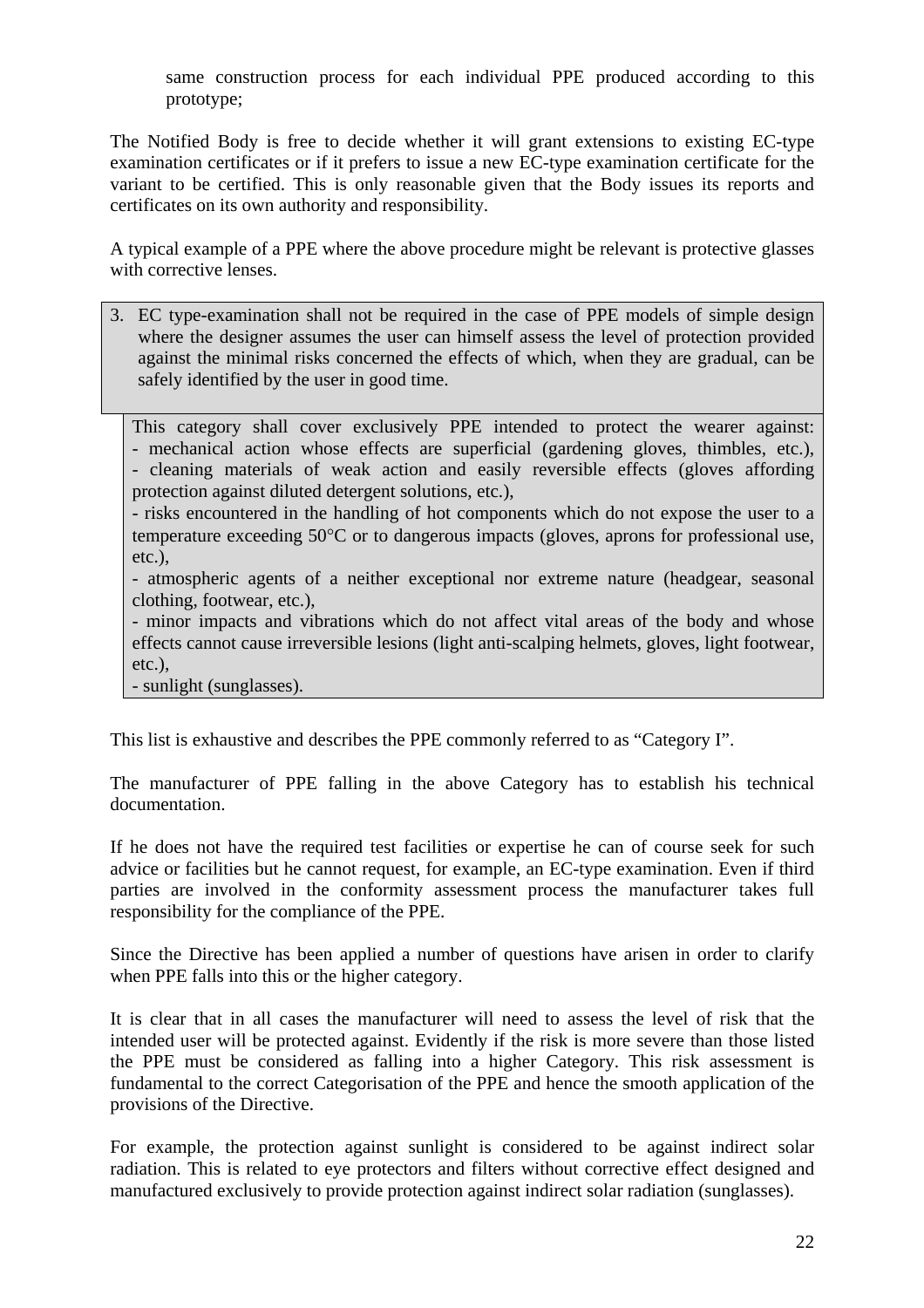same construction process for each individual PPE produced according to this prototype;

The Notified Body is free to decide whether it will grant extensions to existing EC-type examination certificates or if it prefers to issue a new EC-type examination certificate for the variant to be certified. This is only reasonable given that the Body issues its reports and certificates on its own authority and responsibility.

A typical example of a PPE where the above procedure might be relevant is protective glasses with corrective lenses.

> 3. EC type-examination shall not be required in the case of PPE models of simple design where the designer assumes the user can himself assess the level of protection provided against the minimal risks concerned the effects of which, when they are gradual, can be safely identified by the user in good time.
>
> This category shall cover exclusively PPE intended to protect the wearer against:
> - mechanical action whose effects are superficial (gardening gloves, thimbles, etc.),
> - cleaning materials of weak action and easily reversible effects (gloves affording protection against diluted detergent solutions, etc.),
> - risks encountered in the handling of hot components which do not expose the user to a temperature exceeding 50°C or to dangerous impacts (gloves, aprons for professional use, etc.),
> - atmospheric agents of a neither exceptional nor extreme nature (headgear, seasonal clothing, footwear, etc.),
> - minor impacts and vibrations which do not affect vital areas of the body and whose effects cannot cause irreversible lesions (light anti-scalping helmets, gloves, light footwear, etc.),
> - sunlight (sunglasses).

This list is exhaustive and describes the PPE commonly referred to as “Category I”.

The manufacturer of PPE falling in the above Category has to establish his technical documentation.

If he does not have the required test facilities or expertise he can of course seek for such advice or facilities but he cannot request, for example, an EC-type examination. Even if third parties are involved in the conformity assessment process the manufacturer takes full responsibility for the compliance of the PPE.

Since the Directive has been applied a number of questions have arisen in order to clarify when PPE falls into this or the higher category.

It is clear that in all cases the manufacturer will need to assess the level of risk that the intended user will be protected against. Evidently if the risk is more severe than those listed the PPE must be considered as falling into a higher Category. This risk assessment is fundamental to the correct Categorisation of the PPE and hence the smooth application of the provisions of the Directive.

For example, the protection against sunlight is considered to be against indirect solar radiation. This is related to eye protectors and filters without corrective effect designed and manufactured exclusively to provide protection against indirect solar radiation (sunglasses).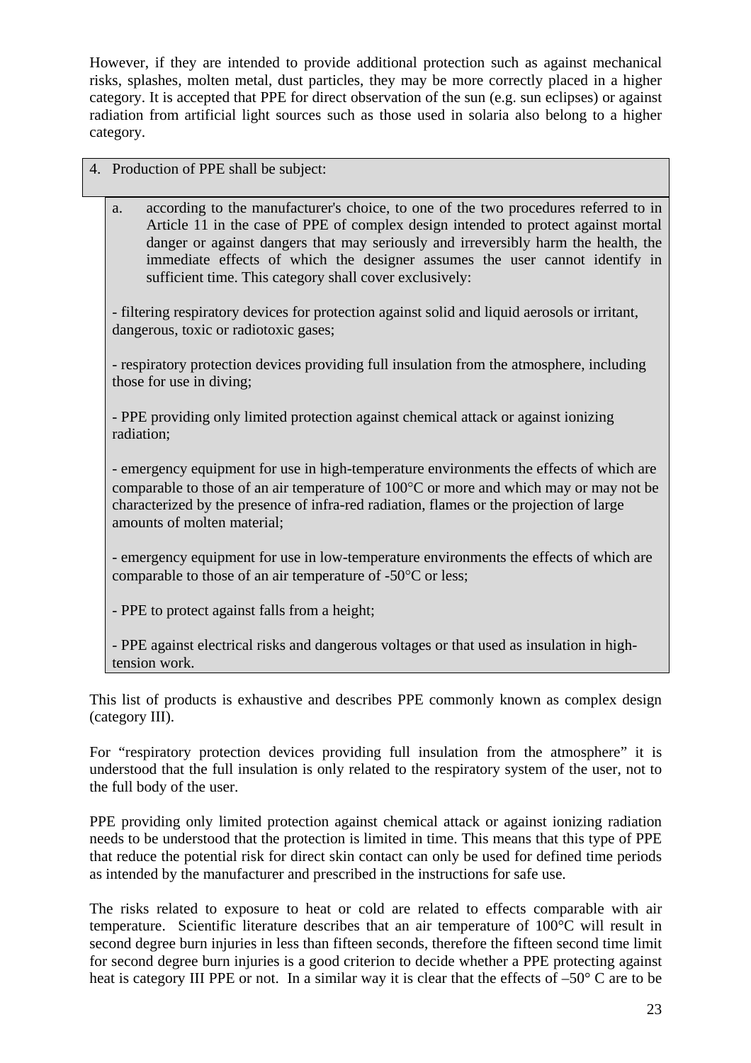However, if they are intended to provide additional protection such as against mechanical risks, splashes, molten metal, dust particles, they may be more correctly placed in a higher category. It is accepted that PPE for direct observation of the sun (e.g. sun eclipses) or against radiation from artificial light sources such as those used in solaria also belong to a higher category.

> 4. Production of PPE shall be subject:
>
> a. according to the manufacturer's choice, to one of the two procedures referred to in Article 11 in the case of PPE of complex design intended to protect against mortal danger or against dangers that may seriously and irreversibly harm the health, the immediate effects of which the designer assumes the user cannot identify in sufficient time. This category shall cover exclusively:
>
> - filtering respiratory devices for protection against solid and liquid aerosols or irritant, dangerous, toxic or radiotoxic gases;
>
> - respiratory protection devices providing full insulation from the atmosphere, including those for use in diving;
>
> - PPE providing only limited protection against chemical attack or against ionizing radiation;
>
> - emergency equipment for use in high-temperature environments the effects of which are comparable to those of an air temperature of 100°C or more and which may or may not be characterized by the presence of infra-red radiation, flames or the projection of large amounts of molten material;
>
> - emergency equipment for use in low-temperature environments the effects of which are comparable to those of an air temperature of -50°C or less;
>
> - PPE to protect against falls from a height;
>
> - PPE against electrical risks and dangerous voltages or that used as insulation in high-tension work.

This list of products is exhaustive and describes PPE commonly known as complex design (category III).

For "respiratory protection devices providing full insulation from the atmosphere" it is understood that the full insulation is only related to the respiratory system of the user, not to the full body of the user.

PPE providing only limited protection against chemical attack or against ionizing radiation needs to be understood that the protection is limited in time. This means that this type of PPE that reduce the potential risk for direct skin contact can only be used for defined time periods as intended by the manufacturer and prescribed in the instructions for safe use.

The risks related to exposure to heat or cold are related to effects comparable with air temperature. Scientific literature describes that an air temperature of 100°C will result in second degree burn injuries in less than fifteen seconds, therefore the fifteen second time limit for second degree burn injuries is a good criterion to decide whether a PPE protecting against heat is category III PPE or not. In a similar way it is clear that the effects of –50° C are to be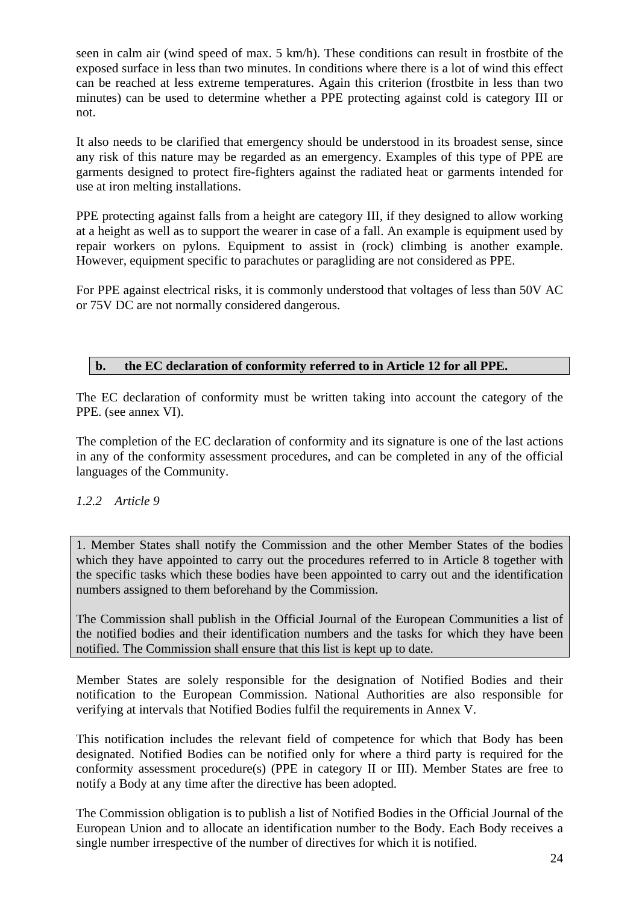seen in calm air (wind speed of max. 5 km/h). These conditions can result in frostbite of the exposed surface in less than two minutes. In conditions where there is a lot of wind this effect can be reached at less extreme temperatures. Again this criterion (frostbite in less than two minutes) can be used to determine whether a PPE protecting against cold is category III or not.

It also needs to be clarified that emergency should be understood in its broadest sense, since any risk of this nature may be regarded as an emergency. Examples of this type of PPE are garments designed to protect fire-fighters against the radiated heat or garments intended for use at iron melting installations.

PPE protecting against falls from a height are category III, if they designed to allow working at a height as well as to support the wearer in case of a fall. An example is equipment used by repair workers on pylons. Equipment to assist in (rock) climbing is another example. However, equipment specific to parachutes or paragliding are not considered as PPE.

For PPE against electrical risks, it is commonly understood that voltages of less than 50V AC or 75V DC are not normally considered dangerous.

**b. the EC declaration of conformity referred to in Article 12 for all PPE.**

The EC declaration of conformity must be written taking into account the category of the PPE. (see annex VI).

The completion of the EC declaration of conformity and its signature is one of the last actions in any of the conformity assessment procedures, and can be completed in any of the official languages of the Community.

*1.2.2 Article 9*

1. Member States shall notify the Commission and the other Member States of the bodies which they have appointed to carry out the procedures referred to in Article 8 together with the specific tasks which these bodies have been appointed to carry out and the identification numbers assigned to them beforehand by the Commission.

The Commission shall publish in the Official Journal of the European Communities a list of the notified bodies and their identification numbers and the tasks for which they have been notified. The Commission shall ensure that this list is kept up to date.

Member States are solely responsible for the designation of Notified Bodies and their notification to the European Commission. National Authorities are also responsible for verifying at intervals that Notified Bodies fulfil the requirements in Annex V.

This notification includes the relevant field of competence for which that Body has been designated. Notified Bodies can be notified only for where a third party is required for the conformity assessment procedure(s) (PPE in category II or III). Member States are free to notify a Body at any time after the directive has been adopted.

The Commission obligation is to publish a list of Notified Bodies in the Official Journal of the European Union and to allocate an identification number to the Body. Each Body receives a single number irrespective of the number of directives for which it is notified.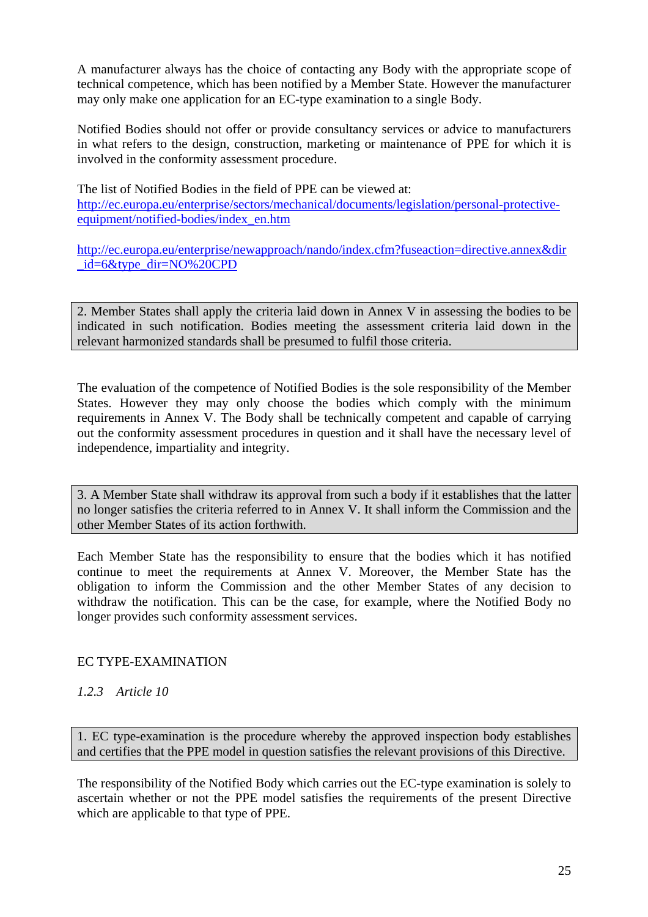A manufacturer always has the choice of contacting any Body with the appropriate scope of technical competence, which has been notified by a Member State. However the manufacturer may only make one application for an EC-type examination to a single Body.

Notified Bodies should not offer or provide consultancy services or advice to manufacturers in what refers to the design, construction, marketing or maintenance of PPE for which it is involved in the conformity assessment procedure.

The list of Notified Bodies in the field of PPE can be viewed at:
http://ec.europa.eu/enterprise/sectors/mechanical/documents/legislation/personal-protective-equipment/notified-bodies/index_en.htm

http://ec.europa.eu/enterprise/newapproach/nando/index.cfm?fuseaction=directive.annex&dir_id=6&type_dir=NO%20CPD

> 2. Member States shall apply the criteria laid down in Annex V in assessing the bodies to be indicated in such notification. Bodies meeting the assessment criteria laid down in the relevant harmonized standards shall be presumed to fulfil those criteria.

The evaluation of the competence of Notified Bodies is the sole responsibility of the Member States. However they may only choose the bodies which comply with the minimum requirements in Annex V. The Body shall be technically competent and capable of carrying out the conformity assessment procedures in question and it shall have the necessary level of independence, impartiality and integrity.

> 3. A Member State shall withdraw its approval from such a body if it establishes that the latter no longer satisfies the criteria referred to in Annex V. It shall inform the Commission and the other Member States of its action forthwith.

Each Member State has the responsibility to ensure that the bodies which it has notified continue to meet the requirements at Annex V. Moreover, the Member State has the obligation to inform the Commission and the other Member States of any decision to withdraw the notification. This can be the case, for example, where the Notified Body no longer provides such conformity assessment services.

EC TYPE-EXAMINATION

*1.2.3 Article 10*

> 1. EC type-examination is the procedure whereby the approved inspection body establishes and certifies that the PPE model in question satisfies the relevant provisions of this Directive.

The responsibility of the Notified Body which carries out the EC-type examination is solely to ascertain whether or not the PPE model satisfies the requirements of the present Directive which are applicable to that type of PPE.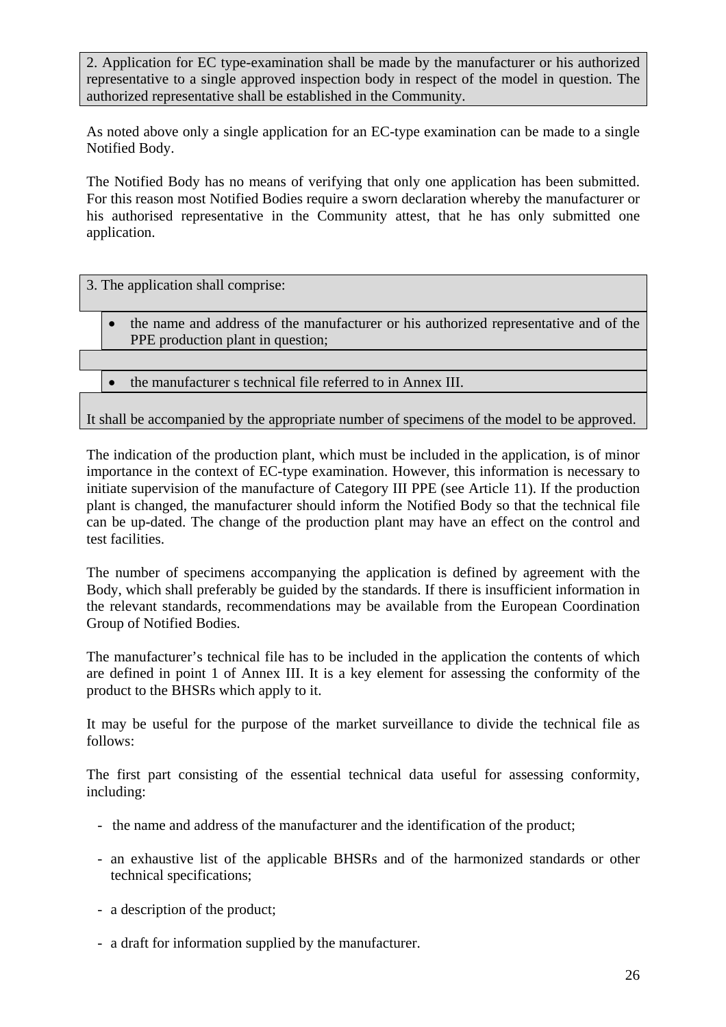> 2. Application for EC type-examination shall be made by the manufacturer or his authorized representative to a single approved inspection body in respect of the model in question. The authorized representative shall be established in the Community.

As noted above only a single application for an EC-type examination can be made to a single Notified Body.

The Notified Body has no means of verifying that only one application has been submitted. For this reason most Notified Bodies require a sworn declaration whereby the manufacturer or his authorised representative in the Community attest, that he has only submitted one application.

> 3. The application shall comprise:
>
> - the name and address of the manufacturer or his authorized representative and of the PPE production plant in question;
>
> - the manufacturer s technical file referred to in Annex III.
>
> It shall be accompanied by the appropriate number of specimens of the model to be approved.

The indication of the production plant, which must be included in the application, is of minor importance in the context of EC-type examination. However, this information is necessary to initiate supervision of the manufacture of Category III PPE (see Article 11). If the production plant is changed, the manufacturer should inform the Notified Body so that the technical file can be up-dated. The change of the production plant may have an effect on the control and test facilities.

The number of specimens accompanying the application is defined by agreement with the Body, which shall preferably be guided by the standards. If there is insufficient information in the relevant standards, recommendations may be available from the European Coordination Group of Notified Bodies.

The manufacturer's technical file has to be included in the application the contents of which are defined in point 1 of Annex III. It is a key element for assessing the conformity of the product to the BHSRs which apply to it.

It may be useful for the purpose of the market surveillance to divide the technical file as follows:

The first part consisting of the essential technical data useful for assessing conformity, including:

- the name and address of the manufacturer and the identification of the product;
- an exhaustive list of the applicable BHSRs and of the harmonized standards or other technical specifications;
- a description of the product;
- a draft for information supplied by the manufacturer.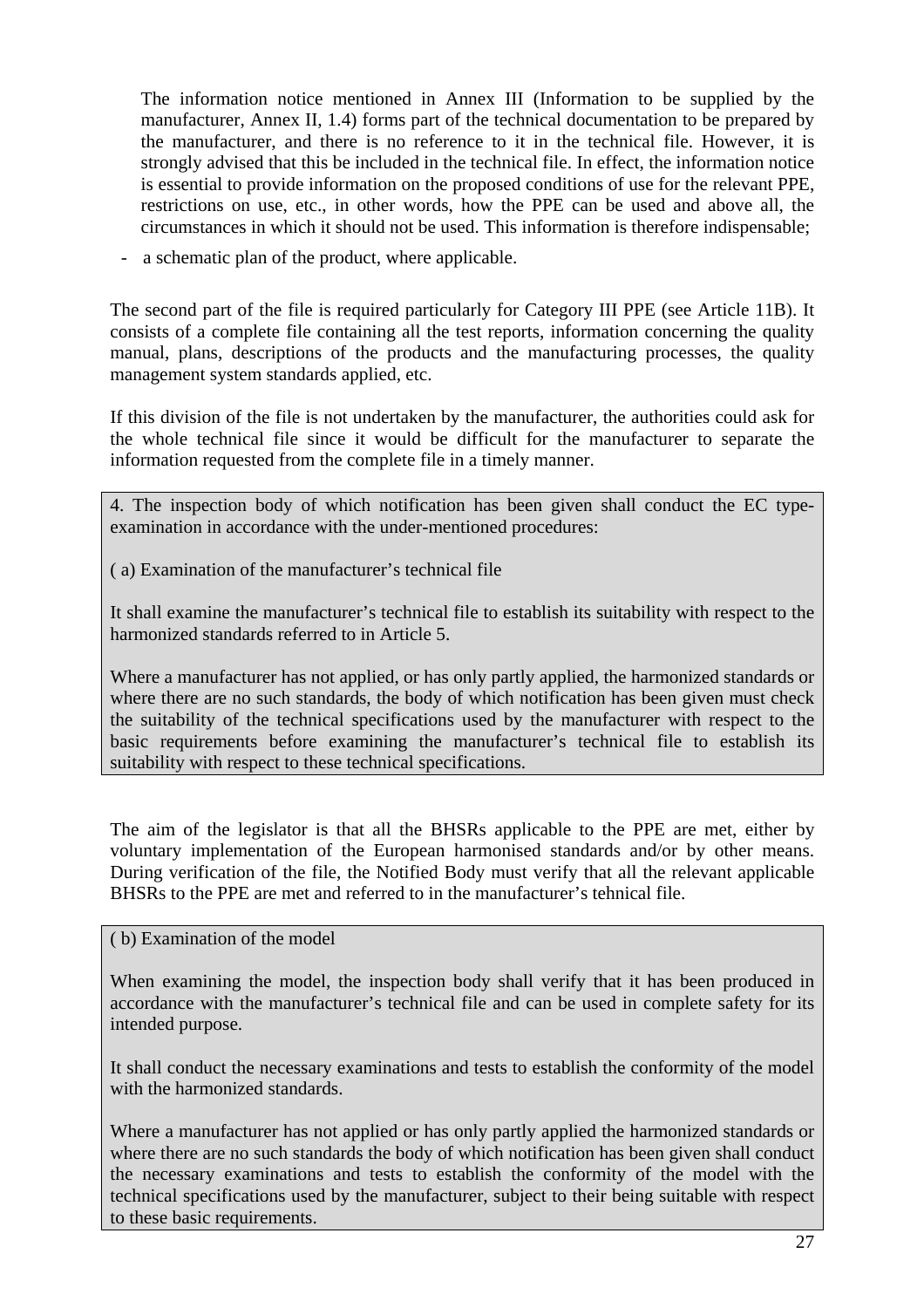The information notice mentioned in Annex III (Information to be supplied by the manufacturer, Annex II, 1.4) forms part of the technical documentation to be prepared by the manufacturer, and there is no reference to it in the technical file. However, it is strongly advised that this be included in the technical file. In effect, the information notice is essential to provide information on the proposed conditions of use for the relevant PPE, restrictions on use, etc., in other words, how the PPE can be used and above all, the circumstances in which it should not be used. This information is therefore indispensable;

- a schematic plan of the product, where applicable.

The second part of the file is required particularly for Category III PPE (see Article 11B). It consists of a complete file containing all the test reports, information concerning the quality manual, plans, descriptions of the products and the manufacturing processes, the quality management system standards applied, etc.

If this division of the file is not undertaken by the manufacturer, the authorities could ask for the whole technical file since it would be difficult for the manufacturer to separate the information requested from the complete file in a timely manner.

> 4. The inspection body of which notification has been given shall conduct the EC type-examination in accordance with the under-mentioned procedures:
>
> ( a) Examination of the manufacturer's technical file
>
> It shall examine the manufacturer's technical file to establish its suitability with respect to the harmonized standards referred to in Article 5.
>
> Where a manufacturer has not applied, or has only partly applied, the harmonized standards or where there are no such standards, the body of which notification has been given must check the suitability of the technical specifications used by the manufacturer with respect to the basic requirements before examining the manufacturer's technical file to establish its suitability with respect to these technical specifications.

The aim of the legislator is that all the BHSRs applicable to the PPE are met, either by voluntary implementation of the European harmonised standards and/or by other means. During verification of the file, the Notified Body must verify that all the relevant applicable BHSRs to the PPE are met and referred to in the manufacturer's tehnical file.

> ( b) Examination of the model
>
> When examining the model, the inspection body shall verify that it has been produced in accordance with the manufacturer's technical file and can be used in complete safety for its intended purpose.
>
> It shall conduct the necessary examinations and tests to establish the conformity of the model with the harmonized standards.
>
> Where a manufacturer has not applied or has only partly applied the harmonized standards or where there are no such standards the body of which notification has been given shall conduct the necessary examinations and tests to establish the conformity of the model with the technical specifications used by the manufacturer, subject to their being suitable with respect to these basic requirements.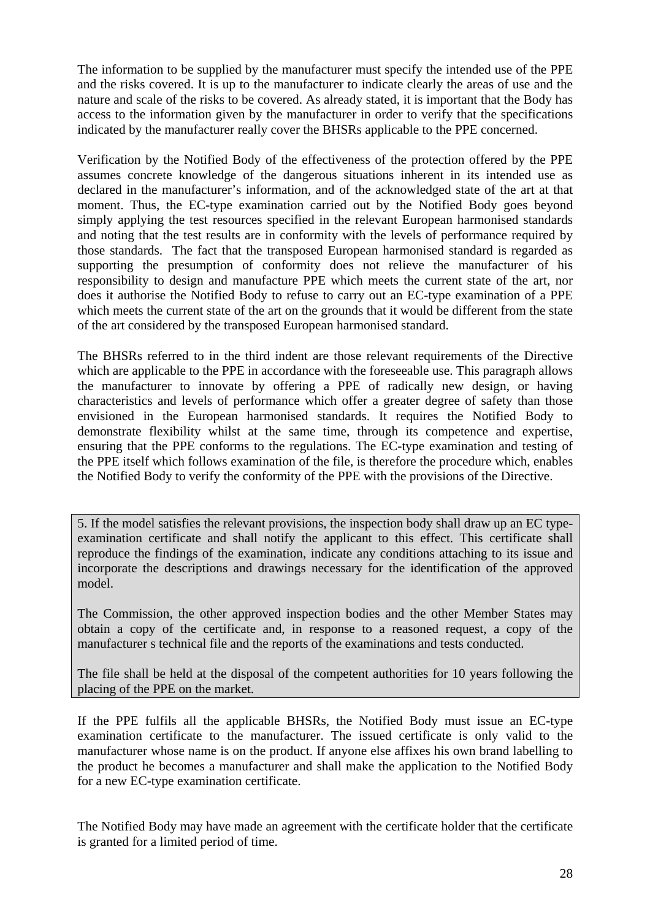The information to be supplied by the manufacturer must specify the intended use of the PPE and the risks covered. It is up to the manufacturer to indicate clearly the areas of use and the nature and scale of the risks to be covered. As already stated, it is important that the Body has access to the information given by the manufacturer in order to verify that the specifications indicated by the manufacturer really cover the BHSRs applicable to the PPE concerned.

Verification by the Notified Body of the effectiveness of the protection offered by the PPE assumes concrete knowledge of the dangerous situations inherent in its intended use as declared in the manufacturer's information, and of the acknowledged state of the art at that moment. Thus, the EC-type examination carried out by the Notified Body goes beyond simply applying the test resources specified in the relevant European harmonised standards and noting that the test results are in conformity with the levels of performance required by those standards. The fact that the transposed European harmonised standard is regarded as supporting the presumption of conformity does not relieve the manufacturer of his responsibility to design and manufacture PPE which meets the current state of the art, nor does it authorise the Notified Body to refuse to carry out an EC-type examination of a PPE which meets the current state of the art on the grounds that it would be different from the state of the art considered by the transposed European harmonised standard.

The BHSRs referred to in the third indent are those relevant requirements of the Directive which are applicable to the PPE in accordance with the foreseeable use. This paragraph allows the manufacturer to innovate by offering a PPE of radically new design, or having characteristics and levels of performance which offer a greater degree of safety than those envisioned in the European harmonised standards. It requires the Notified Body to demonstrate flexibility whilst at the same time, through its competence and expertise, ensuring that the PPE conforms to the regulations. The EC-type examination and testing of the PPE itself which follows examination of the file, is therefore the procedure which, enables the Notified Body to verify the conformity of the PPE with the provisions of the Directive.

> 5. If the model satisfies the relevant provisions, the inspection body shall draw up an EC type-examination certificate and shall notify the applicant to this effect. This certificate shall reproduce the findings of the examination, indicate any conditions attaching to its issue and incorporate the descriptions and drawings necessary for the identification of the approved model.
>
> The Commission, the other approved inspection bodies and the other Member States may obtain a copy of the certificate and, in response to a reasoned request, a copy of the manufacturer s technical file and the reports of the examinations and tests conducted.
>
> The file shall be held at the disposal of the competent authorities for 10 years following the placing of the PPE on the market.

If the PPE fulfils all the applicable BHSRs, the Notified Body must issue an EC-type examination certificate to the manufacturer. The issued certificate is only valid to the manufacturer whose name is on the product. If anyone else affixes his own brand labelling to the product he becomes a manufacturer and shall make the application to the Notified Body for a new EC-type examination certificate.

The Notified Body may have made an agreement with the certificate holder that the certificate is granted for a limited period of time.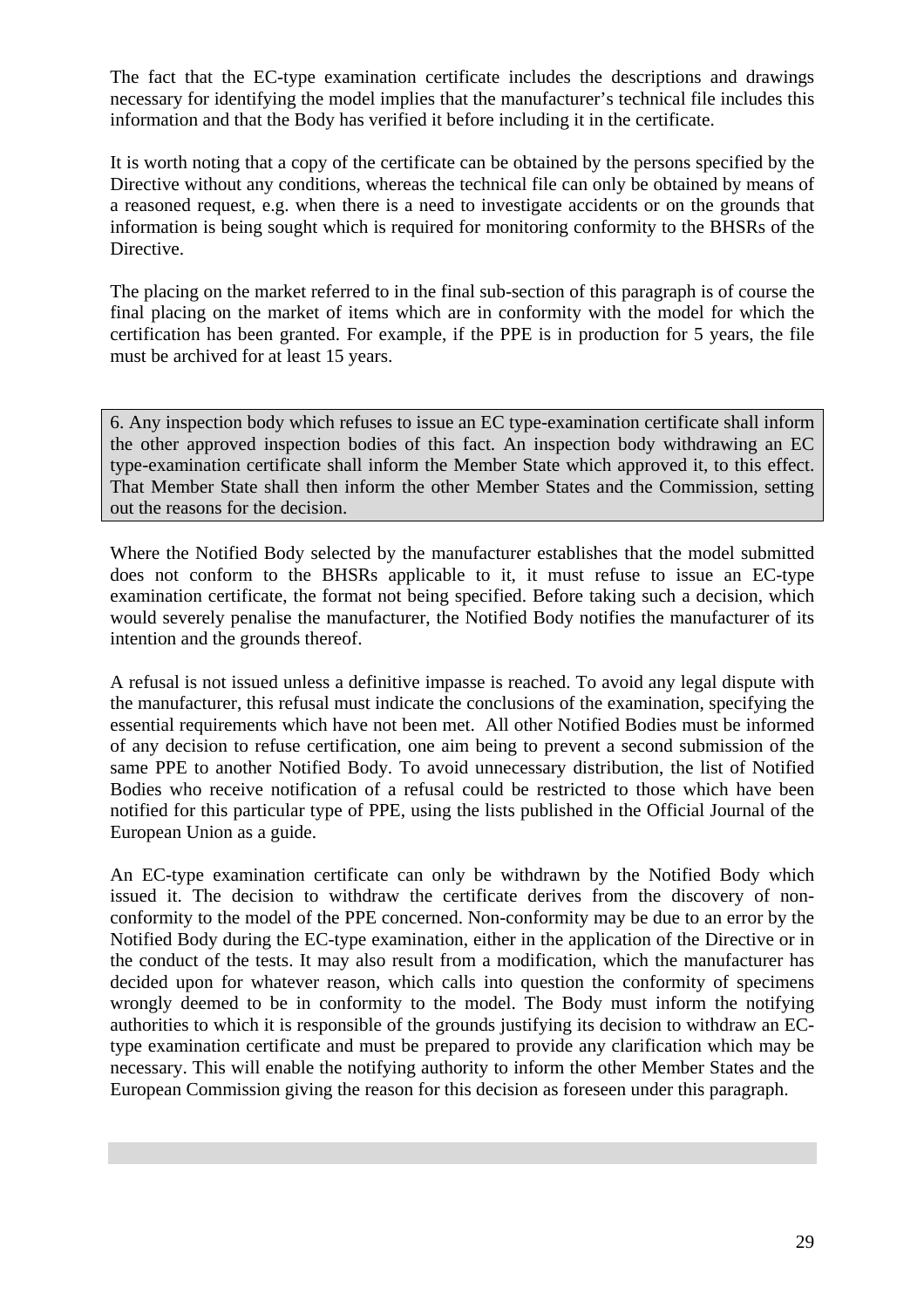The fact that the EC-type examination certificate includes the descriptions and drawings necessary for identifying the model implies that the manufacturer's technical file includes this information and that the Body has verified it before including it in the certificate.

It is worth noting that a copy of the certificate can be obtained by the persons specified by the Directive without any conditions, whereas the technical file can only be obtained by means of a reasoned request, e.g. when there is a need to investigate accidents or on the grounds that information is being sought which is required for monitoring conformity to the BHSRs of the Directive.

The placing on the market referred to in the final sub-section of this paragraph is of course the final placing on the market of items which are in conformity with the model for which the certification has been granted. For example, if the PPE is in production for 5 years, the file must be archived for at least 15 years.

> 6. Any inspection body which refuses to issue an EC type-examination certificate shall inform the other approved inspection bodies of this fact. An inspection body withdrawing an EC type-examination certificate shall inform the Member State which approved it, to this effect. That Member State shall then inform the other Member States and the Commission, setting out the reasons for the decision.

Where the Notified Body selected by the manufacturer establishes that the model submitted does not conform to the BHSRs applicable to it, it must refuse to issue an EC-type examination certificate, the format not being specified. Before taking such a decision, which would severely penalise the manufacturer, the Notified Body notifies the manufacturer of its intention and the grounds thereof.

A refusal is not issued unless a definitive impasse is reached. To avoid any legal dispute with the manufacturer, this refusal must indicate the conclusions of the examination, specifying the essential requirements which have not been met. All other Notified Bodies must be informed of any decision to refuse certification, one aim being to prevent a second submission of the same PPE to another Notified Body. To avoid unnecessary distribution, the list of Notified Bodies who receive notification of a refusal could be restricted to those which have been notified for this particular type of PPE, using the lists published in the Official Journal of the European Union as a guide.

An EC-type examination certificate can only be withdrawn by the Notified Body which issued it. The decision to withdraw the certificate derives from the discovery of non-conformity to the model of the PPE concerned. Non-conformity may be due to an error by the Notified Body during the EC-type examination, either in the application of the Directive or in the conduct of the tests. It may also result from a modification, which the manufacturer has decided upon for whatever reason, which calls into question the conformity of specimens wrongly deemed to be in conformity to the model. The Body must inform the notifying authorities to which it is responsible of the grounds justifying its decision to withdraw an EC-type examination certificate and must be prepared to provide any clarification which may be necessary. This will enable the notifying authority to inform the other Member States and the European Commission giving the reason for this decision as foreseen under this paragraph.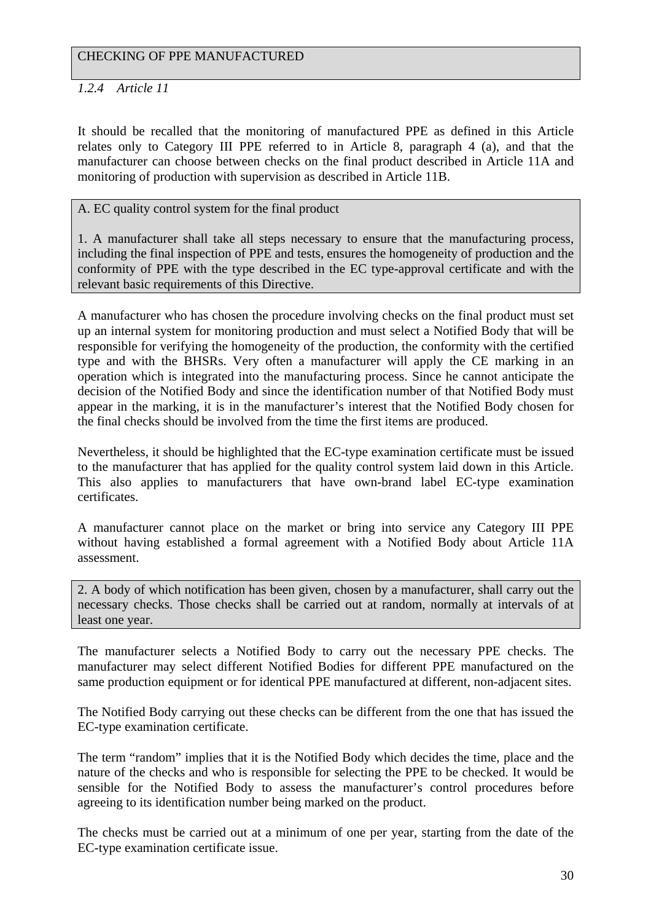## CHECKING OF PPE MANUFACTURED

*1.2.4 Article 11*

It should be recalled that the monitoring of manufactured PPE as defined in this Article relates only to Category III PPE referred to in Article 8, paragraph 4 (a), and that the manufacturer can choose between checks on the final product described in Article 11A and monitoring of production with supervision as described in Article 11B.

> A. EC quality control system for the final product
>
> 1. A manufacturer shall take all steps necessary to ensure that the manufacturing process, including the final inspection of PPE and tests, ensures the homogeneity of production and the conformity of PPE with the type described in the EC type-approval certificate and with the relevant basic requirements of this Directive.

A manufacturer who has chosen the procedure involving checks on the final product must set up an internal system for monitoring production and must select a Notified Body that will be responsible for verifying the homogeneity of the production, the conformity with the certified type and with the BHSRs. Very often a manufacturer will apply the CE marking in an operation which is integrated into the manufacturing process. Since he cannot anticipate the decision of the Notified Body and since the identification number of that Notified Body must appear in the marking, it is in the manufacturer's interest that the Notified Body chosen for the final checks should be involved from the time the first items are produced.

Nevertheless, it should be highlighted that the EC-type examination certificate must be issued to the manufacturer that has applied for the quality control system laid down in this Article. This also applies to manufacturers that have own-brand label EC-type examination certificates.

A manufacturer cannot place on the market or bring into service any Category III PPE without having established a formal agreement with a Notified Body about Article 11A assessment.

> 2. A body of which notification has been given, chosen by a manufacturer, shall carry out the necessary checks. Those checks shall be carried out at random, normally at intervals of at least one year.

The manufacturer selects a Notified Body to carry out the necessary PPE checks. The manufacturer may select different Notified Bodies for different PPE manufactured on the same production equipment or for identical PPE manufactured at different, non-adjacent sites.

The Notified Body carrying out these checks can be different from the one that has issued the EC-type examination certificate.

The term "random" implies that it is the Notified Body which decides the time, place and the nature of the checks and who is responsible for selecting the PPE to be checked. It would be sensible for the Notified Body to assess the manufacturer's control procedures before agreeing to its identification number being marked on the product.

The checks must be carried out at a minimum of one per year, starting from the date of the EC-type examination certificate issue.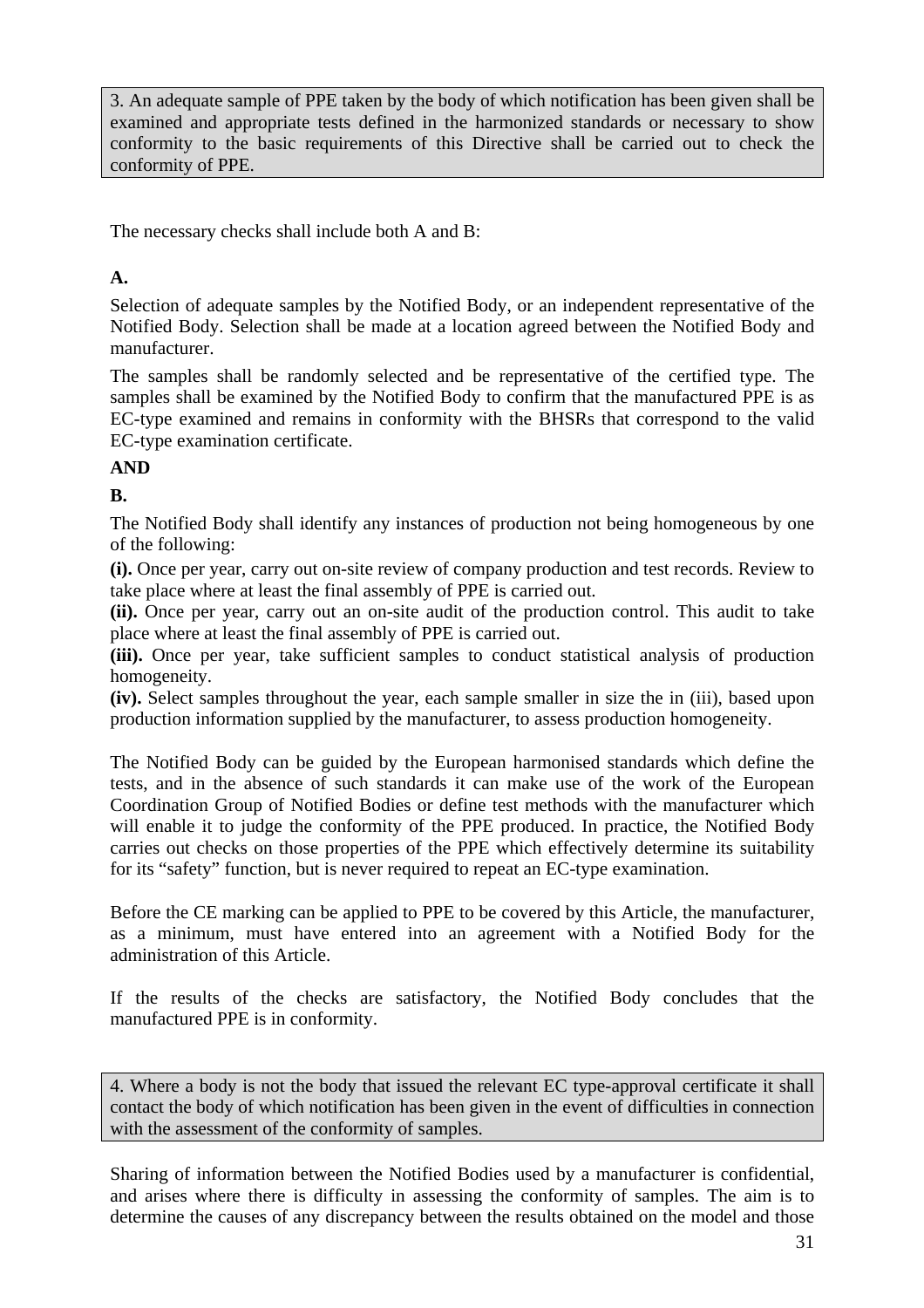> 3. An adequate sample of PPE taken by the body of which notification has been given shall be examined and appropriate tests defined in the harmonized standards or necessary to show conformity to the basic requirements of this Directive shall be carried out to check the conformity of PPE.

The necessary checks shall include both A and B:

**A.**

Selection of adequate samples by the Notified Body, or an independent representative of the Notified Body. Selection shall be made at a location agreed between the Notified Body and manufacturer.

The samples shall be randomly selected and be representative of the certified type. The samples shall be examined by the Notified Body to confirm that the manufactured PPE is as EC-type examined and remains in conformity with the BHSRs that correspond to the valid EC-type examination certificate.

**AND**

**B.**

The Notified Body shall identify any instances of production not being homogeneous by one of the following:

**(i).** Once per year, carry out on-site review of company production and test records. Review to take place where at least the final assembly of PPE is carried out.

**(ii).** Once per year, carry out an on-site audit of the production control. This audit to take place where at least the final assembly of PPE is carried out.

**(iii).** Once per year, take sufficient samples to conduct statistical analysis of production homogeneity.

**(iv).** Select samples throughout the year, each sample smaller in size the in (iii), based upon production information supplied by the manufacturer, to assess production homogeneity.

The Notified Body can be guided by the European harmonised standards which define the tests, and in the absence of such standards it can make use of the work of the European Coordination Group of Notified Bodies or define test methods with the manufacturer which will enable it to judge the conformity of the PPE produced. In practice, the Notified Body carries out checks on those properties of the PPE which effectively determine its suitability for its "safety" function, but is never required to repeat an EC-type examination.

Before the CE marking can be applied to PPE to be covered by this Article, the manufacturer, as a minimum, must have entered into an agreement with a Notified Body for the administration of this Article.

If the results of the checks are satisfactory, the Notified Body concludes that the manufactured PPE is in conformity.

> 4. Where a body is not the body that issued the relevant EC type-approval certificate it shall contact the body of which notification has been given in the event of difficulties in connection with the assessment of the conformity of samples.

Sharing of information between the Notified Bodies used by a manufacturer is confidential, and arises where there is difficulty in assessing the conformity of samples. The aim is to determine the causes of any discrepancy between the results obtained on the model and those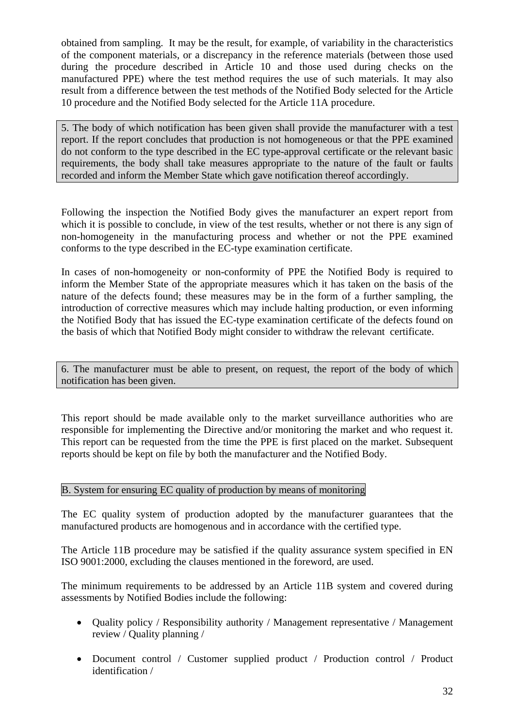obtained from sampling. It may be the result, for example, of variability in the characteristics of the component materials, or a discrepancy in the reference materials (between those used during the procedure described in Article 10 and those used during checks on the manufactured PPE) where the test method requires the use of such materials. It may also result from a difference between the test methods of the Notified Body selected for the Article 10 procedure and the Notified Body selected for the Article 11A procedure.

> 5. The body of which notification has been given shall provide the manufacturer with a test report. If the report concludes that production is not homogeneous or that the PPE examined do not conform to the type described in the EC type-approval certificate or the relevant basic requirements, the body shall take measures appropriate to the nature of the fault or faults recorded and inform the Member State which gave notification thereof accordingly.

Following the inspection the Notified Body gives the manufacturer an expert report from which it is possible to conclude, in view of the test results, whether or not there is any sign of non-homogeneity in the manufacturing process and whether or not the PPE examined conforms to the type described in the EC-type examination certificate.

In cases of non-homogeneity or non-conformity of PPE the Notified Body is required to inform the Member State of the appropriate measures which it has taken on the basis of the nature of the defects found; these measures may be in the form of a further sampling, the introduction of corrective measures which may include halting production, or even informing the Notified Body that has issued the EC-type examination certificate of the defects found on the basis of which that Notified Body might consider to withdraw the relevant certificate.

> 6. The manufacturer must be able to present, on request, the report of the body of which notification has been given.

This report should be made available only to the market surveillance authorities who are responsible for implementing the Directive and/or monitoring the market and who request it. This report can be requested from the time the PPE is first placed on the market. Subsequent reports should be kept on file by both the manufacturer and the Notified Body.

B. System for ensuring EC quality of production by means of monitoring

The EC quality system of production adopted by the manufacturer guarantees that the manufactured products are homogenous and in accordance with the certified type.

The Article 11B procedure may be satisfied if the quality assurance system specified in EN ISO 9001:2000, excluding the clauses mentioned in the foreword, are used.

The minimum requirements to be addressed by an Article 11B system and covered during assessments by Notified Bodies include the following:

- Quality policy / Responsibility authority / Management representative / Management review / Quality planning /
- Document control / Customer supplied product / Production control / Product identification /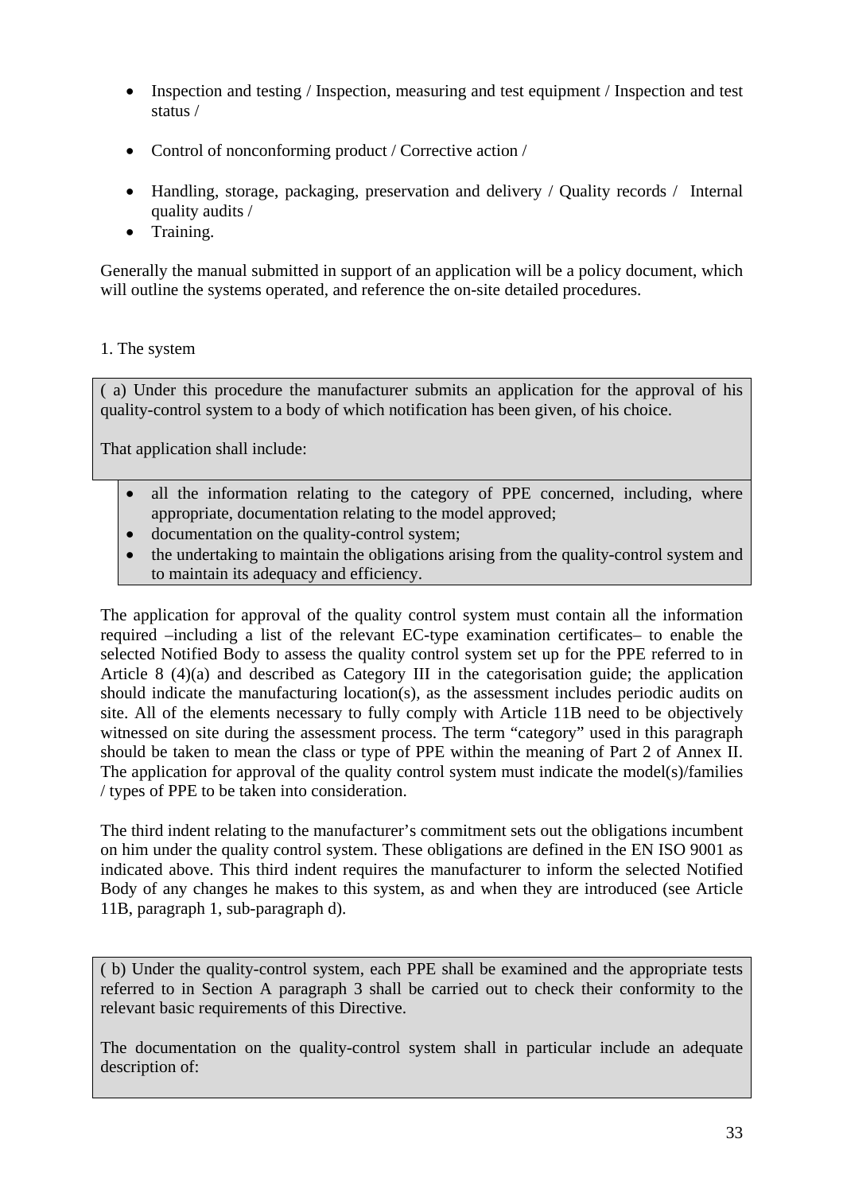- Inspection and testing / Inspection, measuring and test equipment / Inspection and test status /

- Control of nonconforming product / Corrective action /

- Handling, storage, packaging, preservation and delivery / Quality records / Internal quality audits /
- Training.

Generally the manual submitted in support of an application will be a policy document, which will outline the systems operated, and reference the on-site detailed procedures.

1. The system

> ( a) Under this procedure the manufacturer submits an application for the approval of his quality-control system to a body of which notification has been given, of his choice.
>
> That application shall include:
>
> - all the information relating to the category of PPE concerned, including, where appropriate, documentation relating to the model approved;
> - documentation on the quality-control system;
> - the undertaking to maintain the obligations arising from the quality-control system and to maintain its adequacy and efficiency.

The application for approval of the quality control system must contain all the information required –including a list of the relevant EC-type examination certificates– to enable the selected Notified Body to assess the quality control system set up for the PPE referred to in Article 8 (4)(a) and described as Category III in the categorisation guide; the application should indicate the manufacturing location(s), as the assessment includes periodic audits on site. All of the elements necessary to fully comply with Article 11B need to be objectively witnessed on site during the assessment process. The term "category" used in this paragraph should be taken to mean the class or type of PPE within the meaning of Part 2 of Annex II. The application for approval of the quality control system must indicate the model(s)/families / types of PPE to be taken into consideration.

The third indent relating to the manufacturer's commitment sets out the obligations incumbent on him under the quality control system. These obligations are defined in the EN ISO 9001 as indicated above. This third indent requires the manufacturer to inform the selected Notified Body of any changes he makes to this system, as and when they are introduced (see Article 11B, paragraph 1, sub-paragraph d).

> ( b) Under the quality-control system, each PPE shall be examined and the appropriate tests referred to in Section A paragraph 3 shall be carried out to check their conformity to the relevant basic requirements of this Directive.
>
> The documentation on the quality-control system shall in particular include an adequate description of: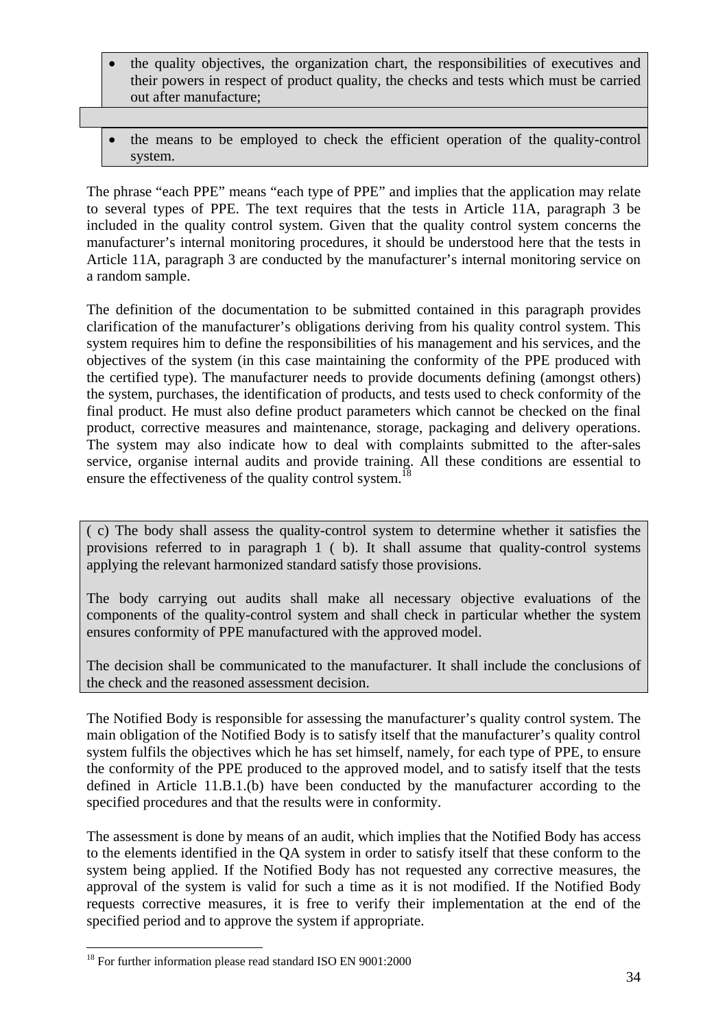- the quality objectives, the organization chart, the responsibilities of executives and their powers in respect of product quality, the checks and tests which must be carried out after manufacture;
- the means to be employed to check the efficient operation of the quality-control system.

The phrase "each PPE" means "each type of PPE" and implies that the application may relate to several types of PPE. The text requires that the tests in Article 11A, paragraph 3 be included in the quality control system. Given that the quality control system concerns the manufacturer's internal monitoring procedures, it should be understood here that the tests in Article 11A, paragraph 3 are conducted by the manufacturer's internal monitoring service on a random sample.

The definition of the documentation to be submitted contained in this paragraph provides clarification of the manufacturer's obligations deriving from his quality control system. This system requires him to define the responsibilities of his management and his services, and the objectives of the system (in this case maintaining the conformity of the PPE produced with the certified type). The manufacturer needs to provide documents defining (amongst others) the system, purchases, the identification of products, and tests used to check conformity of the final product. He must also define product parameters which cannot be checked on the final product, corrective measures and maintenance, storage, packaging and delivery operations. The system may also indicate how to deal with complaints submitted to the after-sales service, organise internal audits and provide training. All these conditions are essential to ensure the effectiveness of the quality control system.[18]

( c) The body shall assess the quality-control system to determine whether it satisfies the provisions referred to in paragraph 1 ( b). It shall assume that quality-control systems applying the relevant harmonized standard satisfy those provisions.

The body carrying out audits shall make all necessary objective evaluations of the components of the quality-control system and shall check in particular whether the system ensures conformity of PPE manufactured with the approved model.

The decision shall be communicated to the manufacturer. It shall include the conclusions of the check and the reasoned assessment decision.

The Notified Body is responsible for assessing the manufacturer's quality control system. The main obligation of the Notified Body is to satisfy itself that the manufacturer's quality control system fulfils the objectives which he has set himself, namely, for each type of PPE, to ensure the conformity of the PPE produced to the approved model, and to satisfy itself that the tests defined in Article 11.B.1.(b) have been conducted by the manufacturer according to the specified procedures and that the results were in conformity.

The assessment is done by means of an audit, which implies that the Notified Body has access to the elements identified in the QA system in order to satisfy itself that these conform to the system being applied. If the Notified Body has not requested any corrective measures, the approval of the system is valid for such a time as it is not modified. If the Notified Body requests corrective measures, it is free to verify their implementation at the end of the specified period and to approve the system if appropriate.

[18] For further information please read standard ISO EN 9001:2000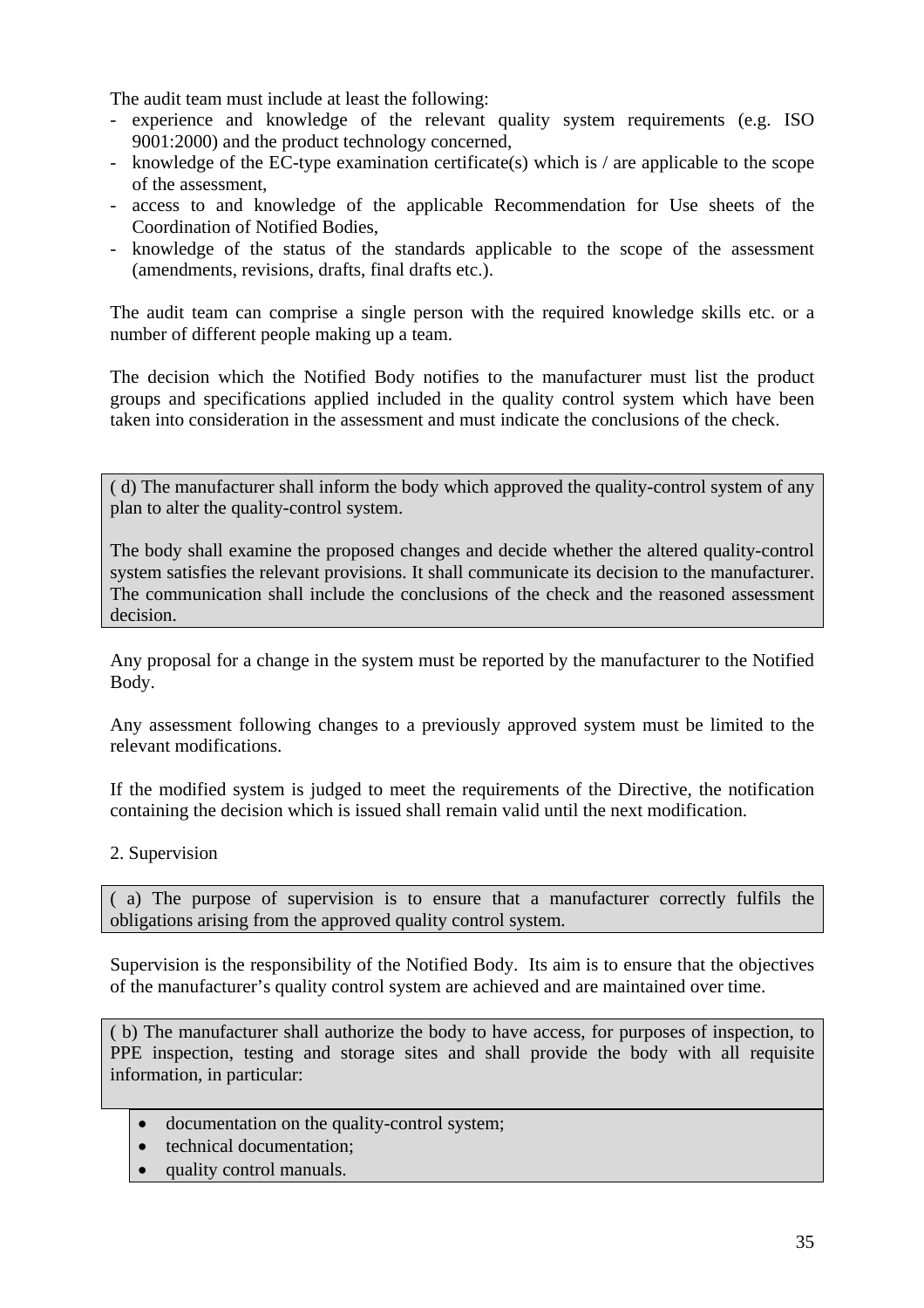The audit team must include at least the following:

- experience and knowledge of the relevant quality system requirements (e.g. ISO 9001:2000) and the product technology concerned,
- knowledge of the EC-type examination certificate(s) which is / are applicable to the scope of the assessment,
- access to and knowledge of the applicable Recommendation for Use sheets of the Coordination of Notified Bodies,
- knowledge of the status of the standards applicable to the scope of the assessment (amendments, revisions, drafts, final drafts etc.).

The audit team can comprise a single person with the required knowledge skills etc. or a number of different people making up a team.

The decision which the Notified Body notifies to the manufacturer must list the product groups and specifications applied included in the quality control system which have been taken into consideration in the assessment and must indicate the conclusions of the check.

> ( d) The manufacturer shall inform the body which approved the quality-control system of any plan to alter the quality-control system.
>
> The body shall examine the proposed changes and decide whether the altered quality-control system satisfies the relevant provisions. It shall communicate its decision to the manufacturer. The communication shall include the conclusions of the check and the reasoned assessment decision.

Any proposal for a change in the system must be reported by the manufacturer to the Notified Body.

Any assessment following changes to a previously approved system must be limited to the relevant modifications.

If the modified system is judged to meet the requirements of the Directive, the notification containing the decision which is issued shall remain valid until the next modification.

2. Supervision

> ( a) The purpose of supervision is to ensure that a manufacturer correctly fulfils the obligations arising from the approved quality control system.

Supervision is the responsibility of the Notified Body. Its aim is to ensure that the objectives of the manufacturer's quality control system are achieved and are maintained over time.

> ( b) The manufacturer shall authorize the body to have access, for purposes of inspection, to PPE inspection, testing and storage sites and shall provide the body with all requisite information, in particular:
>
> - documentation on the quality-control system;
> - technical documentation;
> - quality control manuals.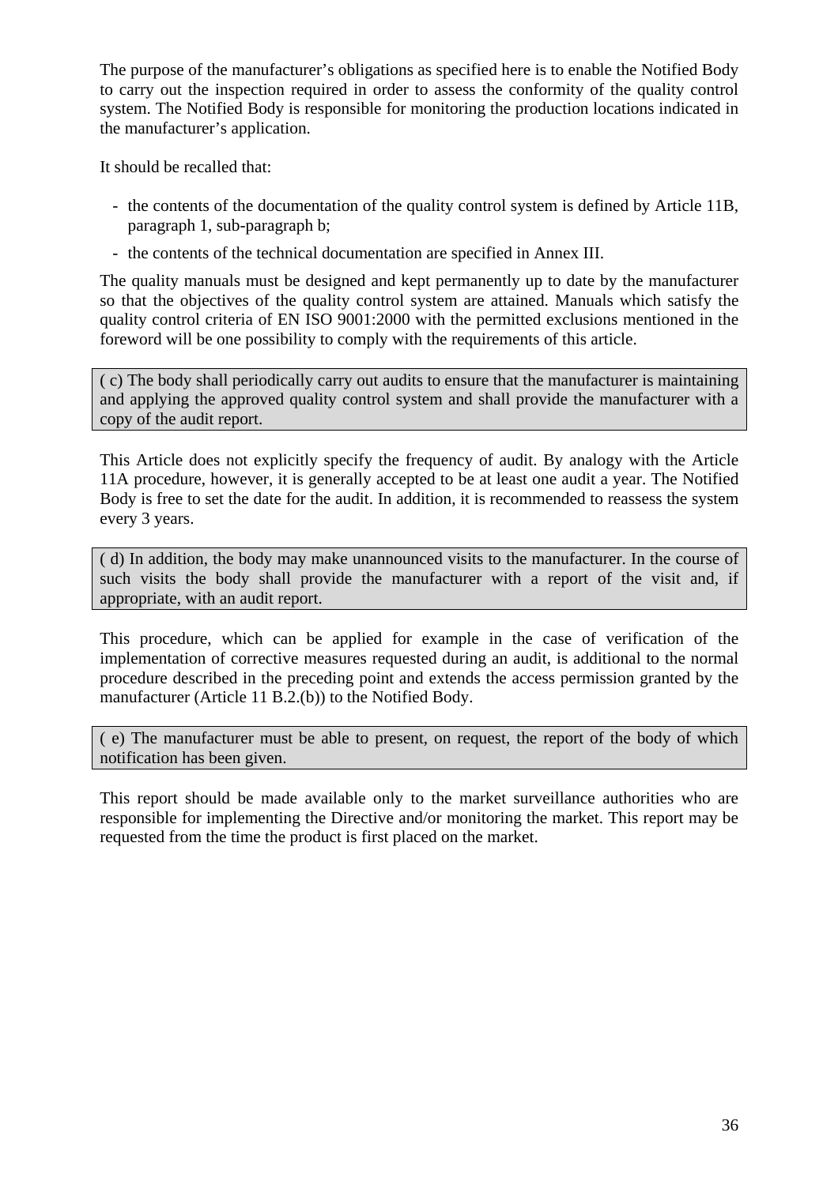The purpose of the manufacturer's obligations as specified here is to enable the Notified Body to carry out the inspection required in order to assess the conformity of the quality control system. The Notified Body is responsible for monitoring the production locations indicated in the manufacturer's application.

It should be recalled that:

- the contents of the documentation of the quality control system is defined by Article 11B, paragraph 1, sub-paragraph b;
- the contents of the technical documentation are specified in Annex III.

The quality manuals must be designed and kept permanently up to date by the manufacturer so that the objectives of the quality control system are attained. Manuals which satisfy the quality control criteria of EN ISO 9001:2000 with the permitted exclusions mentioned in the foreword will be one possibility to comply with the requirements of this article.

> ( c) The body shall periodically carry out audits to ensure that the manufacturer is maintaining and applying the approved quality control system and shall provide the manufacturer with a copy of the audit report.

This Article does not explicitly specify the frequency of audit. By analogy with the Article 11A procedure, however, it is generally accepted to be at least one audit a year. The Notified Body is free to set the date for the audit. In addition, it is recommended to reassess the system every 3 years.

> ( d) In addition, the body may make unannounced visits to the manufacturer. In the course of such visits the body shall provide the manufacturer with a report of the visit and, if appropriate, with an audit report.

This procedure, which can be applied for example in the case of verification of the implementation of corrective measures requested during an audit, is additional to the normal procedure described in the preceding point and extends the access permission granted by the manufacturer (Article 11 B.2.(b)) to the Notified Body.

> ( e) The manufacturer must be able to present, on request, the report of the body of which notification has been given.

This report should be made available only to the market surveillance authorities who are responsible for implementing the Directive and/or monitoring the market. This report may be requested from the time the product is first placed on the market.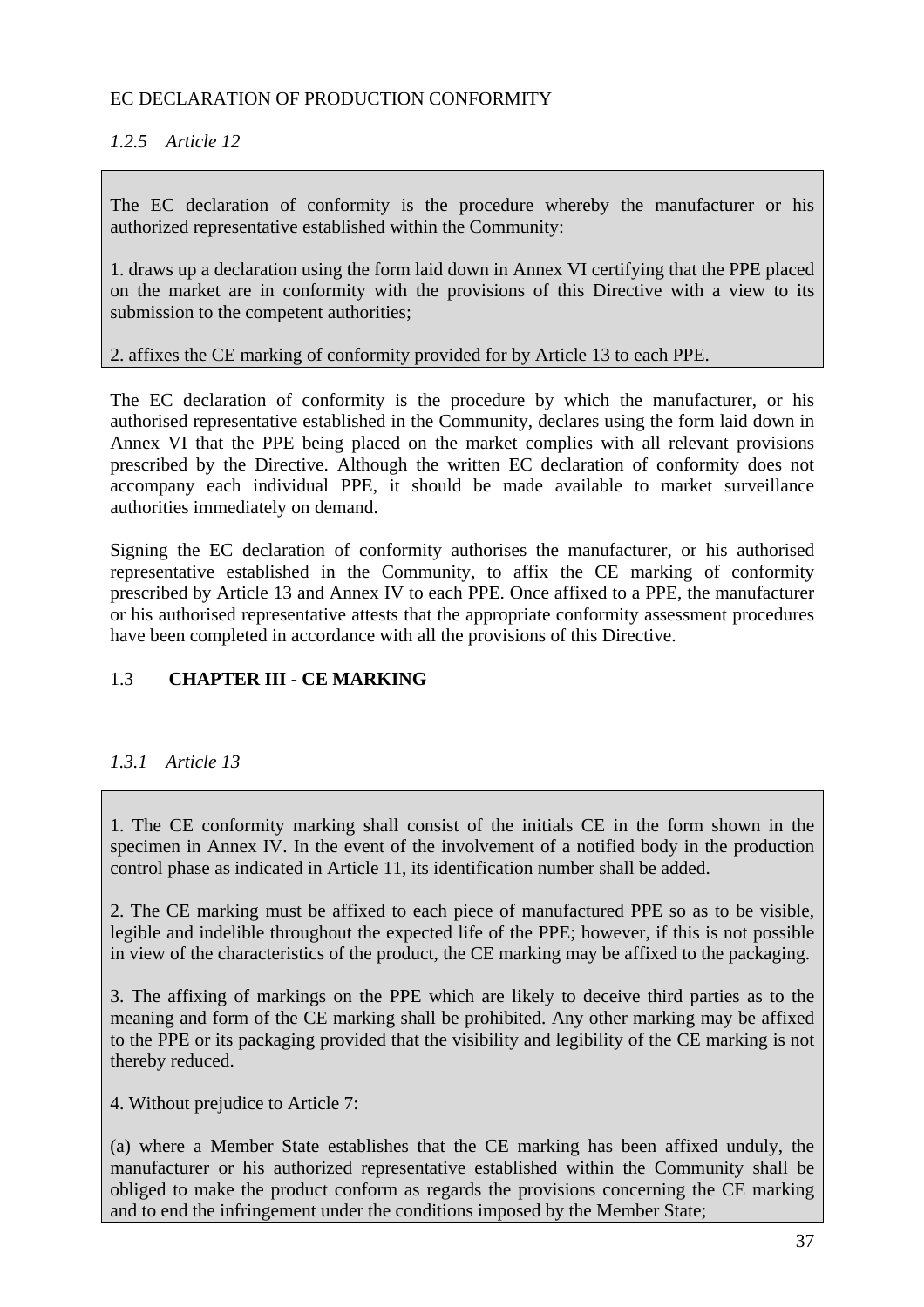EC DECLARATION OF PRODUCTION CONFORMITY

### *1.2.5 Article 12*

> The EC declaration of conformity is the procedure whereby the manufacturer or his authorized representative established within the Community:
>
> 1. draws up a declaration using the form laid down in Annex VI certifying that the PPE placed on the market are in conformity with the provisions of this Directive with a view to its submission to the competent authorities;
>
> 2. affixes the CE marking of conformity provided for by Article 13 to each PPE.

The EC declaration of conformity is the procedure by which the manufacturer, or his authorised representative established in the Community, declares using the form laid down in Annex VI that the PPE being placed on the market complies with all relevant provisions prescribed by the Directive. Although the written EC declaration of conformity does not accompany each individual PPE, it should be made available to market surveillance authorities immediately on demand.

Signing the EC declaration of conformity authorises the manufacturer, or his authorised representative established in the Community, to affix the CE marking of conformity prescribed by Article 13 and Annex IV to each PPE. Once affixed to a PPE, the manufacturer or his authorised representative attests that the appropriate conformity assessment procedures have been completed in accordance with all the provisions of this Directive.

## 1.3 **CHAPTER III - CE MARKING**

### *1.3.1 Article 13*

> 1. The CE conformity marking shall consist of the initials CE in the form shown in the specimen in Annex IV. In the event of the involvement of a notified body in the production control phase as indicated in Article 11, its identification number shall be added.
>
> 2. The CE marking must be affixed to each piece of manufactured PPE so as to be visible, legible and indelible throughout the expected life of the PPE; however, if this is not possible in view of the characteristics of the product, the CE marking may be affixed to the packaging.
>
> 3. The affixing of markings on the PPE which are likely to deceive third parties as to the meaning and form of the CE marking shall be prohibited. Any other marking may be affixed to the PPE or its packaging provided that the visibility and legibility of the CE marking is not thereby reduced.
>
> 4. Without prejudice to Article 7:
>
> (a) where a Member State establishes that the CE marking has been affixed unduly, the manufacturer or his authorized representative established within the Community shall be obliged to make the product conform as regards the provisions concerning the CE marking and to end the infringement under the conditions imposed by the Member State;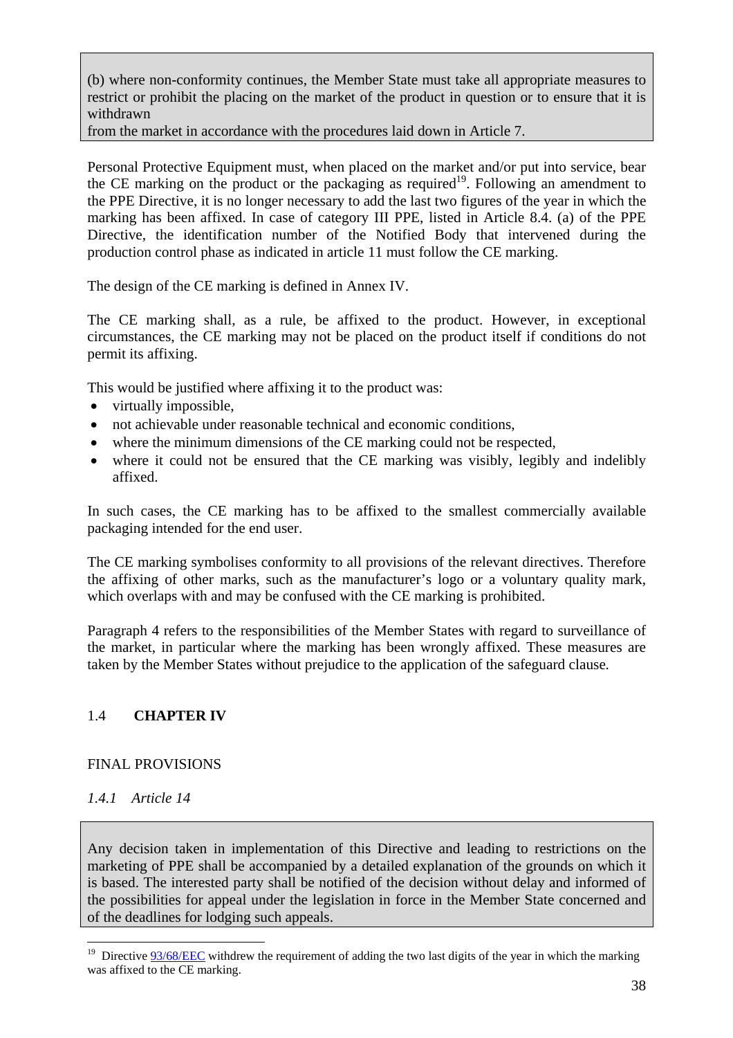(b) where non-conformity continues, the Member State must take all appropriate measures to restrict or prohibit the placing on the market of the product in question or to ensure that it is withdrawn
from the market in accordance with the procedures laid down in Article 7.

Personal Protective Equipment must, when placed on the market and/or put into service, bear the CE marking on the product or the packaging as required[19]. Following an amendment to the PPE Directive, it is no longer necessary to add the last two figures of the year in which the marking has been affixed. In case of category III PPE, listed in Article 8.4. (a) of the PPE Directive, the identification number of the Notified Body that intervened during the production control phase as indicated in article 11 must follow the CE marking.

The design of the CE marking is defined in Annex IV.

The CE marking shall, as a rule, be affixed to the product. However, in exceptional circumstances, the CE marking may not be placed on the product itself if conditions do not permit its affixing.

This would be justified where affixing it to the product was:

- virtually impossible,
- not achievable under reasonable technical and economic conditions,
- where the minimum dimensions of the CE marking could not be respected,
- where it could not be ensured that the CE marking was visibly, legibly and indelibly affixed.

In such cases, the CE marking has to be affixed to the smallest commercially available packaging intended for the end user.

The CE marking symbolises conformity to all provisions of the relevant directives. Therefore the affixing of other marks, such as the manufacturer's logo or a voluntary quality mark, which overlaps with and may be confused with the CE marking is prohibited.

Paragraph 4 refers to the responsibilities of the Member States with regard to surveillance of the market, in particular where the marking has been wrongly affixed. These measures are taken by the Member States without prejudice to the application of the safeguard clause.

## 1.4 **CHAPTER IV**

FINAL PROVISIONS

### *1.4.1 Article 14*

Any decision taken in implementation of this Directive and leading to restrictions on the marketing of PPE shall be accompanied by a detailed explanation of the grounds on which it is based. The interested party shall be notified of the decision without delay and informed of the possibilities for appeal under the legislation in force in the Member State concerned and of the deadlines for lodging such appeals.

---

[19] Directive 93/68/EEC withdrew the requirement of adding the two last digits of the year in which the marking was affixed to the CE marking.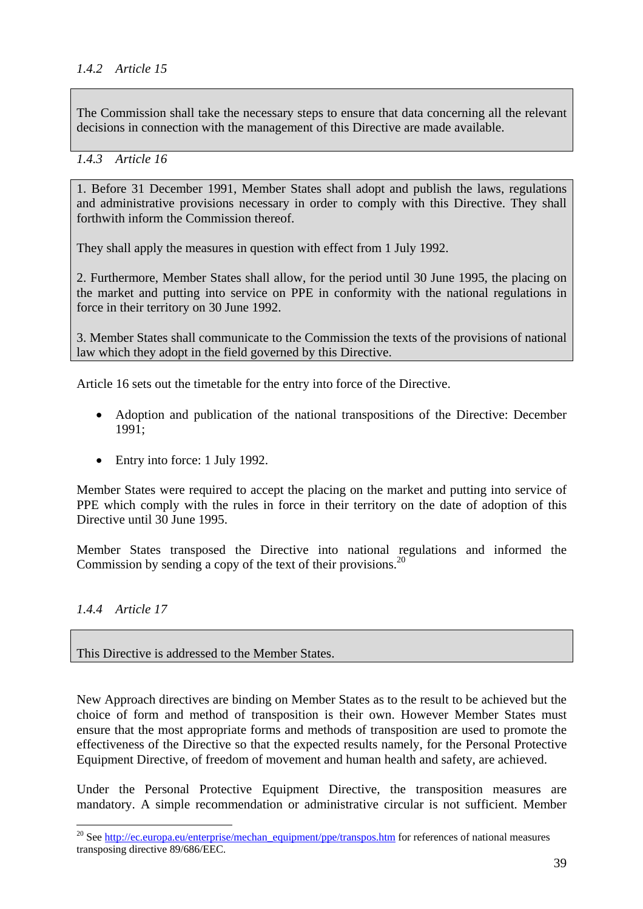### *1.4.2 Article 15*

> The Commission shall take the necessary steps to ensure that data concerning all the relevant decisions in connection with the management of this Directive are made available.

### *1.4.3 Article 16*

> 1. Before 31 December 1991, Member States shall adopt and publish the laws, regulations and administrative provisions necessary in order to comply with this Directive. They shall forthwith inform the Commission thereof.
>
> They shall apply the measures in question with effect from 1 July 1992.
>
> 2. Furthermore, Member States shall allow, for the period until 30 June 1995, the placing on the market and putting into service on PPE in conformity with the national regulations in force in their territory on 30 June 1992.
>
> 3. Member States shall communicate to the Commission the texts of the provisions of national law which they adopt in the field governed by this Directive.

Article 16 sets out the timetable for the entry into force of the Directive.

- Adoption and publication of the national transpositions of the Directive: December 1991;
- Entry into force: 1 July 1992.

Member States were required to accept the placing on the market and putting into service of PPE which comply with the rules in force in their territory on the date of adoption of this Directive until 30 June 1995.

Member States transposed the Directive into national regulations and informed the Commission by sending a copy of the text of their provisions.[20]

### *1.4.4 Article 17*

> This Directive is addressed to the Member States.

New Approach directives are binding on Member States as to the result to be achieved but the choice of form and method of transposition is their own. However Member States must ensure that the most appropriate forms and methods of transposition are used to promote the effectiveness of the Directive so that the expected results namely, for the Personal Protective Equipment Directive, of freedom of movement and human health and safety, are achieved.

Under the Personal Protective Equipment Directive, the transposition measures are mandatory. A simple recommendation or administrative circular is not sufficient. Member

---

[20] See http://ec.europa.eu/enterprise/mechan_equipment/ppe/transpos.htm for references of national measures transposing directive 89/686/EEC.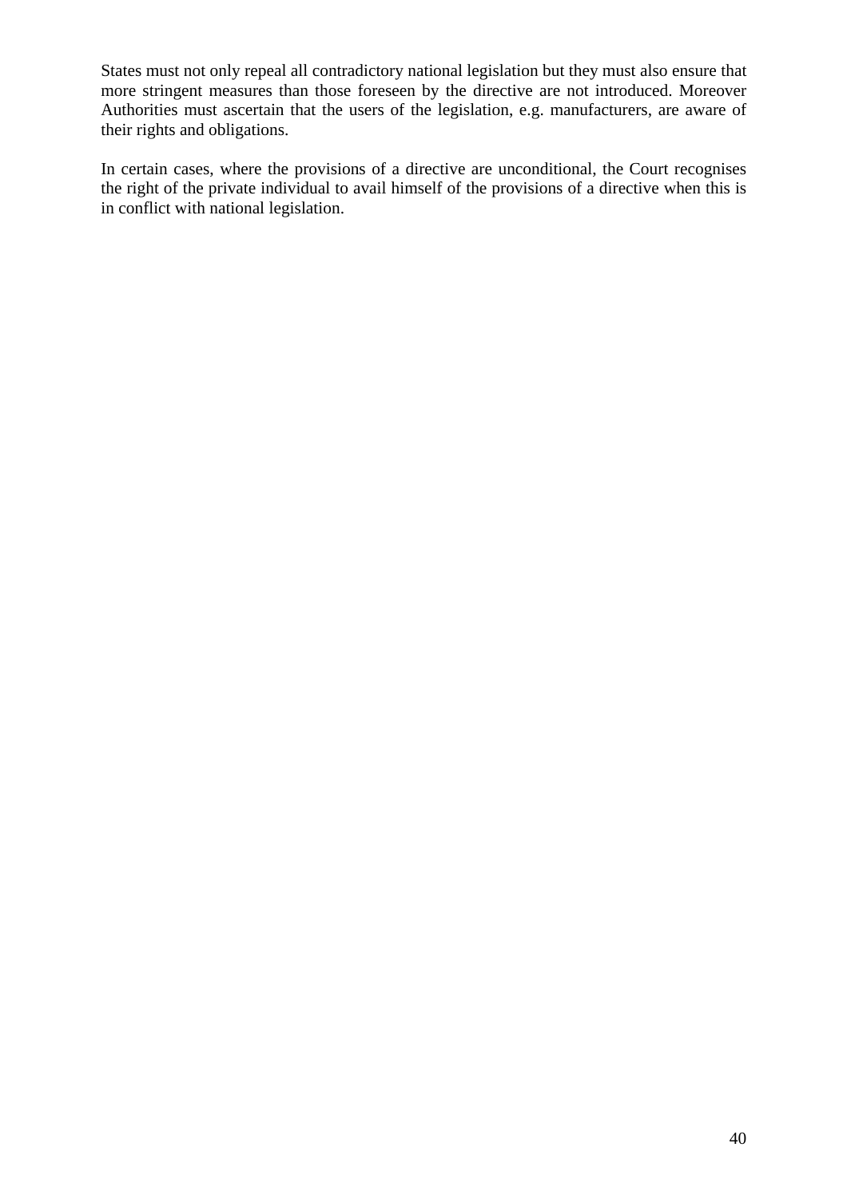States must not only repeal all contradictory national legislation but they must also ensure that more stringent measures than those foreseen by the directive are not introduced. Moreover Authorities must ascertain that the users of the legislation, e.g. manufacturers, are aware of their rights and obligations.

In certain cases, where the provisions of a directive are unconditional, the Court recognises the right of the private individual to avail himself of the provisions of a directive when this is in conflict with national legislation.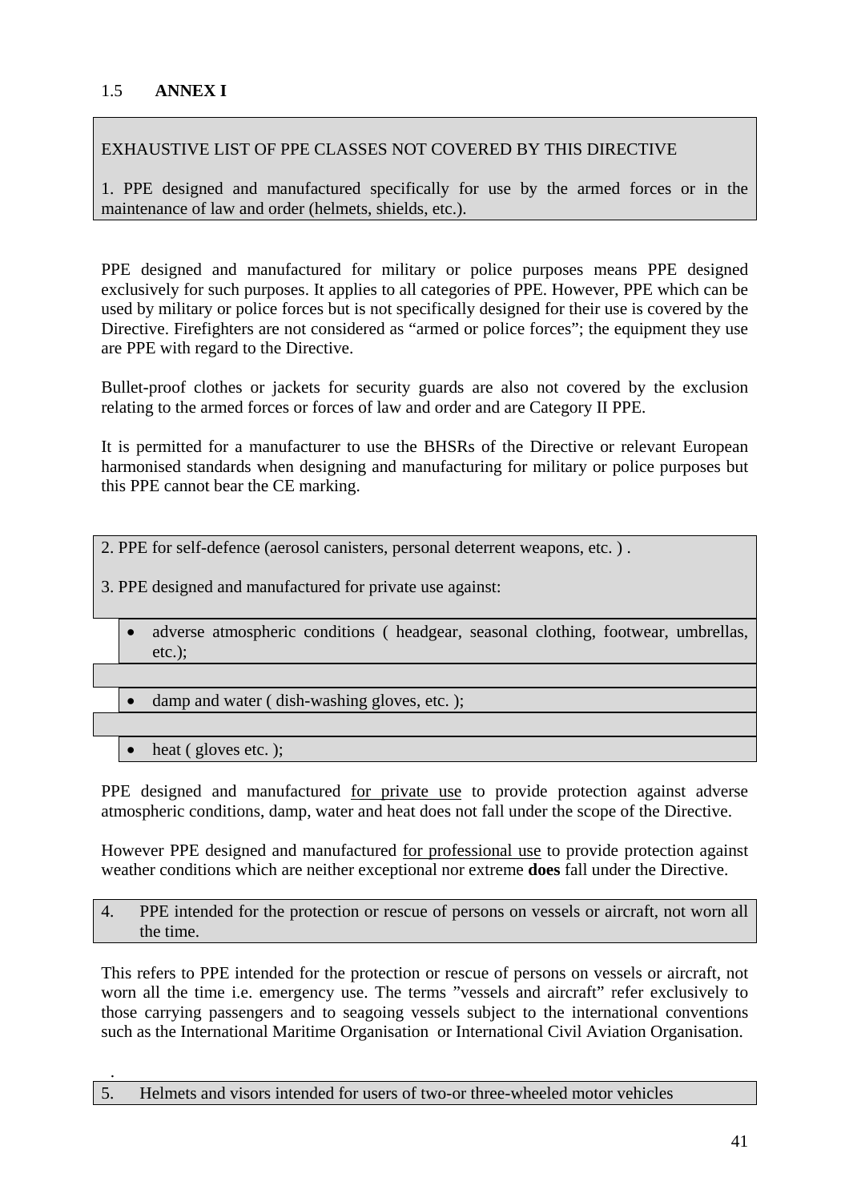## 1.5 **ANNEX I**

EXHAUSTIVE LIST OF PPE CLASSES NOT COVERED BY THIS DIRECTIVE

1. PPE designed and manufactured specifically for use by the armed forces or in the maintenance of law and order (helmets, shields, etc.).

PPE designed and manufactured for military or police purposes means PPE designed exclusively for such purposes. It applies to all categories of PPE. However, PPE which can be used by military or police forces but is not specifically designed for their use is covered by the Directive. Firefighters are not considered as "armed or police forces"; the equipment they use are PPE with regard to the Directive.

Bullet-proof clothes or jackets for security guards are also not covered by the exclusion relating to the armed forces or forces of law and order and are Category II PPE.

It is permitted for a manufacturer to use the BHSRs of the Directive or relevant European harmonised standards when designing and manufacturing for military or police purposes but this PPE cannot bear the CE marking.

2. PPE for self-defence (aerosol canisters, personal deterrent weapons, etc. ) .

3. PPE designed and manufactured for private use against:

- adverse atmospheric conditions ( headgear, seasonal clothing, footwear, umbrellas, etc.);
- damp and water ( dish-washing gloves, etc. );
- heat ( gloves etc. );

PPE designed and manufactured <u>for private use</u> to provide protection against adverse atmospheric conditions, damp, water and heat does not fall under the scope of the Directive.

However PPE designed and manufactured <u>for professional use</u> to provide protection against weather conditions which are neither exceptional nor extreme **does** fall under the Directive.

4. PPE intended for the protection or rescue of persons on vessels or aircraft, not worn all the time.

This refers to PPE intended for the protection or rescue of persons on vessels or aircraft, not worn all the time i.e. emergency use. The terms "vessels and aircraft" refer exclusively to those carrying passengers and to seagoing vessels subject to the international conventions such as the International Maritime Organisation or International Civil Aviation Organisation.

5. Helmets and visors intended for users of two-or three-wheeled motor vehicles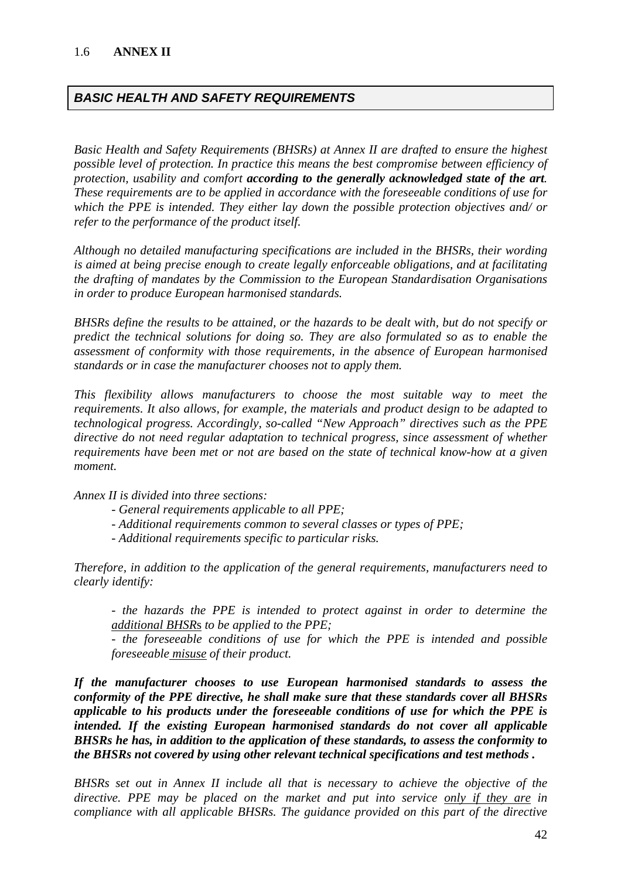## 1.6 **ANNEX II**

### ***BASIC HEALTH AND SAFETY REQUIREMENTS***

*Basic Health and Safety Requirements (BHSRs) at Annex II are drafted to ensure the highest possible level of protection. In practice this means the best compromise between efficiency of protection, usability and comfort **according to the generally acknowledged state of the art**. These requirements are to be applied in accordance with the foreseeable conditions of use for which the PPE is intended. They either lay down the possible protection objectives and/ or refer to the performance of the product itself.*

*Although no detailed manufacturing specifications are included in the BHSRs, their wording is aimed at being precise enough to create legally enforceable obligations, and at facilitating the drafting of mandates by the Commission to the European Standardisation Organisations in order to produce European harmonised standards.*

*BHSRs define the results to be attained, or the hazards to be dealt with, but do not specify or predict the technical solutions for doing so. They are also formulated so as to enable the assessment of conformity with those requirements, in the absence of European harmonised standards or in case the manufacturer chooses not to apply them.*

*This flexibility allows manufacturers to choose the most suitable way to meet the requirements. It also allows, for example, the materials and product design to be adapted to technological progress. Accordingly, so-called "New Approach" directives such as the PPE directive do not need regular adaptation to technical progress, since assessment of whether requirements have been met or not are based on the state of technical know-how at a given moment.*

*Annex II is divided into three sections:*

- *General requirements applicable to all PPE;*
- *Additional requirements common to several classes or types of PPE;*
- *Additional requirements specific to particular risks.*

*Therefore, in addition to the application of the general requirements, manufacturers need to clearly identify:*

- *the hazards the PPE is intended to protect against in order to determine the <u>additional BHSRs</u> to be applied to the PPE;*
- *the foreseeable conditions of use for which the PPE is intended and possible foreseeable <u>misuse</u> of their product.*

***If the manufacturer chooses to use European harmonised standards to assess the conformity of the PPE directive, he shall make sure that these standards cover all BHSRs applicable to his products under the foreseeable conditions of use for which the PPE is intended. If the existing European harmonised standards do not cover all applicable BHSRs he has, in addition to the application of these standards, to assess the conformity to the BHSRs not covered by using other relevant technical specifications and test methods .***

*BHSRs set out in Annex II include all that is necessary to achieve the objective of the directive. PPE may be placed on the market and put into service <u>only if they are</u> in compliance with all applicable BHSRs. The guidance provided on this part of the directive*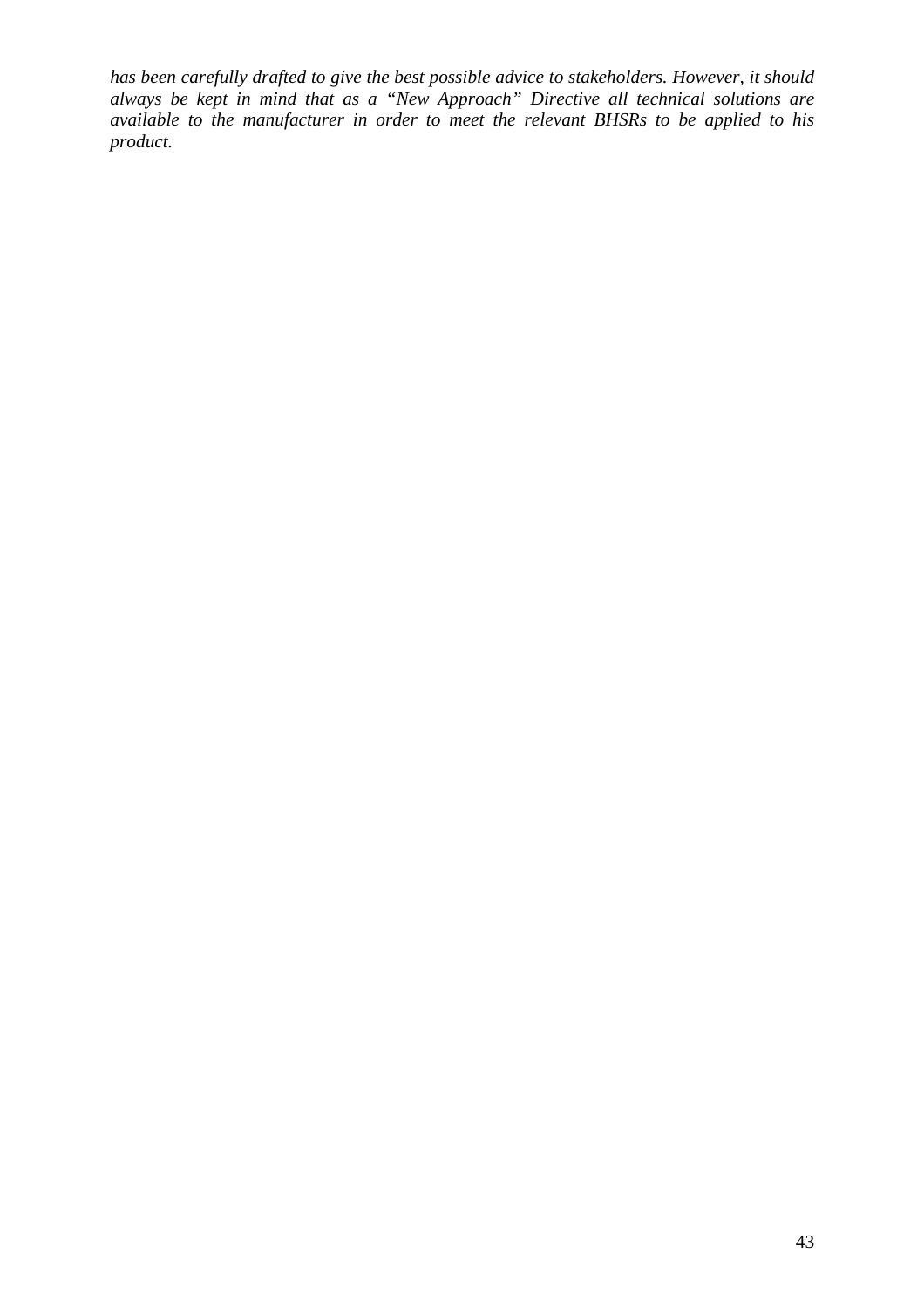*has been carefully drafted to give the best possible advice to stakeholders. However, it should always be kept in mind that as a "New Approach" Directive all technical solutions are available to the manufacturer in order to meet the relevant BHSRs to be applied to his product.*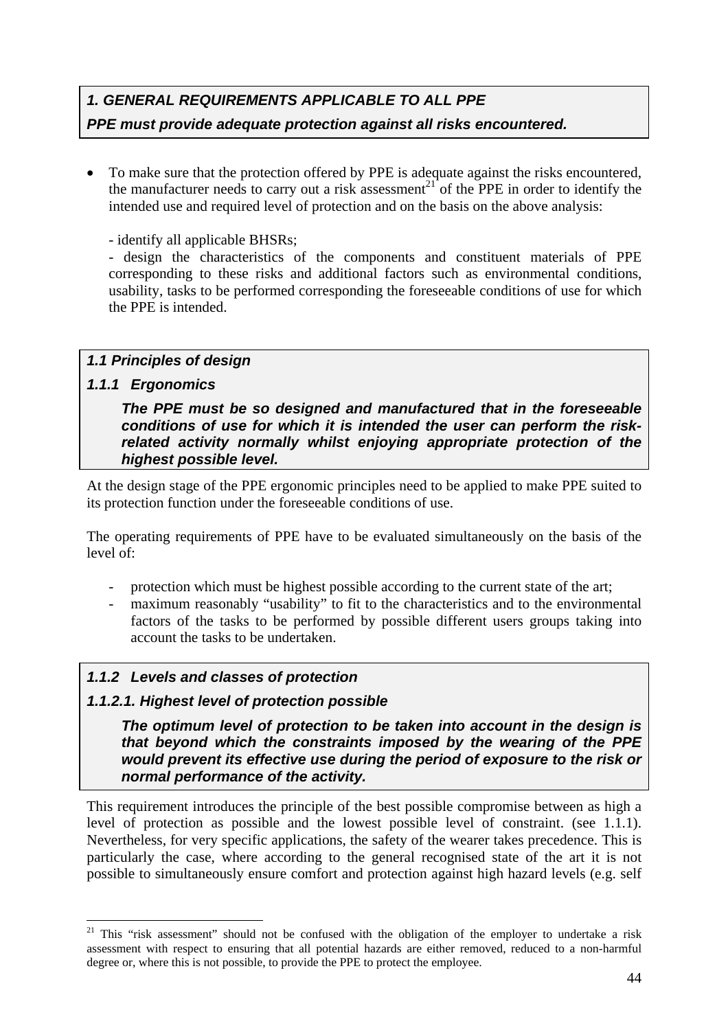***1. GENERAL REQUIREMENTS APPLICABLE TO ALL PPE***

***PPE must provide adequate protection against all risks encountered.***

- To make sure that the protection offered by PPE is adequate against the risks encountered, the manufacturer needs to carry out a risk assessment[21] of the PPE in order to identify the intended use and required level of protection and on the basis on the above analysis:

  - identify all applicable BHSRs;

  - design the characteristics of the components and constituent materials of PPE corresponding to these risks and additional factors such as environmental conditions, usability, tasks to be performed corresponding the foreseeable conditions of use for which the PPE is intended.

***1.1 Principles of design***

***1.1.1 Ergonomics***

***The PPE must be so designed and manufactured that in the foreseeable conditions of use for which it is intended the user can perform the risk-related activity normally whilst enjoying appropriate protection of the highest possible level.***

At the design stage of the PPE ergonomic principles need to be applied to make PPE suited to its protection function under the foreseeable conditions of use.

The operating requirements of PPE have to be evaluated simultaneously on the basis of the level of:

- protection which must be highest possible according to the current state of the art;
- maximum reasonably "usability" to fit to the characteristics and to the environmental factors of the tasks to be performed by possible different users groups taking into account the tasks to be undertaken.

***1.1.2 Levels and classes of protection***

***1.1.2.1. Highest level of protection possible***

***The optimum level of protection to be taken into account in the design is that beyond which the constraints imposed by the wearing of the PPE would prevent its effective use during the period of exposure to the risk or normal performance of the activity.***

This requirement introduces the principle of the best possible compromise between as high a level of protection as possible and the lowest possible level of constraint. (see 1.1.1). Nevertheless, for very specific applications, the safety of the wearer takes precedence. This is particularly the case, where according to the general recognised state of the art it is not possible to simultaneously ensure comfort and protection against high hazard levels (e.g. self

---

[21] This "risk assessment" should not be confused with the obligation of the employer to undertake a risk assessment with respect to ensuring that all potential hazards are either removed, reduced to a non-harmful degree or, where this is not possible, to provide the PPE to protect the employee.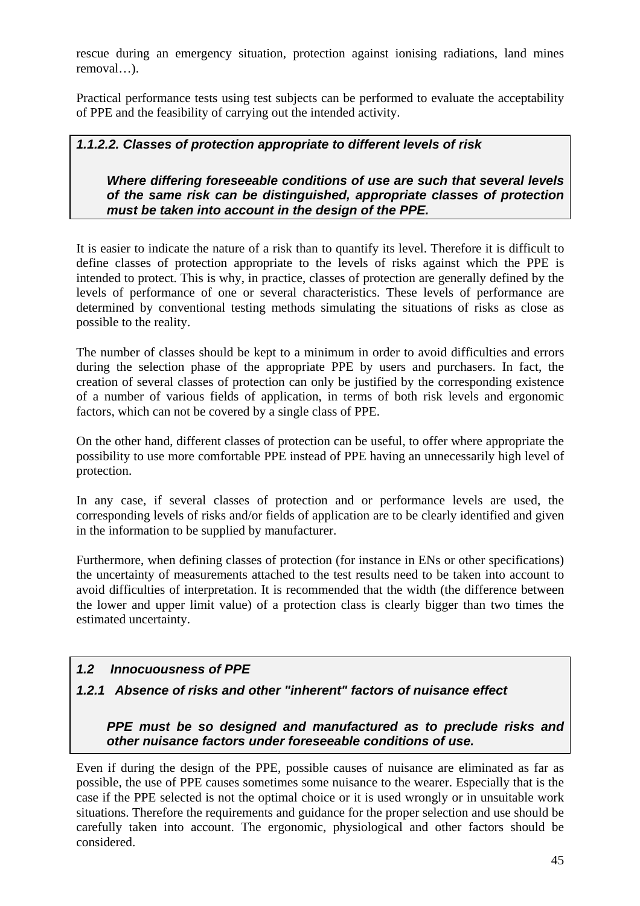rescue during an emergency situation, protection against ionising radiations, land mines removal…).

Practical performance tests using test subjects can be performed to evaluate the acceptability of PPE and the feasibility of carrying out the intended activity.

#### *1.1.2.2. Classes of protection appropriate to different levels of risk*

> ***Where differing foreseeable conditions of use are such that several levels of the same risk can be distinguished, appropriate classes of protection must be taken into account in the design of the PPE.***

It is easier to indicate the nature of a risk than to quantify its level. Therefore it is difficult to define classes of protection appropriate to the levels of risks against which the PPE is intended to protect. This is why, in practice, classes of protection are generally defined by the levels of performance of one or several characteristics. These levels of performance are determined by conventional testing methods simulating the situations of risks as close as possible to the reality.

The number of classes should be kept to a minimum in order to avoid difficulties and errors during the selection phase of the appropriate PPE by users and purchasers. In fact, the creation of several classes of protection can only be justified by the corresponding existence of a number of various fields of application, in terms of both risk levels and ergonomic factors, which can not be covered by a single class of PPE.

On the other hand, different classes of protection can be useful, to offer where appropriate the possibility to use more comfortable PPE instead of PPE having an unnecessarily high level of protection.

In any case, if several classes of protection and or performance levels are used, the corresponding levels of risks and/or fields of application are to be clearly identified and given in the information to be supplied by manufacturer.

Furthermore, when defining classes of protection (for instance in ENs or other specifications) the uncertainty of measurements attached to the test results need to be taken into account to avoid difficulties of interpretation. It is recommended that the width (the difference between the lower and upper limit value) of a protection class is clearly bigger than two times the estimated uncertainty.

## *1.2 Innocuousness of PPE*

### *1.2.1 Absence of risks and other "inherent" factors of nuisance effect*

> ***PPE must be so designed and manufactured as to preclude risks and other nuisance factors under foreseeable conditions of use.***

Even if during the design of the PPE, possible causes of nuisance are eliminated as far as possible, the use of PPE causes sometimes some nuisance to the wearer. Especially that is the case if the PPE selected is not the optimal choice or it is used wrongly or in unsuitable work situations. Therefore the requirements and guidance for the proper selection and use should be carefully taken into account. The ergonomic, physiological and other factors should be considered.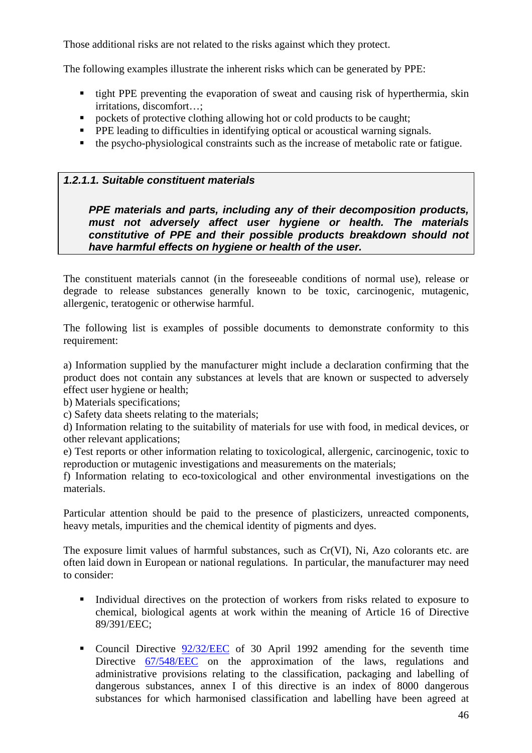Those additional risks are not related to the risks against which they protect.

The following examples illustrate the inherent risks which can be generated by PPE:

- tight PPE preventing the evaporation of sweat and causing risk of hyperthermia, skin irritations, discomfort…;
- pockets of protective clothing allowing hot or cold products to be caught;
- PPE leading to difficulties in identifying optical or acoustical warning signals.
- the psycho-physiological constraints such as the increase of metabolic rate or fatigue.

### *1.2.1.1. Suitable constituent materials*

> ***PPE materials and parts, including any of their decomposition products, must not adversely affect user hygiene or health. The materials constitutive of PPE and their possible products breakdown should not have harmful effects on hygiene or health of the user.***

The constituent materials cannot (in the foreseeable conditions of normal use), release or degrade to release substances generally known to be toxic, carcinogenic, mutagenic, allergenic, teratogenic or otherwise harmful.

The following list is examples of possible documents to demonstrate conformity to this requirement:

a) Information supplied by the manufacturer might include a declaration confirming that the product does not contain any substances at levels that are known or suspected to adversely effect user hygiene or health;
b) Materials specifications;
c) Safety data sheets relating to the materials;
d) Information relating to the suitability of materials for use with food, in medical devices, or other relevant applications;
e) Test reports or other information relating to toxicological, allergenic, carcinogenic, toxic to reproduction or mutagenic investigations and measurements on the materials;
f) Information relating to eco-toxicological and other environmental investigations on the materials.

Particular attention should be paid to the presence of plasticizers, unreacted components, heavy metals, impurities and the chemical identity of pigments and dyes.

The exposure limit values of harmful substances, such as Cr(VI), Ni, Azo colorants etc. are often laid down in European or national regulations. In particular, the manufacturer may need to consider:

- Individual directives on the protection of workers from risks related to exposure to chemical, biological agents at work within the meaning of Article 16 of Directive 89/391/EEC;

- Council Directive [92/32/EEC] of 30 April 1992 amending for the seventh time Directive [67/548/EEC] on the approximation of the laws, regulations and administrative provisions relating to the classification, packaging and labelling of dangerous substances, annex I of this directive is an index of 8000 dangerous substances for which harmonised classification and labelling have been agreed at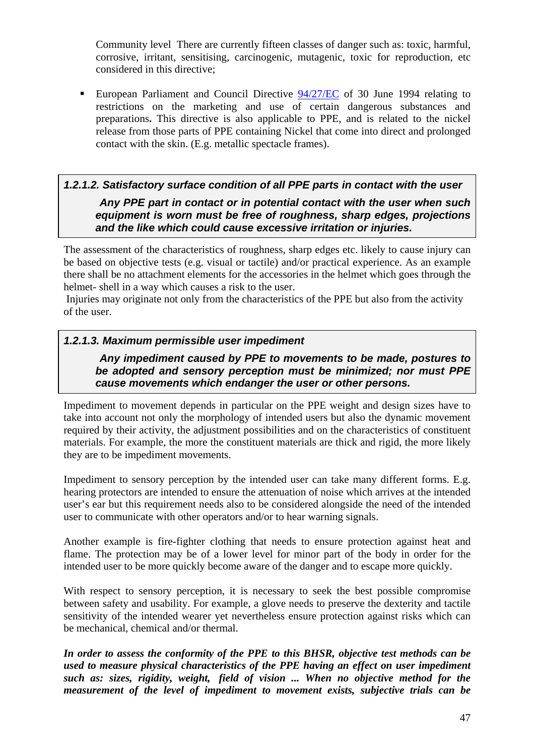Community level There are currently fifteen classes of danger such as: toxic, harmful, corrosive, irritant, sensitising, carcinogenic, mutagenic, toxic for reproduction, etc considered in this directive;

- European Parliament and Council Directive 94/27/EC of 30 June 1994 relating to restrictions on the marketing and use of certain dangerous substances and preparations**.** This directive is also applicable to PPE, and is related to the nickel release from those parts of PPE containing Nickel that come into direct and prolonged contact with the skin. (E.g. metallic spectacle frames).

#### *1.2.1.2. Satisfactory surface condition of all PPE parts in contact with the user*

***Any PPE part in contact or in potential contact with the user when such equipment is worn must be free of roughness, sharp edges, projections and the like which could cause excessive irritation or injuries.***

The assessment of the characteristics of roughness, sharp edges etc. likely to cause injury can be based on objective tests (e.g. visual or tactile) and/or practical experience. As an example there shall be no attachment elements for the accessories in the helmet which goes through the helmet- shell in a way which causes a risk to the user.
Injuries may originate not only from the characteristics of the PPE but also from the activity of the user.

#### *1.2.1.3. Maximum permissible user impediment*

***Any impediment caused by PPE to movements to be made, postures to be adopted and sensory perception must be minimized; nor must PPE cause movements which endanger the user or other persons.***

Impediment to movement depends in particular on the PPE weight and design sizes have to take into account not only the morphology of intended users but also the dynamic movement required by their activity, the adjustment possibilities and on the characteristics of constituent materials. For example, the more the constituent materials are thick and rigid, the more likely they are to be impediment movements.

Impediment to sensory perception by the intended user can take many different forms. E.g. hearing protectors are intended to ensure the attenuation of noise which arrives at the intended user's ear but this requirement needs also to be considered alongside the need of the intended user to communicate with other operators and/or to hear warning signals.

Another example is fire-fighter clothing that needs to ensure protection against heat and flame. The protection may be of a lower level for minor part of the body in order for the intended user to be more quickly become aware of the danger and to escape more quickly.

With respect to sensory perception, it is necessary to seek the best possible compromise between safety and usability. For example, a glove needs to preserve the dexterity and tactile sensitivity of the intended wearer yet nevertheless ensure protection against risks which can be mechanical, chemical and/or thermal.

***In order to assess the conformity of the PPE to this BHSR, objective test methods can be used to measure physical characteristics of the PPE having an effect on user impediment such as: sizes, rigidity, weight, field of vision ... When no objective method for the measurement of the level of impediment to movement exists, subjective trials can be***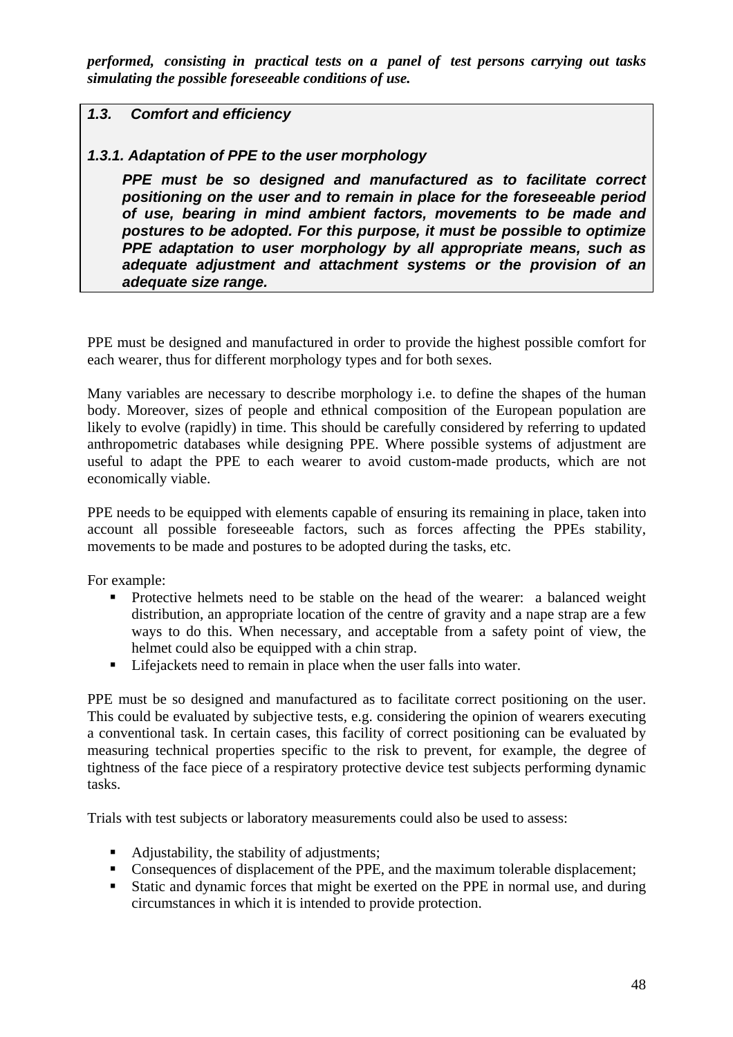***performed, consisting in practical tests on a panel of test persons carrying out tasks simulating the possible foreseeable conditions of use.***

### *1.3. Comfort and efficiency*

#### *1.3.1. Adaptation of PPE to the user morphology*

***PPE must be so designed and manufactured as to facilitate correct positioning on the user and to remain in place for the foreseeable period of use, bearing in mind ambient factors, movements to be made and postures to be adopted. For this purpose, it must be possible to optimize PPE adaptation to user morphology by all appropriate means, such as adequate adjustment and attachment systems or the provision of an adequate size range.***

PPE must be designed and manufactured in order to provide the highest possible comfort for each wearer, thus for different morphology types and for both sexes.

Many variables are necessary to describe morphology i.e. to define the shapes of the human body. Moreover, sizes of people and ethnical composition of the European population are likely to evolve (rapidly) in time. This should be carefully considered by referring to updated anthropometric databases while designing PPE. Where possible systems of adjustment are useful to adapt the PPE to each wearer to avoid custom-made products, which are not economically viable.

PPE needs to be equipped with elements capable of ensuring its remaining in place, taken into account all possible foreseeable factors, such as forces affecting the PPEs stability, movements to be made and postures to be adopted during the tasks, etc.

For example:

- Protective helmets need to be stable on the head of the wearer: a balanced weight distribution, an appropriate location of the centre of gravity and a nape strap are a few ways to do this. When necessary, and acceptable from a safety point of view, the helmet could also be equipped with a chin strap.
- Lifejackets need to remain in place when the user falls into water.

PPE must be so designed and manufactured as to facilitate correct positioning on the user. This could be evaluated by subjective tests, e.g. considering the opinion of wearers executing a conventional task. In certain cases, this facility of correct positioning can be evaluated by measuring technical properties specific to the risk to prevent, for example, the degree of tightness of the face piece of a respiratory protective device test subjects performing dynamic tasks.

Trials with test subjects or laboratory measurements could also be used to assess:

- Adjustability, the stability of adjustments;
- Consequences of displacement of the PPE, and the maximum tolerable displacement;
- Static and dynamic forces that might be exerted on the PPE in normal use, and during circumstances in which it is intended to provide protection.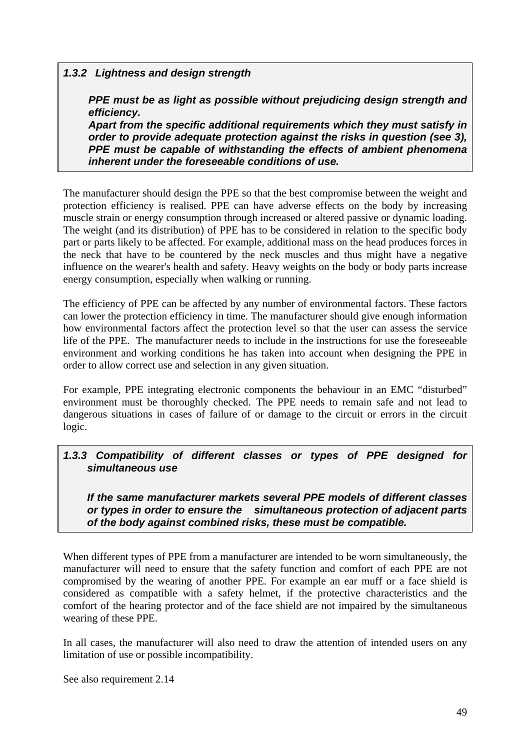### *1.3.2 Lightness and design strength*

> ***PPE must be as light as possible without prejudicing design strength and efficiency.***
> ***Apart from the specific additional requirements which they must satisfy in order to provide adequate protection against the risks in question (see 3), PPE must be capable of withstanding the effects of ambient phenomena inherent under the foreseeable conditions of use.***

The manufacturer should design the PPE so that the best compromise between the weight and protection efficiency is realised. PPE can have adverse effects on the body by increasing muscle strain or energy consumption through increased or altered passive or dynamic loading. The weight (and its distribution) of PPE has to be considered in relation to the specific body part or parts likely to be affected. For example, additional mass on the head produces forces in the neck that have to be countered by the neck muscles and thus might have a negative influence on the wearer's health and safety. Heavy weights on the body or body parts increase energy consumption, especially when walking or running.

The efficiency of PPE can be affected by any number of environmental factors. These factors can lower the protection efficiency in time. The manufacturer should give enough information how environmental factors affect the protection level so that the user can assess the service life of the PPE. The manufacturer needs to include in the instructions for use the foreseeable environment and working conditions he has taken into account when designing the PPE in order to allow correct use and selection in any given situation.

For example, PPE integrating electronic components the behaviour in an EMC "disturbed" environment must be thoroughly checked. The PPE needs to remain safe and not lead to dangerous situations in cases of failure of or damage to the circuit or errors in the circuit logic.

### *1.3.3 Compatibility of different classes or types of PPE designed for simultaneous use*

> ***If the same manufacturer markets several PPE models of different classes or types in order to ensure the simultaneous protection of adjacent parts of the body against combined risks, these must be compatible.***

When different types of PPE from a manufacturer are intended to be worn simultaneously, the manufacturer will need to ensure that the safety function and comfort of each PPE are not compromised by the wearing of another PPE. For example an ear muff or a face shield is considered as compatible with a safety helmet, if the protective characteristics and the comfort of the hearing protector and of the face shield are not impaired by the simultaneous wearing of these PPE.

In all cases, the manufacturer will also need to draw the attention of intended users on any limitation of use or possible incompatibility.

See also requirement 2.14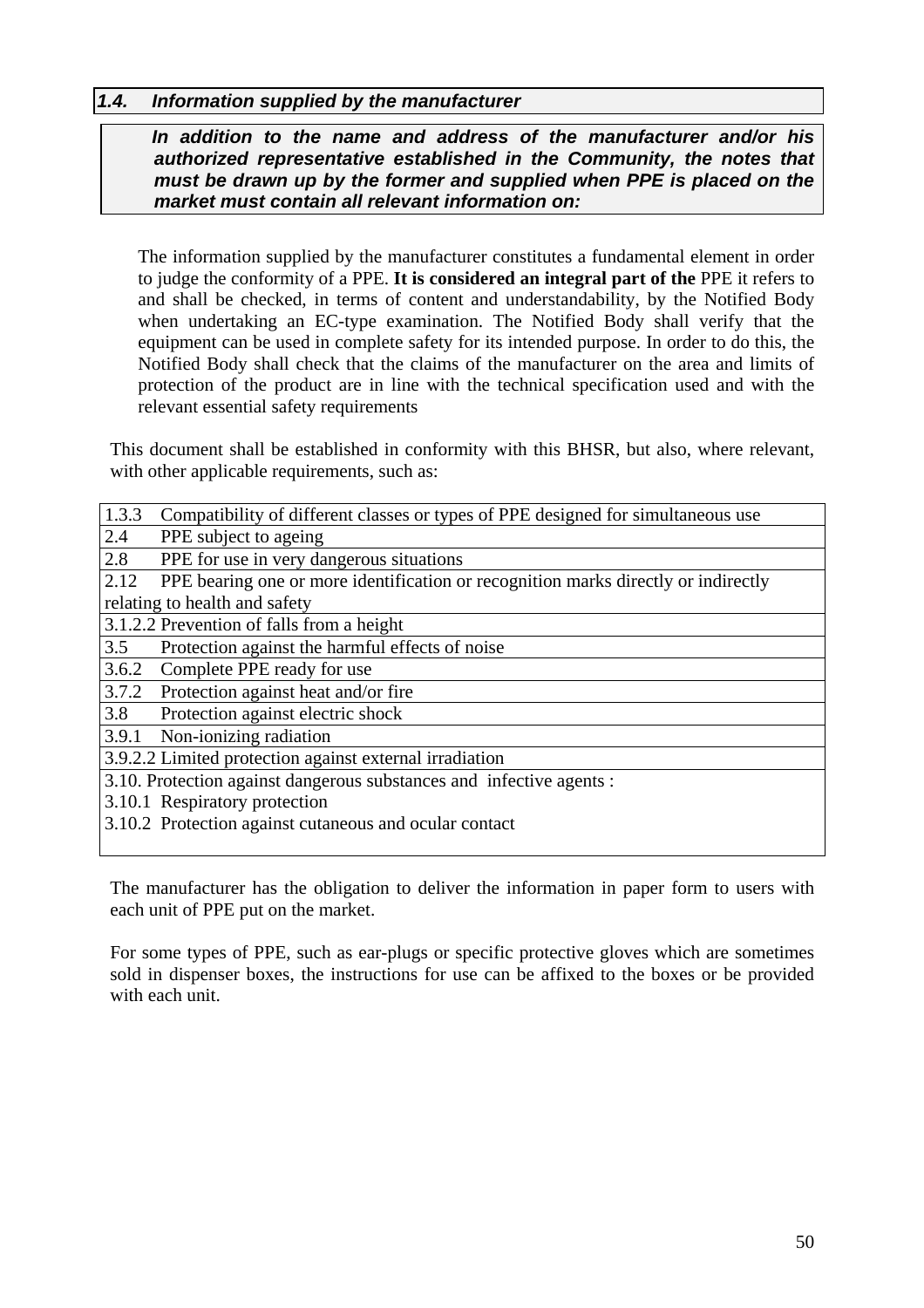### *1.4. Information supplied by the manufacturer*

***In addition to the name and address of the manufacturer and/or his authorized representative established in the Community, the notes that must be drawn up by the former and supplied when PPE is placed on the market must contain all relevant information on:***

The information supplied by the manufacturer constitutes a fundamental element in order to judge the conformity of a PPE. **It is considered an integral part of the** PPE it refers to and shall be checked, in terms of content and understandability, by the Notified Body when undertaking an EC-type examination. The Notified Body shall verify that the equipment can be used in complete safety for its intended purpose. In order to do this, the Notified Body shall check that the claims of the manufacturer on the area and limits of protection of the product are in line with the technical specification used and with the relevant essential safety requirements

This document shall be established in conformity with this BHSR, but also, where relevant, with other applicable requirements, such as:

| |
|---|
| 1.3.3 Compatibility of different classes or types of PPE designed for simultaneous use |
| 2.4 PPE subject to ageing |
| 2.8 PPE for use in very dangerous situations |
| 2.12 PPE bearing one or more identification or recognition marks directly or indirectly relating to health and safety |
| 3.1.2.2 Prevention of falls from a height |
| 3.5 Protection against the harmful effects of noise |
| 3.6.2 Complete PPE ready for use |
| 3.7.2 Protection against heat and/or fire |
| 3.8 Protection against electric shock |
| 3.9.1 Non-ionizing radiation |
| 3.9.2.2 Limited protection against external irradiation |
| 3.10. Protection against dangerous substances and infective agents :<br>3.10.1 Respiratory protection<br>3.10.2 Protection against cutaneous and ocular contact |

The manufacturer has the obligation to deliver the information in paper form to users with each unit of PPE put on the market.

For some types of PPE, such as ear-plugs or specific protective gloves which are sometimes sold in dispenser boxes, the instructions for use can be affixed to the boxes or be provided with each unit.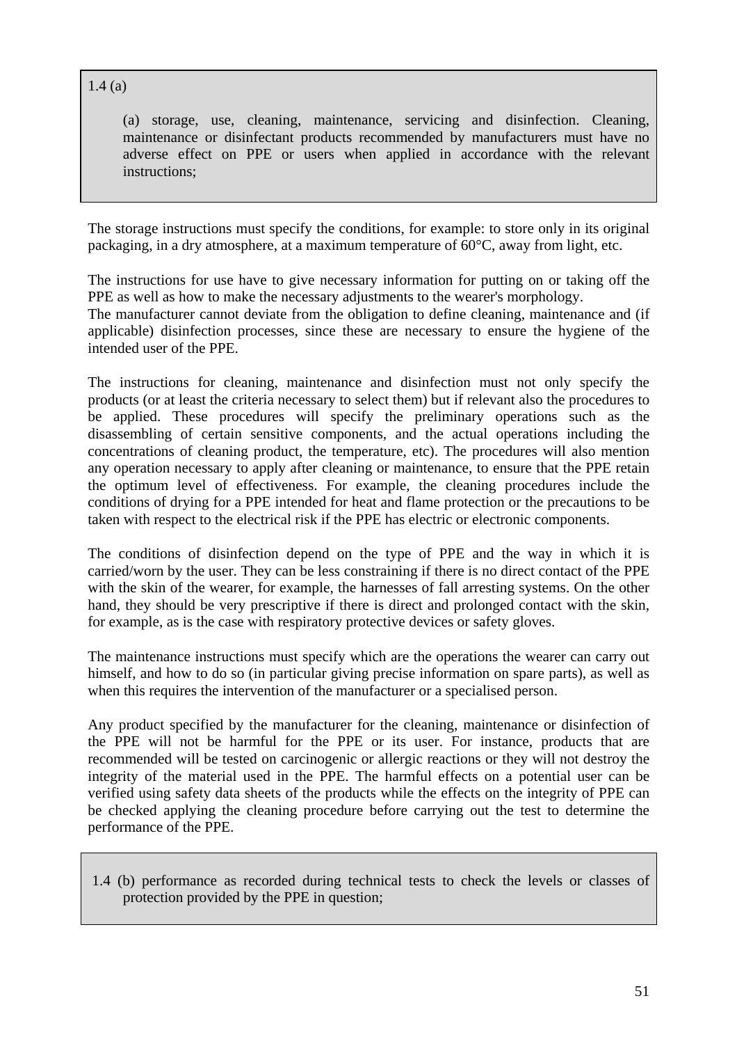> 1.4 (a)
>
> (a) storage, use, cleaning, maintenance, servicing and disinfection. Cleaning, maintenance or disinfectant products recommended by manufacturers must have no adverse effect on PPE or users when applied in accordance with the relevant instructions;

The storage instructions must specify the conditions, for example: to store only in its original packaging, in a dry atmosphere, at a maximum temperature of 60°C, away from light, etc.

The instructions for use have to give necessary information for putting on or taking off the PPE as well as how to make the necessary adjustments to the wearer's morphology.
The manufacturer cannot deviate from the obligation to define cleaning, maintenance and (if applicable) disinfection processes, since these are necessary to ensure the hygiene of the intended user of the PPE.

The instructions for cleaning, maintenance and disinfection must not only specify the products (or at least the criteria necessary to select them) but if relevant also the procedures to be applied. These procedures will specify the preliminary operations such as the disassembling of certain sensitive components, and the actual operations including the concentrations of cleaning product, the temperature, etc). The procedures will also mention any operation necessary to apply after cleaning or maintenance, to ensure that the PPE retain the optimum level of effectiveness. For example, the cleaning procedures include the conditions of drying for a PPE intended for heat and flame protection or the precautions to be taken with respect to the electrical risk if the PPE has electric or electronic components.

The conditions of disinfection depend on the type of PPE and the way in which it is carried/worn by the user. They can be less constraining if there is no direct contact of the PPE with the skin of the wearer, for example, the harnesses of fall arresting systems. On the other hand, they should be very prescriptive if there is direct and prolonged contact with the skin, for example, as is the case with respiratory protective devices or safety gloves.

The maintenance instructions must specify which are the operations the wearer can carry out himself, and how to do so (in particular giving precise information on spare parts), as well as when this requires the intervention of the manufacturer or a specialised person.

Any product specified by the manufacturer for the cleaning, maintenance or disinfection of the PPE will not be harmful for the PPE or its user. For instance, products that are recommended will be tested on carcinogenic or allergic reactions or they will not destroy the integrity of the material used in the PPE. The harmful effects on a potential user can be verified using safety data sheets of the products while the effects on the integrity of PPE can be checked applying the cleaning procedure before carrying out the test to determine the performance of the PPE.

> 1.4 (b) performance as recorded during technical tests to check the levels or classes of protection provided by the PPE in question;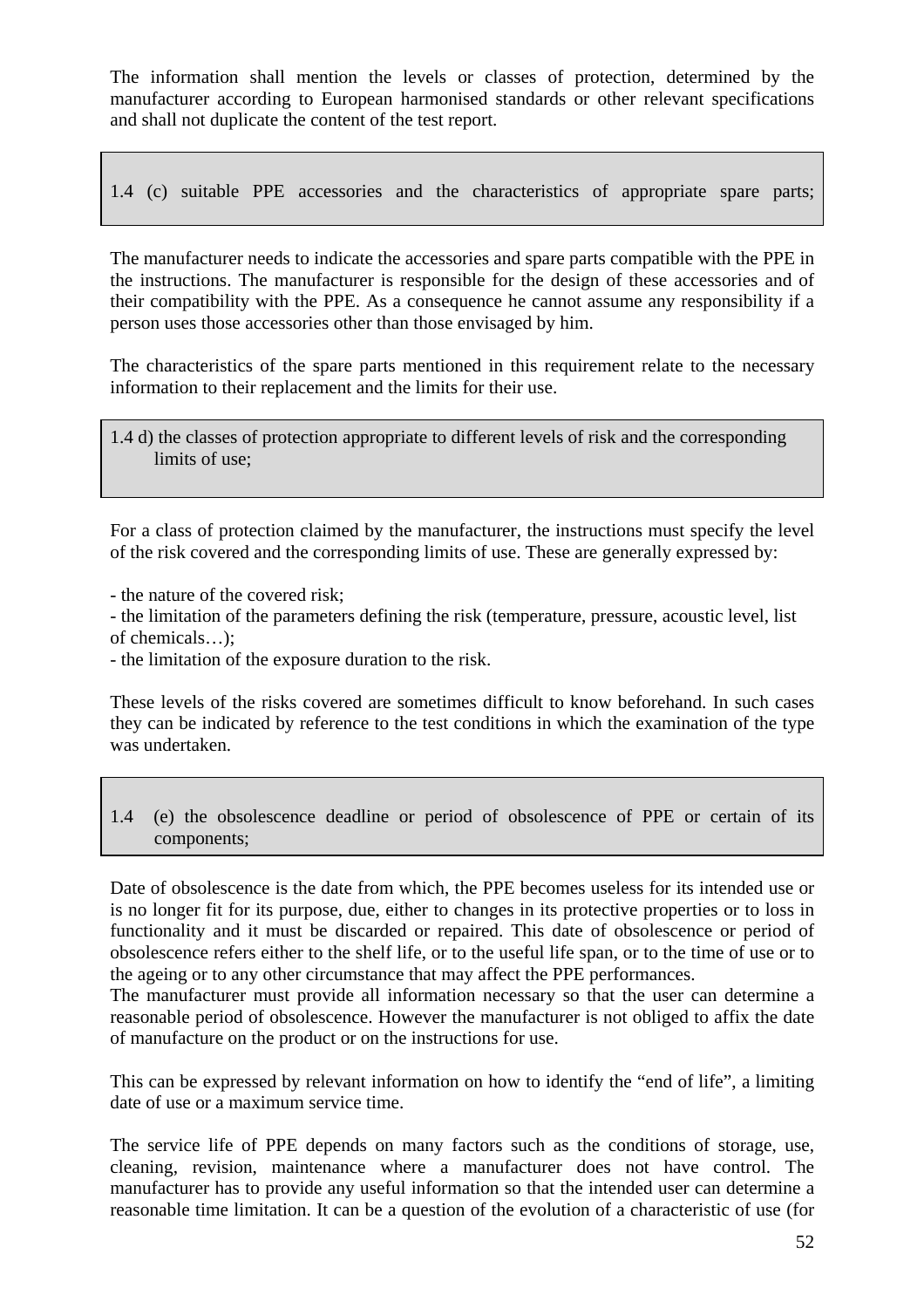The information shall mention the levels or classes of protection, determined by the manufacturer according to European harmonised standards or other relevant specifications and shall not duplicate the content of the test report.

> 1.4 (c) suitable PPE accessories and the characteristics of appropriate spare parts;

The manufacturer needs to indicate the accessories and spare parts compatible with the PPE in the instructions. The manufacturer is responsible for the design of these accessories and of their compatibility with the PPE. As a consequence he cannot assume any responsibility if a person uses those accessories other than those envisaged by him.

The characteristics of the spare parts mentioned in this requirement relate to the necessary information to their replacement and the limits for their use.

> 1.4 d) the classes of protection appropriate to different levels of risk and the corresponding limits of use;

For a class of protection claimed by the manufacturer, the instructions must specify the level of the risk covered and the corresponding limits of use. These are generally expressed by:

- the nature of the covered risk;
- the limitation of the parameters defining the risk (temperature, pressure, acoustic level, list of chemicals…);
- the limitation of the exposure duration to the risk.

These levels of the risks covered are sometimes difficult to know beforehand. In such cases they can be indicated by reference to the test conditions in which the examination of the type was undertaken.

> 1.4 (e) the obsolescence deadline or period of obsolescence of PPE or certain of its components;

Date of obsolescence is the date from which, the PPE becomes useless for its intended use or is no longer fit for its purpose, due, either to changes in its protective properties or to loss in functionality and it must be discarded or repaired. This date of obsolescence or period of obsolescence refers either to the shelf life, or to the useful life span, or to the time of use or to the ageing or to any other circumstance that may affect the PPE performances.
The manufacturer must provide all information necessary so that the user can determine a reasonable period of obsolescence. However the manufacturer is not obliged to affix the date of manufacture on the product or on the instructions for use.

This can be expressed by relevant information on how to identify the "end of life", a limiting date of use or a maximum service time.

The service life of PPE depends on many factors such as the conditions of storage, use, cleaning, revision, maintenance where a manufacturer does not have control. The manufacturer has to provide any useful information so that the intended user can determine a reasonable time limitation. It can be a question of the evolution of a characteristic of use (for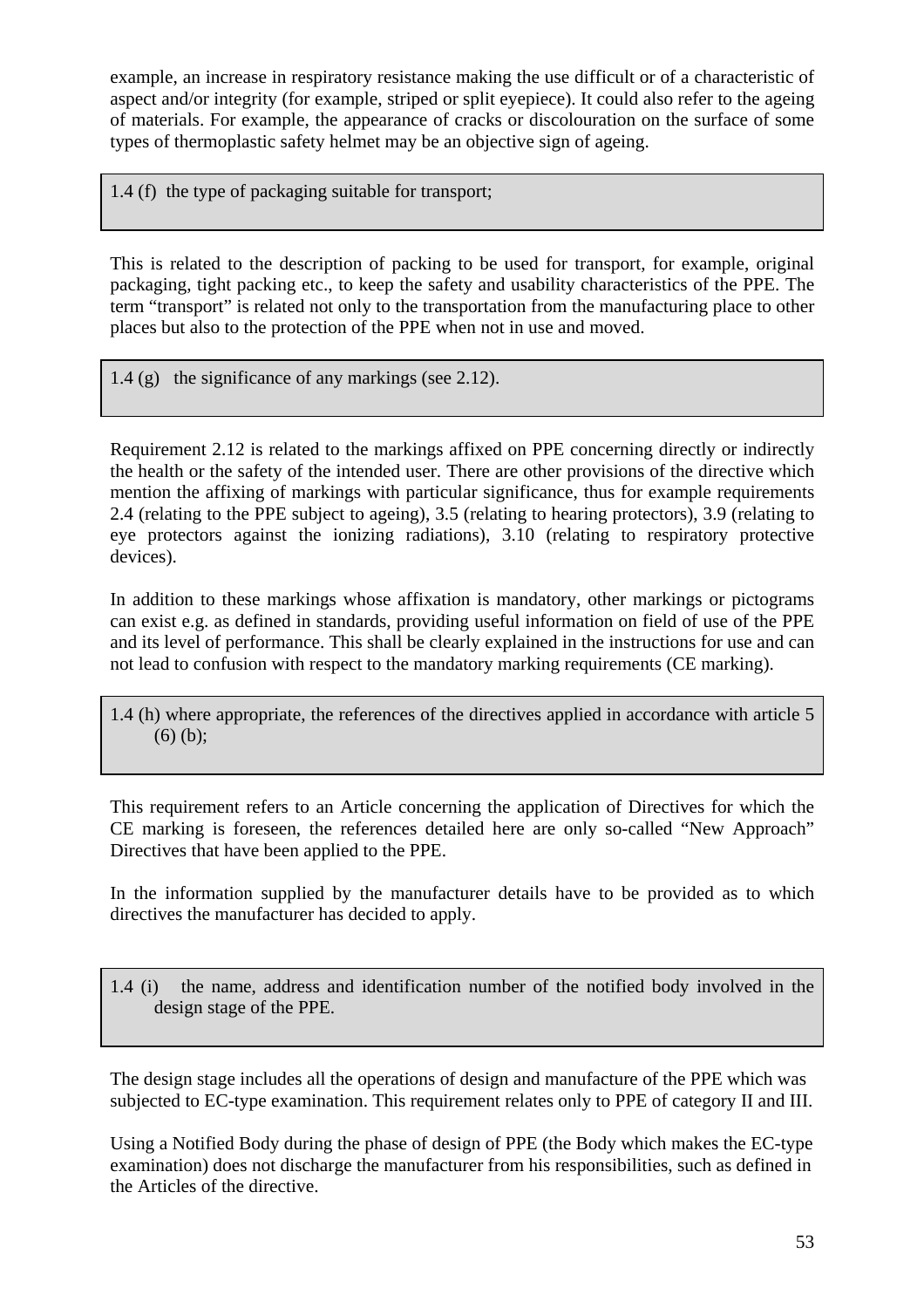example, an increase in respiratory resistance making the use difficult or of a characteristic of aspect and/or integrity (for example, striped or split eyepiece). It could also refer to the ageing of materials. For example, the appearance of cracks or discolouration on the surface of some types of thermoplastic safety helmet may be an objective sign of ageing.

> 1.4 (f) the type of packaging suitable for transport;

This is related to the description of packing to be used for transport, for example, original packaging, tight packing etc., to keep the safety and usability characteristics of the PPE. The term "transport" is related not only to the transportation from the manufacturing place to other places but also to the protection of the PPE when not in use and moved.

> 1.4 (g) the significance of any markings (see 2.12).

Requirement 2.12 is related to the markings affixed on PPE concerning directly or indirectly the health or the safety of the intended user. There are other provisions of the directive which mention the affixing of markings with particular significance, thus for example requirements 2.4 (relating to the PPE subject to ageing), 3.5 (relating to hearing protectors), 3.9 (relating to eye protectors against the ionizing radiations), 3.10 (relating to respiratory protective devices).

In addition to these markings whose affixation is mandatory, other markings or pictograms can exist e.g. as defined in standards, providing useful information on field of use of the PPE and its level of performance. This shall be clearly explained in the instructions for use and can not lead to confusion with respect to the mandatory marking requirements (CE marking).

> 1.4 (h) where appropriate, the references of the directives applied in accordance with article 5 (6) (b);

This requirement refers to an Article concerning the application of Directives for which the CE marking is foreseen, the references detailed here are only so-called "New Approach" Directives that have been applied to the PPE.

In the information supplied by the manufacturer details have to be provided as to which directives the manufacturer has decided to apply.

> 1.4 (i) the name, address and identification number of the notified body involved in the design stage of the PPE.

The design stage includes all the operations of design and manufacture of the PPE which was subjected to EC-type examination. This requirement relates only to PPE of category II and III.

Using a Notified Body during the phase of design of PPE (the Body which makes the EC-type examination) does not discharge the manufacturer from his responsibilities, such as defined in the Articles of the directive.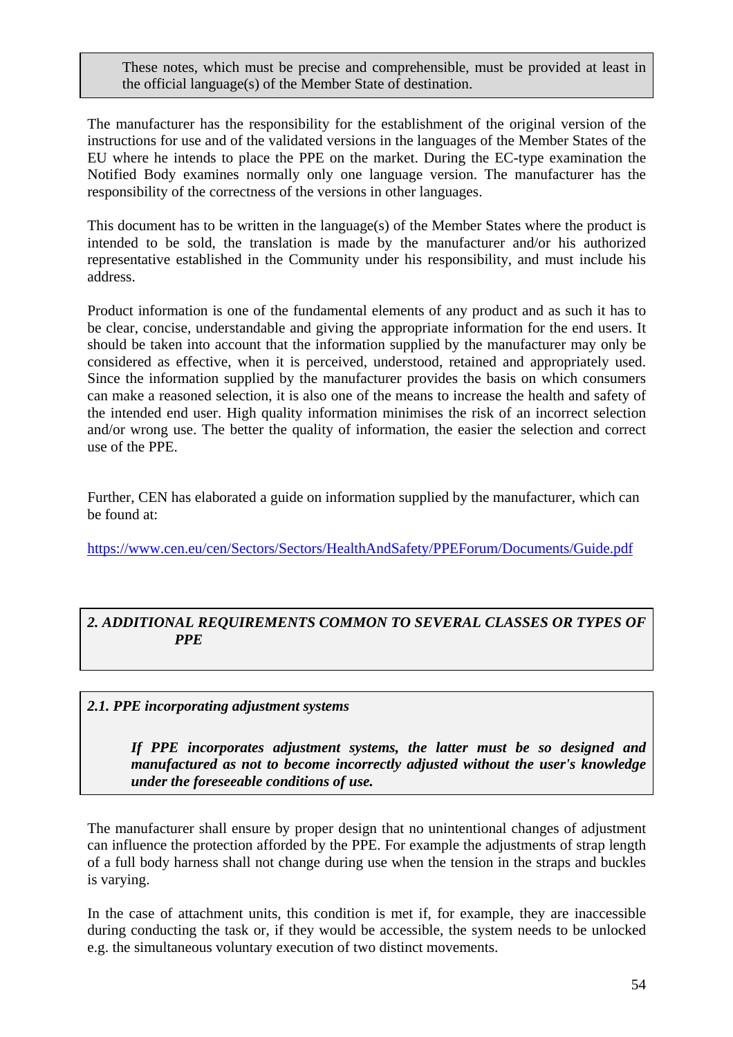> These notes, which must be precise and comprehensible, must be provided at least in the official language(s) of the Member State of destination.

The manufacturer has the responsibility for the establishment of the original version of the instructions for use and of the validated versions in the languages of the Member States of the EU where he intends to place the PPE on the market. During the EC-type examination the Notified Body examines normally only one language version. The manufacturer has the responsibility of the correctness of the versions in other languages.

This document has to be written in the language(s) of the Member States where the product is intended to be sold, the translation is made by the manufacturer and/or his authorized representative established in the Community under his responsibility, and must include his address.

Product information is one of the fundamental elements of any product and as such it has to be clear, concise, understandable and giving the appropriate information for the end users. It should be taken into account that the information supplied by the manufacturer may only be considered as effective, when it is perceived, understood, retained and appropriately used. Since the information supplied by the manufacturer provides the basis on which consumers can make a reasoned selection, it is also one of the means to increase the health and safety of the intended end user. High quality information minimises the risk of an incorrect selection and/or wrong use. The better the quality of information, the easier the selection and correct use of the PPE.

Further, CEN has elaborated a guide on information supplied by the manufacturer, which can be found at:

https://www.cen.eu/cen/Sectors/Sectors/HealthAndSafety/PPEForum/Documents/Guide.pdf

## *2. ADDITIONAL REQUIREMENTS COMMON TO SEVERAL CLASSES OR TYPES OF PPE*

### *2.1. PPE incorporating adjustment systems*

> ***If PPE incorporates adjustment systems, the latter must be so designed and manufactured as not to become incorrectly adjusted without the user's knowledge under the foreseeable conditions of use.***

The manufacturer shall ensure by proper design that no unintentional changes of adjustment can influence the protection afforded by the PPE. For example the adjustments of strap length of a full body harness shall not change during use when the tension in the straps and buckles is varying.

In the case of attachment units, this condition is met if, for example, they are inaccessible during conducting the task or, if they would be accessible, the system needs to be unlocked e.g. the simultaneous voluntary execution of two distinct movements.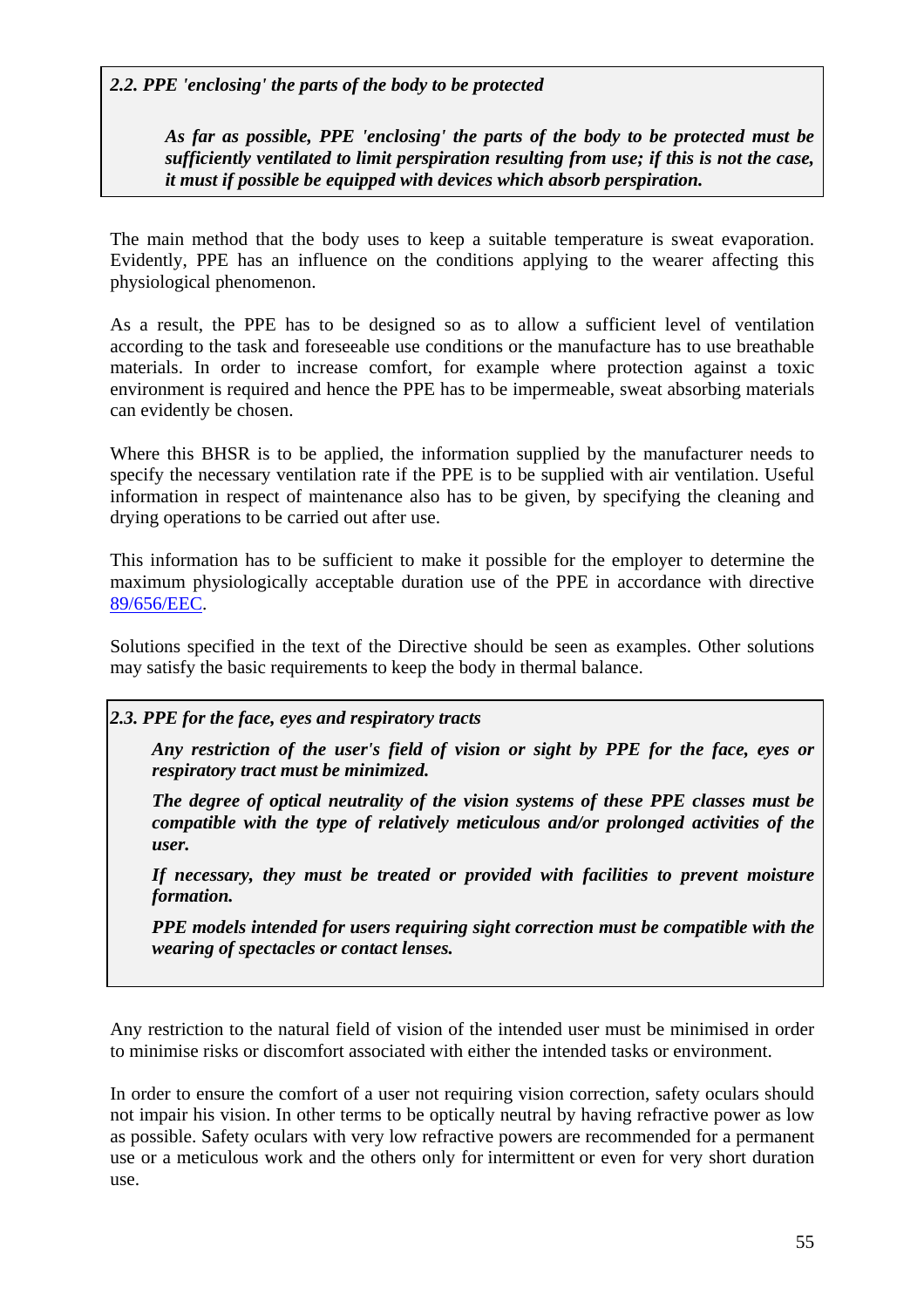*2.2. PPE 'enclosing' the parts of the body to be protected*

> ***As far as possible, PPE 'enclosing' the parts of the body to be protected must be sufficiently ventilated to limit perspiration resulting from use; if this is not the case, it must if possible be equipped with devices which absorb perspiration.***

The main method that the body uses to keep a suitable temperature is sweat evaporation. Evidently, PPE has an influence on the conditions applying to the wearer affecting this physiological phenomenon.

As a result, the PPE has to be designed so as to allow a sufficient level of ventilation according to the task and foreseeable use conditions or the manufacture has to use breathable materials. In order to increase comfort, for example where protection against a toxic environment is required and hence the PPE has to be impermeable, sweat absorbing materials can evidently be chosen.

Where this BHSR is to be applied, the information supplied by the manufacturer needs to specify the necessary ventilation rate if the PPE is to be supplied with air ventilation. Useful information in respect of maintenance also has to be given, by specifying the cleaning and drying operations to be carried out after use.

This information has to be sufficient to make it possible for the employer to determine the maximum physiologically acceptable duration use of the PPE in accordance with directive 89/656/EEC.

Solutions specified in the text of the Directive should be seen as examples. Other solutions may satisfy the basic requirements to keep the body in thermal balance.

*2.3. PPE for the face, eyes and respiratory tracts*

> ***Any restriction of the user's field of vision or sight by PPE for the face, eyes or respiratory tract must be minimized.***
>
> ***The degree of optical neutrality of the vision systems of these PPE classes must be compatible with the type of relatively meticulous and/or prolonged activities of the user.***
>
> ***If necessary, they must be treated or provided with facilities to prevent moisture formation.***
>
> ***PPE models intended for users requiring sight correction must be compatible with the wearing of spectacles or contact lenses.***

Any restriction to the natural field of vision of the intended user must be minimised in order to minimise risks or discomfort associated with either the intended tasks or environment.

In order to ensure the comfort of a user not requiring vision correction, safety oculars should not impair his vision. In other terms to be optically neutral by having refractive power as low as possible. Safety oculars with very low refractive powers are recommended for a permanent use or a meticulous work and the others only for intermittent or even for very short duration use.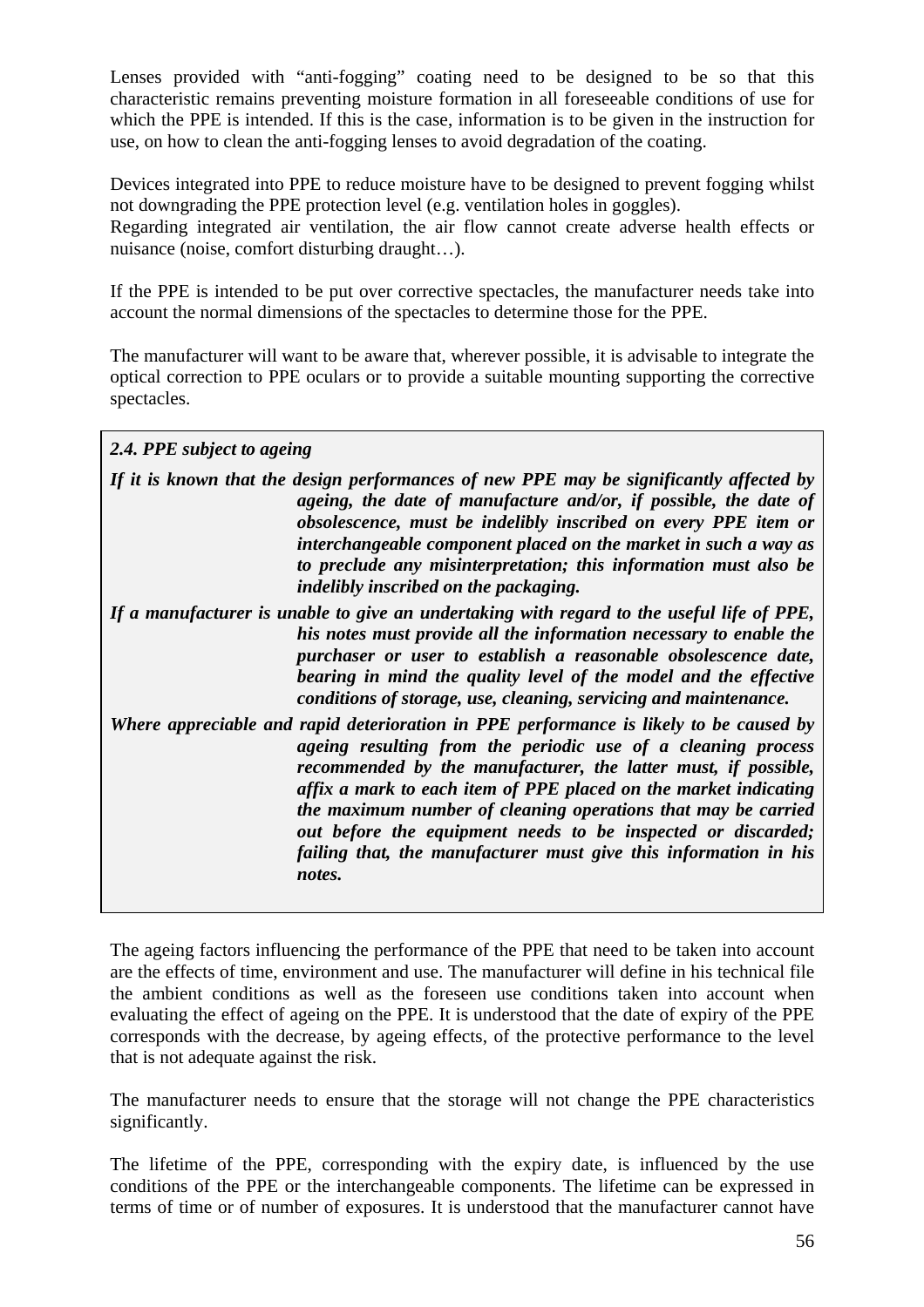Lenses provided with "anti-fogging" coating need to be designed to be so that this characteristic remains preventing moisture formation in all foreseeable conditions of use for which the PPE is intended. If this is the case, information is to be given in the instruction for use, on how to clean the anti-fogging lenses to avoid degradation of the coating.

Devices integrated into PPE to reduce moisture have to be designed to prevent fogging whilst not downgrading the PPE protection level (e.g. ventilation holes in goggles).
Regarding integrated air ventilation, the air flow cannot create adverse health effects or nuisance (noise, comfort disturbing draught…).

If the PPE is intended to be put over corrective spectacles, the manufacturer needs take into account the normal dimensions of the spectacles to determine those for the PPE.

The manufacturer will want to be aware that, wherever possible, it is advisable to integrate the optical correction to PPE oculars or to provide a suitable mounting supporting the corrective spectacles.

> ***2.4. PPE subject to ageing***
>
> ***If it is known that the design performances of new PPE may be significantly affected by ageing, the date of manufacture and/or, if possible, the date of obsolescence, must be indelibly inscribed on every PPE item or interchangeable component placed on the market in such a way as to preclude any misinterpretation; this information must also be indelibly inscribed on the packaging.***
>
> ***If a manufacturer is unable to give an undertaking with regard to the useful life of PPE, his notes must provide all the information necessary to enable the purchaser or user to establish a reasonable obsolescence date, bearing in mind the quality level of the model and the effective conditions of storage, use, cleaning, servicing and maintenance.***
>
> ***Where appreciable and rapid deterioration in PPE performance is likely to be caused by ageing resulting from the periodic use of a cleaning process recommended by the manufacturer, the latter must, if possible, affix a mark to each item of PPE placed on the market indicating the maximum number of cleaning operations that may be carried out before the equipment needs to be inspected or discarded; failing that, the manufacturer must give this information in his notes.***

The ageing factors influencing the performance of the PPE that need to be taken into account are the effects of time, environment and use. The manufacturer will define in his technical file the ambient conditions as well as the foreseen use conditions taken into account when evaluating the effect of ageing on the PPE. It is understood that the date of expiry of the PPE corresponds with the decrease, by ageing effects, of the protective performance to the level that is not adequate against the risk.

The manufacturer needs to ensure that the storage will not change the PPE characteristics significantly.

The lifetime of the PPE, corresponding with the expiry date, is influenced by the use conditions of the PPE or the interchangeable components. The lifetime can be expressed in terms of time or of number of exposures. It is understood that the manufacturer cannot have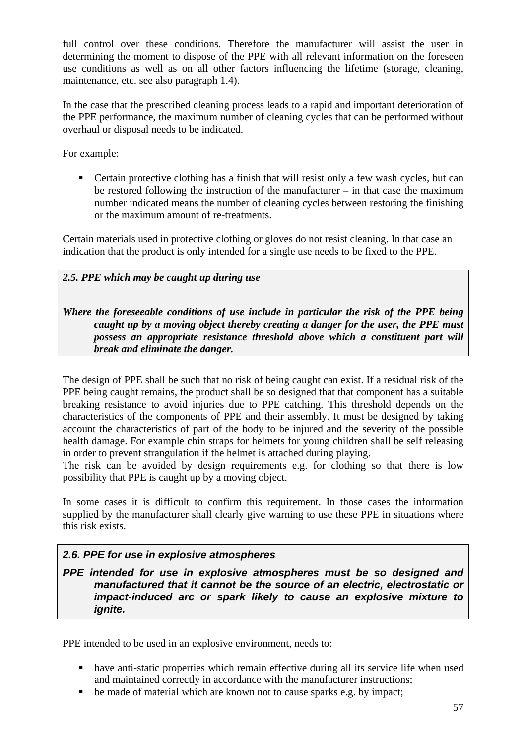full control over these conditions. Therefore the manufacturer will assist the user in determining the moment to dispose of the PPE with all relevant information on the foreseen use conditions as well as on all other factors influencing the lifetime (storage, cleaning, maintenance, etc. see also paragraph 1.4).

In the case that the prescribed cleaning process leads to a rapid and important deterioration of the PPE performance, the maximum number of cleaning cycles that can be performed without overhaul or disposal needs to be indicated.

For example:

- Certain protective clothing has a finish that will resist only a few wash cycles, but can be restored following the instruction of the manufacturer – in that case the maximum number indicated means the number of cleaning cycles between restoring the finishing or the maximum amount of re-treatments.

Certain materials used in protective clothing or gloves do not resist cleaning. In that case an indication that the product is only intended for a single use needs to be fixed to the PPE.

***2.5. PPE which may be caught up during use***

***Where the foreseeable conditions of use include in particular the risk of the PPE being caught up by a moving object thereby creating a danger for the user, the PPE must possess an appropriate resistance threshold above which a constituent part will break and eliminate the danger.***

The design of PPE shall be such that no risk of being caught can exist. If a residual risk of the PPE being caught remains, the product shall be so designed that that component has a suitable breaking resistance to avoid injuries due to PPE catching. This threshold depends on the characteristics of the components of PPE and their assembly. It must be designed by taking account the characteristics of part of the body to be injured and the severity of the possible health damage. For example chin straps for helmets for young children shall be self releasing in order to prevent strangulation if the helmet is attached during playing.
The risk can be avoided by design requirements e.g. for clothing so that there is low possibility that PPE is caught up by a moving object.

In some cases it is difficult to confirm this requirement. In those cases the information supplied by the manufacturer shall clearly give warning to use these PPE in situations where this risk exists.

***2.6. PPE for use in explosive atmospheres***

***PPE intended for use in explosive atmospheres must be so designed and manufactured that it cannot be the source of an electric, electrostatic or impact-induced arc or spark likely to cause an explosive mixture to ignite.***

PPE intended to be used in an explosive environment, needs to:

- have anti-static properties which remain effective during all its service life when used and maintained correctly in accordance with the manufacturer instructions;
- be made of material which are known not to cause sparks e.g. by impact;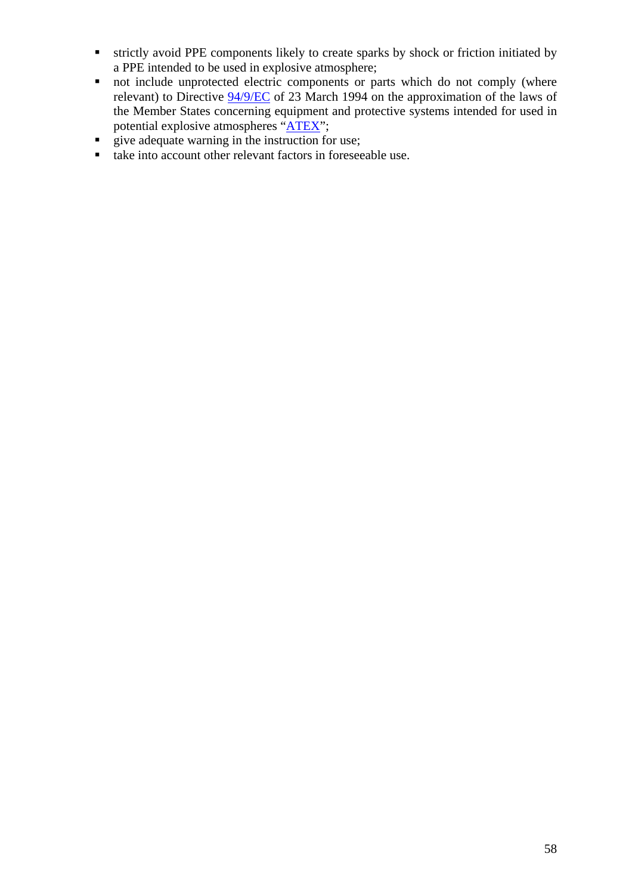- strictly avoid PPE components likely to create sparks by shock or friction initiated by a PPE intended to be used in explosive atmosphere;
- not include unprotected electric components or parts which do not comply (where relevant) to Directive 94/9/EC of 23 March 1994 on the approximation of the laws of the Member States concerning equipment and protective systems intended for used in potential explosive atmospheres "ATEX";
- give adequate warning in the instruction for use;
- take into account other relevant factors in foreseeable use.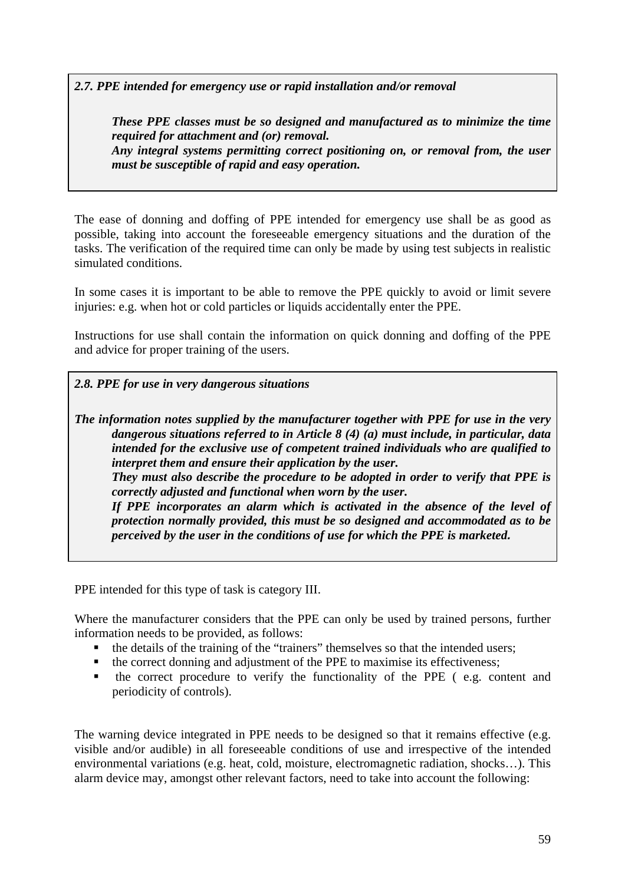***2.7. PPE intended for emergency use or rapid installation and/or removal***

> ***These PPE classes must be so designed and manufactured as to minimize the time required for attachment and (or) removal.***
> ***Any integral systems permitting correct positioning on, or removal from, the user must be susceptible of rapid and easy operation.***

The ease of donning and doffing of PPE intended for emergency use shall be as good as possible, taking into account the foreseeable emergency situations and the duration of the tasks. The verification of the required time can only be made by using test subjects in realistic simulated conditions.

In some cases it is important to be able to remove the PPE quickly to avoid or limit severe injuries: e.g. when hot or cold particles or liquids accidentally enter the PPE.

Instructions for use shall contain the information on quick donning and doffing of the PPE and advice for proper training of the users.

***2.8. PPE for use in very dangerous situations***

***The information notes supplied by the manufacturer together with PPE for use in the very dangerous situations referred to in Article 8 (4) (a) must include, in particular, data intended for the exclusive use of competent trained individuals who are qualified to interpret them and ensure their application by the user.***
***They must also describe the procedure to be adopted in order to verify that PPE is correctly adjusted and functional when worn by the user.***
***If PPE incorporates an alarm which is activated in the absence of the level of protection normally provided, this must be so designed and accommodated as to be perceived by the user in the conditions of use for which the PPE is marketed.***

PPE intended for this type of task is category III.

Where the manufacturer considers that the PPE can only be used by trained persons, further information needs to be provided, as follows:

- the details of the training of the "trainers" themselves so that the intended users;
- the correct donning and adjustment of the PPE to maximise its effectiveness;
- the correct procedure to verify the functionality of the PPE ( e.g. content and periodicity of controls).

The warning device integrated in PPE needs to be designed so that it remains effective (e.g. visible and/or audible) in all foreseeable conditions of use and irrespective of the intended environmental variations (e.g. heat, cold, moisture, electromagnetic radiation, shocks…). This alarm device may, amongst other relevant factors, need to take into account the following: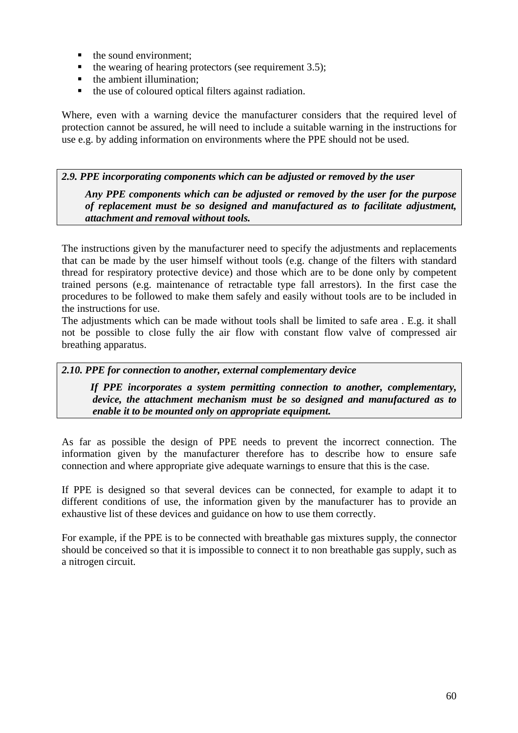- the sound environment;
- the wearing of hearing protectors (see requirement 3.5);
- the ambient illumination;
- the use of coloured optical filters against radiation.

Where, even with a warning device the manufacturer considers that the required level of protection cannot be assured, he will need to include a suitable warning in the instructions for use e.g. by adding information on environments where the PPE should not be used.

***2.9. PPE incorporating components which can be adjusted or removed by the user***

> ***Any PPE components which can be adjusted or removed by the user for the purpose of replacement must be so designed and manufactured as to facilitate adjustment, attachment and removal without tools.***

The instructions given by the manufacturer need to specify the adjustments and replacements that can be made by the user himself without tools (e.g. change of the filters with standard thread for respiratory protective device) and those which are to be done only by competent trained persons (e.g. maintenance of retractable type fall arrestors). In the first case the procedures to be followed to make them safely and easily without tools are to be included in the instructions for use.
The adjustments which can be made without tools shall be limited to safe area . E.g. it shall not be possible to close fully the air flow with constant flow valve of compressed air breathing apparatus.

***2.10. PPE for connection to another, external complementary device***

> ***If PPE incorporates a system permitting connection to another, complementary, device, the attachment mechanism must be so designed and manufactured as to enable it to be mounted only on appropriate equipment.***

As far as possible the design of PPE needs to prevent the incorrect connection. The information given by the manufacturer therefore has to describe how to ensure safe connection and where appropriate give adequate warnings to ensure that this is the case.

If PPE is designed so that several devices can be connected, for example to adapt it to different conditions of use, the information given by the manufacturer has to provide an exhaustive list of these devices and guidance on how to use them correctly.

For example, if the PPE is to be connected with breathable gas mixtures supply, the connector should be conceived so that it is impossible to connect it to non breathable gas supply, such as a nitrogen circuit.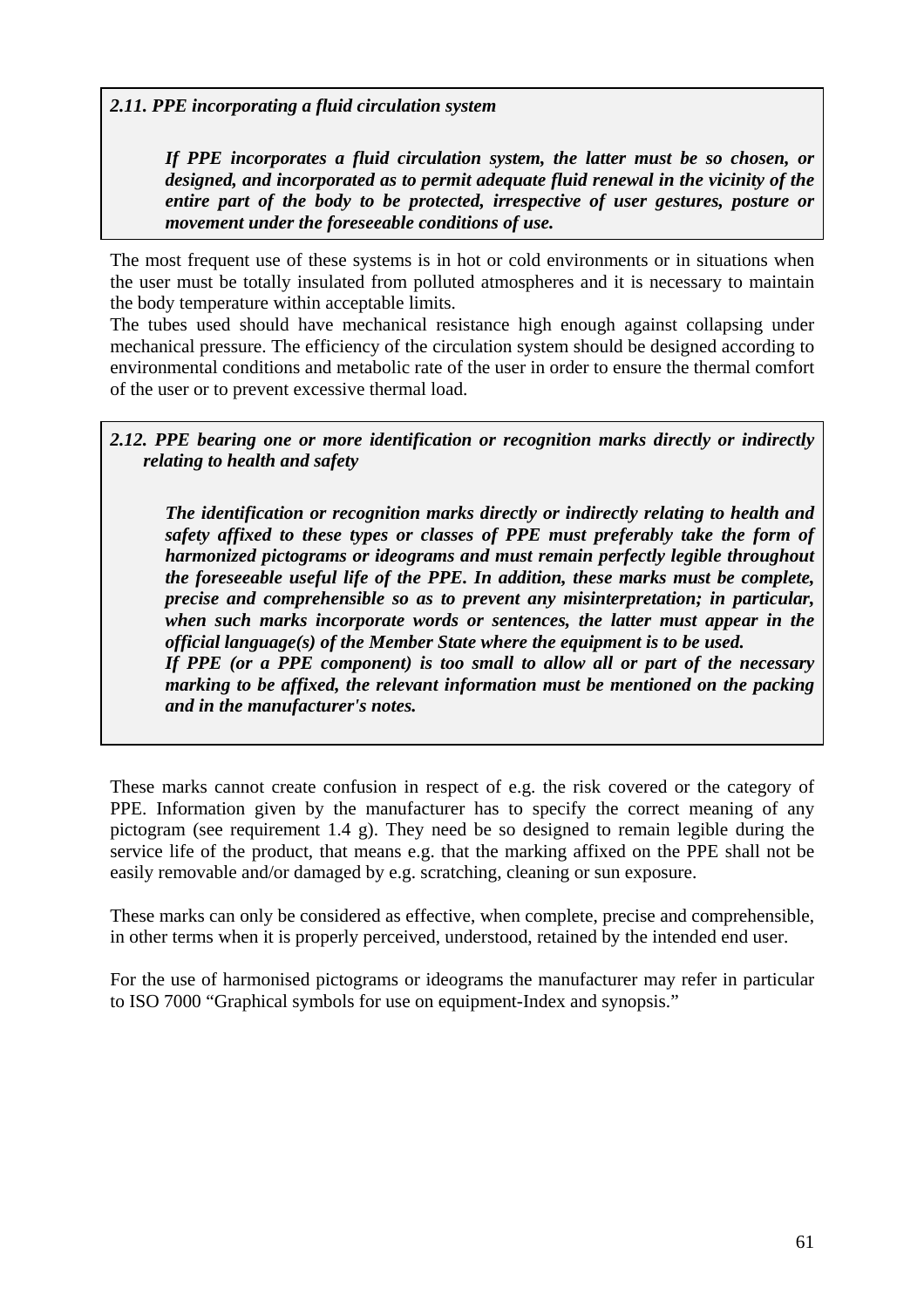***2.11. PPE incorporating a fluid circulation system***

> ***If PPE incorporates a fluid circulation system, the latter must be so chosen, or designed, and incorporated as to permit adequate fluid renewal in the vicinity of the entire part of the body to be protected, irrespective of user gestures, posture or movement under the foreseeable conditions of use.***

The most frequent use of these systems is in hot or cold environments or in situations when the user must be totally insulated from polluted atmospheres and it is necessary to maintain the body temperature within acceptable limits.
The tubes used should have mechanical resistance high enough against collapsing under mechanical pressure. The efficiency of the circulation system should be designed according to environmental conditions and metabolic rate of the user in order to ensure the thermal comfort of the user or to prevent excessive thermal load.

***2.12. PPE bearing one or more identification or recognition marks directly or indirectly relating to health and safety***

> ***The identification or recognition marks directly or indirectly relating to health and safety affixed to these types or classes of PPE must preferably take the form of harmonized pictograms or ideograms and must remain perfectly legible throughout the foreseeable useful life of the PPE. In addition, these marks must be complete, precise and comprehensible so as to prevent any misinterpretation; in particular, when such marks incorporate words or sentences, the latter must appear in the official language(s) of the Member State where the equipment is to be used.***
> ***If PPE (or a PPE component) is too small to allow all or part of the necessary marking to be affixed, the relevant information must be mentioned on the packing and in the manufacturer's notes.***

These marks cannot create confusion in respect of e.g. the risk covered or the category of PPE. Information given by the manufacturer has to specify the correct meaning of any pictogram (see requirement 1.4 g). They need be so designed to remain legible during the service life of the product, that means e.g. that the marking affixed on the PPE shall not be easily removable and/or damaged by e.g. scratching, cleaning or sun exposure.

These marks can only be considered as effective, when complete, precise and comprehensible, in other terms when it is properly perceived, understood, retained by the intended end user.

For the use of harmonised pictograms or ideograms the manufacturer may refer in particular to ISO 7000 "Graphical symbols for use on equipment-Index and synopsis."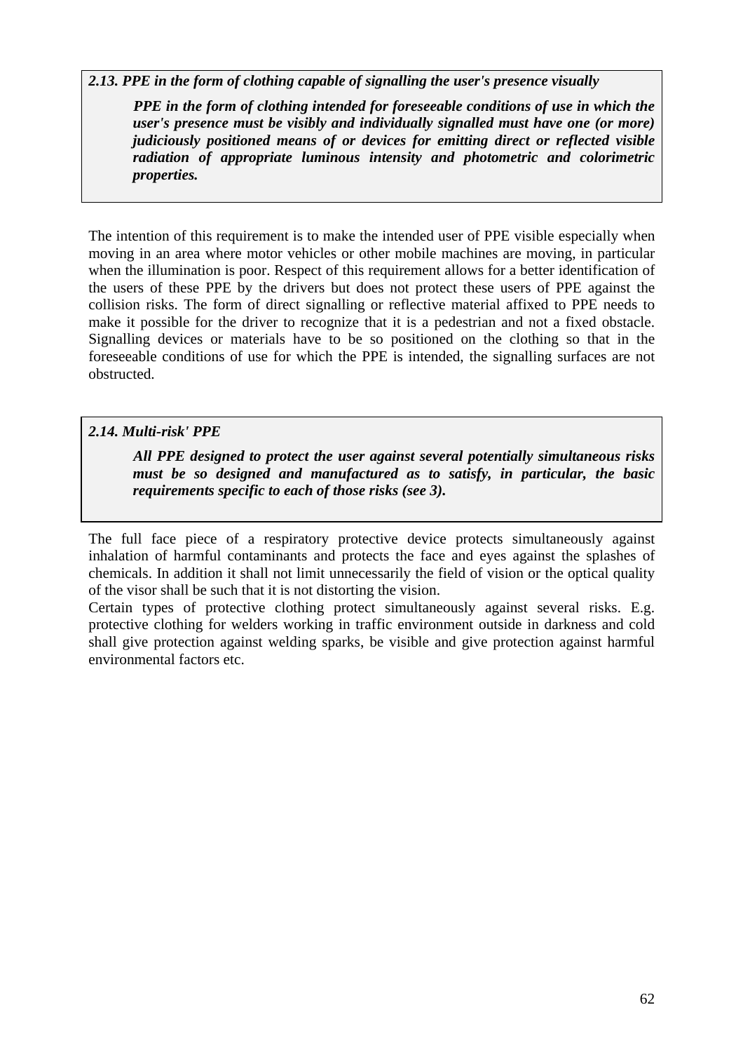***2.13. PPE in the form of clothing capable of signalling the user's presence visually***

> ***PPE in the form of clothing intended for foreseeable conditions of use in which the user's presence must be visibly and individually signalled must have one (or more) judiciously positioned means of or devices for emitting direct or reflected visible radiation of appropriate luminous intensity and photometric and colorimetric properties.***

The intention of this requirement is to make the intended user of PPE visible especially when moving in an area where motor vehicles or other mobile machines are moving, in particular when the illumination is poor. Respect of this requirement allows for a better identification of the users of these PPE by the drivers but does not protect these users of PPE against the collision risks. The form of direct signalling or reflective material affixed to PPE needs to make it possible for the driver to recognize that it is a pedestrian and not a fixed obstacle. Signalling devices or materials have to be so positioned on the clothing so that in the foreseeable conditions of use for which the PPE is intended, the signalling surfaces are not obstructed.

***2.14. Multi-risk' PPE***

> ***All PPE designed to protect the user against several potentially simultaneous risks must be so designed and manufactured as to satisfy, in particular, the basic requirements specific to each of those risks (see 3).***

The full face piece of a respiratory protective device protects simultaneously against inhalation of harmful contaminants and protects the face and eyes against the splashes of chemicals. In addition it shall not limit unnecessarily the field of vision or the optical quality of the visor shall be such that it is not distorting the vision.

Certain types of protective clothing protect simultaneously against several risks. E.g. protective clothing for welders working in traffic environment outside in darkness and cold shall give protection against welding sparks, be visible and give protection against harmful environmental factors etc.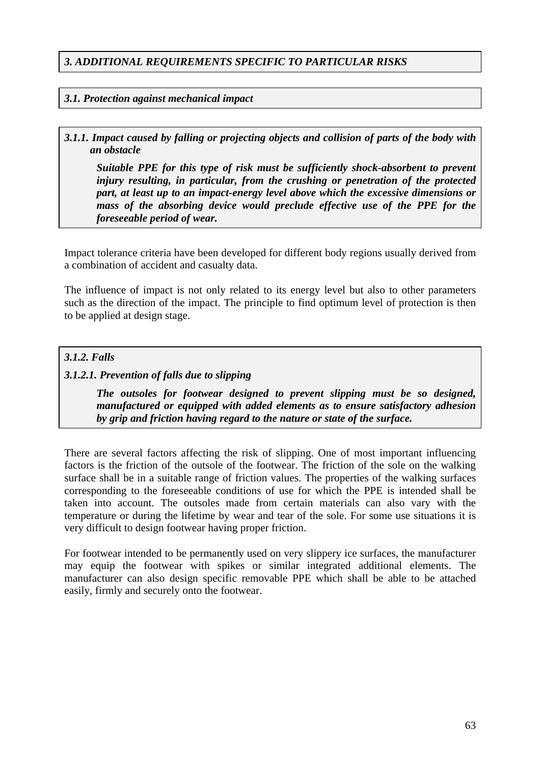### *3. ADDITIONAL REQUIREMENTS SPECIFIC TO PARTICULAR RISKS*

#### *3.1. Protection against mechanical impact*

##### *3.1.1. Impact caused by falling or projecting objects and collision of parts of the body with an obstacle*

> ***Suitable PPE for this type of risk must be sufficiently shock-absorbent to prevent injury resulting, in particular, from the crushing or penetration of the protected part, at least up to an impact-energy level above which the excessive dimensions or mass of the absorbing device would preclude effective use of the PPE for the foreseeable period of wear.***

Impact tolerance criteria have been developed for different body regions usually derived from a combination of accident and casualty data.

The influence of impact is not only related to its energy level but also to other parameters such as the direction of the impact. The principle to find optimum level of protection is then to be applied at design stage.

##### *3.1.2. Falls*

##### *3.1.2.1. Prevention of falls due to slipping*

> ***The outsoles for footwear designed to prevent slipping must be so designed, manufactured or equipped with added elements as to ensure satisfactory adhesion by grip and friction having regard to the nature or state of the surface.***

There are several factors affecting the risk of slipping. One of most important influencing factors is the friction of the outsole of the footwear. The friction of the sole on the walking surface shall be in a suitable range of friction values. The properties of the walking surfaces corresponding to the foreseeable conditions of use for which the PPE is intended shall be taken into account. The outsoles made from certain materials can also vary with the temperature or during the lifetime by wear and tear of the sole. For some use situations it is very difficult to design footwear having proper friction.

For footwear intended to be permanently used on very slippery ice surfaces, the manufacturer may equip the footwear with spikes or similar integrated additional elements. The manufacturer can also design specific removable PPE which shall be able to be attached easily, firmly and securely onto the footwear.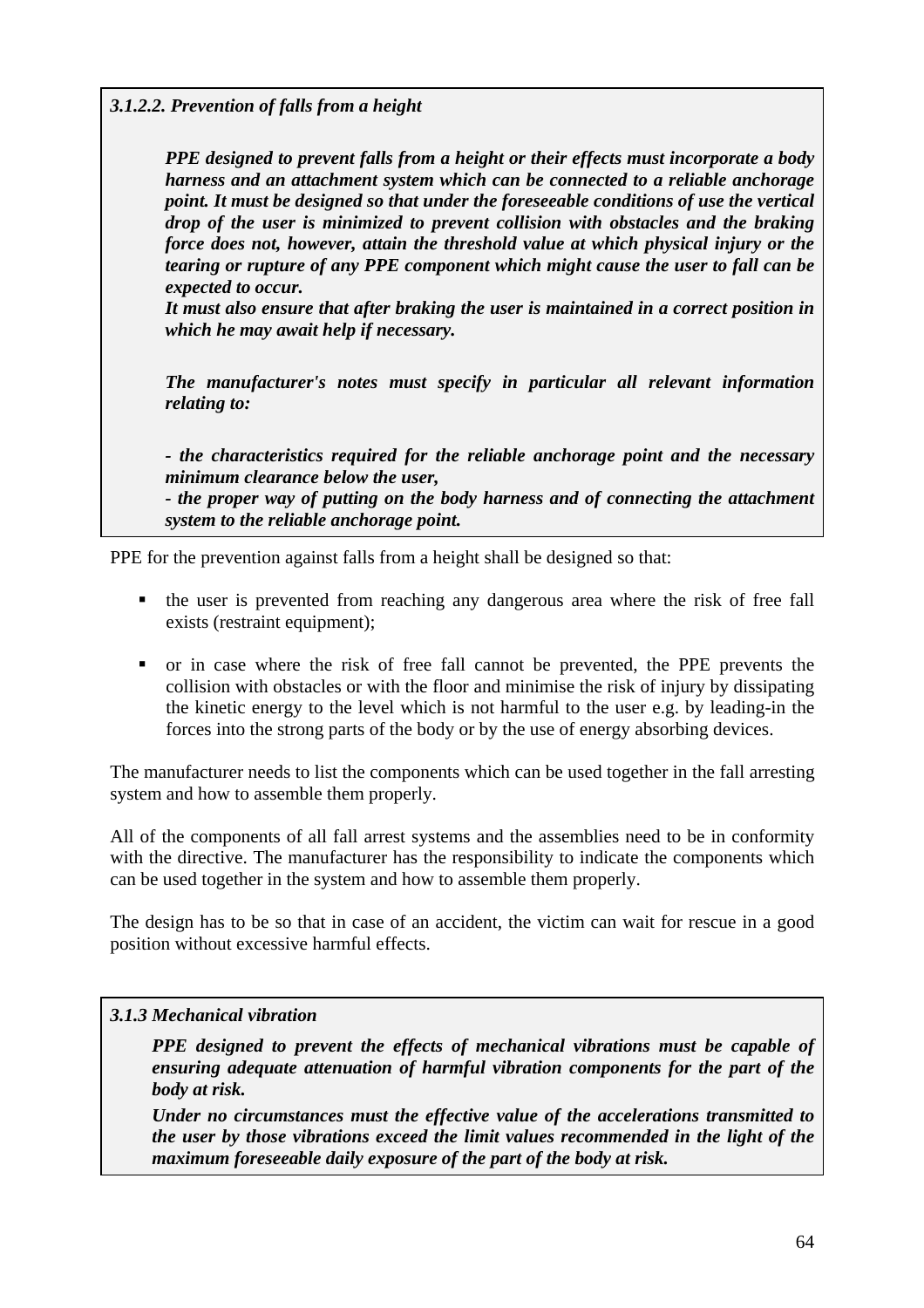***3.1.2.2. Prevention of falls from a height***

> ***PPE designed to prevent falls from a height or their effects must incorporate a body harness and an attachment system which can be connected to a reliable anchorage point. It must be designed so that under the foreseeable conditions of use the vertical drop of the user is minimized to prevent collision with obstacles and the braking force does not, however, attain the threshold value at which physical injury or the tearing or rupture of any PPE component which might cause the user to fall can be expected to occur.***
>
> ***It must also ensure that after braking the user is maintained in a correct position in which he may await help if necessary.***
>
> ***The manufacturer's notes must specify in particular all relevant information relating to:***
>
> ***- the characteristics required for the reliable anchorage point and the necessary minimum clearance below the user,***
>
> ***- the proper way of putting on the body harness and of connecting the attachment system to the reliable anchorage point.***

PPE for the prevention against falls from a height shall be designed so that:

- the user is prevented from reaching any dangerous area where the risk of free fall exists (restraint equipment);
- or in case where the risk of free fall cannot be prevented, the PPE prevents the collision with obstacles or with the floor and minimise the risk of injury by dissipating the kinetic energy to the level which is not harmful to the user e.g. by leading-in the forces into the strong parts of the body or by the use of energy absorbing devices.

The manufacturer needs to list the components which can be used together in the fall arresting system and how to assemble them properly.

All of the components of all fall arrest systems and the assemblies need to be in conformity with the directive. The manufacturer has the responsibility to indicate the components which can be used together in the system and how to assemble them properly.

The design has to be so that in case of an accident, the victim can wait for rescue in a good position without excessive harmful effects.

***3.1.3 Mechanical vibration***

> ***PPE designed to prevent the effects of mechanical vibrations must be capable of ensuring adequate attenuation of harmful vibration components for the part of the body at risk.***
>
> ***Under no circumstances must the effective value of the accelerations transmitted to the user by those vibrations exceed the limit values recommended in the light of the maximum foreseeable daily exposure of the part of the body at risk.***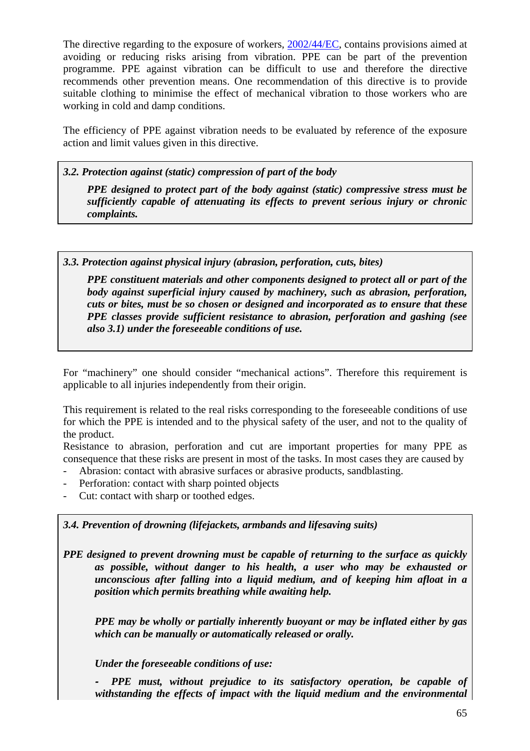The directive regarding to the exposure of workers, 2002/44/EC, contains provisions aimed at avoiding or reducing risks arising from vibration. PPE can be part of the prevention programme. PPE against vibration can be difficult to use and therefore the directive recommends other prevention means. One recommendation of this directive is to provide suitable clothing to minimise the effect of mechanical vibration to those workers who are working in cold and damp conditions.

The efficiency of PPE against vibration needs to be evaluated by reference of the exposure action and limit values given in this directive.

***3.2. Protection against (static) compression of part of the body***

> ***PPE designed to protect part of the body against (static) compressive stress must be sufficiently capable of attenuating its effects to prevent serious injury or chronic complaints.***

***3.3. Protection against physical injury (abrasion, perforation, cuts, bites)***

> ***PPE constituent materials and other components designed to protect all or part of the body against superficial injury caused by machinery, such as abrasion, perforation, cuts or bites, must be so chosen or designed and incorporated as to ensure that these PPE classes provide sufficient resistance to abrasion, perforation and gashing (see also 3.1) under the foreseeable conditions of use.***

For "machinery" one should consider "mechanical actions". Therefore this requirement is applicable to all injuries independently from their origin.

This requirement is related to the real risks corresponding to the foreseeable conditions of use for which the PPE is intended and to the physical safety of the user, and not to the quality of the product.
Resistance to abrasion, perforation and cut are important properties for many PPE as consequence that these risks are present in most of the tasks. In most cases they are caused by

- Abrasion: contact with abrasive surfaces or abrasive products, sandblasting.
- Perforation: contact with sharp pointed objects
- Cut: contact with sharp or toothed edges.

***3.4. Prevention of drowning (lifejackets, armbands and lifesaving suits)***

***PPE designed to prevent drowning must be capable of returning to the surface as quickly as possible, without danger to his health, a user who may be exhausted or unconscious after falling into a liquid medium, and of keeping him afloat in a position which permits breathing while awaiting help.***

> ***PPE may be wholly or partially inherently buoyant or may be inflated either by gas which can be manually or automatically released or orally.***
>
> ***Under the foreseeable conditions of use:***
>
> ***- PPE must, without prejudice to its satisfactory operation, be capable of withstanding the effects of impact with the liquid medium and the environmental***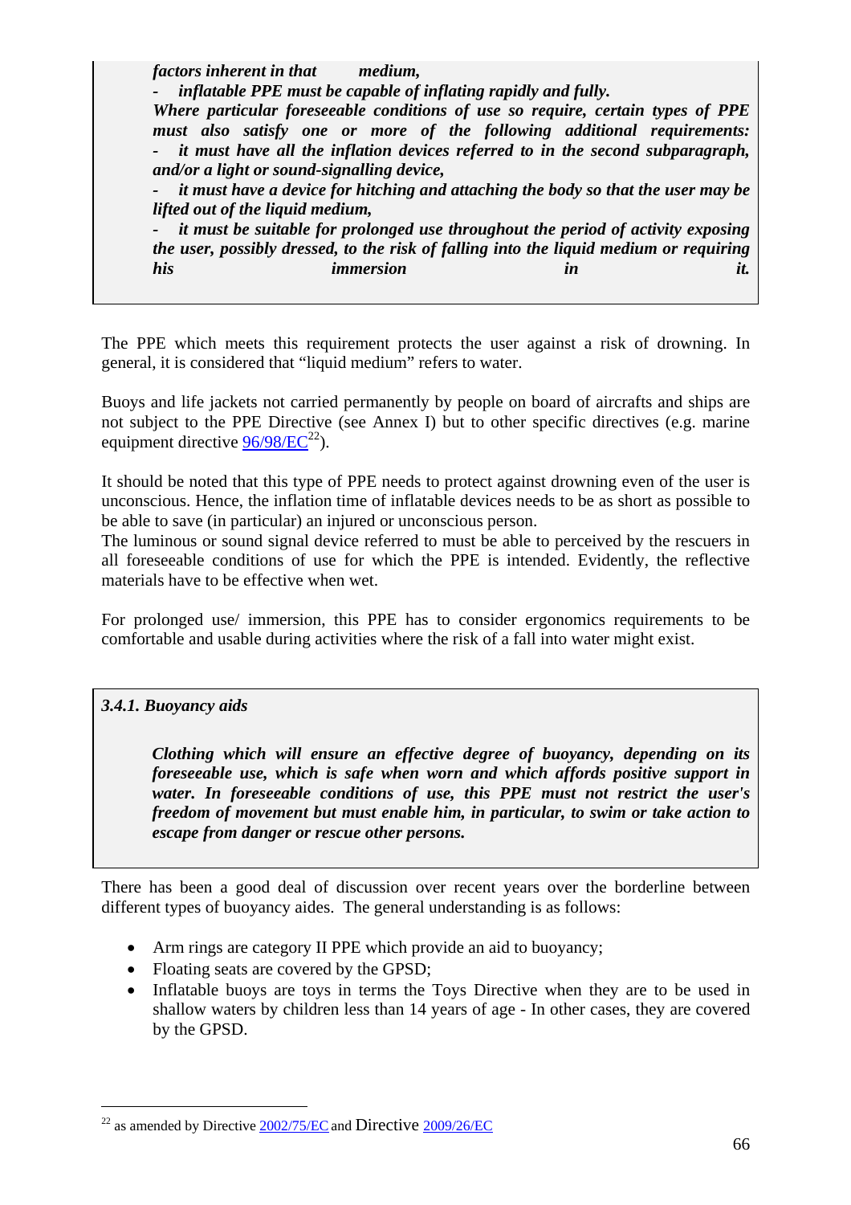*factors inherent in that medium,*

*- inflatable PPE must be capable of inflating rapidly and fully.*

***Where particular foreseeable conditions of use so require, certain types of PPE must also satisfy one or more of the following additional requirements:***

***- it must have all the inflation devices referred to in the second subparagraph, and/or a light or sound-signalling device,***

***- it must have a device for hitching and attaching the body so that the user may be lifted out of the liquid medium,***

***- it must be suitable for prolonged use throughout the period of activity exposing the user, possibly dressed, to the risk of falling into the liquid medium or requiring his immersion in it.***

The PPE which meets this requirement protects the user against a risk of drowning. In general, it is considered that "liquid medium" refers to water.

Buoys and life jackets not carried permanently by people on board of aircrafts and ships are not subject to the PPE Directive (see Annex I) but to other specific directives (e.g. marine equipment directive 96/98/EC[22]).

It should be noted that this type of PPE needs to protect against drowning even of the user is unconscious. Hence, the inflation time of inflatable devices needs to be as short as possible to be able to save (in particular) an injured or unconscious person.
The luminous or sound signal device referred to must be able to perceived by the rescuers in all foreseeable conditions of use for which the PPE is intended. Evidently, the reflective materials have to be effective when wet.

For prolonged use/ immersion, this PPE has to consider ergonomics requirements to be comfortable and usable during activities where the risk of a fall into water might exist.

***3.4.1. Buoyancy aids***

***Clothing which will ensure an effective degree of buoyancy, depending on its foreseeable use, which is safe when worn and which affords positive support in water. In foreseeable conditions of use, this PPE must not restrict the user's freedom of movement but must enable him, in particular, to swim or take action to escape from danger or rescue other persons.***

There has been a good deal of discussion over recent years over the borderline between different types of buoyancy aides. The general understanding is as follows:

- Arm rings are category II PPE which provide an aid to buoyancy;
- Floating seats are covered by the GPSD;
- Inflatable buoys are toys in terms the Toys Directive when they are to be used in shallow waters by children less than 14 years of age - In other cases, they are covered by the GPSD.

[22] as amended by Directive 2002/75/EC and Directive 2009/26/EC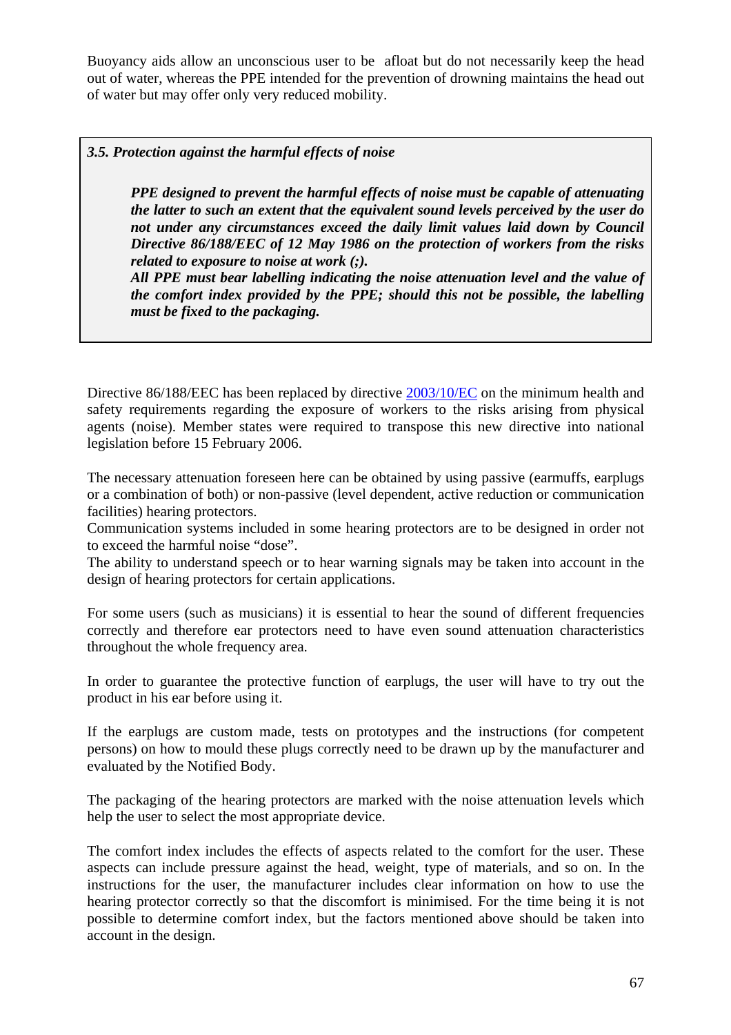Buoyancy aids allow an unconscious user to be afloat but do not necessarily keep the head out of water, whereas the PPE intended for the prevention of drowning maintains the head out of water but may offer only very reduced mobility.

> ***3.5. Protection against the harmful effects of noise***
>
> ***PPE designed to prevent the harmful effects of noise must be capable of attenuating the latter to such an extent that the equivalent sound levels perceived by the user do not under any circumstances exceed the daily limit values laid down by Council Directive 86/188/EEC of 12 May 1986 on the protection of workers from the risks related to exposure to noise at work (;).***
>
> ***All PPE must bear labelling indicating the noise attenuation level and the value of the comfort index provided by the PPE; should this not be possible, the labelling must be fixed to the packaging.***

Directive 86/188/EEC has been replaced by directive 2003/10/EC on the minimum health and safety requirements regarding the exposure of workers to the risks arising from physical agents (noise). Member states were required to transpose this new directive into national legislation before 15 February 2006.

The necessary attenuation foreseen here can be obtained by using passive (earmuffs, earplugs or a combination of both) or non-passive (level dependent, active reduction or communication facilities) hearing protectors.

Communication systems included in some hearing protectors are to be designed in order not to exceed the harmful noise "dose".

The ability to understand speech or to hear warning signals may be taken into account in the design of hearing protectors for certain applications.

For some users (such as musicians) it is essential to hear the sound of different frequencies correctly and therefore ear protectors need to have even sound attenuation characteristics throughout the whole frequency area.

In order to guarantee the protective function of earplugs, the user will have to try out the product in his ear before using it.

If the earplugs are custom made, tests on prototypes and the instructions (for competent persons) on how to mould these plugs correctly need to be drawn up by the manufacturer and evaluated by the Notified Body.

The packaging of the hearing protectors are marked with the noise attenuation levels which help the user to select the most appropriate device.

The comfort index includes the effects of aspects related to the comfort for the user. These aspects can include pressure against the head, weight, type of materials, and so on. In the instructions for the user, the manufacturer includes clear information on how to use the hearing protector correctly so that the discomfort is minimised. For the time being it is not possible to determine comfort index, but the factors mentioned above should be taken into account in the design.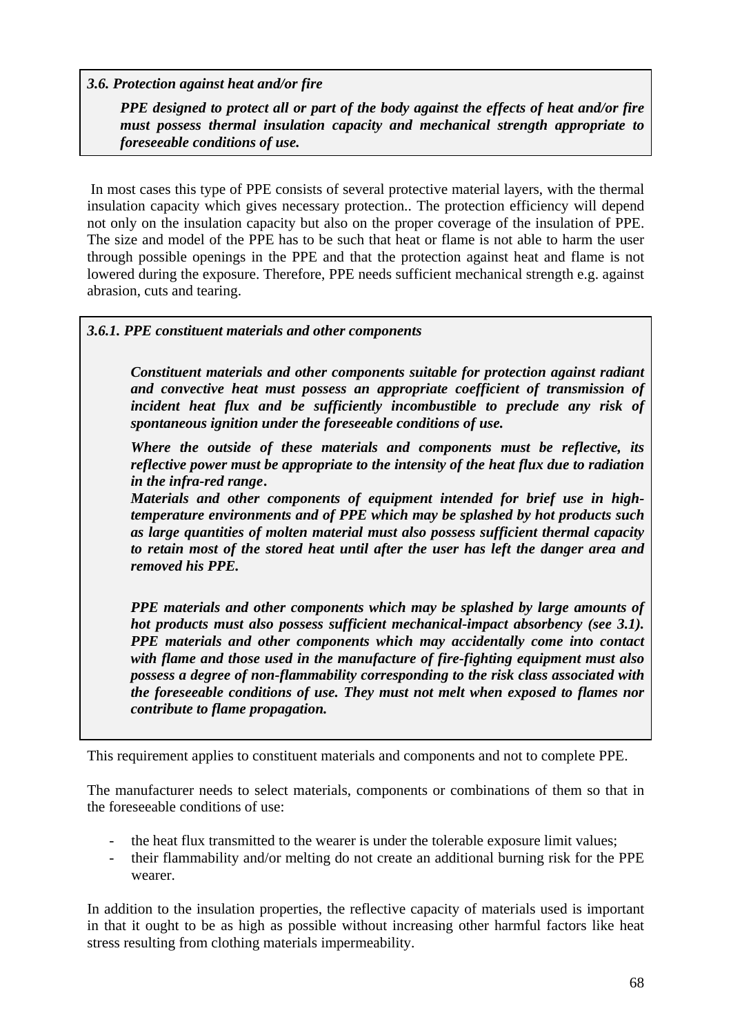***3.6. Protection against heat and/or fire***

***PPE designed to protect all or part of the body against the effects of heat and/or fire must possess thermal insulation capacity and mechanical strength appropriate to foreseeable conditions of use.***

In most cases this type of PPE consists of several protective material layers, with the thermal insulation capacity which gives necessary protection.. The protection efficiency will depend not only on the insulation capacity but also on the proper coverage of the insulation of PPE. The size and model of the PPE has to be such that heat or flame is not able to harm the user through possible openings in the PPE and that the protection against heat and flame is not lowered during the exposure. Therefore, PPE needs sufficient mechanical strength e.g. against abrasion, cuts and tearing.

***3.6.1. PPE constituent materials and other components***

***Constituent materials and other components suitable for protection against radiant and convective heat must possess an appropriate coefficient of transmission of incident heat flux and be sufficiently incombustible to preclude any risk of spontaneous ignition under the foreseeable conditions of use.***

***Where the outside of these materials and components must be reflective, its reflective power must be appropriate to the intensity of the heat flux due to radiation in the infra-red range.***

***Materials and other components of equipment intended for brief use in high-temperature environments and of PPE which may be splashed by hot products such as large quantities of molten material must also possess sufficient thermal capacity to retain most of the stored heat until after the user has left the danger area and removed his PPE.***

***PPE materials and other components which may be splashed by large amounts of hot products must also possess sufficient mechanical-impact absorbency (see 3.1). PPE materials and other components which may accidentally come into contact with flame and those used in the manufacture of fire-fighting equipment must also possess a degree of non-flammability corresponding to the risk class associated with the foreseeable conditions of use. They must not melt when exposed to flames nor contribute to flame propagation.***

This requirement applies to constituent materials and components and not to complete PPE.

The manufacturer needs to select materials, components or combinations of them so that in the foreseeable conditions of use:

- the heat flux transmitted to the wearer is under the tolerable exposure limit values;
- their flammability and/or melting do not create an additional burning risk for the PPE wearer.

In addition to the insulation properties, the reflective capacity of materials used is important in that it ought to be as high as possible without increasing other harmful factors like heat stress resulting from clothing materials impermeability.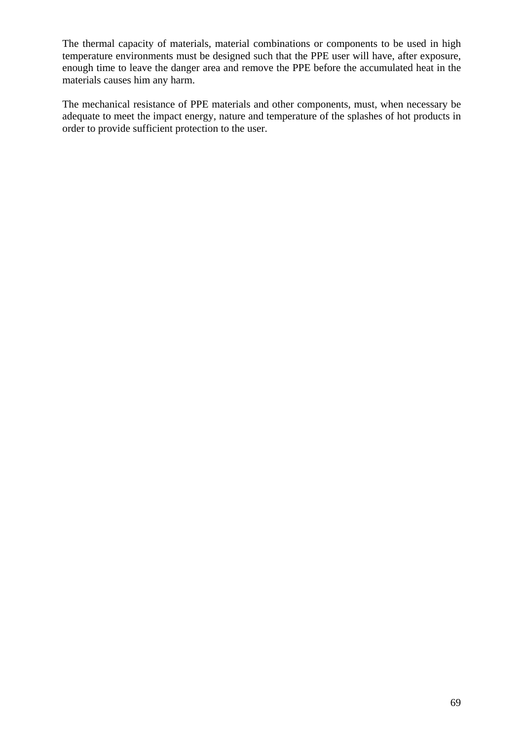The thermal capacity of materials, material combinations or components to be used in high temperature environments must be designed such that the PPE user will have, after exposure, enough time to leave the danger area and remove the PPE before the accumulated heat in the materials causes him any harm.

The mechanical resistance of PPE materials and other components, must, when necessary be adequate to meet the impact energy, nature and temperature of the splashes of hot products in order to provide sufficient protection to the user.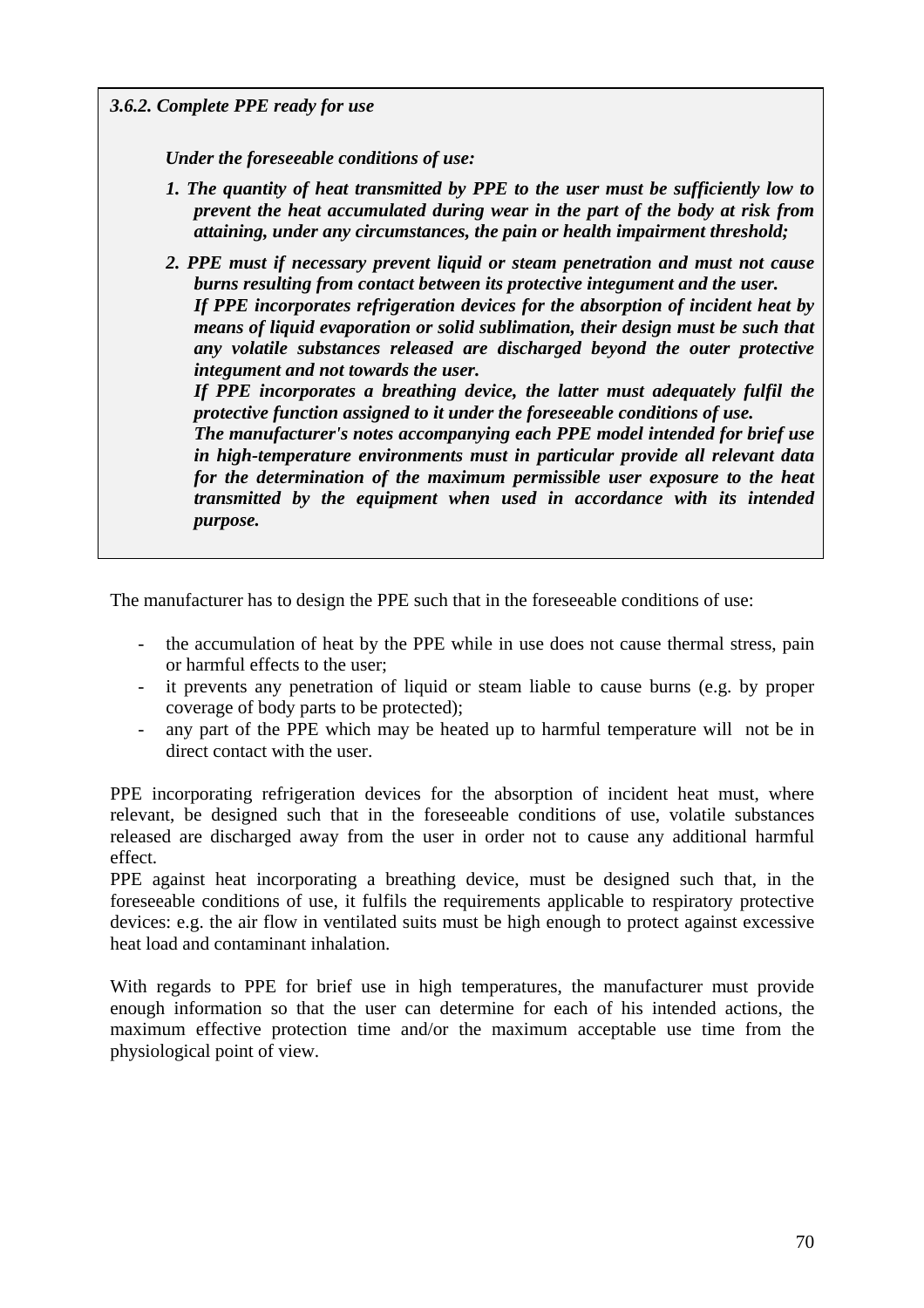***3.6.2. Complete PPE ready for use***

***Under the foreseeable conditions of use:***

***1. The quantity of heat transmitted by PPE to the user must be sufficiently low to prevent the heat accumulated during wear in the part of the body at risk from attaining, under any circumstances, the pain or health impairment threshold;***

***2. PPE must if necessary prevent liquid or steam penetration and must not cause burns resulting from contact between its protective integument and the user.***
***If PPE incorporates refrigeration devices for the absorption of incident heat by means of liquid evaporation or solid sublimation, their design must be such that any volatile substances released are discharged beyond the outer protective integument and not towards the user.***
***If PPE incorporates a breathing device, the latter must adequately fulfil the protective function assigned to it under the foreseeable conditions of use.***
***The manufacturer's notes accompanying each PPE model intended for brief use in high-temperature environments must in particular provide all relevant data for the determination of the maximum permissible user exposure to the heat transmitted by the equipment when used in accordance with its intended purpose.***

The manufacturer has to design the PPE such that in the foreseeable conditions of use:

- the accumulation of heat by the PPE while in use does not cause thermal stress, pain or harmful effects to the user;
- it prevents any penetration of liquid or steam liable to cause burns (e.g. by proper coverage of body parts to be protected);
- any part of the PPE which may be heated up to harmful temperature will not be in direct contact with the user.

PPE incorporating refrigeration devices for the absorption of incident heat must, where relevant, be designed such that in the foreseeable conditions of use, volatile substances released are discharged away from the user in order not to cause any additional harmful effect.
PPE against heat incorporating a breathing device, must be designed such that, in the foreseeable conditions of use, it fulfils the requirements applicable to respiratory protective devices: e.g. the air flow in ventilated suits must be high enough to protect against excessive heat load and contaminant inhalation.

With regards to PPE for brief use in high temperatures, the manufacturer must provide enough information so that the user can determine for each of his intended actions, the maximum effective protection time and/or the maximum acceptable use time from the physiological point of view.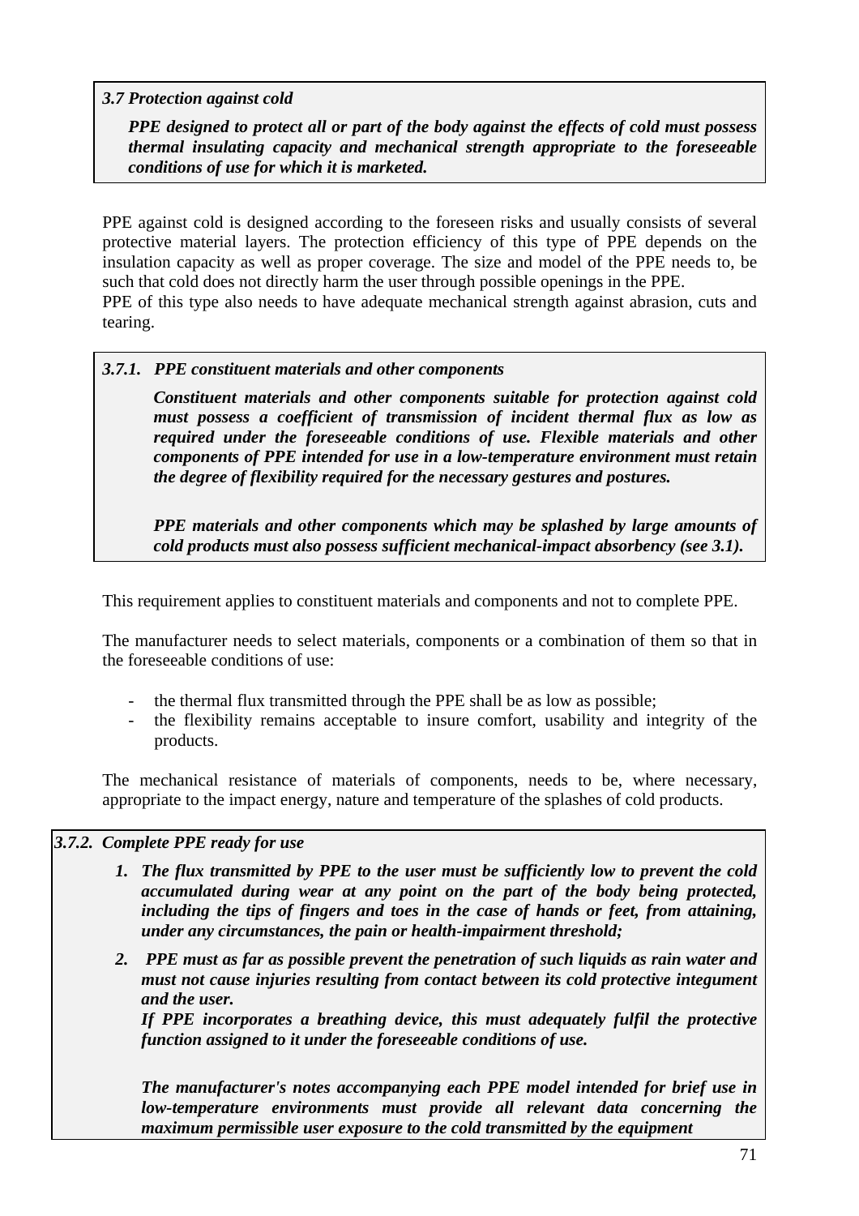*3.7 Protection against cold*

***PPE designed to protect all or part of the body against the effects of cold must possess thermal insulating capacity and mechanical strength appropriate to the foreseeable conditions of use for which it is marketed.***

PPE against cold is designed according to the foreseen risks and usually consists of several protective material layers. The protection efficiency of this type of PPE depends on the insulation capacity as well as proper coverage. The size and model of the PPE needs to, be such that cold does not directly harm the user through possible openings in the PPE.
PPE of this type also needs to have adequate mechanical strength against abrasion, cuts and tearing.

*3.7.1. PPE constituent materials and other components*

***Constituent materials and other components suitable for protection against cold must possess a coefficient of transmission of incident thermal flux as low as required under the foreseeable conditions of use. Flexible materials and other components of PPE intended for use in a low-temperature environment must retain the degree of flexibility required for the necessary gestures and postures.***

***PPE materials and other components which may be splashed by large amounts of cold products must also possess sufficient mechanical-impact absorbency (see 3.1).***

This requirement applies to constituent materials and components and not to complete PPE.

The manufacturer needs to select materials, components or a combination of them so that in the foreseeable conditions of use:

- the thermal flux transmitted through the PPE shall be as low as possible;
- the flexibility remains acceptable to insure comfort, usability and integrity of the products.

The mechanical resistance of materials of components, needs to be, where necessary, appropriate to the impact energy, nature and temperature of the splashes of cold products.

*3.7.2. Complete PPE ready for use*

1. ***The flux transmitted by PPE to the user must be sufficiently low to prevent the cold accumulated during wear at any point on the part of the body being protected, including the tips of fingers and toes in the case of hands or feet, from attaining, under any circumstances, the pain or health-impairment threshold;***
2. ***PPE must as far as possible prevent the penetration of such liquids as rain water and must not cause injuries resulting from contact between its cold protective integument and the user.***
   ***If PPE incorporates a breathing device, this must adequately fulfil the protective function assigned to it under the foreseeable conditions of use.***

   ***The manufacturer's notes accompanying each PPE model intended for brief use in low-temperature environments must provide all relevant data concerning the maximum permissible user exposure to the cold transmitted by the equipment***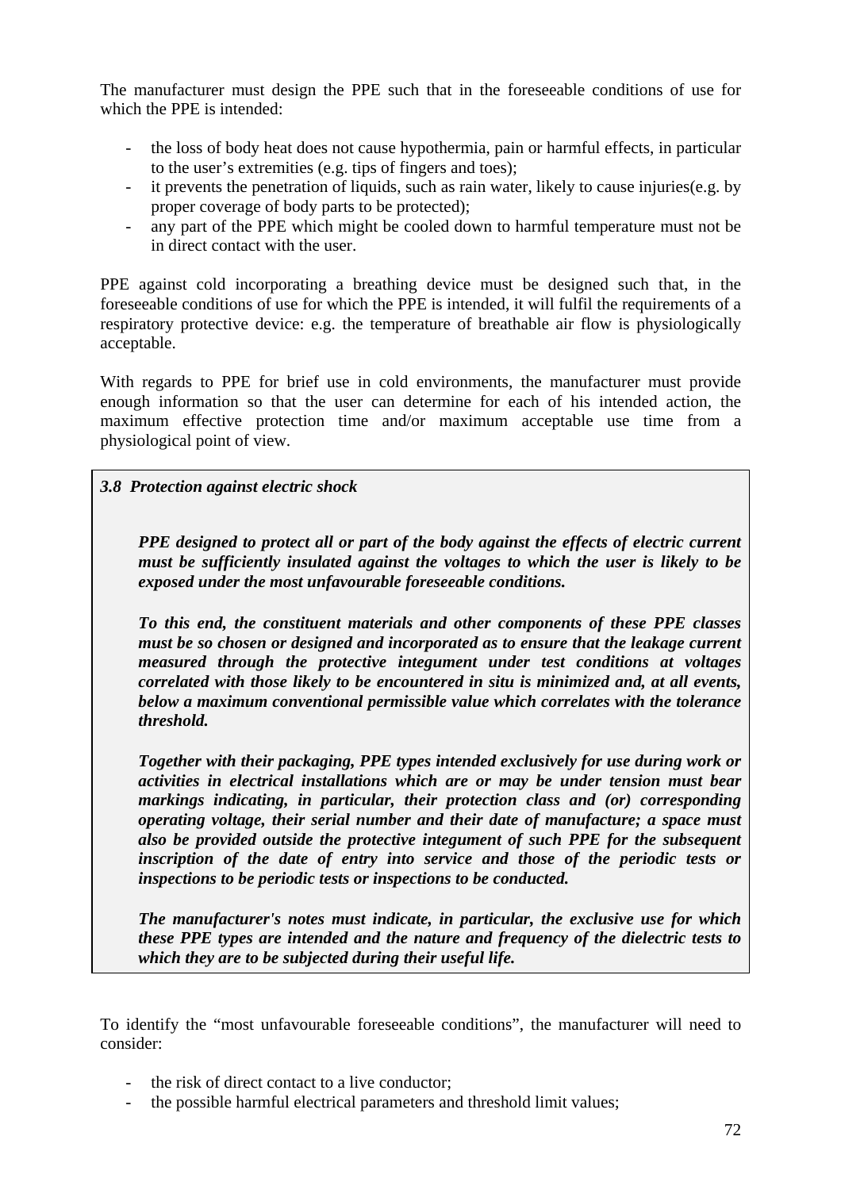The manufacturer must design the PPE such that in the foreseeable conditions of use for which the PPE is intended:

- the loss of body heat does not cause hypothermia, pain or harmful effects, in particular to the user's extremities (e.g. tips of fingers and toes);
- it prevents the penetration of liquids, such as rain water, likely to cause injuries(e.g. by proper coverage of body parts to be protected);
- any part of the PPE which might be cooled down to harmful temperature must not be in direct contact with the user.

PPE against cold incorporating a breathing device must be designed such that, in the foreseeable conditions of use for which the PPE is intended, it will fulfil the requirements of a respiratory protective device: e.g. the temperature of breathable air flow is physiologically acceptable.

With regards to PPE for brief use in cold environments, the manufacturer must provide enough information so that the user can determine for each of his intended action, the maximum effective protection time and/or maximum acceptable use time from a physiological point of view.

> ***3.8 Protection against electric shock***
>
> ***PPE designed to protect all or part of the body against the effects of electric current must be sufficiently insulated against the voltages to which the user is likely to be exposed under the most unfavourable foreseeable conditions.***
>
> ***To this end, the constituent materials and other components of these PPE classes must be so chosen or designed and incorporated as to ensure that the leakage current measured through the protective integument under test conditions at voltages correlated with those likely to be encountered in situ is minimized and, at all events, below a maximum conventional permissible value which correlates with the tolerance threshold.***
>
> ***Together with their packaging, PPE types intended exclusively for use during work or activities in electrical installations which are or may be under tension must bear markings indicating, in particular, their protection class and (or) corresponding operating voltage, their serial number and their date of manufacture; a space must also be provided outside the protective integument of such PPE for the subsequent inscription of the date of entry into service and those of the periodic tests or inspections to be periodic tests or inspections to be conducted.***
>
> ***The manufacturer's notes must indicate, in particular, the exclusive use for which these PPE types are intended and the nature and frequency of the dielectric tests to which they are to be subjected during their useful life.***

To identify the "most unfavourable foreseeable conditions", the manufacturer will need to consider:

- the risk of direct contact to a live conductor;
- the possible harmful electrical parameters and threshold limit values;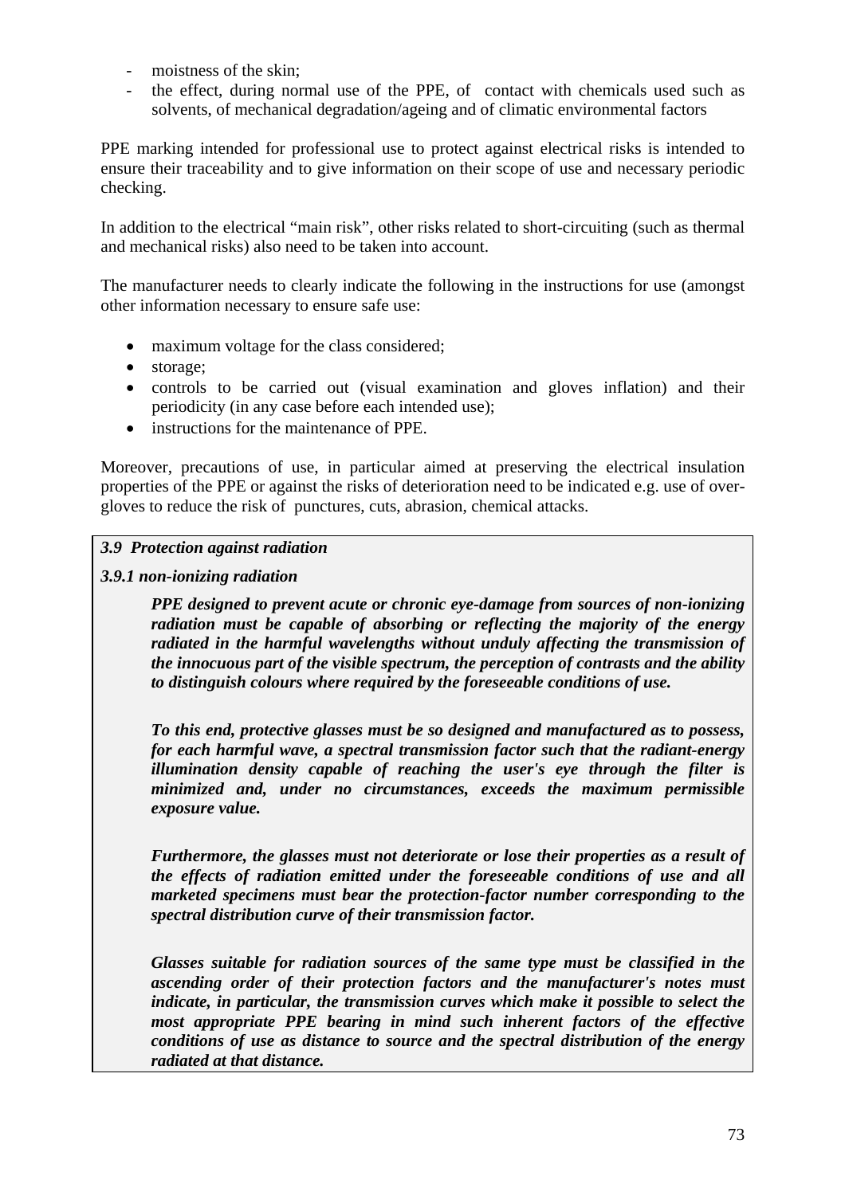- moistness of the skin;
- the effect, during normal use of the PPE, of contact with chemicals used such as solvents, of mechanical degradation/ageing and of climatic environmental factors

PPE marking intended for professional use to protect against electrical risks is intended to ensure their traceability and to give information on their scope of use and necessary periodic checking.

In addition to the electrical "main risk", other risks related to short-circuiting (such as thermal and mechanical risks) also need to be taken into account.

The manufacturer needs to clearly indicate the following in the instructions for use (amongst other information necessary to ensure safe use:

- maximum voltage for the class considered;
- storage;
- controls to be carried out (visual examination and gloves inflation) and their periodicity (in any case before each intended use);
- instructions for the maintenance of PPE.

Moreover, precautions of use, in particular aimed at preserving the electrical insulation properties of the PPE or against the risks of deterioration need to be indicated e.g. use of over-gloves to reduce the risk of punctures, cuts, abrasion, chemical attacks.

***3.9 Protection against radiation***

***3.9.1 non-ionizing radiation***

***PPE designed to prevent acute or chronic eye-damage from sources of non-ionizing radiation must be capable of absorbing or reflecting the majority of the energy radiated in the harmful wavelengths without unduly affecting the transmission of the innocuous part of the visible spectrum, the perception of contrasts and the ability to distinguish colours where required by the foreseeable conditions of use.***

***To this end, protective glasses must be so designed and manufactured as to possess, for each harmful wave, a spectral transmission factor such that the radiant-energy illumination density capable of reaching the user's eye through the filter is minimized and, under no circumstances, exceeds the maximum permissible exposure value.***

***Furthermore, the glasses must not deteriorate or lose their properties as a result of the effects of radiation emitted under the foreseeable conditions of use and all marketed specimens must bear the protection-factor number corresponding to the spectral distribution curve of their transmission factor.***

***Glasses suitable for radiation sources of the same type must be classified in the ascending order of their protection factors and the manufacturer's notes must indicate, in particular, the transmission curves which make it possible to select the most appropriate PPE bearing in mind such inherent factors of the effective conditions of use as distance to source and the spectral distribution of the energy radiated at that distance.***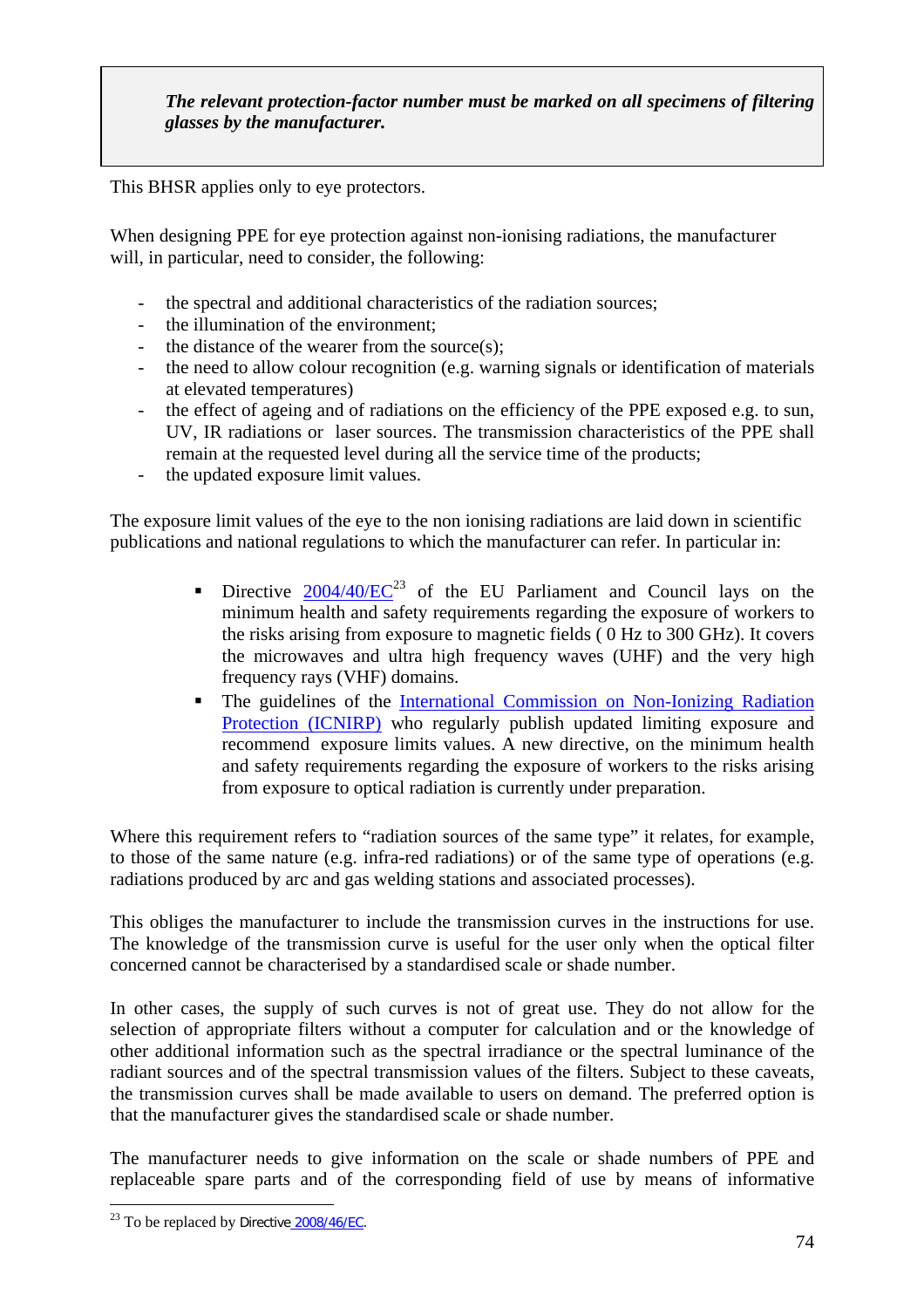> ***The relevant protection-factor number must be marked on all specimens of filtering glasses by the manufacturer.***

This BHSR applies only to eye protectors.

When designing PPE for eye protection against non-ionising radiations, the manufacturer will, in particular, need to consider, the following:

- the spectral and additional characteristics of the radiation sources;
- the illumination of the environment;
- the distance of the wearer from the source(s);
- the need to allow colour recognition (e.g. warning signals or identification of materials at elevated temperatures)
- the effect of ageing and of radiations on the efficiency of the PPE exposed e.g. to sun, UV, IR radiations or laser sources. The transmission characteristics of the PPE shall remain at the requested level during all the service time of the products;
- the updated exposure limit values.

The exposure limit values of the eye to the non ionising radiations are laid down in scientific publications and national regulations to which the manufacturer can refer. In particular in:

- Directive 2004/40/EC[23] of the EU Parliament and Council lays on the minimum health and safety requirements regarding the exposure of workers to the risks arising from exposure to magnetic fields ( 0 Hz to 300 GHz). It covers the microwaves and ultra high frequency waves (UHF) and the very high frequency rays (VHF) domains.
- The guidelines of the International Commission on Non-Ionizing Radiation Protection (ICNIRP) who regularly publish updated limiting exposure and recommend exposure limits values. A new directive, on the minimum health and safety requirements regarding the exposure of workers to the risks arising from exposure to optical radiation is currently under preparation.

Where this requirement refers to "radiation sources of the same type" it relates, for example, to those of the same nature (e.g. infra-red radiations) or of the same type of operations (e.g. radiations produced by arc and gas welding stations and associated processes).

This obliges the manufacturer to include the transmission curves in the instructions for use. The knowledge of the transmission curve is useful for the user only when the optical filter concerned cannot be characterised by a standardised scale or shade number.

In other cases, the supply of such curves is not of great use. They do not allow for the selection of appropriate filters without a computer for calculation and or the knowledge of other additional information such as the spectral irradiance or the spectral luminance of the radiant sources and of the spectral transmission values of the filters. Subject to these caveats, the transmission curves shall be made available to users on demand. The preferred option is that the manufacturer gives the standardised scale or shade number.

The manufacturer needs to give information on the scale or shade numbers of PPE and replaceable spare parts and of the corresponding field of use by means of informative

[23] To be replaced by Directive 2008/46/EC.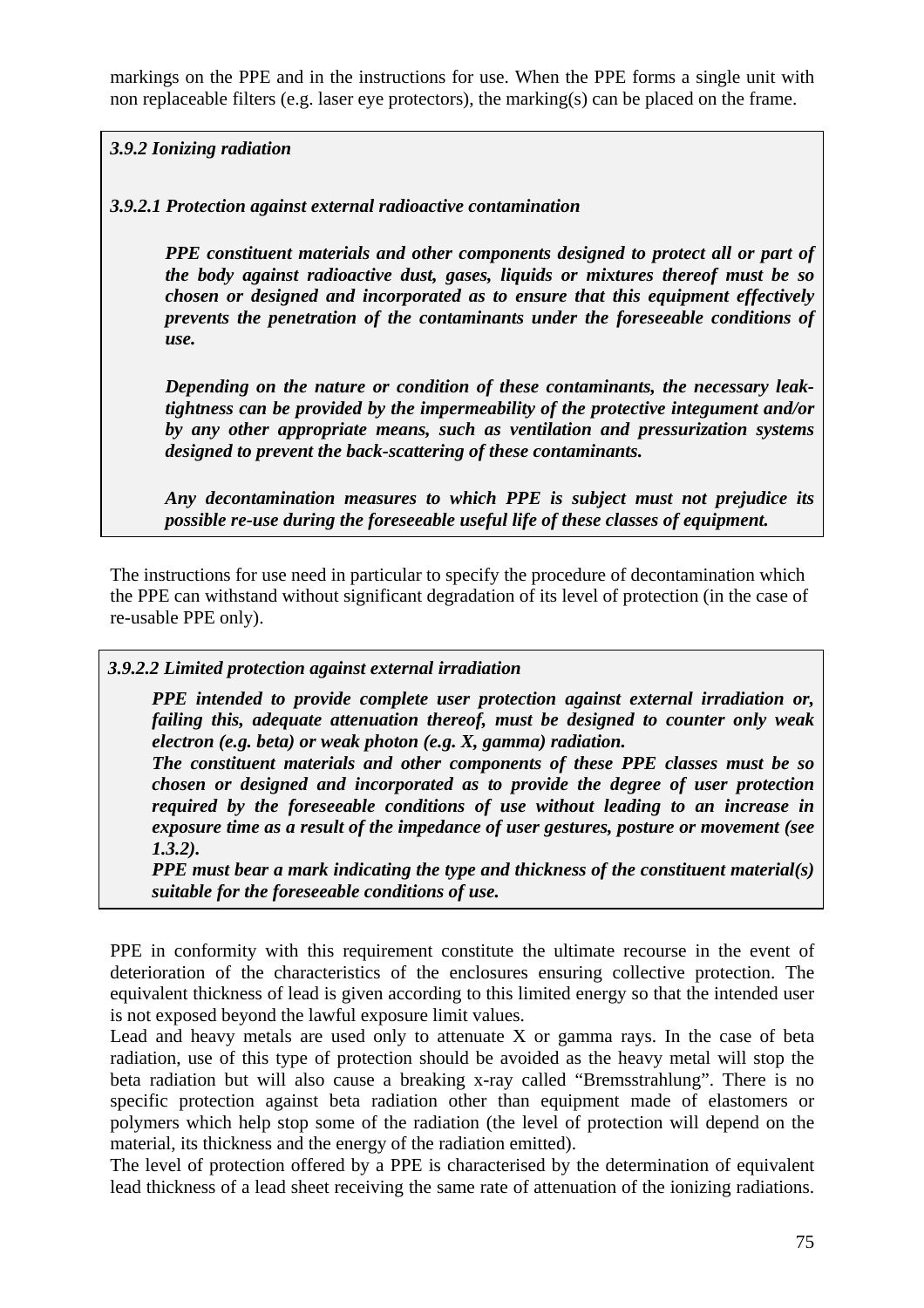markings on the PPE and in the instructions for use. When the PPE forms a single unit with non replaceable filters (e.g. laser eye protectors), the marking(s) can be placed on the frame.

***3.9.2 Ionizing radiation***

***3.9.2.1 Protection against external radioactive contamination***

> ***PPE constituent materials and other components designed to protect all or part of the body against radioactive dust, gases, liquids or mixtures thereof must be so chosen or designed and incorporated as to ensure that this equipment effectively prevents the penetration of the contaminants under the foreseeable conditions of use.***
>
> ***Depending on the nature or condition of these contaminants, the necessary leak-tightness can be provided by the impermeability of the protective integument and/or by any other appropriate means, such as ventilation and pressurization systems designed to prevent the back-scattering of these contaminants.***
>
> ***Any decontamination measures to which PPE is subject must not prejudice its possible re-use during the foreseeable useful life of these classes of equipment.***

The instructions for use need in particular to specify the procedure of decontamination which the PPE can withstand without significant degradation of its level of protection (in the case of re-usable PPE only).

***3.9.2.2 Limited protection against external irradiation***

> ***PPE intended to provide complete user protection against external irradiation or, failing this, adequate attenuation thereof, must be designed to counter only weak electron (e.g. beta) or weak photon (e.g. X, gamma) radiation.***
>
> ***The constituent materials and other components of these PPE classes must be so chosen or designed and incorporated as to provide the degree of user protection required by the foreseeable conditions of use without leading to an increase in exposure time as a result of the impedance of user gestures, posture or movement (see 1.3.2).***
>
> ***PPE must bear a mark indicating the type and thickness of the constituent material(s) suitable for the foreseeable conditions of use.***

PPE in conformity with this requirement constitute the ultimate recourse in the event of deterioration of the characteristics of the enclosures ensuring collective protection. The equivalent thickness of lead is given according to this limited energy so that the intended user is not exposed beyond the lawful exposure limit values.

Lead and heavy metals are used only to attenuate X or gamma rays. In the case of beta radiation, use of this type of protection should be avoided as the heavy metal will stop the beta radiation but will also cause a breaking x-ray called "Bremsstrahlung". There is no specific protection against beta radiation other than equipment made of elastomers or polymers which help stop some of the radiation (the level of protection will depend on the material, its thickness and the energy of the radiation emitted).

The level of protection offered by a PPE is characterised by the determination of equivalent lead thickness of a lead sheet receiving the same rate of attenuation of the ionizing radiations.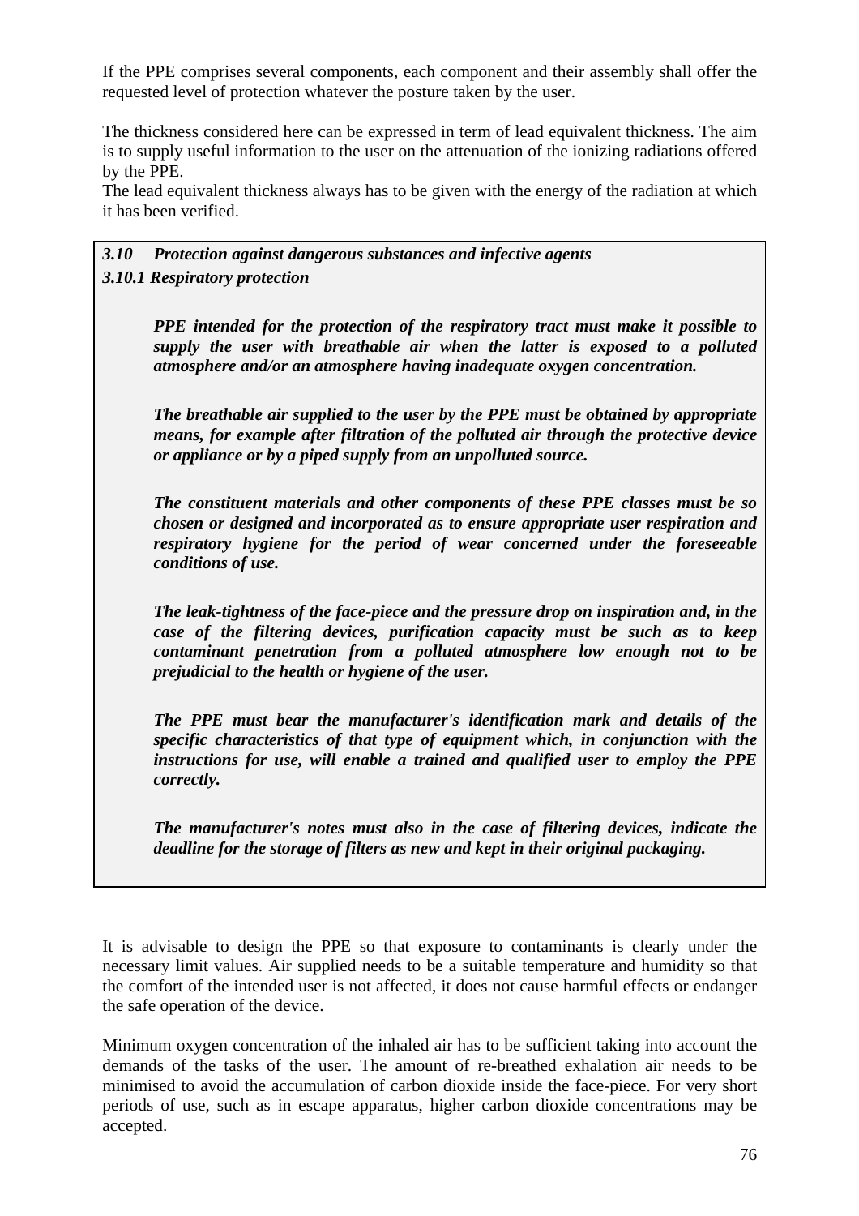If the PPE comprises several components, each component and their assembly shall offer the requested level of protection whatever the posture taken by the user.

The thickness considered here can be expressed in term of lead equivalent thickness. The aim is to supply useful information to the user on the attenuation of the ionizing radiations offered by the PPE.
The lead equivalent thickness always has to be given with the energy of the radiation at which it has been verified.

***3.10 Protection against dangerous substances and infective agents***

***3.10.1 Respiratory protection***

> ***PPE intended for the protection of the respiratory tract must make it possible to supply the user with breathable air when the latter is exposed to a polluted atmosphere and/or an atmosphere having inadequate oxygen concentration.***
>
> ***The breathable air supplied to the user by the PPE must be obtained by appropriate means, for example after filtration of the polluted air through the protective device or appliance or by a piped supply from an unpolluted source.***
>
> ***The constituent materials and other components of these PPE classes must be so chosen or designed and incorporated as to ensure appropriate user respiration and respiratory hygiene for the period of wear concerned under the foreseeable conditions of use.***
>
> ***The leak-tightness of the face-piece and the pressure drop on inspiration and, in the case of the filtering devices, purification capacity must be such as to keep contaminant penetration from a polluted atmosphere low enough not to be prejudicial to the health or hygiene of the user.***
>
> ***The PPE must bear the manufacturer's identification mark and details of the specific characteristics of that type of equipment which, in conjunction with the instructions for use, will enable a trained and qualified user to employ the PPE correctly.***
>
> ***The manufacturer's notes must also in the case of filtering devices, indicate the deadline for the storage of filters as new and kept in their original packaging.***

It is advisable to design the PPE so that exposure to contaminants is clearly under the necessary limit values. Air supplied needs to be a suitable temperature and humidity so that the comfort of the intended user is not affected, it does not cause harmful effects or endanger the safe operation of the device.

Minimum oxygen concentration of the inhaled air has to be sufficient taking into account the demands of the tasks of the user. The amount of re-breathed exhalation air needs to be minimised to avoid the accumulation of carbon dioxide inside the face-piece. For very short periods of use, such as in escape apparatus, higher carbon dioxide concentrations may be accepted.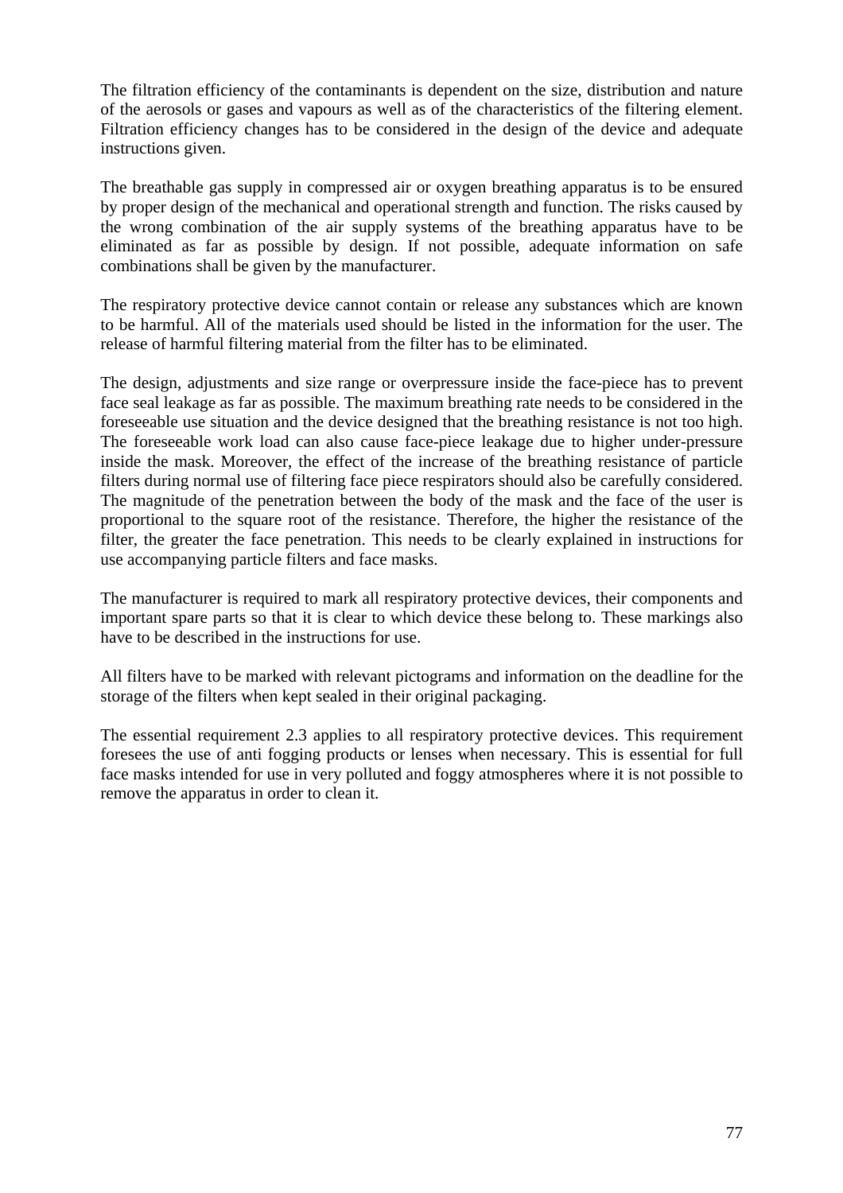The filtration efficiency of the contaminants is dependent on the size, distribution and nature of the aerosols or gases and vapours as well as of the characteristics of the filtering element. Filtration efficiency changes has to be considered in the design of the device and adequate instructions given.

The breathable gas supply in compressed air or oxygen breathing apparatus is to be ensured by proper design of the mechanical and operational strength and function. The risks caused by the wrong combination of the air supply systems of the breathing apparatus have to be eliminated as far as possible by design. If not possible, adequate information on safe combinations shall be given by the manufacturer.

The respiratory protective device cannot contain or release any substances which are known to be harmful. All of the materials used should be listed in the information for the user. The release of harmful filtering material from the filter has to be eliminated.

The design, adjustments and size range or overpressure inside the face-piece has to prevent face seal leakage as far as possible. The maximum breathing rate needs to be considered in the foreseeable use situation and the device designed that the breathing resistance is not too high. The foreseeable work load can also cause face-piece leakage due to higher under-pressure inside the mask. Moreover, the effect of the increase of the breathing resistance of particle filters during normal use of filtering face piece respirators should also be carefully considered. The magnitude of the penetration between the body of the mask and the face of the user is proportional to the square root of the resistance. Therefore, the higher the resistance of the filter, the greater the face penetration. This needs to be clearly explained in instructions for use accompanying particle filters and face masks.

The manufacturer is required to mark all respiratory protective devices, their components and important spare parts so that it is clear to which device these belong to. These markings also have to be described in the instructions for use.

All filters have to be marked with relevant pictograms and information on the deadline for the storage of the filters when kept sealed in their original packaging.

The essential requirement 2.3 applies to all respiratory protective devices. This requirement foresees the use of anti fogging products or lenses when necessary. This is essential for full face masks intended for use in very polluted and foggy atmospheres where it is not possible to remove the apparatus in order to clean it.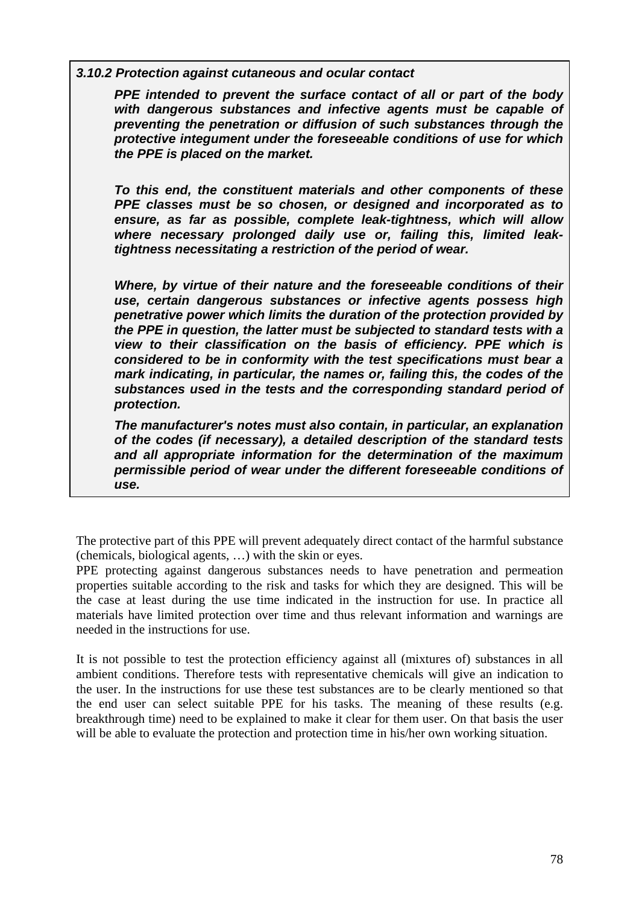***3.10.2 Protection against cutaneous and ocular contact***

> ***PPE intended to prevent the surface contact of all or part of the body with dangerous substances and infective agents must be capable of preventing the penetration or diffusion of such substances through the protective integument under the foreseeable conditions of use for which the PPE is placed on the market.***
>
> ***To this end, the constituent materials and other components of these PPE classes must be so chosen, or designed and incorporated as to ensure, as far as possible, complete leak-tightness, which will allow where necessary prolonged daily use or, failing this, limited leak-tightness necessitating a restriction of the period of wear.***
>
> ***Where, by virtue of their nature and the foreseeable conditions of their use, certain dangerous substances or infective agents possess high penetrative power which limits the duration of the protection provided by the PPE in question, the latter must be subjected to standard tests with a view to their classification on the basis of efficiency. PPE which is considered to be in conformity with the test specifications must bear a mark indicating, in particular, the names or, failing this, the codes of the substances used in the tests and the corresponding standard period of protection.***
>
> ***The manufacturer's notes must also contain, in particular, an explanation of the codes (if necessary), a detailed description of the standard tests and all appropriate information for the determination of the maximum permissible period of wear under the different foreseeable conditions of use.***

The protective part of this PPE will prevent adequately direct contact of the harmful substance (chemicals, biological agents, …) with the skin or eyes.
PPE protecting against dangerous substances needs to have penetration and permeation properties suitable according to the risk and tasks for which they are designed. This will be the case at least during the use time indicated in the instruction for use. In practice all materials have limited protection over time and thus relevant information and warnings are needed in the instructions for use.

It is not possible to test the protection efficiency against all (mixtures of) substances in all ambient conditions. Therefore tests with representative chemicals will give an indication to the user. In the instructions for use these test substances are to be clearly mentioned so that the end user can select suitable PPE for his tasks. The meaning of these results (e.g. breakthrough time) need to be explained to make it clear for them user. On that basis the user will be able to evaluate the protection and protection time in his/her own working situation.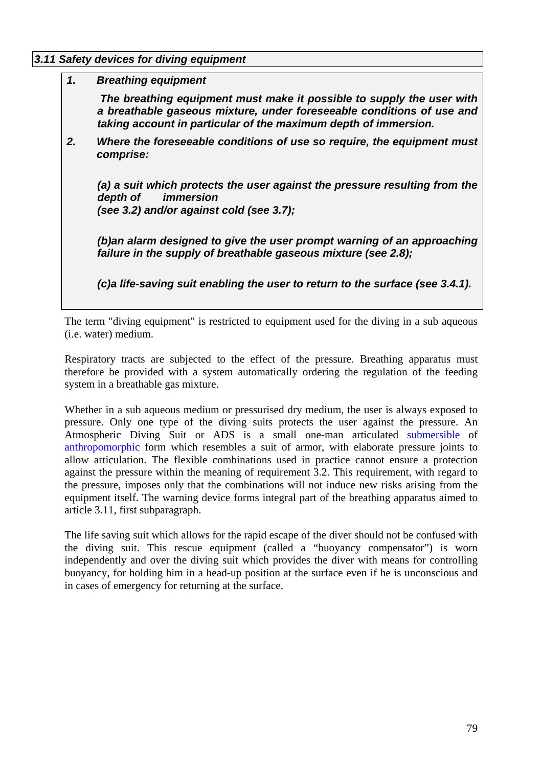### *3.11 Safety devices for diving equipment*

***1. Breathing equipment***

***The breathing equipment must make it possible to supply the user with a breathable gaseous mixture, under foreseeable conditions of use and taking account in particular of the maximum depth of immersion.***

***2. Where the foreseeable conditions of use so require, the equipment must comprise:***

***(a) a suit which protects the user against the pressure resulting from the depth of immersion (see 3.2) and/or against cold (see 3.7);***

***(b)an alarm designed to give the user prompt warning of an approaching failure in the supply of breathable gaseous mixture (see 2.8);***

***(c)a life-saving suit enabling the user to return to the surface (see 3.4.1).***

The term "diving equipment" is restricted to equipment used for the diving in a sub aqueous (i.e. water) medium.

Respiratory tracts are subjected to the effect of the pressure. Breathing apparatus must therefore be provided with a system automatically ordering the regulation of the feeding system in a breathable gas mixture.

Whether in a sub aqueous medium or pressurised dry medium, the user is always exposed to pressure. Only one type of the diving suits protects the user against the pressure. An Atmospheric Diving Suit or ADS is a small one-man articulated submersible of anthropomorphic form which resembles a suit of armor, with elaborate pressure joints to allow articulation. The flexible combinations used in practice cannot ensure a protection against the pressure within the meaning of requirement 3.2. This requirement, with regard to the pressure, imposes only that the combinations will not induce new risks arising from the equipment itself. The warning device forms integral part of the breathing apparatus aimed to article 3.11, first subparagraph.

The life saving suit which allows for the rapid escape of the diver should not be confused with the diving suit. This rescue equipment (called a "buoyancy compensator") is worn independently and over the diving suit which provides the diver with means for controlling buoyancy, for holding him in a head-up position at the surface even if he is unconscious and in cases of emergency for returning at the surface.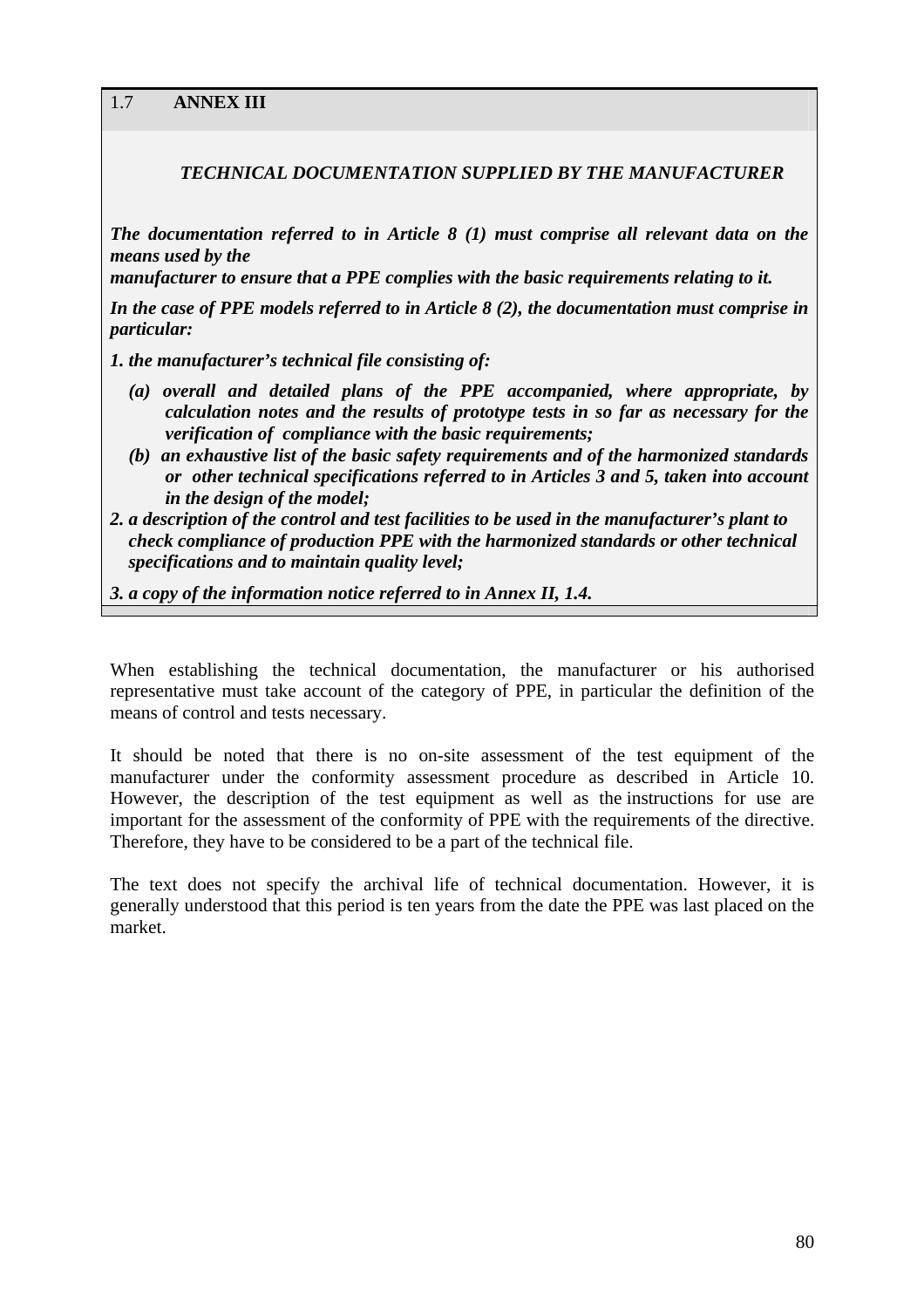## 1.7 ANNEX III

***TECHNICAL DOCUMENTATION SUPPLIED BY THE MANUFACTURER***

***The documentation referred to in Article 8 (1) must comprise all relevant data on the means used by the manufacturer to ensure that a PPE complies with the basic requirements relating to it.***

***In the case of PPE models referred to in Article 8 (2), the documentation must comprise in particular:***

***1. the manufacturer's technical file consisting of:***

- ***(a) overall and detailed plans of the PPE accompanied, where appropriate, by calculation notes and the results of prototype tests in so far as necessary for the verification of compliance with the basic requirements;***
- ***(b) an exhaustive list of the basic safety requirements and of the harmonized standards or other technical specifications referred to in Articles 3 and 5, taken into account in the design of the model;***

***2. a description of the control and test facilities to be used in the manufacturer's plant to check compliance of production PPE with the harmonized standards or other technical specifications and to maintain quality level;***

***3. a copy of the information notice referred to in Annex II, 1.4.***

When establishing the technical documentation, the manufacturer or his authorised representative must take account of the category of PPE, in particular the definition of the means of control and tests necessary.

It should be noted that there is no on-site assessment of the test equipment of the manufacturer under the conformity assessment procedure as described in Article 10. However, the description of the test equipment as well as the instructions for use are important for the assessment of the conformity of PPE with the requirements of the directive. Therefore, they have to be considered to be a part of the technical file.

The text does not specify the archival life of technical documentation. However, it is generally understood that this period is ten years from the date the PPE was last placed on the market.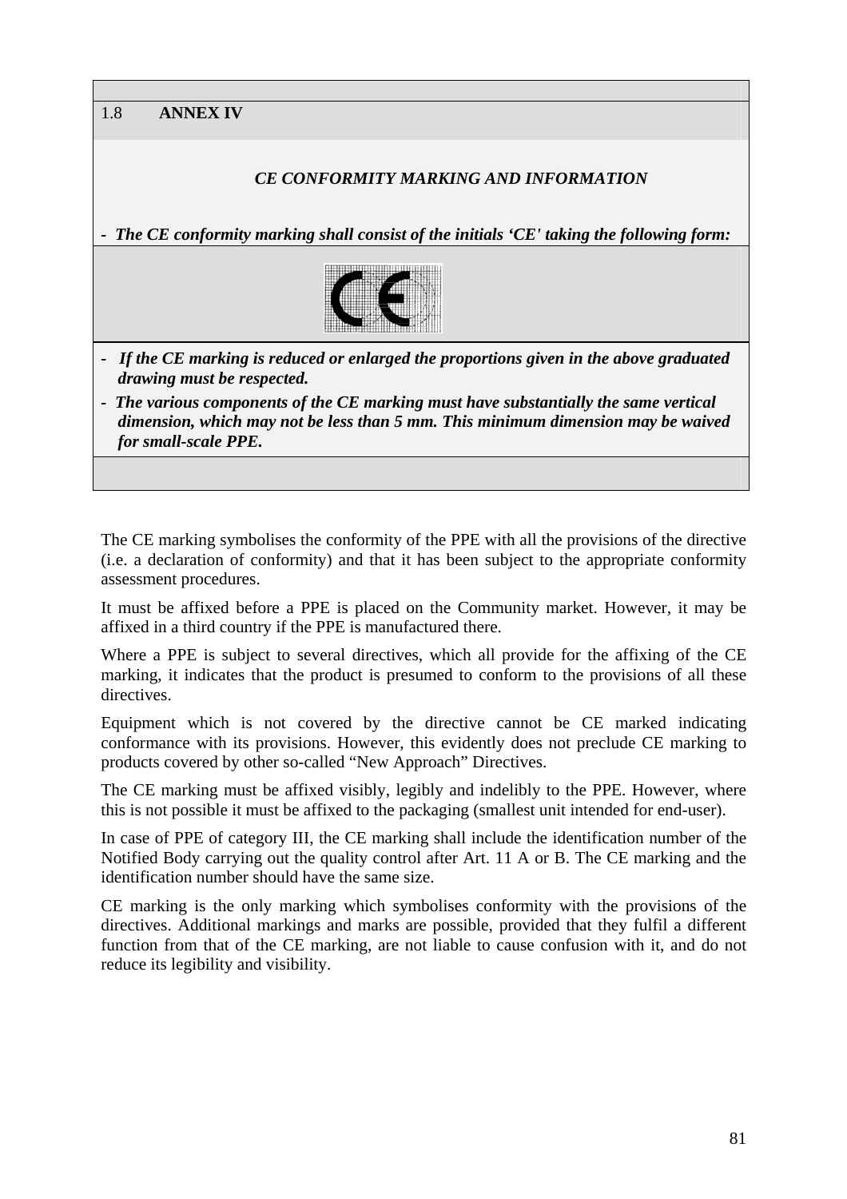## 1.8 ANNEX IV

***CE CONFORMITY MARKING AND INFORMATION***

- ***The CE conformity marking shall consist of the initials 'CE' taking the following form:***

- ***If the CE marking is reduced or enlarged the proportions given in the above graduated drawing must be respected.***
- ***The various components of the CE marking must have substantially the same vertical dimension, which may not be less than 5 mm. This minimum dimension may be waived for small-scale PPE.***

The CE marking symbolises the conformity of the PPE with all the provisions of the directive (i.e. a declaration of conformity) and that it has been subject to the appropriate conformity assessment procedures.

It must be affixed before a PPE is placed on the Community market. However, it may be affixed in a third country if the PPE is manufactured there.

Where a PPE is subject to several directives, which all provide for the affixing of the CE marking, it indicates that the product is presumed to conform to the provisions of all these directives.

Equipment which is not covered by the directive cannot be CE marked indicating conformance with its provisions. However, this evidently does not preclude CE marking to products covered by other so-called "New Approach" Directives.

The CE marking must be affixed visibly, legibly and indelibly to the PPE. However, where this is not possible it must be affixed to the packaging (smallest unit intended for end-user).

In case of PPE of category III, the CE marking shall include the identification number of the Notified Body carrying out the quality control after Art. 11 A or B. The CE marking and the identification number should have the same size.

CE marking is the only marking which symbolises conformity with the provisions of the directives. Additional markings and marks are possible, provided that they fulfil a different function from that of the CE marking, are not liable to cause confusion with it, and do not reduce its legibility and visibility.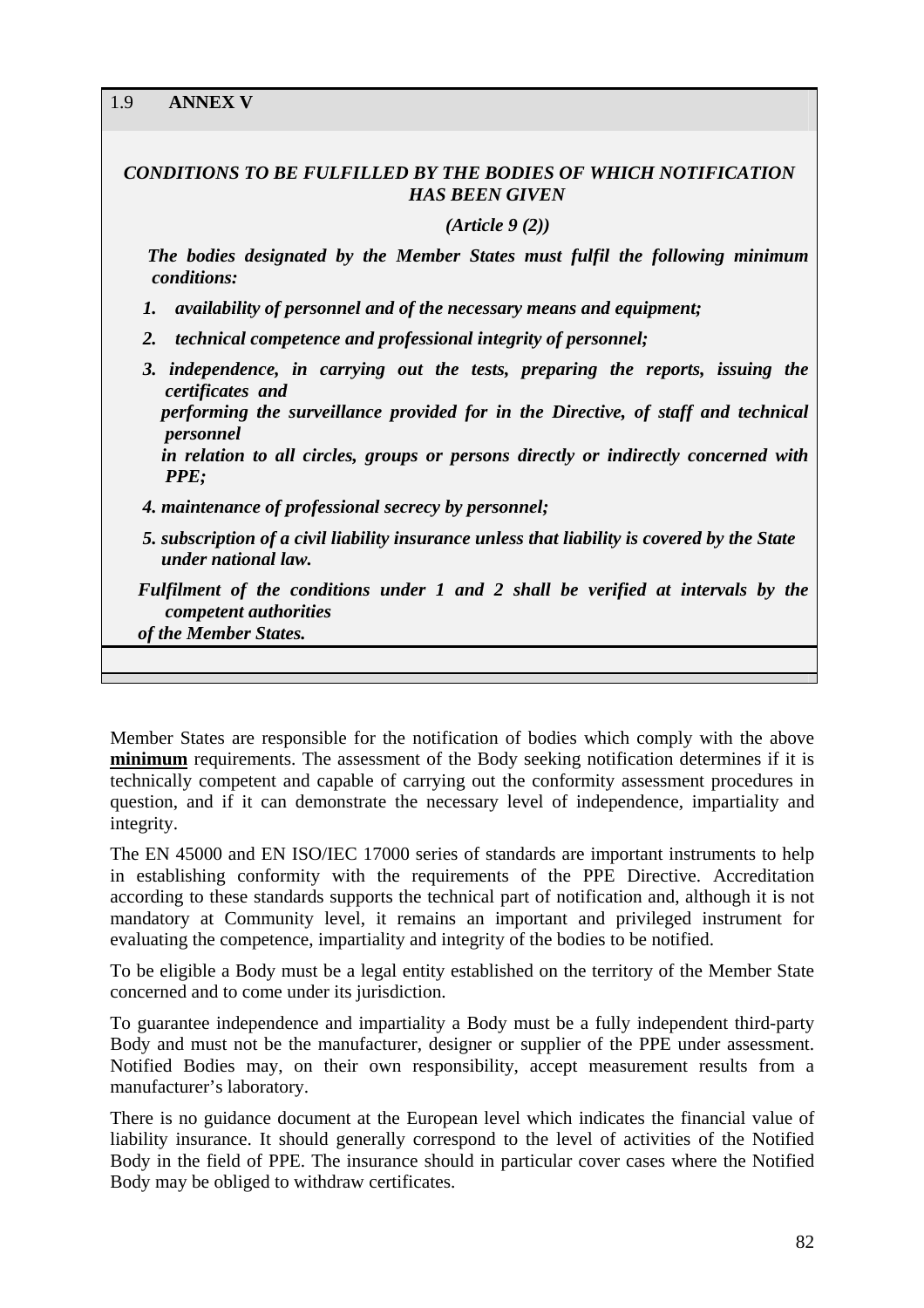## 1.9 **ANNEX V**

***CONDITIONS TO BE FULFILLED BY THE BODIES OF WHICH NOTIFICATION HAS BEEN GIVEN***

***(Article 9 (2))***

***The bodies designated by the Member States must fulfil the following minimum conditions:***

1. ***availability of personnel and of the necessary means and equipment;***
2. ***technical competence and professional integrity of personnel;***
3. ***independence, in carrying out the tests, preparing the reports, issuing the certificates and performing the surveillance provided for in the Directive, of staff and technical personnel in relation to all circles, groups or persons directly or indirectly concerned with PPE;***
4. ***maintenance of professional secrecy by personnel;***
5. ***subscription of a civil liability insurance unless that liability is covered by the State under national law.***

***Fulfilment of the conditions under 1 and 2 shall be verified at intervals by the competent authorities of the Member States.***

Member States are responsible for the notification of bodies which comply with the above **minimum** requirements. The assessment of the Body seeking notification determines if it is technically competent and capable of carrying out the conformity assessment procedures in question, and if it can demonstrate the necessary level of independence, impartiality and integrity.

The EN 45000 and EN ISO/IEC 17000 series of standards are important instruments to help in establishing conformity with the requirements of the PPE Directive. Accreditation according to these standards supports the technical part of notification and, although it is not mandatory at Community level, it remains an important and privileged instrument for evaluating the competence, impartiality and integrity of the bodies to be notified.

To be eligible a Body must be a legal entity established on the territory of the Member State concerned and to come under its jurisdiction.

To guarantee independence and impartiality a Body must be a fully independent third-party Body and must not be the manufacturer, designer or supplier of the PPE under assessment. Notified Bodies may, on their own responsibility, accept measurement results from a manufacturer's laboratory.

There is no guidance document at the European level which indicates the financial value of liability insurance. It should generally correspond to the level of activities of the Notified Body in the field of PPE. The insurance should in particular cover cases where the Notified Body may be obliged to withdraw certificates.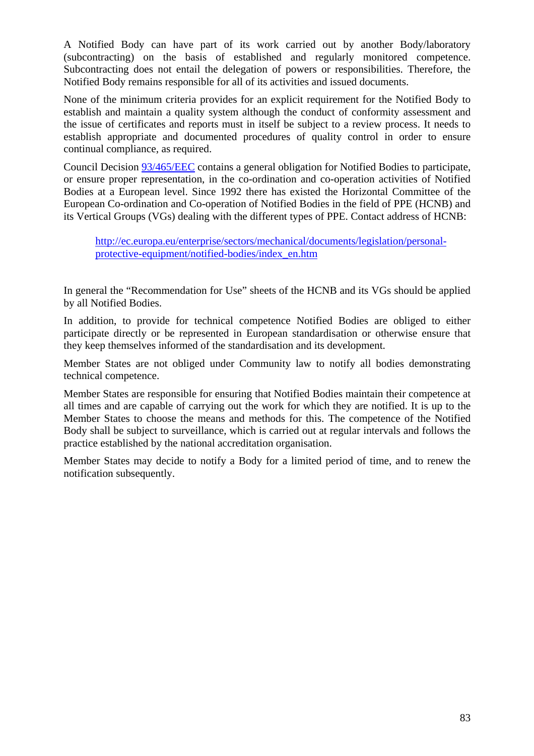A Notified Body can have part of its work carried out by another Body/laboratory (subcontracting) on the basis of established and regularly monitored competence. Subcontracting does not entail the delegation of powers or responsibilities. Therefore, the Notified Body remains responsible for all of its activities and issued documents.

None of the minimum criteria provides for an explicit requirement for the Notified Body to establish and maintain a quality system although the conduct of conformity assessment and the issue of certificates and reports must in itself be subject to a review process. It needs to establish appropriate and documented procedures of quality control in order to ensure continual compliance, as required.

Council Decision [93/465/EEC]() contains a general obligation for Notified Bodies to participate, or ensure proper representation, in the co-ordination and co-operation activities of Notified Bodies at a European level. Since 1992 there has existed the Horizontal Committee of the European Co-ordination and Co-operation of Notified Bodies in the field of PPE (HCNB) and its Vertical Groups (VGs) dealing with the different types of PPE. Contact address of HCNB:

> [http://ec.europa.eu/enterprise/sectors/mechanical/documents/legislation/personal-protective-equipment/notified-bodies/index_en.htm](http://ec.europa.eu/enterprise/sectors/mechanical/documents/legislation/personal-protective-equipment/notified-bodies/index_en.htm)

In general the "Recommendation for Use" sheets of the HCNB and its VGs should be applied by all Notified Bodies.

In addition, to provide for technical competence Notified Bodies are obliged to either participate directly or be represented in European standardisation or otherwise ensure that they keep themselves informed of the standardisation and its development.

Member States are not obliged under Community law to notify all bodies demonstrating technical competence.

Member States are responsible for ensuring that Notified Bodies maintain their competence at all times and are capable of carrying out the work for which they are notified. It is up to the Member States to choose the means and methods for this. The competence of the Notified Body shall be subject to surveillance, which is carried out at regular intervals and follows the practice established by the national accreditation organisation.

Member States may decide to notify a Body for a limited period of time, and to renew the notification subsequently.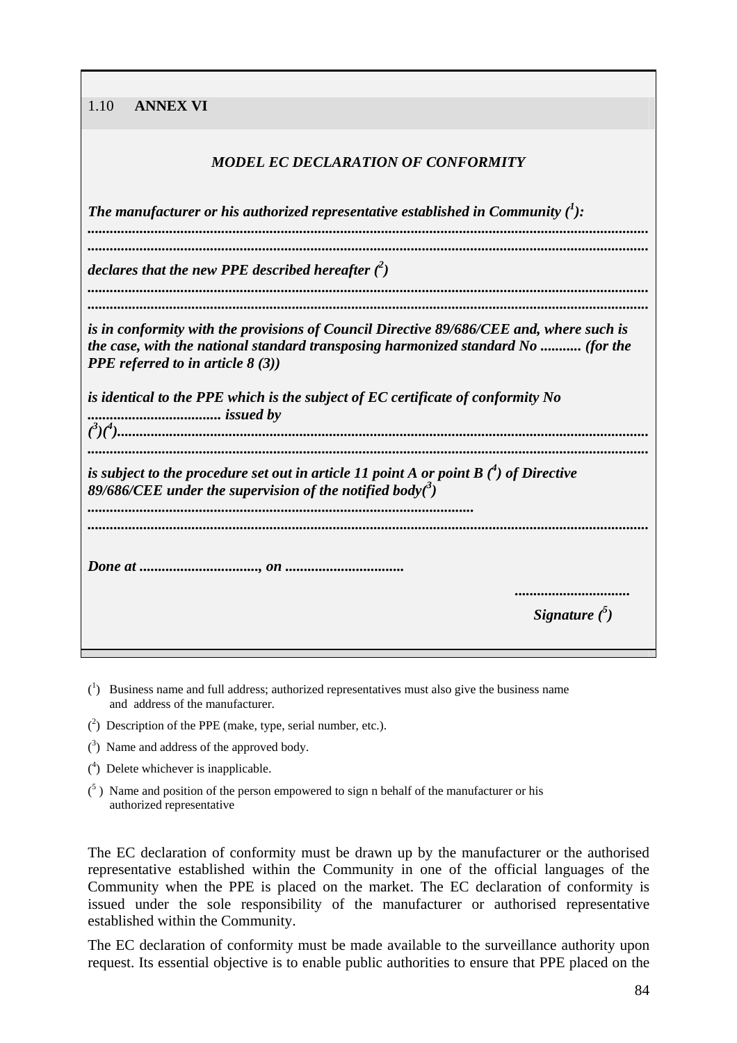## 1.10 ANNEX VI

***MODEL EC DECLARATION OF CONFORMITY***

***The manufacturer or his authorized representative established in Community (1):***

***.......................................................................................................................................***

***.......................................................................................................................................***

***declares that the new PPE described hereafter (2)***

***.......................................................................................................................................***

***.......................................................................................................................................***

***is in conformity with the provisions of Council Directive 89/686/CEE and, where such is the case, with the national standard transposing harmonized standard No ........... (for the PPE referred to in article 8 (3))***

***is identical to the PPE which is the subject of EC certificate of conformity No .................................... issued by (3)(4)..........................................................................................................................***

***.......................................................................................................................................***

***is subject to the procedure set out in article 11 point A or point B (4) of Directive 89/686/CEE under the supervision of the notified body(3)***

***......................................................................................................***

***.......................................................................................................................................***

***Done at ..............................., on ...............................***

***..............................***

***Signature (5)***

(1) Business name and full address; authorized representatives must also give the business name and address of the manufacturer.

(2) Description of the PPE (make, type, serial number, etc.).

(3) Name and address of the approved body.

(4) Delete whichever is inapplicable.

(5) Name and position of the person empowered to sign n behalf of the manufacturer or his authorized representative

The EC declaration of conformity must be drawn up by the manufacturer or the authorised representative established within the Community in one of the official languages of the Community when the PPE is placed on the market. The EC declaration of conformity is issued under the sole responsibility of the manufacturer or authorised representative established within the Community.

The EC declaration of conformity must be made available to the surveillance authority upon request. Its essential objective is to enable public authorities to ensure that PPE placed on the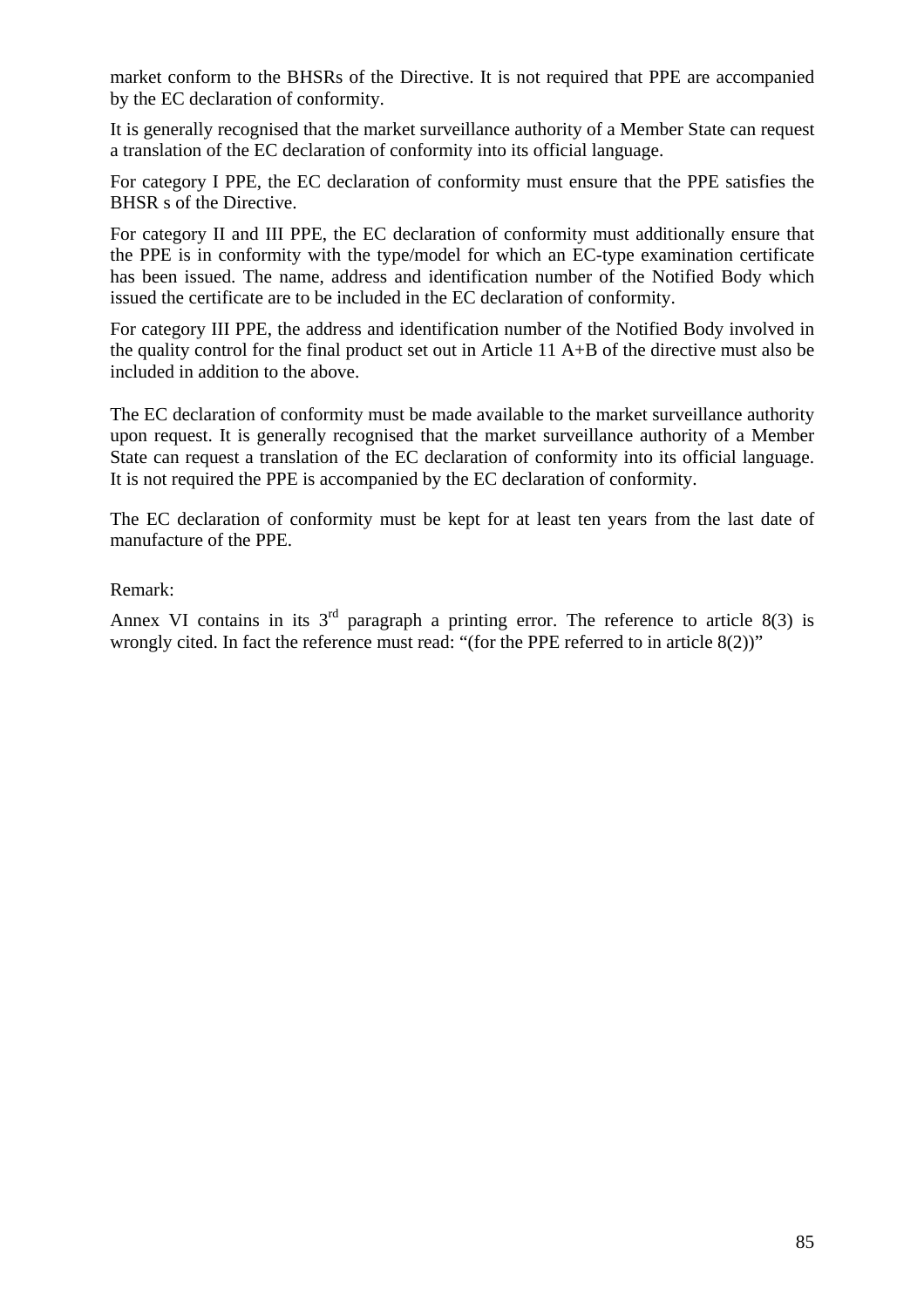market conform to the BHSRs of the Directive. It is not required that PPE are accompanied by the EC declaration of conformity.

It is generally recognised that the market surveillance authority of a Member State can request a translation of the EC declaration of conformity into its official language.

For category I PPE, the EC declaration of conformity must ensure that the PPE satisfies the BHSR s of the Directive.

For category II and III PPE, the EC declaration of conformity must additionally ensure that the PPE is in conformity with the type/model for which an EC-type examination certificate has been issued. The name, address and identification number of the Notified Body which issued the certificate are to be included in the EC declaration of conformity.

For category III PPE, the address and identification number of the Notified Body involved in the quality control for the final product set out in Article 11 A+B of the directive must also be included in addition to the above.

The EC declaration of conformity must be made available to the market surveillance authority upon request. It is generally recognised that the market surveillance authority of a Member State can request a translation of the EC declaration of conformity into its official language. It is not required the PPE is accompanied by the EC declaration of conformity.

The EC declaration of conformity must be kept for at least ten years from the last date of manufacture of the PPE.

Remark:

Annex VI contains in its 3rd paragraph a printing error. The reference to article 8(3) is wrongly cited. In fact the reference must read: "(for the PPE referred to in article 8(2))"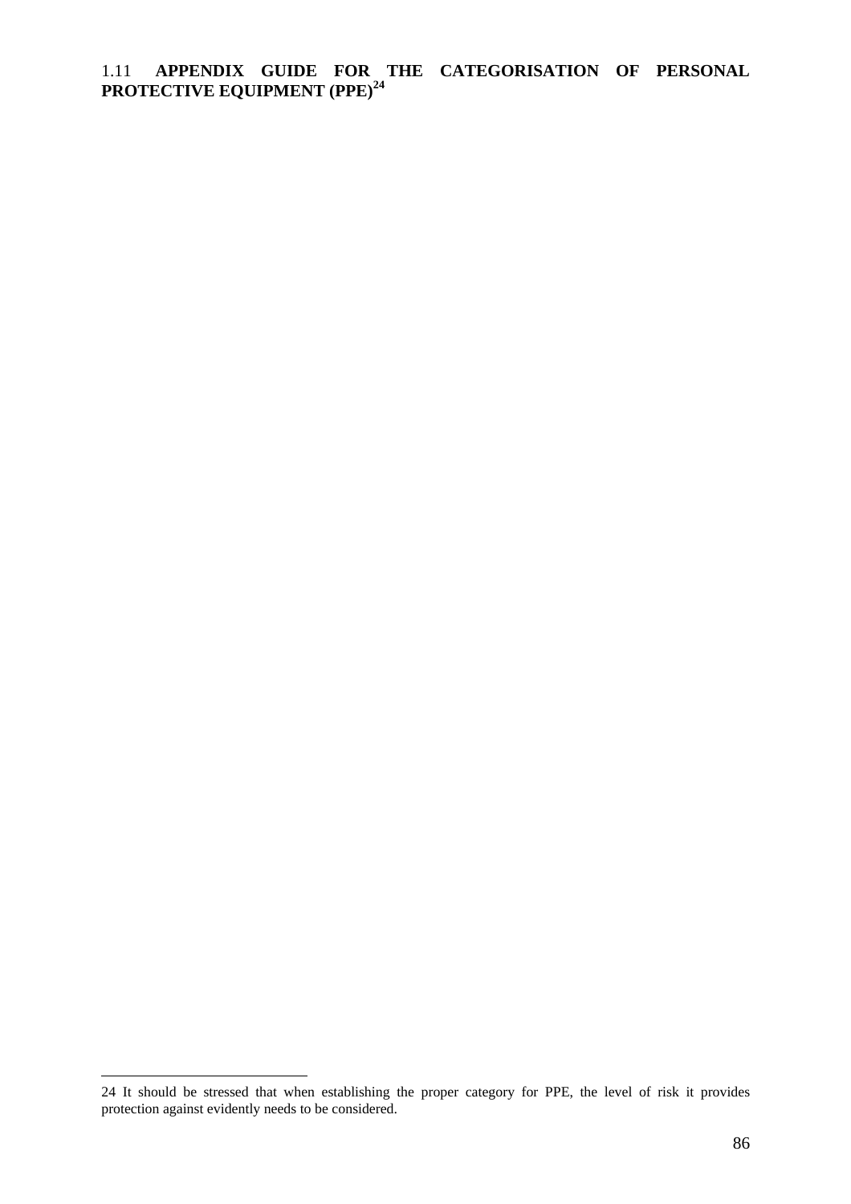## 1.11 APPENDIX GUIDE FOR THE CATEGORISATION OF PERSONAL PROTECTIVE EQUIPMENT (PPE)[24]

24 It should be stressed that when establishing the proper category for PPE, the level of risk it provides protection against evidently needs to be considered.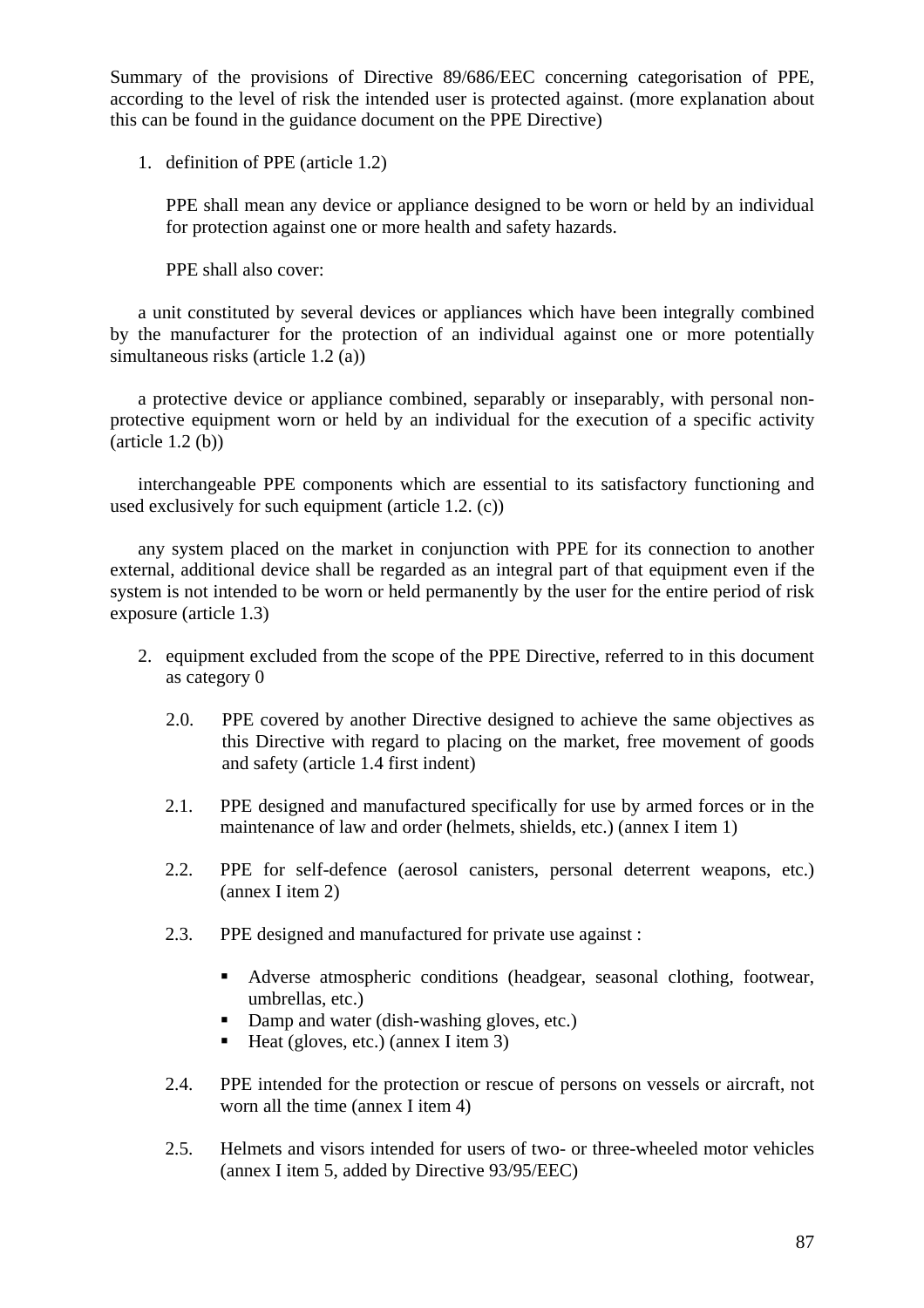Summary of the provisions of Directive 89/686/EEC concerning categorisation of PPE, according to the level of risk the intended user is protected against. (more explanation about this can be found in the guidance document on the PPE Directive)

1. definition of PPE (article 1.2)

   PPE shall mean any device or appliance designed to be worn or held by an individual for protection against one or more health and safety hazards.

   PPE shall also cover:

a unit constituted by several devices or appliances which have been integrally combined by the manufacturer for the protection of an individual against one or more potentially simultaneous risks (article 1.2 (a))

a protective device or appliance combined, separably or inseparably, with personal non-protective equipment worn or held by an individual for the execution of a specific activity (article 1.2 (b))

interchangeable PPE components which are essential to its satisfactory functioning and used exclusively for such equipment (article 1.2. (c))

any system placed on the market in conjunction with PPE for its connection to another external, additional device shall be regarded as an integral part of that equipment even if the system is not intended to be worn or held permanently by the user for the entire period of risk exposure (article 1.3)

2. equipment excluded from the scope of the PPE Directive, referred to in this document as category 0

   2.0. PPE covered by another Directive designed to achieve the same objectives as this Directive with regard to placing on the market, free movement of goods and safety (article 1.4 first indent)

   2.1. PPE designed and manufactured specifically for use by armed forces or in the maintenance of law and order (helmets, shields, etc.) (annex I item 1)

   2.2. PPE for self-defence (aerosol canisters, personal deterrent weapons, etc.) (annex I item 2)

   2.3. PPE designed and manufactured for private use against :

   - Adverse atmospheric conditions (headgear, seasonal clothing, footwear, umbrellas, etc.)
   - Damp and water (dish-washing gloves, etc.)
   - Heat (gloves, etc.) (annex I item 3)

   2.4. PPE intended for the protection or rescue of persons on vessels or aircraft, not worn all the time (annex I item 4)

   2.5. Helmets and visors intended for users of two- or three-wheeled motor vehicles (annex I item 5, added by Directive 93/95/EEC)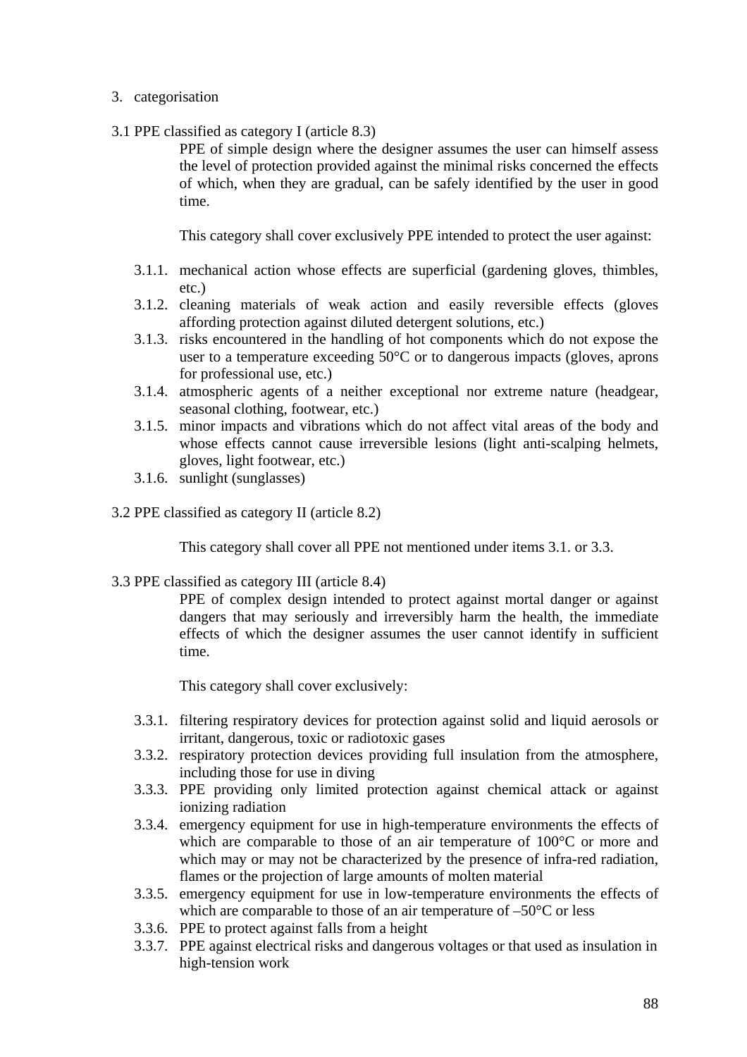3. categorisation

3.1 PPE classified as category I (article 8.3)

PPE of simple design where the designer assumes the user can himself assess the level of protection provided against the minimal risks concerned the effects of which, when they are gradual, can be safely identified by the user in good time.

This category shall cover exclusively PPE intended to protect the user against:

- 3.1.1. mechanical action whose effects are superficial (gardening gloves, thimbles, etc.)
- 3.1.2. cleaning materials of weak action and easily reversible effects (gloves affording protection against diluted detergent solutions, etc.)
- 3.1.3. risks encountered in the handling of hot components which do not expose the user to a temperature exceeding 50°C or to dangerous impacts (gloves, aprons for professional use, etc.)
- 3.1.4. atmospheric agents of a neither exceptional nor extreme nature (headgear, seasonal clothing, footwear, etc.)
- 3.1.5. minor impacts and vibrations which do not affect vital areas of the body and whose effects cannot cause irreversible lesions (light anti-scalping helmets, gloves, light footwear, etc.)
- 3.1.6. sunlight (sunglasses)

3.2 PPE classified as category II (article 8.2)

This category shall cover all PPE not mentioned under items 3.1. or 3.3.

3.3 PPE classified as category III (article 8.4)

PPE of complex design intended to protect against mortal danger or against dangers that may seriously and irreversibly harm the health, the immediate effects of which the designer assumes the user cannot identify in sufficient time.

This category shall cover exclusively:

- 3.3.1. filtering respiratory devices for protection against solid and liquid aerosols or irritant, dangerous, toxic or radiotoxic gases
- 3.3.2. respiratory protection devices providing full insulation from the atmosphere, including those for use in diving
- 3.3.3. PPE providing only limited protection against chemical attack or against ionizing radiation
- 3.3.4. emergency equipment for use in high-temperature environments the effects of which are comparable to those of an air temperature of 100°C or more and which may or may not be characterized by the presence of infra-red radiation, flames or the projection of large amounts of molten material
- 3.3.5. emergency equipment for use in low-temperature environments the effects of which are comparable to those of an air temperature of –50°C or less
- 3.3.6. PPE to protect against falls from a height
- 3.3.7. PPE against electrical risks and dangerous voltages or that used as insulation in high-tension work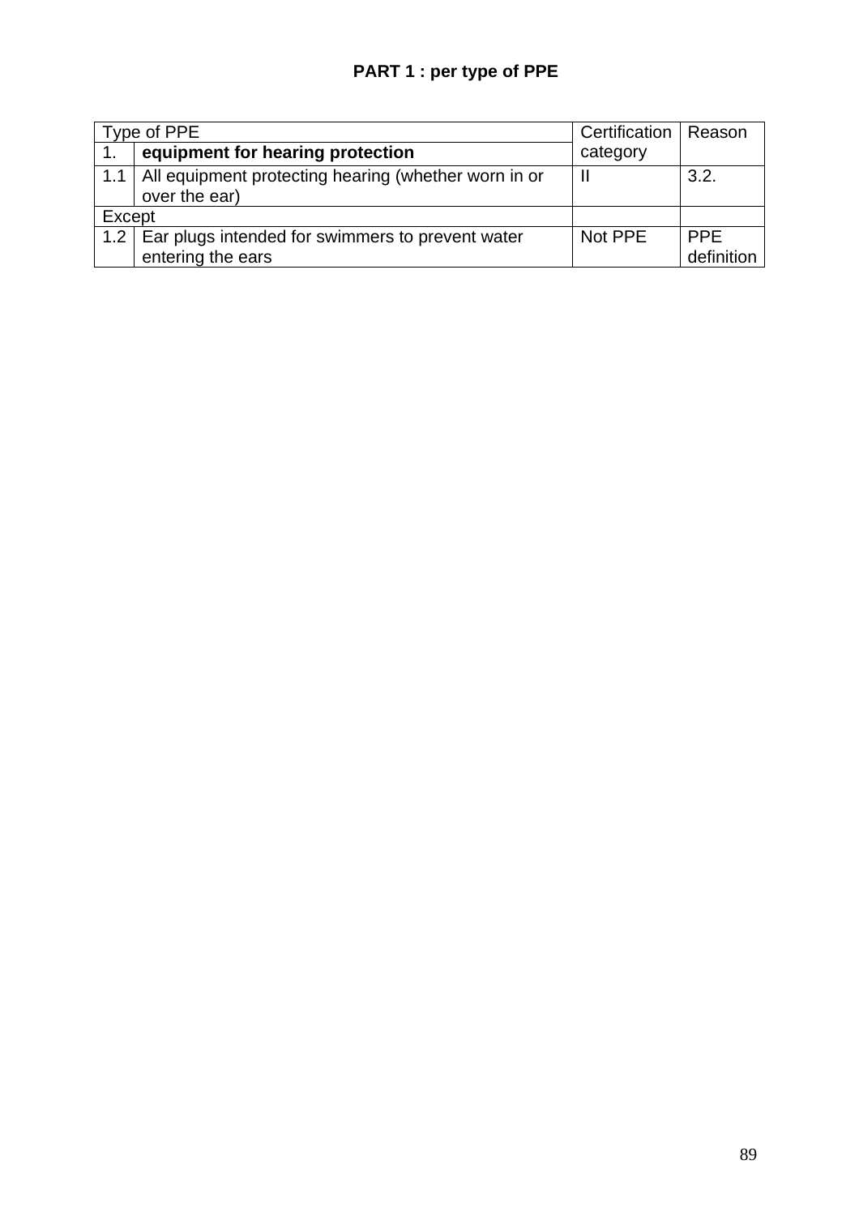**PART 1 : per type of PPE**

| Type of PPE | | Certification category | Reason |
|---|---|---|---|
| 1. | **equipment for hearing protection** | | |
| 1.1 | All equipment protecting hearing (whether worn in or over the ear) | II | 3.2. |
| Except | | | |
| 1.2 | Ear plugs intended for swimmers to prevent water entering the ears | Not PPE | PPE definition |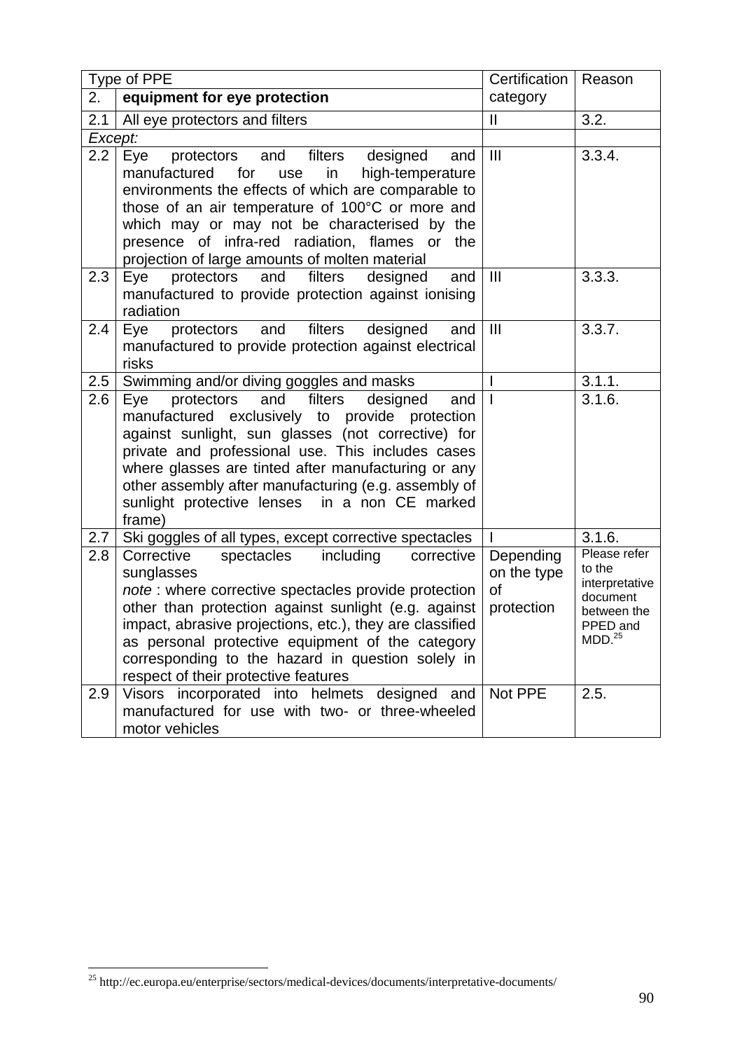| Type of PPE | | Certification category | Reason |
|---|---|---|---|
| 2. | **equipment for eye protection** | | |
| 2.1 | All eye protectors and filters | II | 3.2. |
| *Except:* | | | |
| 2.2 | Eye protectors and filters designed and manufactured for use in high-temperature environments the effects of which are comparable to those of an air temperature of 100°C or more and which may or may not be characterised by the presence of infra-red radiation, flames or the projection of large amounts of molten material | III | 3.3.4. |
| 2.3 | Eye protectors and filters designed and manufactured to provide protection against ionising radiation | III | 3.3.3. |
| 2.4 | Eye protectors and filters designed and manufactured to provide protection against electrical risks | III | 3.3.7. |
| 2.5 | Swimming and/or diving goggles and masks | I | 3.1.1. |
| 2.6 | Eye protectors and filters designed and manufactured exclusively to provide protection against sunlight, sun glasses (not corrective) for private and professional use. This includes cases where glasses are tinted after manufacturing or any other assembly after manufacturing (e.g. assembly of sunlight protective lenses in a non CE marked frame) | I | 3.1.6. |
| 2.7 | Ski goggles of all types, except corrective spectacles | I | 3.1.6. |
| 2.8 | Corrective spectacles including corrective sunglasses *note* : where corrective spectacles provide protection other than protection against sunlight (e.g. against impact, abrasive projections, etc.), they are classified as personal protective equipment of the category corresponding to the hazard in question solely in respect of their protective features | Depending on the type of protection | Please refer to the interpretative document between the PPED and MDD.[25] |
| 2.9 | Visors incorporated into helmets designed and manufactured for use with two- or three-wheeled motor vehicles | Not PPE | 2.5. |

[25] http://ec.europa.eu/enterprise/sectors/medical-devices/documents/interpretative-documents/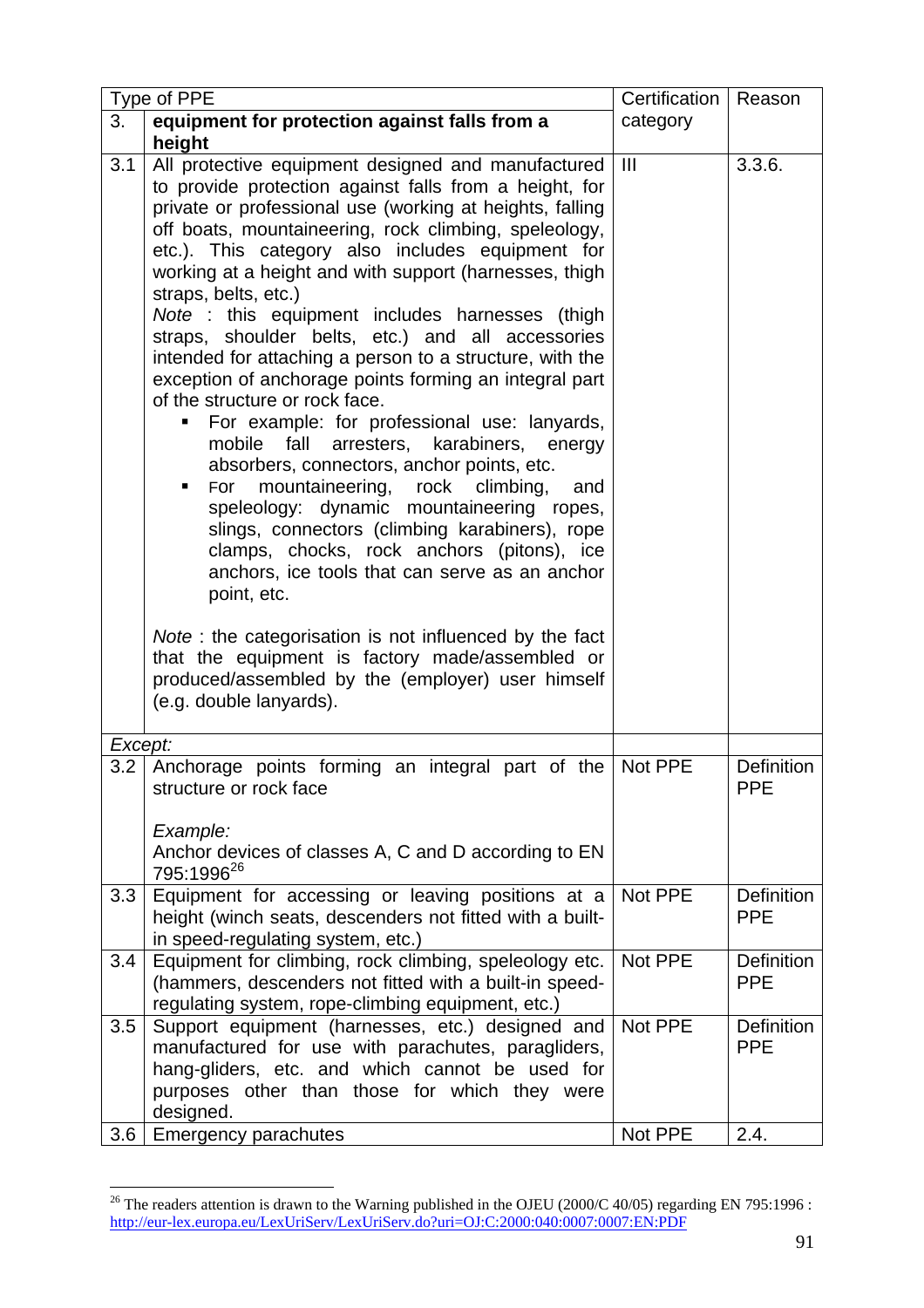| Type of PPE | | Certification category | Reason |
|---|---|---|---|
| 3. | **equipment for protection against falls from a height** | | |
| 3.1 | All protective equipment designed and manufactured to provide protection against falls from a height, for private or professional use (working at heights, falling off boats, mountaineering, rock climbing, speleology, etc.). This category also includes equipment for working at a height and with support (harnesses, thigh straps, belts, etc.)<br>*Note* : this equipment includes harnesses (thigh straps, shoulder belts, etc.) and all accessories intended for attaching a person to a structure, with the exception of anchorage points forming an integral part of the structure or rock face.<br>▪ For example: for professional use: lanyards, mobile fall arresters, karabiners, energy absorbers, connectors, anchor points, etc.<br>▪ For mountaineering, rock climbing, and speleology: dynamic mountaineering ropes, slings, connectors (climbing karabiners), rope clamps, chocks, rock anchors (pitons), ice anchors, ice tools that can serve as an anchor point, etc.<br><br>*Note* : the categorisation is not influenced by the fact that the equipment is factory made/assembled or produced/assembled by the (employer) user himself (e.g. double lanyards). | III | 3.3.6. |
| *Except:* | | | |
| 3.2 | Anchorage points forming an integral part of the structure or rock face<br><br>*Example:*<br>Anchor devices of classes A, C and D according to EN 795:1996[26] | Not PPE | Definition PPE |
| 3.3 | Equipment for accessing or leaving positions at a height (winch seats, descenders not fitted with a built-in speed-regulating system, etc.) | Not PPE | Definition PPE |
| 3.4 | Equipment for climbing, rock climbing, speleology etc. (hammers, descenders not fitted with a built-in speed-regulating system, rope-climbing equipment, etc.) | Not PPE | Definition PPE |
| 3.5 | Support equipment (harnesses, etc.) designed and manufactured for use with parachutes, paragliders, hang-gliders, etc. and which cannot be used for purposes other than those for which they were designed. | Not PPE | Definition PPE |
| 3.6 | Emergency parachutes | Not PPE | 2.4. |

[26] The readers attention is drawn to the Warning published in the OJEU (2000/C 40/05) regarding EN 795:1996 : http://eur-lex.europa.eu/LexUriServ/LexUriServ.do?uri=OJ:C:2000:040:0007:0007:EN:PDF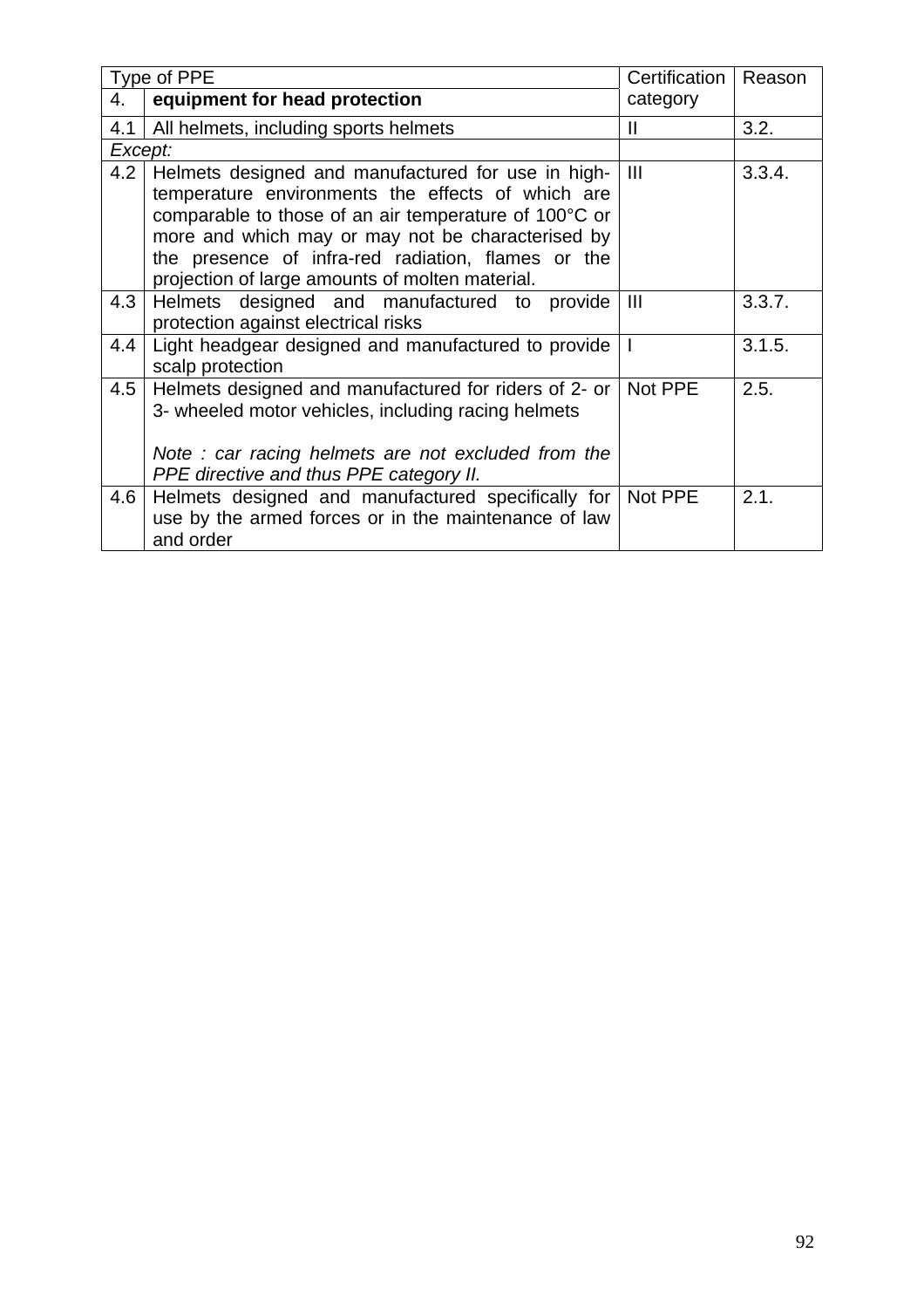| Type of PPE | | Certification category | Reason |
|---|---|---|---|
| 4. | **equipment for head protection** | | |
| 4.1 | All helmets, including sports helmets | II | 3.2. |
| *Except:* | | | |
| 4.2 | Helmets designed and manufactured for use in high-temperature environments the effects of which are comparable to those of an air temperature of 100°C or more and which may or may not be characterised by the presence of infra-red radiation, flames or the projection of large amounts of molten material. | III | 3.3.4. |
| 4.3 | Helmets designed and manufactured to provide protection against electrical risks | III | 3.3.7. |
| 4.4 | Light headgear designed and manufactured to provide scalp protection | I | 3.1.5. |
| 4.5 | Helmets designed and manufactured for riders of 2- or 3- wheeled motor vehicles, including racing helmets<br><br>*Note : car racing helmets are not excluded from the PPE directive and thus PPE category II.* | Not PPE | 2.5. |
| 4.6 | Helmets designed and manufactured specifically for use by the armed forces or in the maintenance of law and order | Not PPE | 2.1. |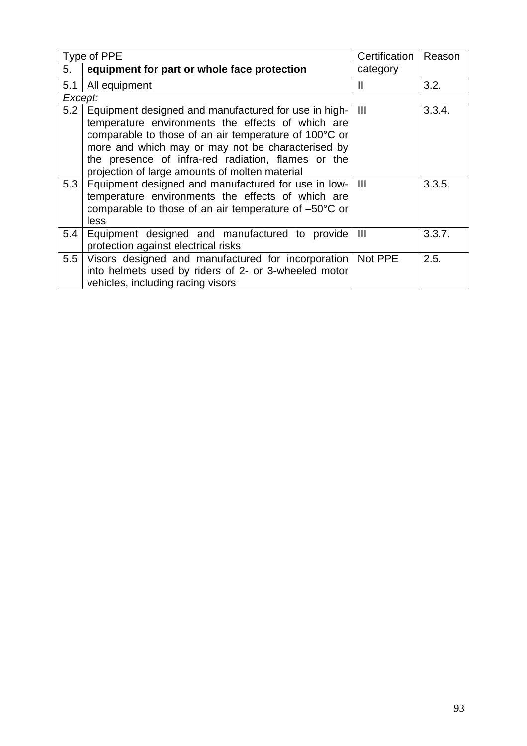| Type of PPE | | Certification category | Reason |
|---|---|---|---|
| 5. | **equipment for part or whole face protection** | | |
| 5.1 | All equipment | II | 3.2. |
| *Except:* | | | |
| 5.2 | Equipment designed and manufactured for use in high-temperature environments the effects of which are comparable to those of an air temperature of 100°C or more and which may or may not be characterised by the presence of infra-red radiation, flames or the projection of large amounts of molten material | III | 3.3.4. |
| 5.3 | Equipment designed and manufactured for use in low-temperature environments the effects of which are comparable to those of an air temperature of –50°C or less | III | 3.3.5. |
| 5.4 | Equipment designed and manufactured to provide protection against electrical risks | III | 3.3.7. |
| 5.5 | Visors designed and manufactured for incorporation into helmets used by riders of 2- or 3-wheeled motor vehicles, including racing visors | Not PPE | 2.5. |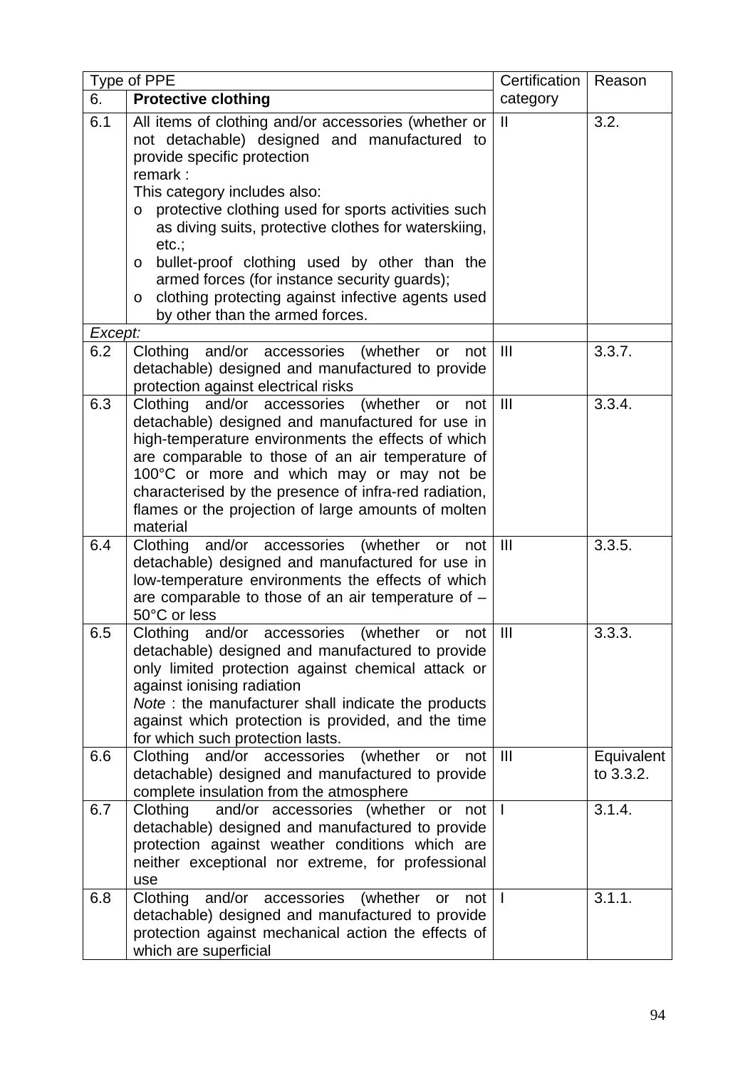| Type of PPE | | Certification category | Reason |
|---|---|---|---|
| 6. | **Protective clothing** | | |
| 6.1 | All items of clothing and/or accessories (whether or not detachable) designed and manufactured to provide specific protection<br>remark :<br>This category includes also:<br>o protective clothing used for sports activities such as diving suits, protective clothes for waterskiing, etc.;<br>o bullet-proof clothing used by other than the armed forces (for instance security guards);<br>o clothing protecting against infective agents used by other than the armed forces. | II | 3.2. |
| *Except:* | | | |
| 6.2 | Clothing and/or accessories (whether or not detachable) designed and manufactured to provide protection against electrical risks | III | 3.3.7. |
| 6.3 | Clothing and/or accessories (whether or not detachable) designed and manufactured for use in high-temperature environments the effects of which are comparable to those of an air temperature of 100°C or more and which may or may not be characterised by the presence of infra-red radiation, flames or the projection of large amounts of molten material | III | 3.3.4. |
| 6.4 | Clothing and/or accessories (whether or not detachable) designed and manufactured for use in low-temperature environments the effects of which are comparable to those of an air temperature of –50°C or less | III | 3.3.5. |
| 6.5 | Clothing and/or accessories (whether or not detachable) designed and manufactured to provide only limited protection against chemical attack or against ionising radiation<br>*Note* : the manufacturer shall indicate the products against which protection is provided, and the time for which such protection lasts. | III | 3.3.3. |
| 6.6 | Clothing and/or accessories (whether or not detachable) designed and manufactured to provide complete insulation from the atmosphere | III | Equivalent to 3.3.2. |
| 6.7 | Clothing and/or accessories (whether or not detachable) designed and manufactured to provide protection against weather conditions which are neither exceptional nor extreme, for professional use | I | 3.1.4. |
| 6.8 | Clothing and/or accessories (whether or not detachable) designed and manufactured to provide protection against mechanical action the effects of which are superficial | I | 3.1.1. |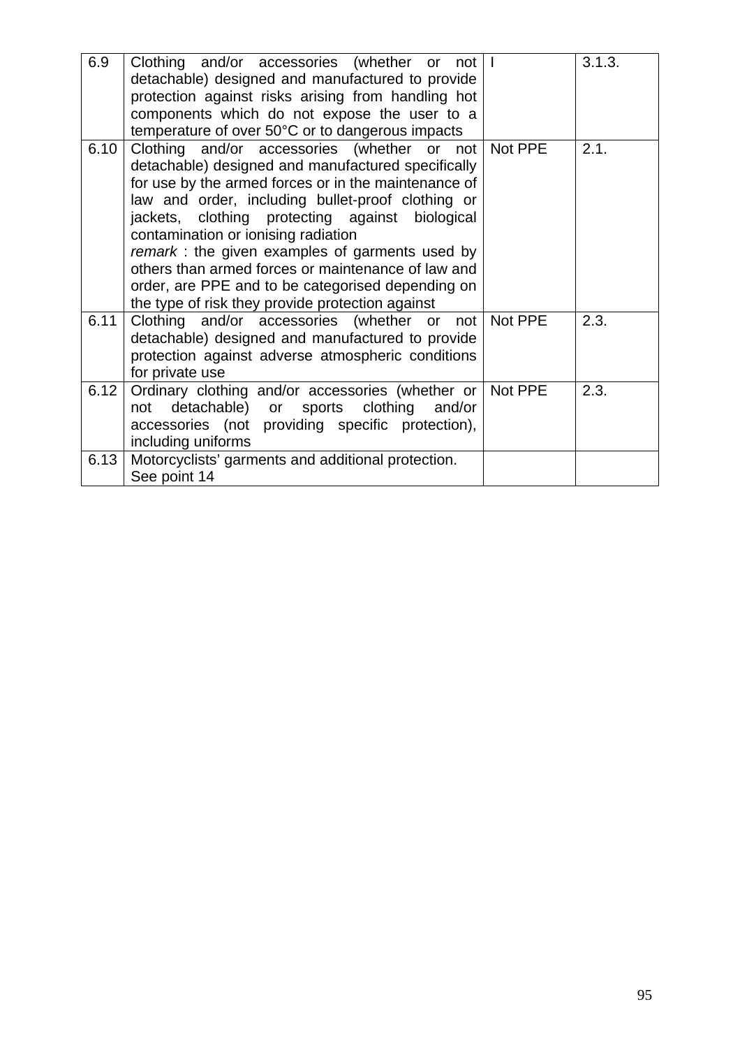| 6.9 | Clothing and/or accessories (whether or not detachable) designed and manufactured to provide protection against risks arising from handling hot components which do not expose the user to a temperature of over 50°C or to dangerous impacts | I | 3.1.3. |
|---|---|---|---|
| 6.10 | Clothing and/or accessories (whether or not detachable) designed and manufactured specifically for use by the armed forces or in the maintenance of law and order, including bullet-proof clothing or jackets, clothing protecting against biological contamination or ionising radiation<br>*remark* : the given examples of garments used by others than armed forces or maintenance of law and order, are PPE and to be categorised depending on the type of risk they provide protection against | Not PPE | 2.1. |
| 6.11 | Clothing and/or accessories (whether or not detachable) designed and manufactured to provide protection against adverse atmospheric conditions for private use | Not PPE | 2.3. |
| 6.12 | Ordinary clothing and/or accessories (whether or not detachable) or sports clothing and/or accessories (not providing specific protection), including uniforms | Not PPE | 2.3. |
| 6.13 | Motorcyclists' garments and additional protection.<br>See point 14 | | |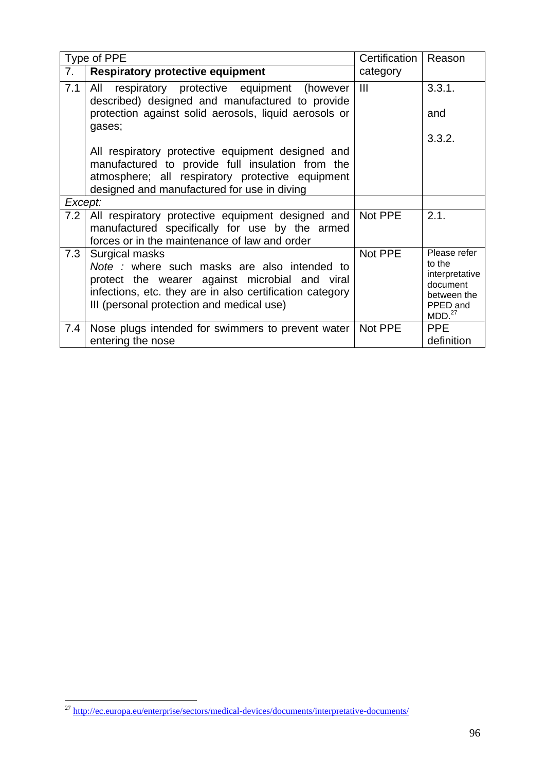| Type of PPE | | Certification category | Reason |
|---|---|---|---|
| 7. | **Respiratory protective equipment** | | |
| 7.1 | All respiratory protective equipment (however described) designed and manufactured to provide protection against solid aerosols, liquid aerosols or gases;<br><br>All respiratory protective equipment designed and manufactured to provide full insulation from the atmosphere; all respiratory protective equipment designed and manufactured for use in diving | III | 3.3.1.<br><br>and<br><br>3.3.2. |
| *Except:* | | | |
| 7.2 | All respiratory protective equipment designed and manufactured specifically for use by the armed forces or in the maintenance of law and order | Not PPE | 2.1. |
| 7.3 | Surgical masks<br>*Note :* where such masks are also intended to protect the wearer against microbial and viral infections, etc. they are in also certification category III (personal protection and medical use) | Not PPE | Please refer to the interpretative document between the PPED and MDD.[27] |
| 7.4 | Nose plugs intended for swimmers to prevent water entering the nose | Not PPE | PPE definition |

[27] http://ec.europa.eu/enterprise/sectors/medical-devices/documents/interpretative-documents/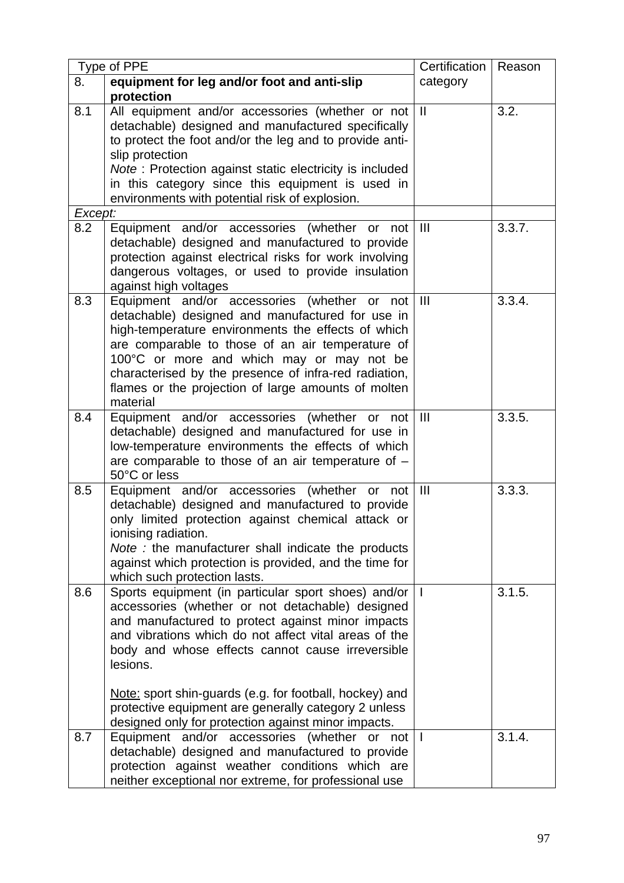| Type of PPE | | Certification category | Reason |
|---|---|---|---|
| 8. | **equipment for leg and/or foot and anti-slip protection** | | |
| 8.1 | All equipment and/or accessories (whether or not detachable) designed and manufactured specifically to protect the foot and/or the leg and to provide anti-slip protection<br>*Note* : Protection against static electricity is included in this category since this equipment is used in environments with potential risk of explosion. | II | 3.2. |
| *Except:* | | | |
| 8.2 | Equipment and/or accessories (whether or not detachable) designed and manufactured to provide protection against electrical risks for work involving dangerous voltages, or used to provide insulation against high voltages | III | 3.3.7. |
| 8.3 | Equipment and/or accessories (whether or not detachable) designed and manufactured for use in high-temperature environments the effects of which are comparable to those of an air temperature of 100°C or more and which may or may not be characterised by the presence of infra-red radiation, flames or the projection of large amounts of molten material | III | 3.3.4. |
| 8.4 | Equipment and/or accessories (whether or not detachable) designed and manufactured for use in low-temperature environments the effects of which are comparable to those of an air temperature of –50°C or less | III | 3.3.5. |
| 8.5 | Equipment and/or accessories (whether or not detachable) designed and manufactured to provide only limited protection against chemical attack or ionising radiation.<br>*Note :* the manufacturer shall indicate the products against which protection is provided, and the time for which such protection lasts. | III | 3.3.3. |
| 8.6 | Sports equipment (in particular sport shoes) and/or accessories (whether or not detachable) designed and manufactured to protect against minor impacts and vibrations which do not affect vital areas of the body and whose effects cannot cause irreversible lesions.<br><br><u>Note:</u> sport shin-guards (e.g. for football, hockey) and protective equipment are generally category 2 unless designed only for protection against minor impacts. | I | 3.1.5. |
| 8.7 | Equipment and/or accessories (whether or not detachable) designed and manufactured to provide protection against weather conditions which are neither exceptional nor extreme, for professional use | I | 3.1.4. |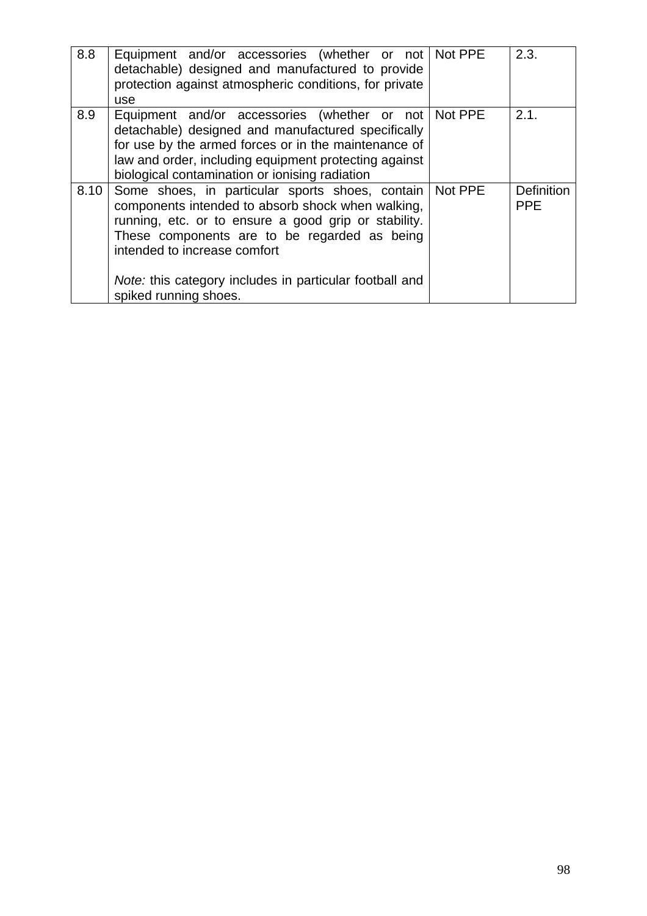| | | | |
|---|---|---|---|
| 8.8 | Equipment and/or accessories (whether or not detachable) designed and manufactured to provide protection against atmospheric conditions, for private use | Not PPE | 2.3. |
| 8.9 | Equipment and/or accessories (whether or not detachable) designed and manufactured specifically for use by the armed forces or in the maintenance of law and order, including equipment protecting against biological contamination or ionising radiation | Not PPE | 2.1. |
| 8.10 | Some shoes, in particular sports shoes, contain components intended to absorb shock when walking, running, etc. or to ensure a good grip or stability. These components are to be regarded as being intended to increase comfort<br><br>*Note:* this category includes in particular football and spiked running shoes. | Not PPE | Definition PPE |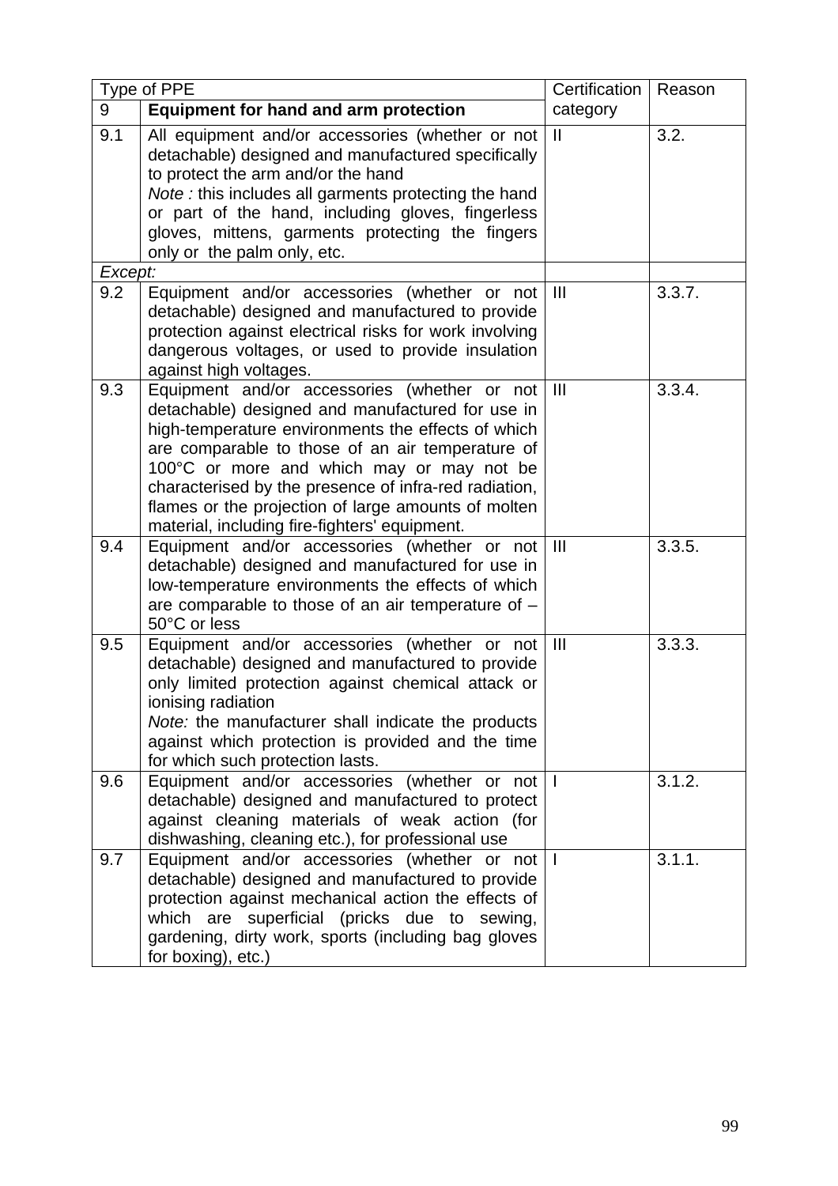| Type of PPE | | Certification category | Reason |
|---|---|---|---|
| 9 | **Equipment for hand and arm protection** | | |
| 9.1 | All equipment and/or accessories (whether or not detachable) designed and manufactured specifically to protect the arm and/or the hand<br>*Note :* this includes all garments protecting the hand or part of the hand, including gloves, fingerless gloves, mittens, garments protecting the fingers only or the palm only, etc. | II | 3.2. |
| *Except:* | | | |
| 9.2 | Equipment and/or accessories (whether or not detachable) designed and manufactured to provide protection against electrical risks for work involving dangerous voltages, or used to provide insulation against high voltages. | III | 3.3.7. |
| 9.3 | Equipment and/or accessories (whether or not detachable) designed and manufactured for use in high-temperature environments the effects of which are comparable to those of an air temperature of 100°C or more and which may or may not be characterised by the presence of infra-red radiation, flames or the projection of large amounts of molten material, including fire-fighters' equipment. | III | 3.3.4. |
| 9.4 | Equipment and/or accessories (whether or not detachable) designed and manufactured for use in low-temperature environments the effects of which are comparable to those of an air temperature of –50°C or less | III | 3.3.5. |
| 9.5 | Equipment and/or accessories (whether or not detachable) designed and manufactured to provide only limited protection against chemical attack or ionising radiation<br>*Note:* the manufacturer shall indicate the products against which protection is provided and the time for which such protection lasts. | III | 3.3.3. |
| 9.6 | Equipment and/or accessories (whether or not detachable) designed and manufactured to protect against cleaning materials of weak action (for dishwashing, cleaning etc.), for professional use | I | 3.1.2. |
| 9.7 | Equipment and/or accessories (whether or not detachable) designed and manufactured to provide protection against mechanical action the effects of which are superficial (pricks due to sewing, gardening, dirty work, sports (including bag gloves for boxing), etc.) | I | 3.1.1. |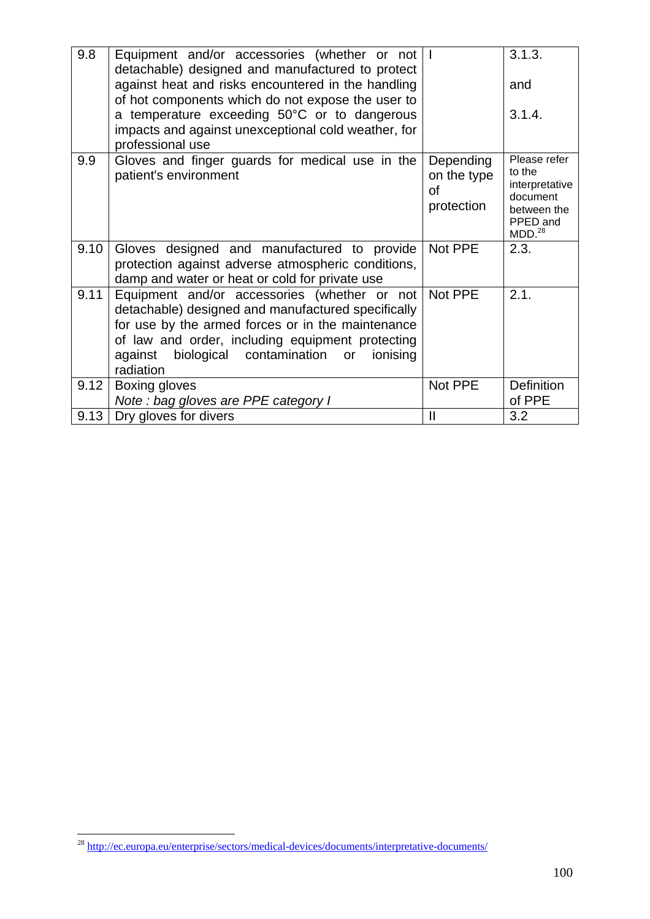| | | | |
|---|---|---|---|
| 9.8 | Equipment and/or accessories (whether or not detachable) designed and manufactured to protect against heat and risks encountered in the handling of hot components which do not expose the user to a temperature exceeding 50°C or to dangerous impacts and against unexceptional cold weather, for professional use | I | 3.1.3. and 3.1.4. |
| 9.9 | Gloves and finger guards for medical use in the patient's environment | Depending on the type of protection | Please refer to the interpretative document between the PPED and MDD.[28] |
| 9.10 | Gloves designed and manufactured to provide protection against adverse atmospheric conditions, damp and water or heat or cold for private use | Not PPE | 2.3. |
| 9.11 | Equipment and/or accessories (whether or not detachable) designed and manufactured specifically for use by the armed forces or in the maintenance of law and order, including equipment protecting against biological contamination or ionising radiation | Not PPE | 2.1. |
| 9.12 | Boxing gloves<br>*Note : bag gloves are PPE category I* | Not PPE | Definition of PPE |
| 9.13 | Dry gloves for divers | II | 3.2 |

[28] http://ec.europa.eu/enterprise/sectors/medical-devices/documents/interpretative-documents/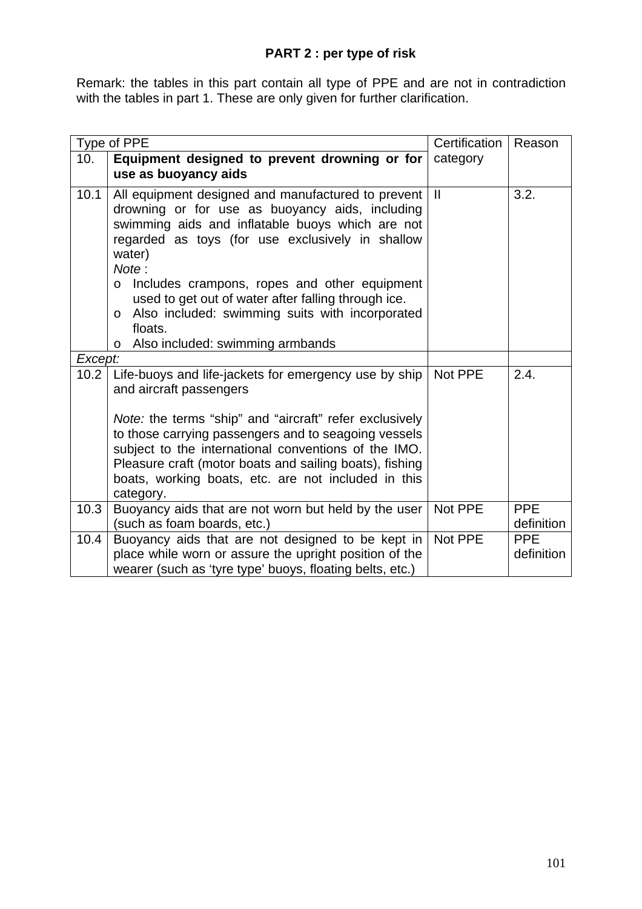**PART 2 : per type of risk**

Remark: the tables in this part contain all type of PPE and are not in contradiction with the tables in part 1. These are only given for further clarification.

| Type of PPE | | Certification category | Reason |
|---|---|---|---|
| 10. | **Equipment designed to prevent drowning or for use as buoyancy aids** | | |
| 10.1 | All equipment designed and manufactured to prevent drowning or for use as buoyancy aids, including swimming aids and inflatable buoys which are not regarded as toys (for use exclusively in shallow water)<br>*Note* :<br>o Includes crampons, ropes and other equipment used to get out of water after falling through ice.<br>o Also included: swimming suits with incorporated floats.<br>o Also included: swimming armbands | II | 3.2. |
| *Except:* | | | |
| 10.2 | Life-buoys and life-jackets for emergency use by ship and aircraft passengers<br><br>*Note:* the terms "ship" and "aircraft" refer exclusively to those carrying passengers and to seagoing vessels subject to the international conventions of the IMO. Pleasure craft (motor boats and sailing boats), fishing boats, working boats, etc. are not included in this category. | Not PPE | 2.4. |
| 10.3 | Buoyancy aids that are not worn but held by the user (such as foam boards, etc.) | Not PPE | PPE definition |
| 10.4 | Buoyancy aids that are not designed to be kept in place while worn or assure the upright position of the wearer (such as 'tyre type' buoys, floating belts, etc.) | Not PPE | PPE definition |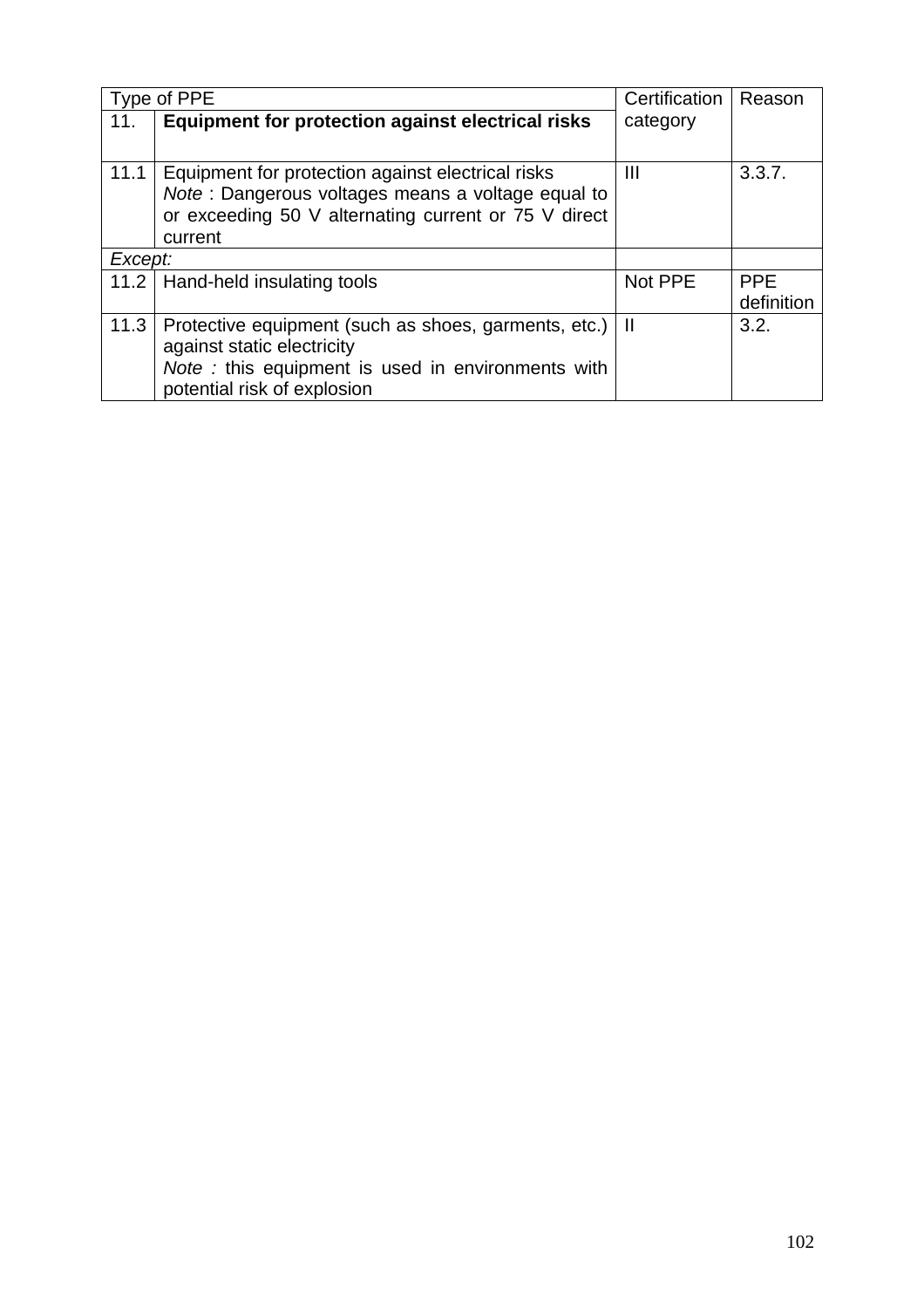| Type of PPE | | Certification category | Reason |
|---|---|---|---|
| 11. | **Equipment for protection against electrical risks** | | |
| 11.1 | Equipment for protection against electrical risks<br>*Note* : Dangerous voltages means a voltage equal to or exceeding 50 V alternating current or 75 V direct current | III | 3.3.7. |
| *Except:* | | | |
| 11.2 | Hand-held insulating tools | Not PPE | PPE definition |
| 11.3 | Protective equipment (such as shoes, garments, etc.) against static electricity<br>*Note :* this equipment is used in environments with potential risk of explosion | II | 3.2. |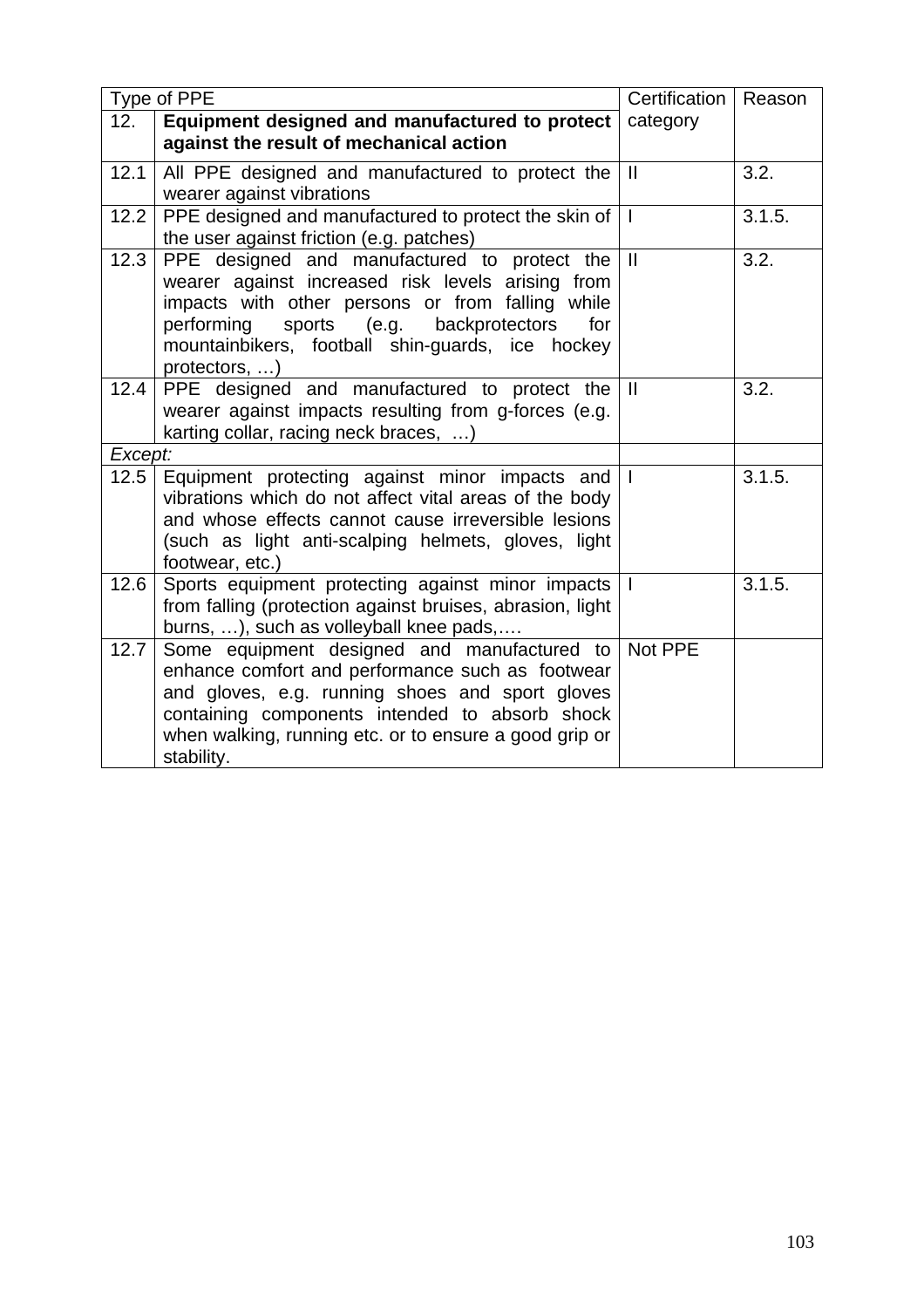| Type of PPE | | Certification category | Reason |
|---|---|---|---|
| 12. | **Equipment designed and manufactured to protect against the result of mechanical action** | | |
| 12.1 | All PPE designed and manufactured to protect the wearer against vibrations | II | 3.2. |
| 12.2 | PPE designed and manufactured to protect the skin of the user against friction (e.g. patches) | I | 3.1.5. |
| 12.3 | PPE designed and manufactured to protect the wearer against increased risk levels arising from impacts with other persons or from falling while performing sports (e.g. backprotectors for mountainbikers, football shin-guards, ice hockey protectors, …) | II | 3.2. |
| 12.4 | PPE designed and manufactured to protect the wearer against impacts resulting from g-forces (e.g. karting collar, racing neck braces, …) | II | 3.2. |
| *Except:* | | | |
| 12.5 | Equipment protecting against minor impacts and vibrations which do not affect vital areas of the body and whose effects cannot cause irreversible lesions (such as light anti-scalping helmets, gloves, light footwear, etc.) | I | 3.1.5. |
| 12.6 | Sports equipment protecting against minor impacts from falling (protection against bruises, abrasion, light burns, …), such as volleyball knee pads,…. | I | 3.1.5. |
| 12.7 | Some equipment designed and manufactured to enhance comfort and performance such as footwear and gloves, e.g. running shoes and sport gloves containing components intended to absorb shock when walking, running etc. or to ensure a good grip or stability. | Not PPE | |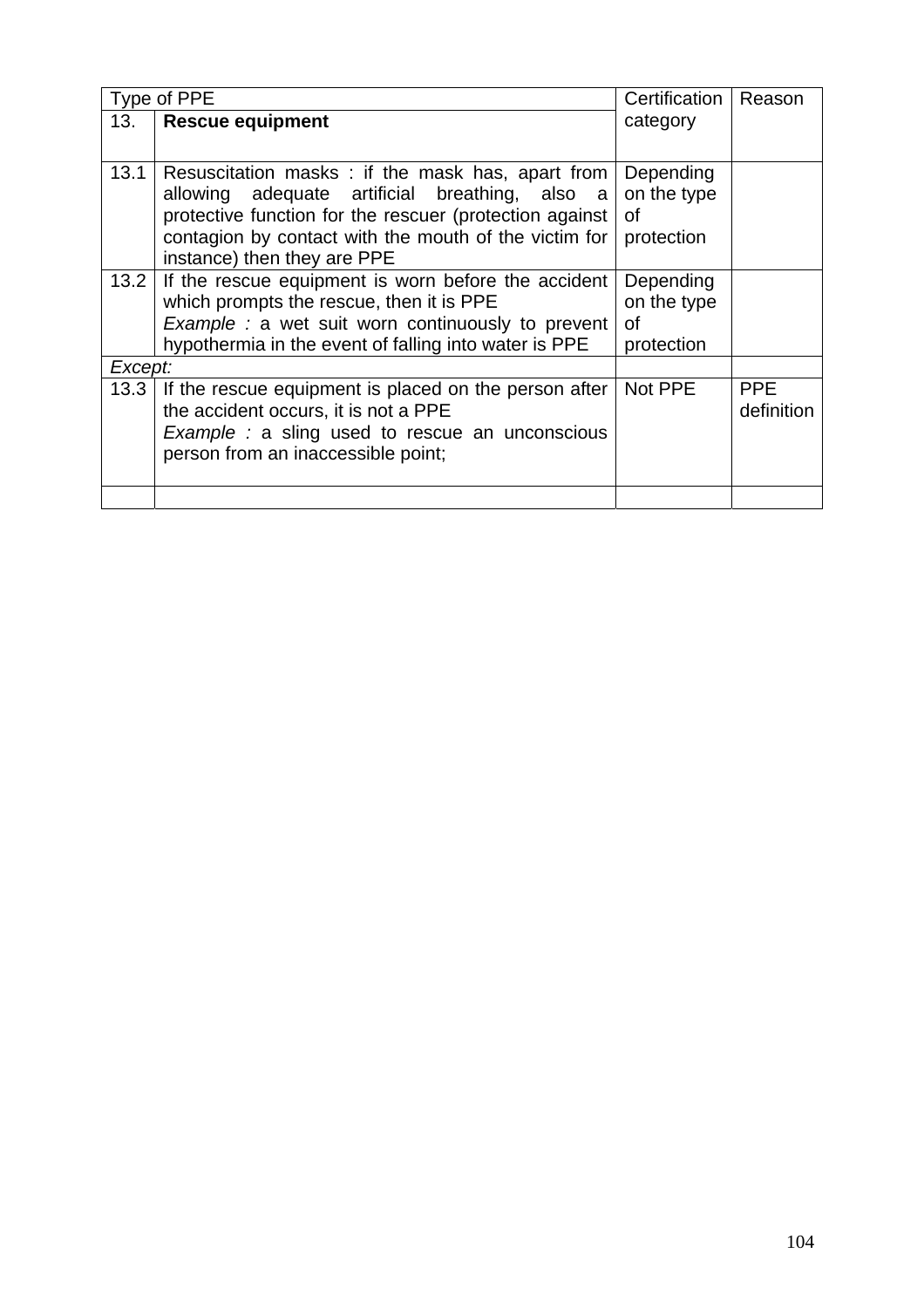| Type of PPE | | Certification category | Reason |
|---|---|---|---|
| 13. | **Rescue equipment** | | |
| 13.1 | Resuscitation masks : if the mask has, apart from allowing adequate artificial breathing, also a protective function for the rescuer (protection against contagion by contact with the mouth of the victim for instance) then they are PPE | Depending on the type of protection | |
| 13.2 | If the rescue equipment is worn before the accident which prompts the rescue, then it is PPE<br>*Example :* a wet suit worn continuously to prevent hypothermia in the event of falling into water is PPE | Depending on the type of protection | |
| *Except:* | | | |
| 13.3 | If the rescue equipment is placed on the person after the accident occurs, it is not a PPE<br>*Example :* a sling used to rescue an unconscious person from an inaccessible point; | Not PPE | PPE definition |
| | | | |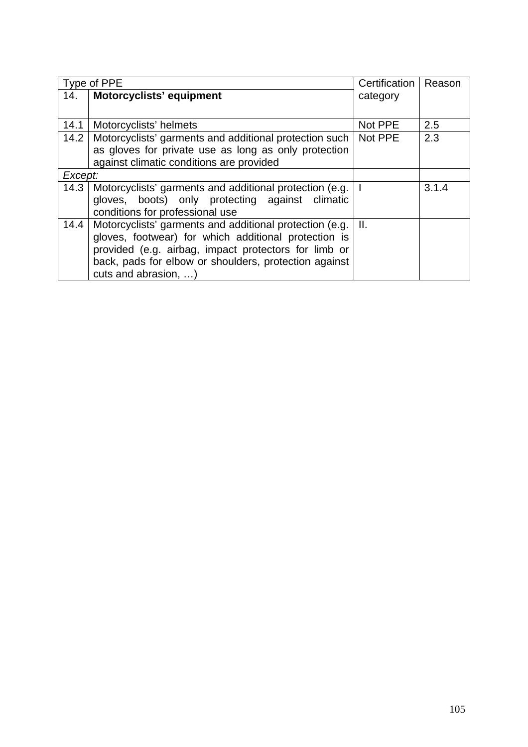| Type of PPE | | Certification category | Reason |
|---|---|---|---|
| 14. | **Motorcyclists' equipment** | | |
| 14.1 | Motorcyclists' helmets | Not PPE | 2.5 |
| 14.2 | Motorcyclists' garments and additional protection such as gloves for private use as long as only protection against climatic conditions are provided | Not PPE | 2.3 |
| *Except:* | | | |
| 14.3 | Motorcyclists' garments and additional protection (e.g. gloves, boots) only protecting against climatic conditions for professional use | I | 3.1.4 |
| 14.4 | Motorcyclists' garments and additional protection (e.g. gloves, footwear) for which additional protection is provided (e.g. airbag, impact protectors for limb or back, pads for elbow or shoulders, protection against cuts and abrasion, …) | II. | |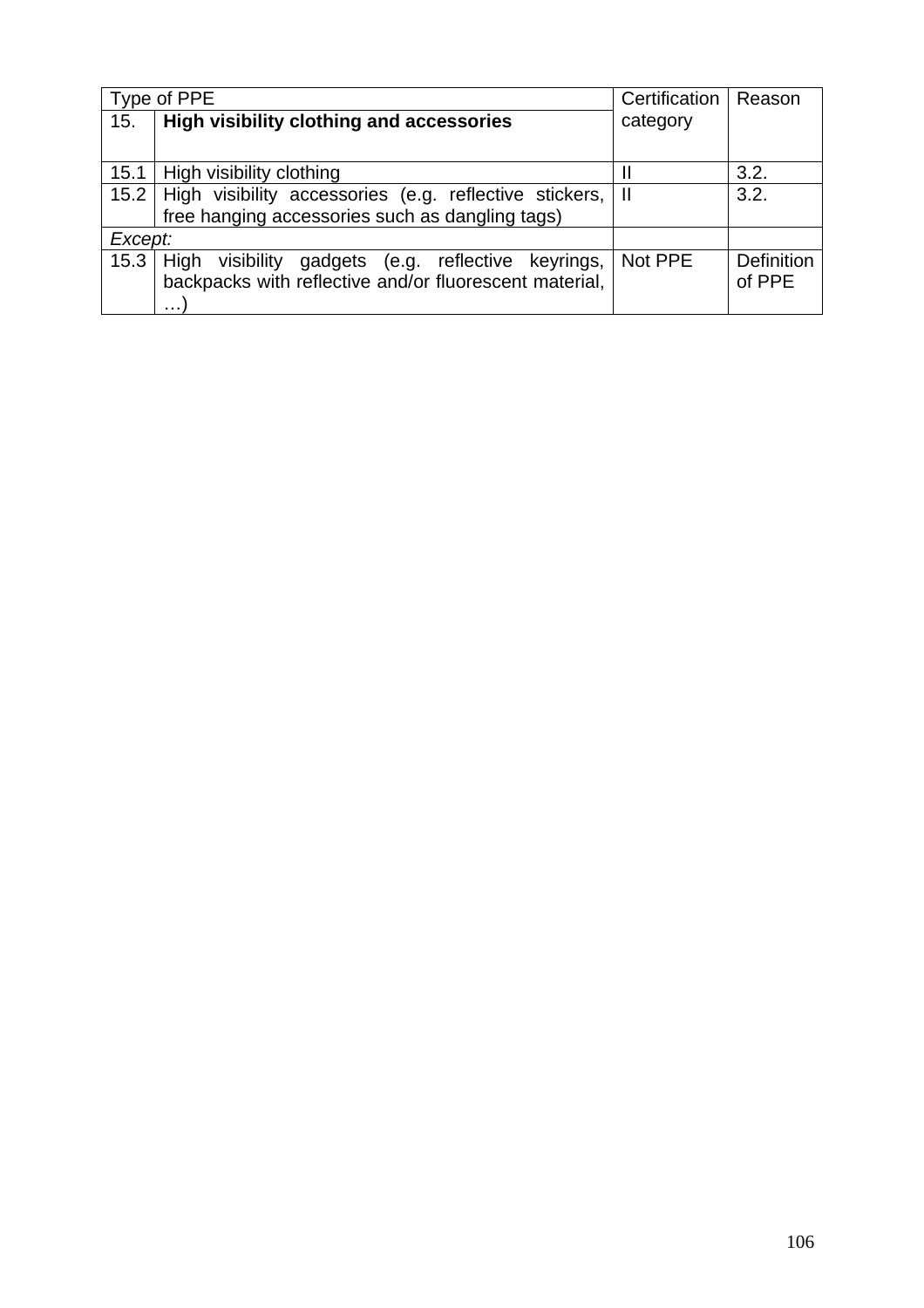| Type of PPE | | Certification category | Reason |
|---|---|---|---|
| 15. | **High visibility clothing and accessories** | | |
| 15.1 | High visibility clothing | II | 3.2. |
| 15.2 | High visibility accessories (e.g. reflective stickers, free hanging accessories such as dangling tags) | II | 3.2. |
| *Except:* | | | |
| 15.3 | High visibility gadgets (e.g. reflective keyrings, backpacks with reflective and/or fluorescent material, …) | Not PPE | Definition of PPE |